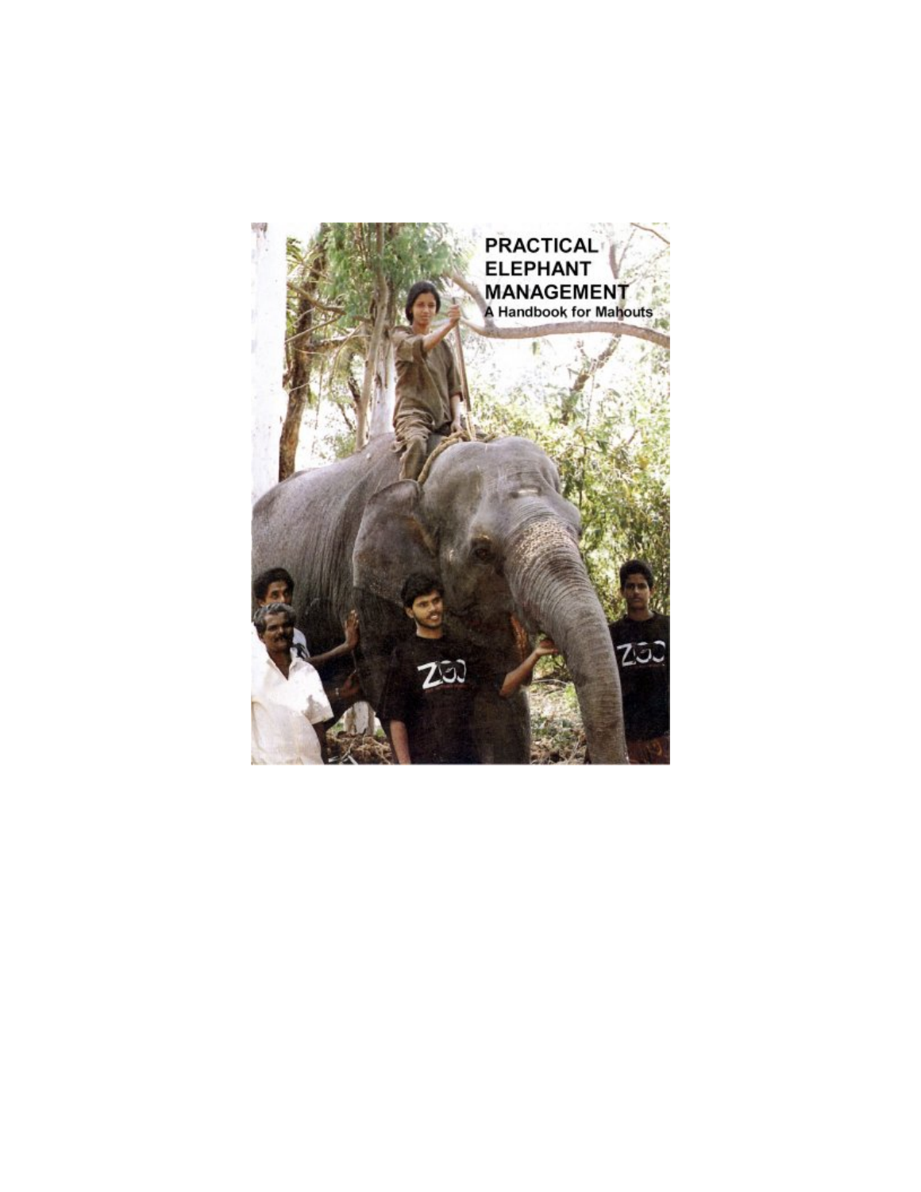# PRACTICAL ELEPHANT MANAGEMENT

## A Handbook for Mahouts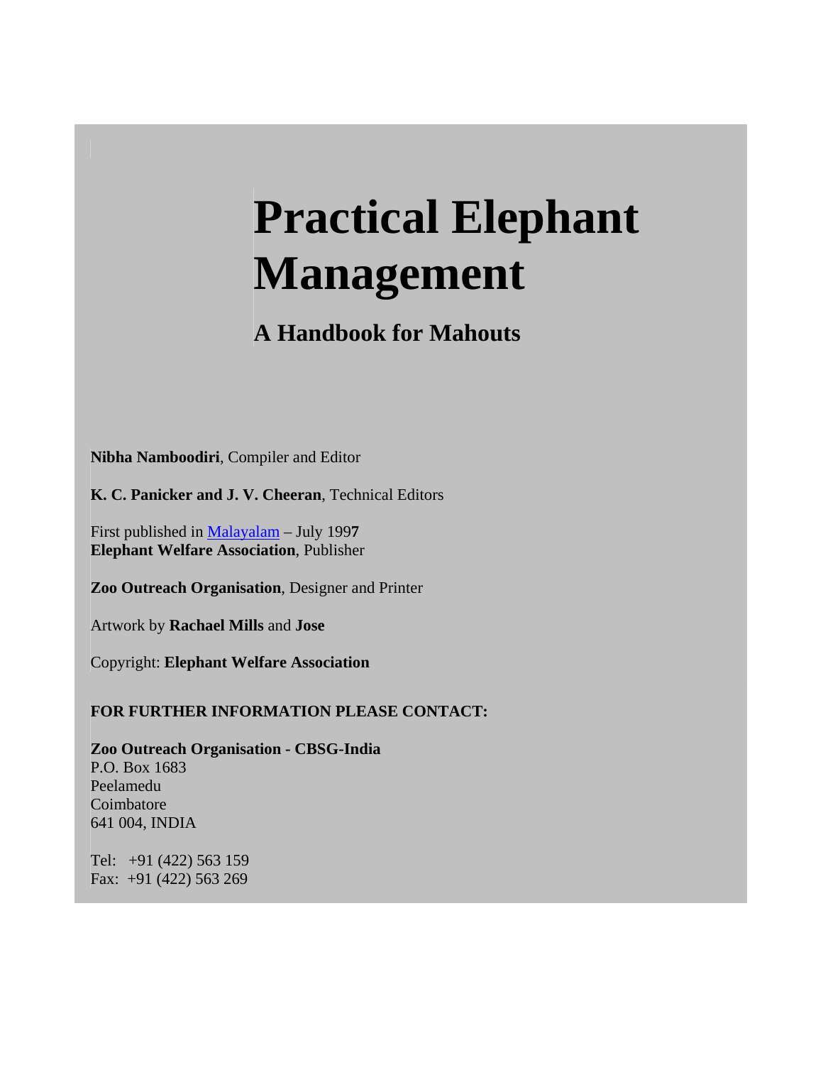# Practical Elephant Management

## A Handbook for Mahouts

**Nibha Namboodiri**, Compiler and Editor

**K. C. Panicker and J. V. Cheeran**, Technical Editors

First published in Malayalam – July 1997
**Elephant Welfare Association**, Publisher

**Zoo Outreach Organisation**, Designer and Printer

Artwork by **Rachael Mills** and **Jose**

Copyright: **Elephant Welfare Association**

**FOR FURTHER INFORMATION PLEASE CONTACT:**

**Zoo Outreach Organisation - CBSG-India**
P.O. Box 1683
Peelamedu
Coimbatore
641 004, INDIA

Tel: +91 (422) 563 159
Fax: +91 (422) 563 269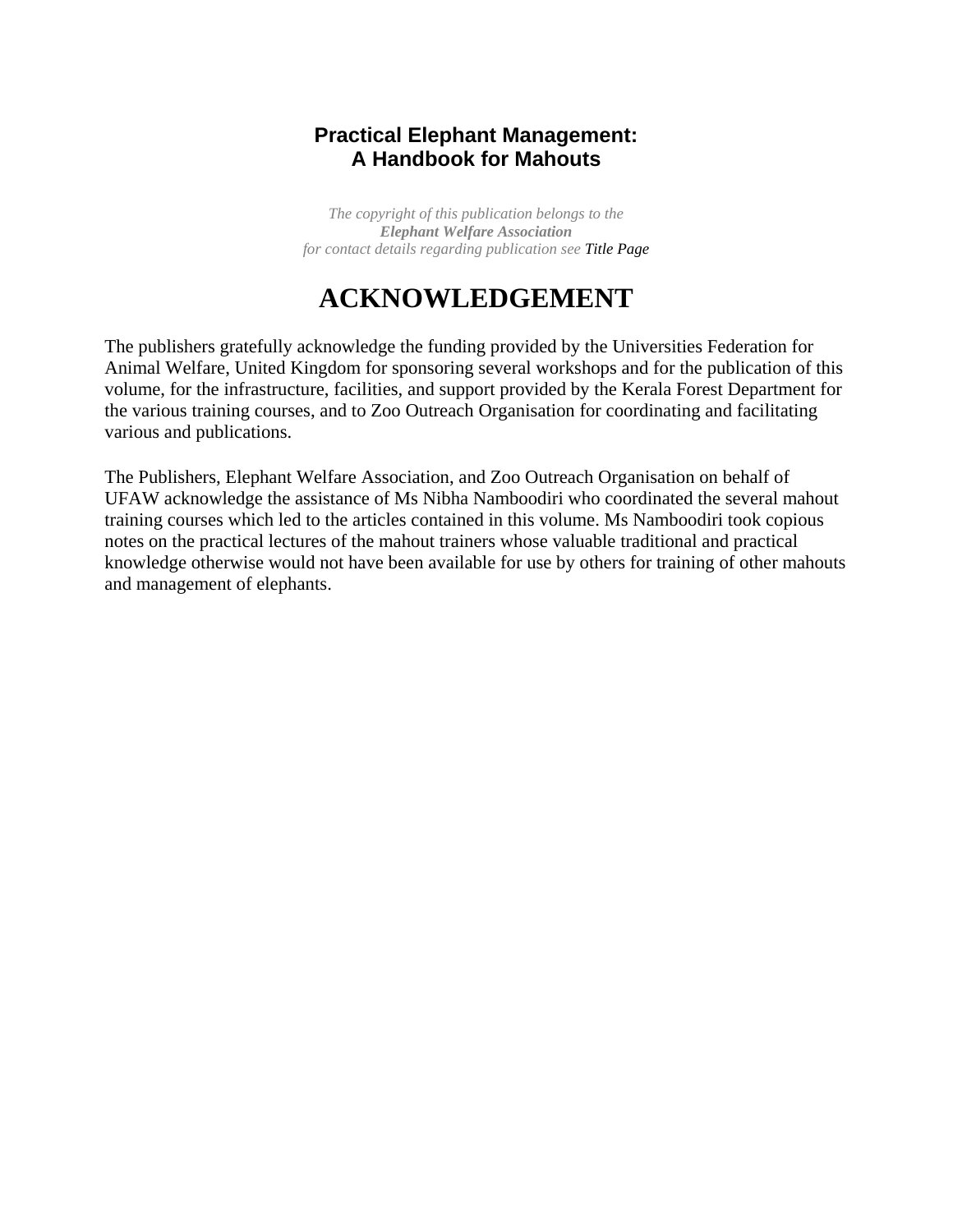**Practical Elephant Management:**
**A Handbook for Mahouts**

*The copyright of this publication belongs to the*
***Elephant Welfare Association***
*for contact details regarding publication see Title Page*

# ACKNOWLEDGEMENT

The publishers gratefully acknowledge the funding provided by the Universities Federation for Animal Welfare, United Kingdom for sponsoring several workshops and for the publication of this volume, for the infrastructure, facilities, and support provided by the Kerala Forest Department for the various training courses, and to Zoo Outreach Organisation for coordinating and facilitating various and publications.

The Publishers, Elephant Welfare Association, and Zoo Outreach Organisation on behalf of UFAW acknowledge the assistance of Ms Nibha Namboodiri who coordinated the several mahout training courses which led to the articles contained in this volume. Ms Namboodiri took copious notes on the practical lectures of the mahout trainers whose valuable traditional and practical knowledge otherwise would not have been available for use by others for training of other mahouts and management of elephants.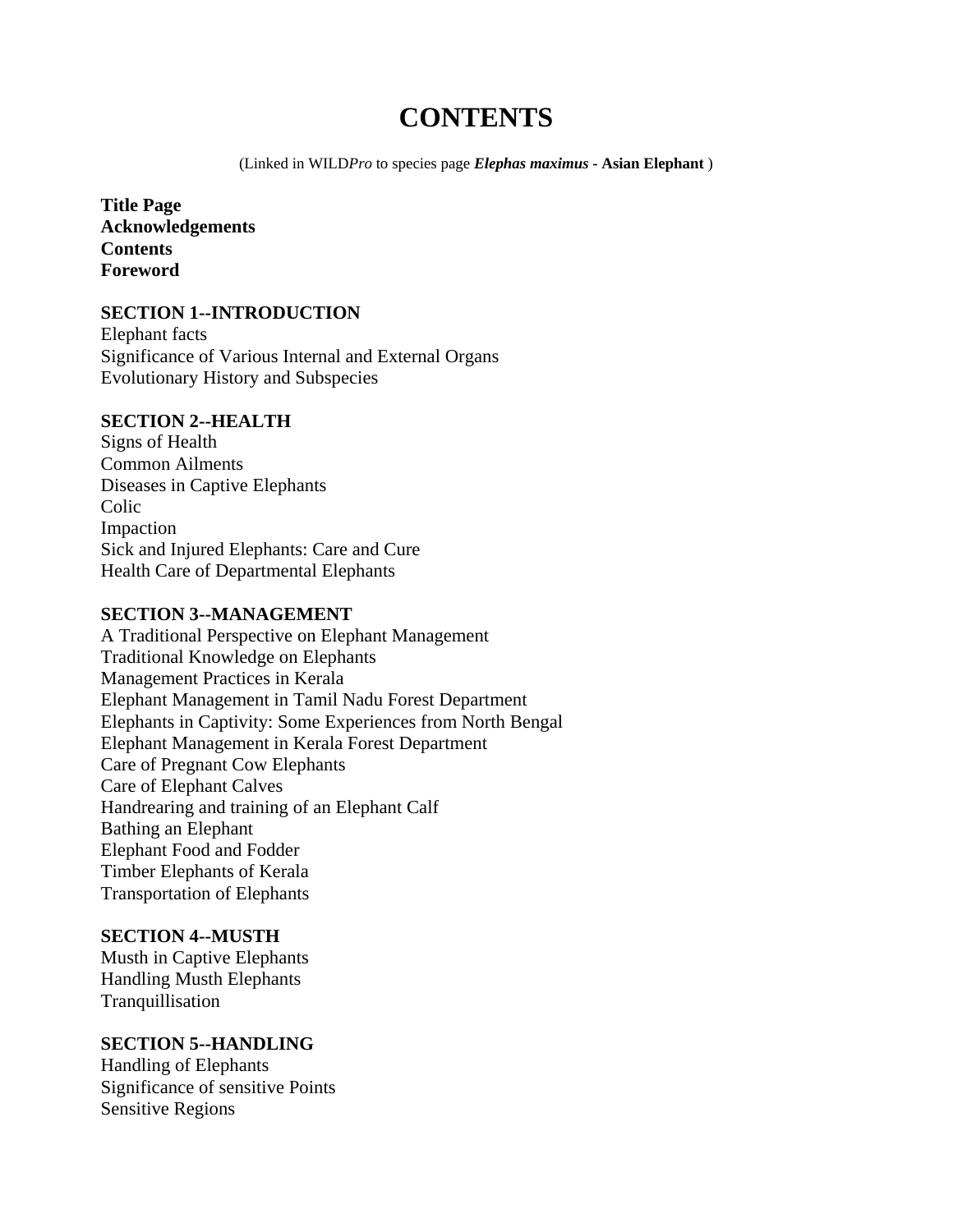# CONTENTS

(Linked in WILD*Pro* to species page ***Elephas maximus* - Asian Elephant** )

**Title Page**
**Acknowledgements**
**Contents**
**Foreword**

**SECTION 1--INTRODUCTION**
Elephant facts
Significance of Various Internal and External Organs
Evolutionary History and Subspecies

**SECTION 2--HEALTH**
Signs of Health
Common Ailments
Diseases in Captive Elephants
Colic
Impaction
Sick and Injured Elephants: Care and Cure
Health Care of Departmental Elephants

**SECTION 3--MANAGEMENT**
A Traditional Perspective on Elephant Management
Traditional Knowledge on Elephants
Management Practices in Kerala
Elephant Management in Tamil Nadu Forest Department
Elephants in Captivity: Some Experiences from North Bengal
Elephant Management in Kerala Forest Department
Care of Pregnant Cow Elephants
Care of Elephant Calves
Handrearing and training of an Elephant Calf
Bathing an Elephant
Elephant Food and Fodder
Timber Elephants of Kerala
Transportation of Elephants

**SECTION 4--MUSTH**
Musth in Captive Elephants
Handling Musth Elephants
Tranquillisation

**SECTION 5--HANDLING**
Handling of Elephants
Significance of sensitive Points
Sensitive Regions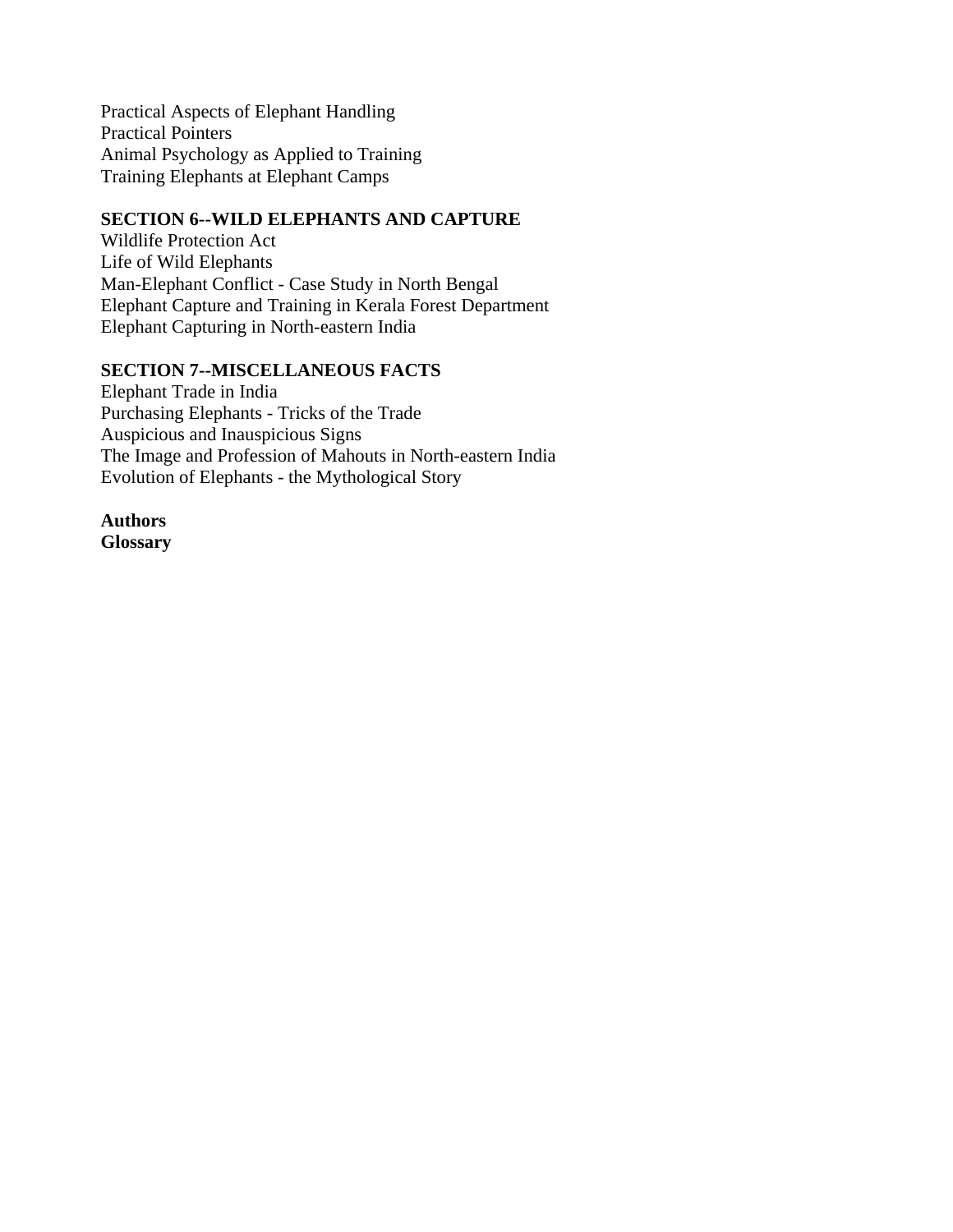Practical Aspects of Elephant Handling
Practical Pointers
Animal Psychology as Applied to Training
Training Elephants at Elephant Camps

**SECTION 6--WILD ELEPHANTS AND CAPTURE**

Wildlife Protection Act
Life of Wild Elephants
Man-Elephant Conflict - Case Study in North Bengal
Elephant Capture and Training in Kerala Forest Department
Elephant Capturing in North-eastern India

**SECTION 7--MISCELLANEOUS FACTS**

Elephant Trade in India
Purchasing Elephants - Tricks of the Trade
Auspicious and Inauspicious Signs
The Image and Profession of Mahouts in North-eastern India
Evolution of Elephants - the Mythological Story

**Authors**
**Glossary**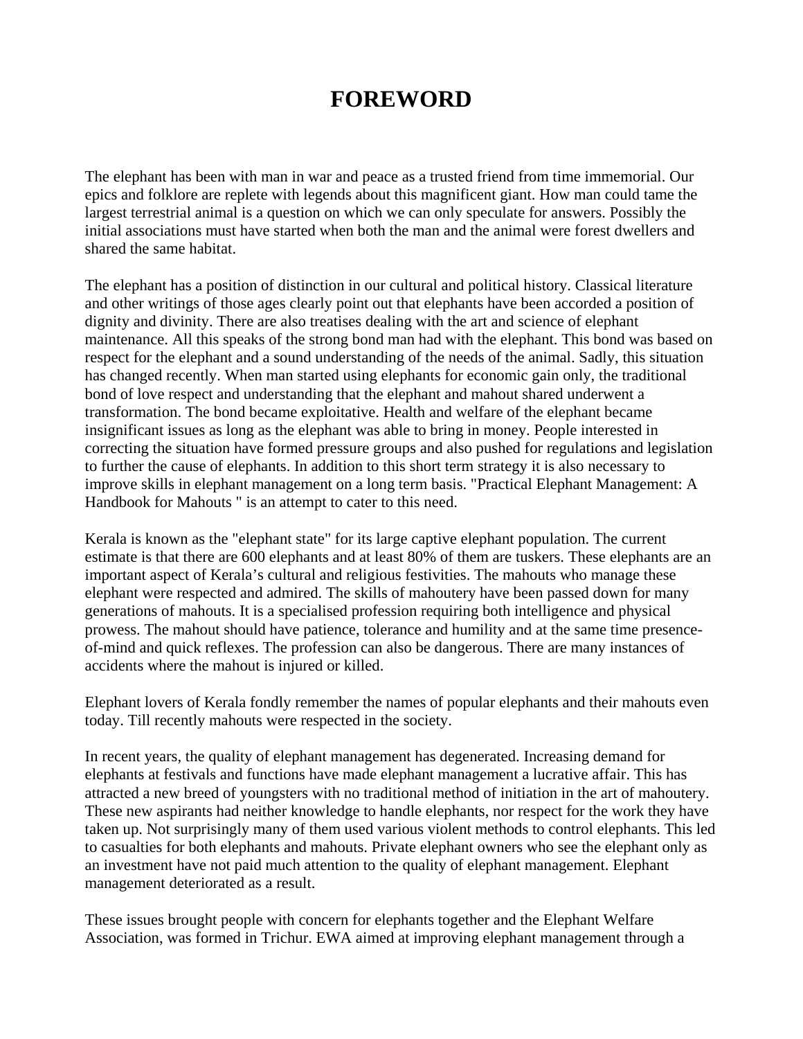# FOREWORD

The elephant has been with man in war and peace as a trusted friend from time immemorial. Our epics and folklore are replete with legends about this magnificent giant. How man could tame the largest terrestrial animal is a question on which we can only speculate for answers. Possibly the initial associations must have started when both the man and the animal were forest dwellers and shared the same habitat.

The elephant has a position of distinction in our cultural and political history. Classical literature and other writings of those ages clearly point out that elephants have been accorded a position of dignity and divinity. There are also treatises dealing with the art and science of elephant maintenance. All this speaks of the strong bond man had with the elephant. This bond was based on respect for the elephant and a sound understanding of the needs of the animal. Sadly, this situation has changed recently. When man started using elephants for economic gain only, the traditional bond of love respect and understanding that the elephant and mahout shared underwent a transformation. The bond became exploitative. Health and welfare of the elephant became insignificant issues as long as the elephant was able to bring in money. People interested in correcting the situation have formed pressure groups and also pushed for regulations and legislation to further the cause of elephants. In addition to this short term strategy it is also necessary to improve skills in elephant management on a long term basis. "Practical Elephant Management: A Handbook for Mahouts " is an attempt to cater to this need.

Kerala is known as the "elephant state" for its large captive elephant population. The current estimate is that there are 600 elephants and at least 80% of them are tuskers. These elephants are an important aspect of Kerala's cultural and religious festivities. The mahouts who manage these elephant were respected and admired. The skills of mahoutery have been passed down for many generations of mahouts. It is a specialised profession requiring both intelligence and physical prowess. The mahout should have patience, tolerance and humility and at the same time presence-of-mind and quick reflexes. The profession can also be dangerous. There are many instances of accidents where the mahout is injured or killed.

Elephant lovers of Kerala fondly remember the names of popular elephants and their mahouts even today. Till recently mahouts were respected in the society.

In recent years, the quality of elephant management has degenerated. Increasing demand for elephants at festivals and functions have made elephant management a lucrative affair. This has attracted a new breed of youngsters with no traditional method of initiation in the art of mahoutery. These new aspirants had neither knowledge to handle elephants, nor respect for the work they have taken up. Not surprisingly many of them used various violent methods to control elephants. This led to casualties for both elephants and mahouts. Private elephant owners who see the elephant only as an investment have not paid much attention to the quality of elephant management. Elephant management deteriorated as a result.

These issues brought people with concern for elephants together and the Elephant Welfare Association, was formed in Trichur. EWA aimed at improving elephant management through a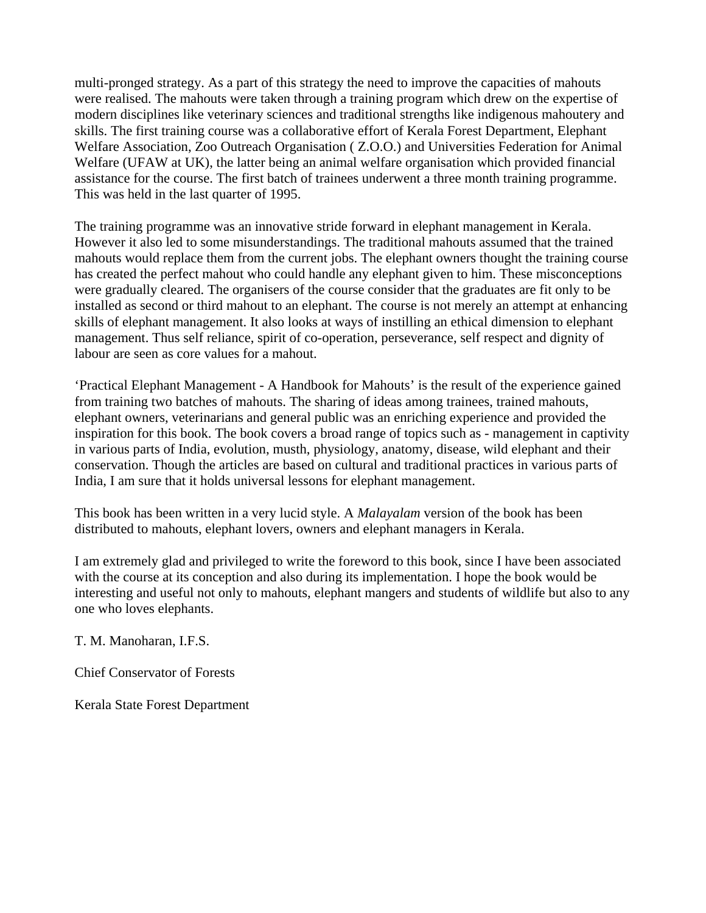multi-pronged strategy. As a part of this strategy the need to improve the capacities of mahouts were realised. The mahouts were taken through a training program which drew on the expertise of modern disciplines like veterinary sciences and traditional strengths like indigenous mahoutery and skills. The first training course was a collaborative effort of Kerala Forest Department, Elephant Welfare Association, Zoo Outreach Organisation ( Z.O.O.) and Universities Federation for Animal Welfare (UFAW at UK), the latter being an animal welfare organisation which provided financial assistance for the course. The first batch of trainees underwent a three month training programme. This was held in the last quarter of 1995.

The training programme was an innovative stride forward in elephant management in Kerala. However it also led to some misunderstandings. The traditional mahouts assumed that the trained mahouts would replace them from the current jobs. The elephant owners thought the training course has created the perfect mahout who could handle any elephant given to him. These misconceptions were gradually cleared. The organisers of the course consider that the graduates are fit only to be installed as second or third mahout to an elephant. The course is not merely an attempt at enhancing skills of elephant management. It also looks at ways of instilling an ethical dimension to elephant management. Thus self reliance, spirit of co-operation, perseverance, self respect and dignity of labour are seen as core values for a mahout.

'Practical Elephant Management - A Handbook for Mahouts' is the result of the experience gained from training two batches of mahouts. The sharing of ideas among trainees, trained mahouts, elephant owners, veterinarians and general public was an enriching experience and provided the inspiration for this book. The book covers a broad range of topics such as - management in captivity in various parts of India, evolution, musth, physiology, anatomy, disease, wild elephant and their conservation. Though the articles are based on cultural and traditional practices in various parts of India, I am sure that it holds universal lessons for elephant management.

This book has been written in a very lucid style. A *Malayalam* version of the book has been distributed to mahouts, elephant lovers, owners and elephant managers in Kerala.

I am extremely glad and privileged to write the foreword to this book, since I have been associated with the course at its conception and also during its implementation. I hope the book would be interesting and useful not only to mahouts, elephant mangers and students of wildlife but also to any one who loves elephants.

T. M. Manoharan, I.F.S.

Chief Conservator of Forests

Kerala State Forest Department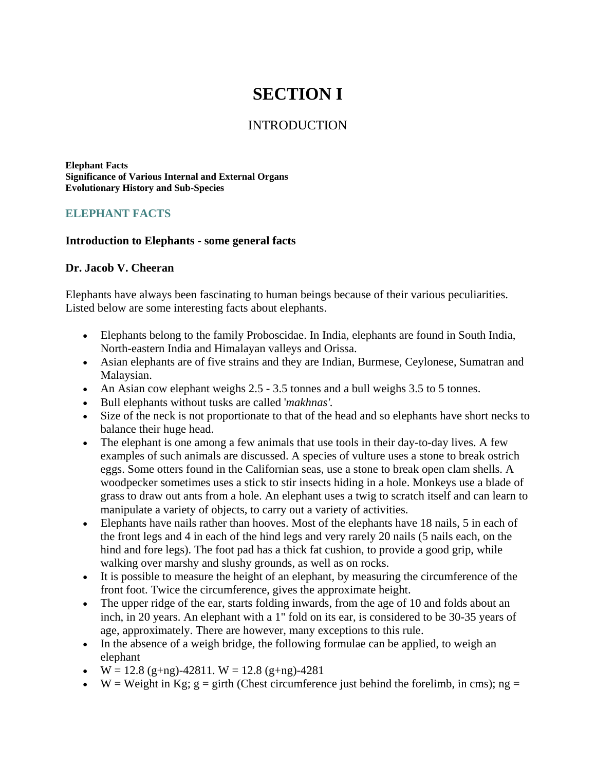# SECTION I

## INTRODUCTION

**Elephant Facts**
**Significance of Various Internal and External Organs**
**Evolutionary History and Sub-Species**

## ELEPHANT FACTS

### Introduction to Elephants - some general facts

### Dr. Jacob V. Cheeran

Elephants have always been fascinating to human beings because of their various peculiarities. Listed below are some interesting facts about elephants.

- Elephants belong to the family Proboscidae. In India, elephants are found in South India, North-eastern India and Himalayan valleys and Orissa.
- Asian elephants are of five strains and they are Indian, Burmese, Ceylonese, Sumatran and Malaysian.
- An Asian cow elephant weighs 2.5 - 3.5 tonnes and a bull weighs 3.5 to 5 tonnes.
- Bull elephants without tusks are called '*makhnas'*.
- Size of the neck is not proportionate to that of the head and so elephants have short necks to balance their huge head.
- The elephant is one among a few animals that use tools in their day-to-day lives. A few examples of such animals are discussed. A species of vulture uses a stone to break ostrich eggs. Some otters found in the Californian seas, use a stone to break open clam shells. A woodpecker sometimes uses a stick to stir insects hiding in a hole. Monkeys use a blade of grass to draw out ants from a hole. An elephant uses a twig to scratch itself and can learn to manipulate a variety of objects, to carry out a variety of activities.
- Elephants have nails rather than hooves. Most of the elephants have 18 nails, 5 in each of the front legs and 4 in each of the hind legs and very rarely 20 nails (5 nails each, on the hind and fore legs). The foot pad has a thick fat cushion, to provide a good grip, while walking over marshy and slushy grounds, as well as on rocks.
- It is possible to measure the height of an elephant, by measuring the circumference of the front foot. Twice the circumference, gives the approximate height.
- The upper ridge of the ear, starts folding inwards, from the age of 10 and folds about an inch, in 20 years. An elephant with a 1" fold on its ear, is considered to be 30-35 years of age, approximately. There are however, many exceptions to this rule.
- In the absence of a weigh bridge, the following formulae can be applied, to weigh an elephant
- $W = 12.8\,(g+ng)-42811$. $W = 12.8\,(g+ng)-4281$
- W = Weight in Kg; g = girth (Chest circumference just behind the forelimb, in cms); ng =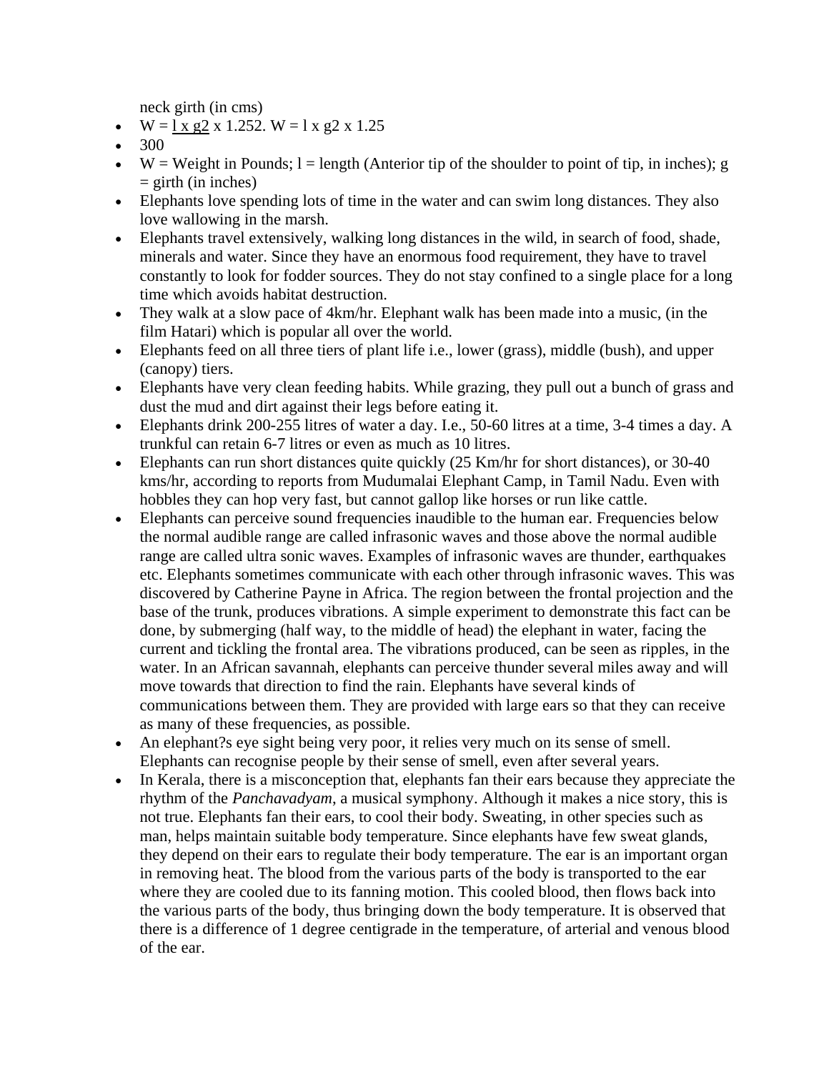neck girth (in cms)

- W = l x g2 x 1.252. W = l x g2 x 1.25
- 300
- W = Weight in Pounds; l = length (Anterior tip of the shoulder to point of tip, in inches); g = girth (in inches)
- Elephants love spending lots of time in the water and can swim long distances. They also love wallowing in the marsh.
- Elephants travel extensively, walking long distances in the wild, in search of food, shade, minerals and water. Since they have an enormous food requirement, they have to travel constantly to look for fodder sources. They do not stay confined to a single place for a long time which avoids habitat destruction.
- They walk at a slow pace of 4km/hr. Elephant walk has been made into a music, (in the film Hatari) which is popular all over the world.
- Elephants feed on all three tiers of plant life i.e., lower (grass), middle (bush), and upper (canopy) tiers.
- Elephants have very clean feeding habits. While grazing, they pull out a bunch of grass and dust the mud and dirt against their legs before eating it.
- Elephants drink 200-255 litres of water a day. I.e., 50-60 litres at a time, 3-4 times a day. A trunkful can retain 6-7 litres or even as much as 10 litres.
- Elephants can run short distances quite quickly (25 Km/hr for short distances), or 30-40 kms/hr, according to reports from Mudumalai Elephant Camp, in Tamil Nadu. Even with hobbles they can hop very fast, but cannot gallop like horses or run like cattle.
- Elephants can perceive sound frequencies inaudible to the human ear. Frequencies below the normal audible range are called infrasonic waves and those above the normal audible range are called ultra sonic waves. Examples of infrasonic waves are thunder, earthquakes etc. Elephants sometimes communicate with each other through infrasonic waves. This was discovered by Catherine Payne in Africa. The region between the frontal projection and the base of the trunk, produces vibrations. A simple experiment to demonstrate this fact can be done, by submerging (half way, to the middle of head) the elephant in water, facing the current and tickling the frontal area. The vibrations produced, can be seen as ripples, in the water. In an African savannah, elephants can perceive thunder several miles away and will move towards that direction to find the rain. Elephants have several kinds of communications between them. They are provided with large ears so that they can receive as many of these frequencies, as possible.
- An elephant?s eye sight being very poor, it relies very much on its sense of smell. Elephants can recognise people by their sense of smell, even after several years.
- In Kerala, there is a misconception that, elephants fan their ears because they appreciate the rhythm of the *Panchavadyam*, a musical symphony. Although it makes a nice story, this is not true. Elephants fan their ears, to cool their body. Sweating, in other species such as man, helps maintain suitable body temperature. Since elephants have few sweat glands, they depend on their ears to regulate their body temperature. The ear is an important organ in removing heat. The blood from the various parts of the body is transported to the ear where they are cooled due to its fanning motion. This cooled blood, then flows back into the various parts of the body, thus bringing down the body temperature. It is observed that there is a difference of 1 degree centigrade in the temperature, of arterial and venous blood of the ear.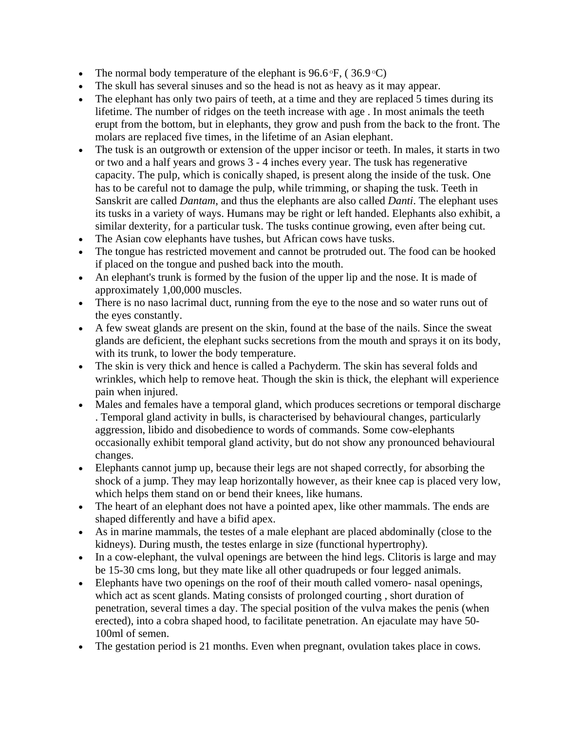- The normal body temperature of the elephant is 96.6 °F, ( 36.9 °C)
- The skull has several sinuses and so the head is not as heavy as it may appear.
- The elephant has only two pairs of teeth, at a time and they are replaced 5 times during its lifetime. The number of ridges on the teeth increase with age . In most animals the teeth erupt from the bottom, but in elephants, they grow and push from the back to the front. The molars are replaced five times, in the lifetime of an Asian elephant.
- The tusk is an outgrowth or extension of the upper incisor or teeth. In males, it starts in two or two and a half years and grows 3 - 4 inches every year. The tusk has regenerative capacity. The pulp, which is conically shaped, is present along the inside of the tusk. One has to be careful not to damage the pulp, while trimming, or shaping the tusk. Teeth in Sanskrit are called *Dantam*, and thus the elephants are also called *Danti*. The elephant uses its tusks in a variety of ways. Humans may be right or left handed. Elephants also exhibit, a similar dexterity, for a particular tusk. The tusks continue growing, even after being cut.
- The Asian cow elephants have tushes, but African cows have tusks.
- The tongue has restricted movement and cannot be protruded out. The food can be hooked if placed on the tongue and pushed back into the mouth.
- An elephant's trunk is formed by the fusion of the upper lip and the nose. It is made of approximately 1,00,000 muscles.
- There is no naso lacrimal duct, running from the eye to the nose and so water runs out of the eyes constantly.
- A few sweat glands are present on the skin, found at the base of the nails. Since the sweat glands are deficient, the elephant sucks secretions from the mouth and sprays it on its body, with its trunk, to lower the body temperature.
- The skin is very thick and hence is called a Pachyderm. The skin has several folds and wrinkles, which help to remove heat. Though the skin is thick, the elephant will experience pain when injured.
- Males and females have a temporal gland, which produces secretions or temporal discharge . Temporal gland activity in bulls, is characterised by behavioural changes, particularly aggression, libido and disobedience to words of commands. Some cow-elephants occasionally exhibit temporal gland activity, but do not show any pronounced behavioural changes.
- Elephants cannot jump up, because their legs are not shaped correctly, for absorbing the shock of a jump. They may leap horizontally however, as their knee cap is placed very low, which helps them stand on or bend their knees, like humans.
- The heart of an elephant does not have a pointed apex, like other mammals. The ends are shaped differently and have a bifid apex.
- As in marine mammals, the testes of a male elephant are placed abdominally (close to the kidneys). During musth, the testes enlarge in size (functional hypertrophy).
- In a cow-elephant, the vulval openings are between the hind legs. Clitoris is large and may be 15-30 cms long, but they mate like all other quadrupeds or four legged animals.
- Elephants have two openings on the roof of their mouth called vomero- nasal openings, which act as scent glands. Mating consists of prolonged courting , short duration of penetration, several times a day. The special position of the vulva makes the penis (when erected), into a cobra shaped hood, to facilitate penetration. An ejaculate may have 50-100ml of semen.
- The gestation period is 21 months. Even when pregnant, ovulation takes place in cows.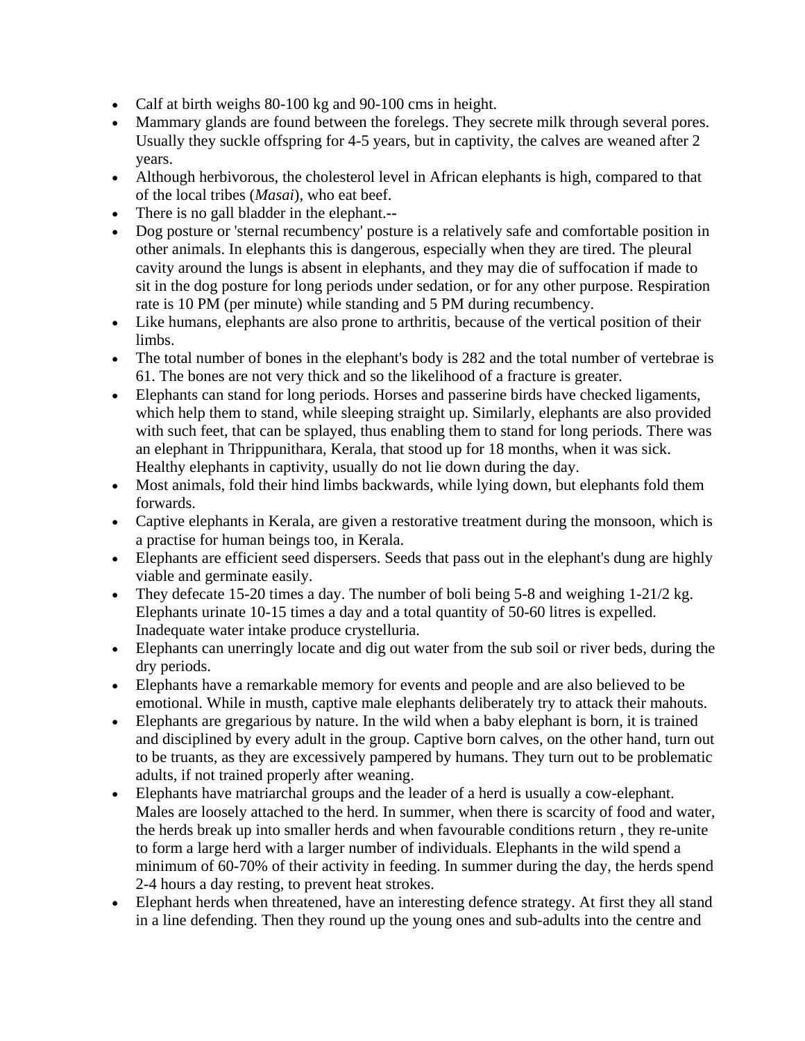- Calf at birth weighs 80-100 kg and 90-100 cms in height.
- Mammary glands are found between the forelegs. They secrete milk through several pores. Usually they suckle offspring for 4-5 years, but in captivity, the calves are weaned after 2 years.
- Although herbivorous, the cholesterol level in African elephants is high, compared to that of the local tribes (*Masai*), who eat beef.
- There is no gall bladder in the elephant.--
- Dog posture or 'sternal recumbency' posture is a relatively safe and comfortable position in other animals. In elephants this is dangerous, especially when they are tired. The pleural cavity around the lungs is absent in elephants, and they may die of suffocation if made to sit in the dog posture for long periods under sedation, or for any other purpose. Respiration rate is 10 PM (per minute) while standing and 5 PM during recumbency.
- Like humans, elephants are also prone to arthritis, because of the vertical position of their limbs.
- The total number of bones in the elephant's body is 282 and the total number of vertebrae is 61. The bones are not very thick and so the likelihood of a fracture is greater.
- Elephants can stand for long periods. Horses and passerine birds have checked ligaments, which help them to stand, while sleeping straight up. Similarly, elephants are also provided with such feet, that can be splayed, thus enabling them to stand for long periods. There was an elephant in Thrippunithara, Kerala, that stood up for 18 months, when it was sick. Healthy elephants in captivity, usually do not lie down during the day.
- Most animals, fold their hind limbs backwards, while lying down, but elephants fold them forwards.
- Captive elephants in Kerala, are given a restorative treatment during the monsoon, which is a practise for human beings too, in Kerala.
- Elephants are efficient seed dispersers. Seeds that pass out in the elephant's dung are highly viable and germinate easily.
- They defecate 15-20 times a day. The number of boli being 5-8 and weighing 1-21/2 kg. Elephants urinate 10-15 times a day and a total quantity of 50-60 litres is expelled. Inadequate water intake produce crystelluria.
- Elephants can unerringly locate and dig out water from the sub soil or river beds, during the dry periods.
- Elephants have a remarkable memory for events and people and are also believed to be emotional. While in musth, captive male elephants deliberately try to attack their mahouts.
- Elephants are gregarious by nature. In the wild when a baby elephant is born, it is trained and disciplined by every adult in the group. Captive born calves, on the other hand, turn out to be truants, as they are excessively pampered by humans. They turn out to be problematic adults, if not trained properly after weaning.
- Elephants have matriarchal groups and the leader of a herd is usually a cow-elephant. Males are loosely attached to the herd. In summer, when there is scarcity of food and water, the herds break up into smaller herds and when favourable conditions return , they re-unite to form a large herd with a larger number of individuals. Elephants in the wild spend a minimum of 60-70% of their activity in feeding. In summer during the day, the herds spend 2-4 hours a day resting, to prevent heat strokes.
- Elephant herds when threatened, have an interesting defence strategy. At first they all stand in a line defending. Then they round up the young ones and sub-adults into the centre and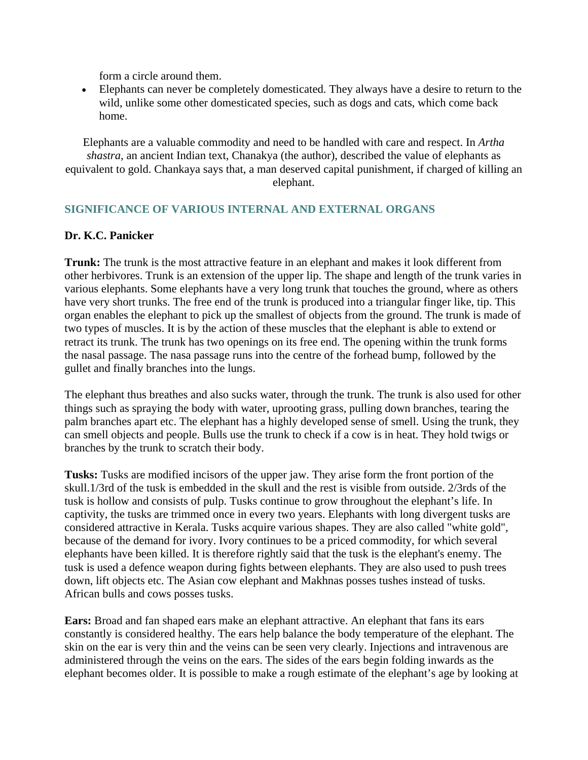form a circle around them.

- Elephants can never be completely domesticated. They always have a desire to return to the wild, unlike some other domesticated species, such as dogs and cats, which come back home.

Elephants are a valuable commodity and need to be handled with care and respect. In *Artha shastra*, an ancient Indian text, Chanakya (the author), described the value of elephants as equivalent to gold. Chankaya says that, a man deserved capital punishment, if charged of killing an elephant.

## SIGNIFICANCE OF VARIOUS INTERNAL AND EXTERNAL ORGANS

**Dr. K.C. Panicker**

**Trunk:** The trunk is the most attractive feature in an elephant and makes it look different from other herbivores. Trunk is an extension of the upper lip. The shape and length of the trunk varies in various elephants. Some elephants have a very long trunk that touches the ground, where as others have very short trunks. The free end of the trunk is produced into a triangular finger like, tip. This organ enables the elephant to pick up the smallest of objects from the ground. The trunk is made of two types of muscles. It is by the action of these muscles that the elephant is able to extend or retract its trunk. The trunk has two openings on its free end. The opening within the trunk forms the nasal passage. The nasa passage runs into the centre of the forhead bump, followed by the gullet and finally branches into the lungs.

The elephant thus breathes and also sucks water, through the trunk. The trunk is also used for other things such as spraying the body with water, uprooting grass, pulling down branches, tearing the palm branches apart etc. The elephant has a highly developed sense of smell. Using the trunk, they can smell objects and people. Bulls use the trunk to check if a cow is in heat. They hold twigs or branches by the trunk to scratch their body.

**Tusks:** Tusks are modified incisors of the upper jaw. They arise form the front portion of the skull.1/3rd of the tusk is embedded in the skull and the rest is visible from outside. 2/3rds of the tusk is hollow and consists of pulp. Tusks continue to grow throughout the elephant's life. In captivity, the tusks are trimmed once in every two years. Elephants with long divergent tusks are considered attractive in Kerala. Tusks acquire various shapes. They are also called "white gold", because of the demand for ivory. Ivory continues to be a priced commodity, for which several elephants have been killed. It is therefore rightly said that the tusk is the elephant's enemy. The tusk is used a defence weapon during fights between elephants. They are also used to push trees down, lift objects etc. The Asian cow elephant and Makhnas posses tushes instead of tusks. African bulls and cows posses tusks.

**Ears:** Broad and fan shaped ears make an elephant attractive. An elephant that fans its ears constantly is considered healthy. The ears help balance the body temperature of the elephant. The skin on the ear is very thin and the veins can be seen very clearly. Injections and intravenous are administered through the veins on the ears. The sides of the ears begin folding inwards as the elephant becomes older. It is possible to make a rough estimate of the elephant's age by looking at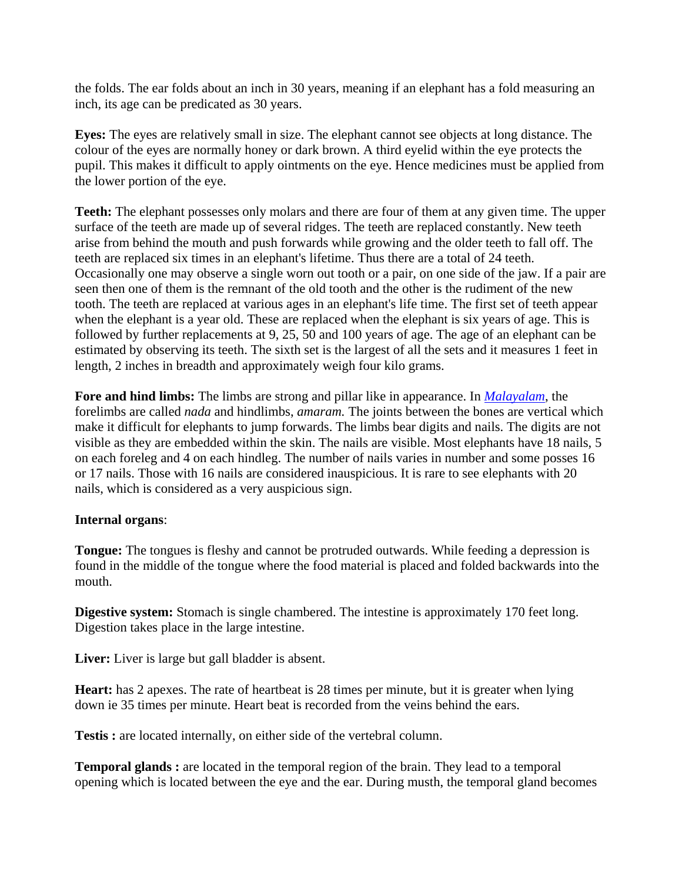the folds. The ear folds about an inch in 30 years, meaning if an elephant has a fold measuring an inch, its age can be predicated as 30 years.

**Eyes:** The eyes are relatively small in size. The elephant cannot see objects at long distance. The colour of the eyes are normally honey or dark brown. A third eyelid within the eye protects the pupil. This makes it difficult to apply ointments on the eye. Hence medicines must be applied from the lower portion of the eye.

**Teeth:** The elephant possesses only molars and there are four of them at any given time. The upper surface of the teeth are made up of several ridges. The teeth are replaced constantly. New teeth arise from behind the mouth and push forwards while growing and the older teeth to fall off. The teeth are replaced six times in an elephant's lifetime. Thus there are a total of 24 teeth. Occasionally one may observe a single worn out tooth or a pair, on one side of the jaw. If a pair are seen then one of them is the remnant of the old tooth and the other is the rudiment of the new tooth. The teeth are replaced at various ages in an elephant's life time. The first set of teeth appear when the elephant is a year old. These are replaced when the elephant is six years of age. This is followed by further replacements at 9, 25, 50 and 100 years of age. The age of an elephant can be estimated by observing its teeth. The sixth set is the largest of all the sets and it measures 1 feet in length, 2 inches in breadth and approximately weigh four kilo grams.

**Fore and hind limbs:** The limbs are strong and pillar like in appearance. In *Malayalam*, the forelimbs are called *nada* and hindlimbs, *amaram.* The joints between the bones are vertical which make it difficult for elephants to jump forwards. The limbs bear digits and nails. The digits are not visible as they are embedded within the skin. The nails are visible. Most elephants have 18 nails, 5 on each foreleg and 4 on each hindleg. The number of nails varies in number and some posses 16 or 17 nails. Those with 16 nails are considered inauspicious. It is rare to see elephants with 20 nails, which is considered as a very auspicious sign.

**Internal organs**:

**Tongue:** The tongues is fleshy and cannot be protruded outwards. While feeding a depression is found in the middle of the tongue where the food material is placed and folded backwards into the mouth.

**Digestive system:** Stomach is single chambered. The intestine is approximately 170 feet long. Digestion takes place in the large intestine.

**Liver:** Liver is large but gall bladder is absent.

**Heart:** has 2 apexes. The rate of heartbeat is 28 times per minute, but it is greater when lying down ie 35 times per minute. Heart beat is recorded from the veins behind the ears.

**Testis :** are located internally, on either side of the vertebral column.

**Temporal glands :** are located in the temporal region of the brain. They lead to a temporal opening which is located between the eye and the ear. During musth, the temporal gland becomes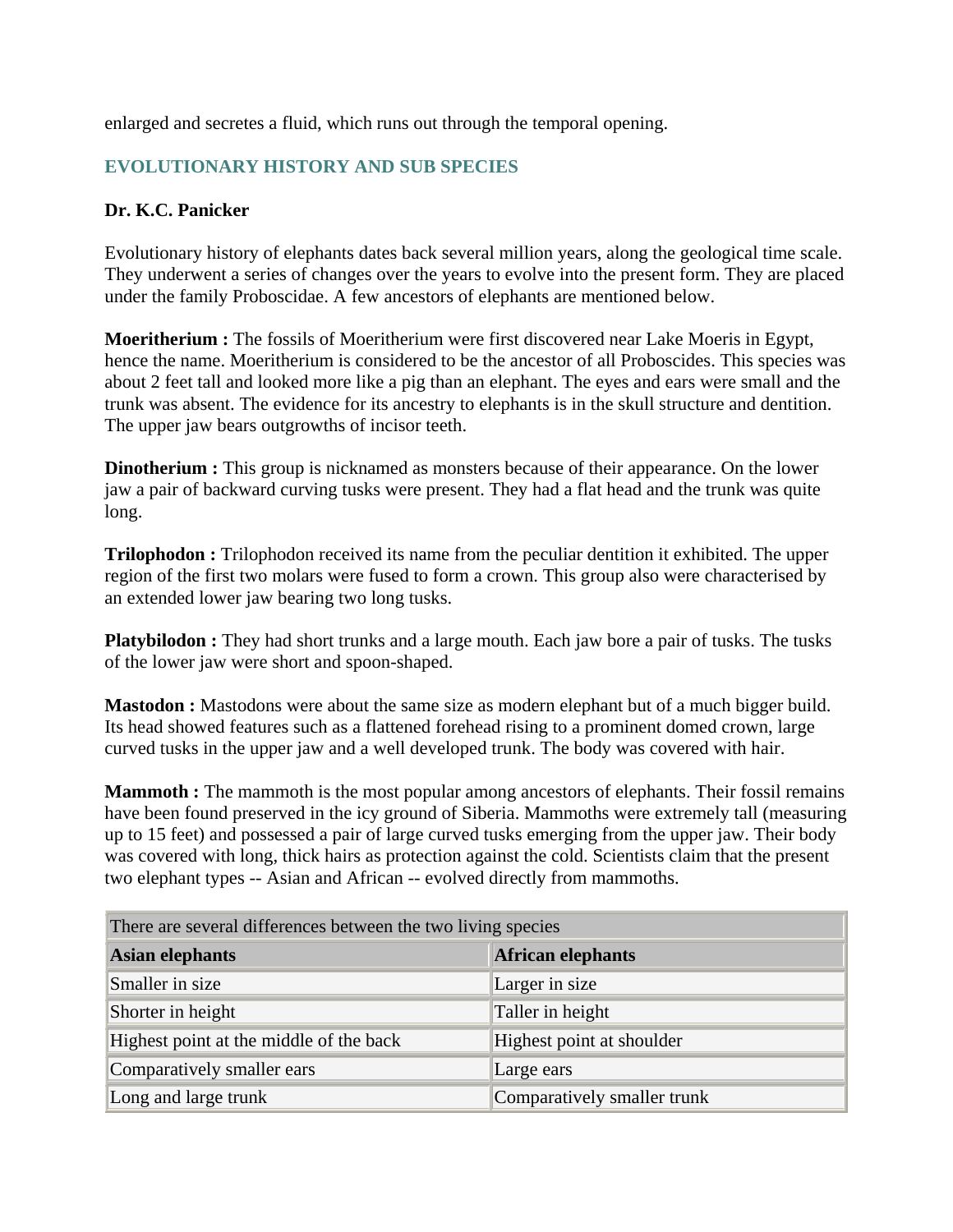enlarged and secretes a fluid, which runs out through the temporal opening.

## EVOLUTIONARY HISTORY AND SUB SPECIES

**Dr. K.C. Panicker**

Evolutionary history of elephants dates back several million years, along the geological time scale. They underwent a series of changes over the years to evolve into the present form. They are placed under the family Proboscidae. A few ancestors of elephants are mentioned below.

**Moeritherium :** The fossils of Moeritherium were first discovered near Lake Moeris in Egypt, hence the name. Moeritherium is considered to be the ancestor of all Proboscides. This species was about 2 feet tall and looked more like a pig than an elephant. The eyes and ears were small and the trunk was absent. The evidence for its ancestry to elephants is in the skull structure and dentition. The upper jaw bears outgrowths of incisor teeth.

**Dinotherium :** This group is nicknamed as monsters because of their appearance. On the lower jaw a pair of backward curving tusks were present. They had a flat head and the trunk was quite long.

**Trilophodon :** Trilophodon received its name from the peculiar dentition it exhibited. The upper region of the first two molars were fused to form a crown. This group also were characterised by an extended lower jaw bearing two long tusks.

**Platybilodon :** They had short trunks and a large mouth. Each jaw bore a pair of tusks. The tusks of the lower jaw were short and spoon-shaped.

**Mastodon :** Mastodons were about the same size as modern elephant but of a much bigger build. Its head showed features such as a flattened forehead rising to a prominent domed crown, large curved tusks in the upper jaw and a well developed trunk. The body was covered with hair.

**Mammoth :** The mammoth is the most popular among ancestors of elephants. Their fossil remains have been found preserved in the icy ground of Siberia. Mammoths were extremely tall (measuring up to 15 feet) and possessed a pair of large curved tusks emerging from the upper jaw. Their body was covered with long, thick hairs as protection against the cold. Scientists claim that the present two elephant types -- Asian and African -- evolved directly from mammoths.

| There are several differences between the two living species | |
|---|---|
| **Asian elephants** | **African elephants** |
| Smaller in size | Larger in size |
| Shorter in height | Taller in height |
| Highest point at the middle of the back | Highest point at shoulder |
| Comparatively smaller ears | Large ears |
| Long and large trunk | Comparatively smaller trunk |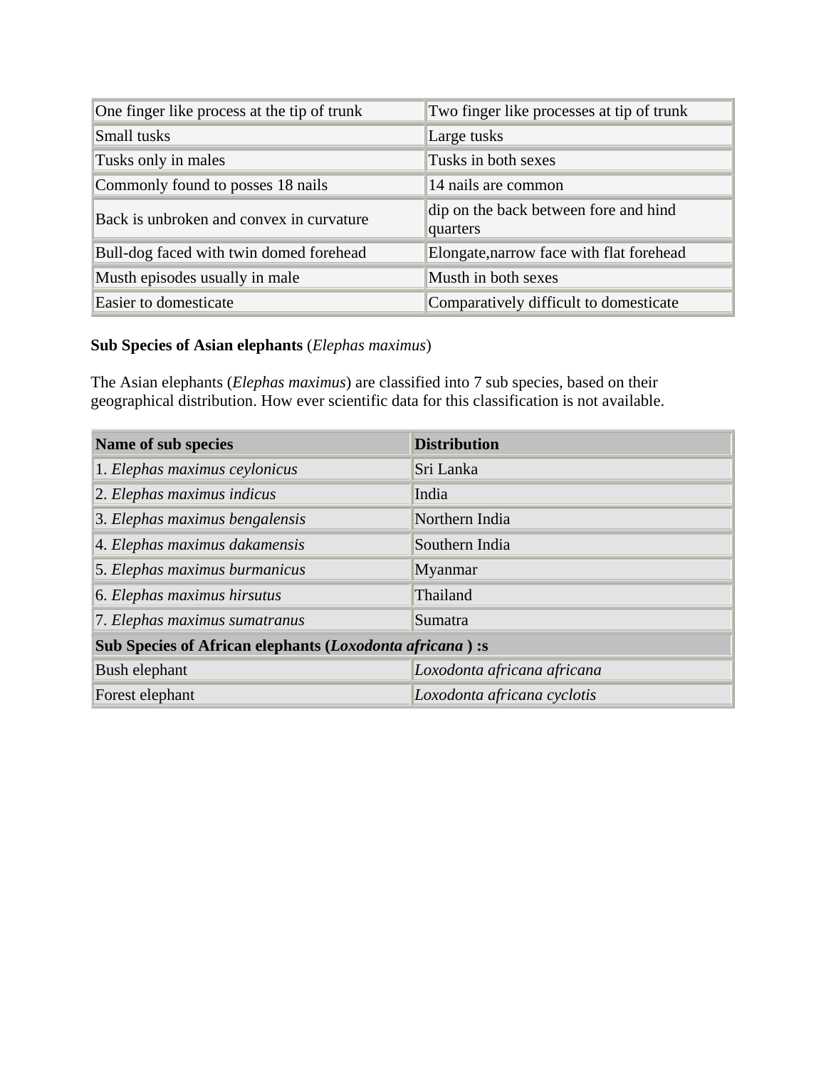| One finger like process at the tip of trunk | Two finger like processes at tip of trunk |
|---|---|
| Small tusks | Large tusks |
| Tusks only in males | Tusks in both sexes |
| Commonly found to posses 18 nails | 14 nails are common |
| Back is unbroken and convex in curvature | dip on the back between fore and hind quarters |
| Bull-dog faced with twin domed forehead | Elongate,narrow face with flat forehead |
| Musth episodes usually in male | Musth in both sexes |
| Easier to domesticate | Comparatively difficult to domesticate |

**Sub Species of Asian elephants** (*Elephas maximus*)

The Asian elephants (*Elephas maximus*) are classified into 7 sub species, based on their geographical distribution. How ever scientific data for this classification is not available.

| **Name of sub species** | **Distribution** |
|---|---|
| 1. *Elephas maximus ceylonicus* | Sri Lanka |
| 2. *Elephas maximus indicus* | India |
| 3. *Elephas maximus bengalensis* | Northern India |
| 4. *Elephas maximus dakamensis* | Southern India |
| 5. *Elephas maximus burmanicus* | Myanmar |
| 6. *Elephas maximus hirsutus* | Thailand |
| 7. *Elephas maximus sumatranus* | Sumatra |
| **Sub Species of African elephants (*Loxodonta africana* ) :s** | |
| Bush elephant | *Loxodonta africana africana* |
| Forest elephant | *Loxodonta africana cyclotis* |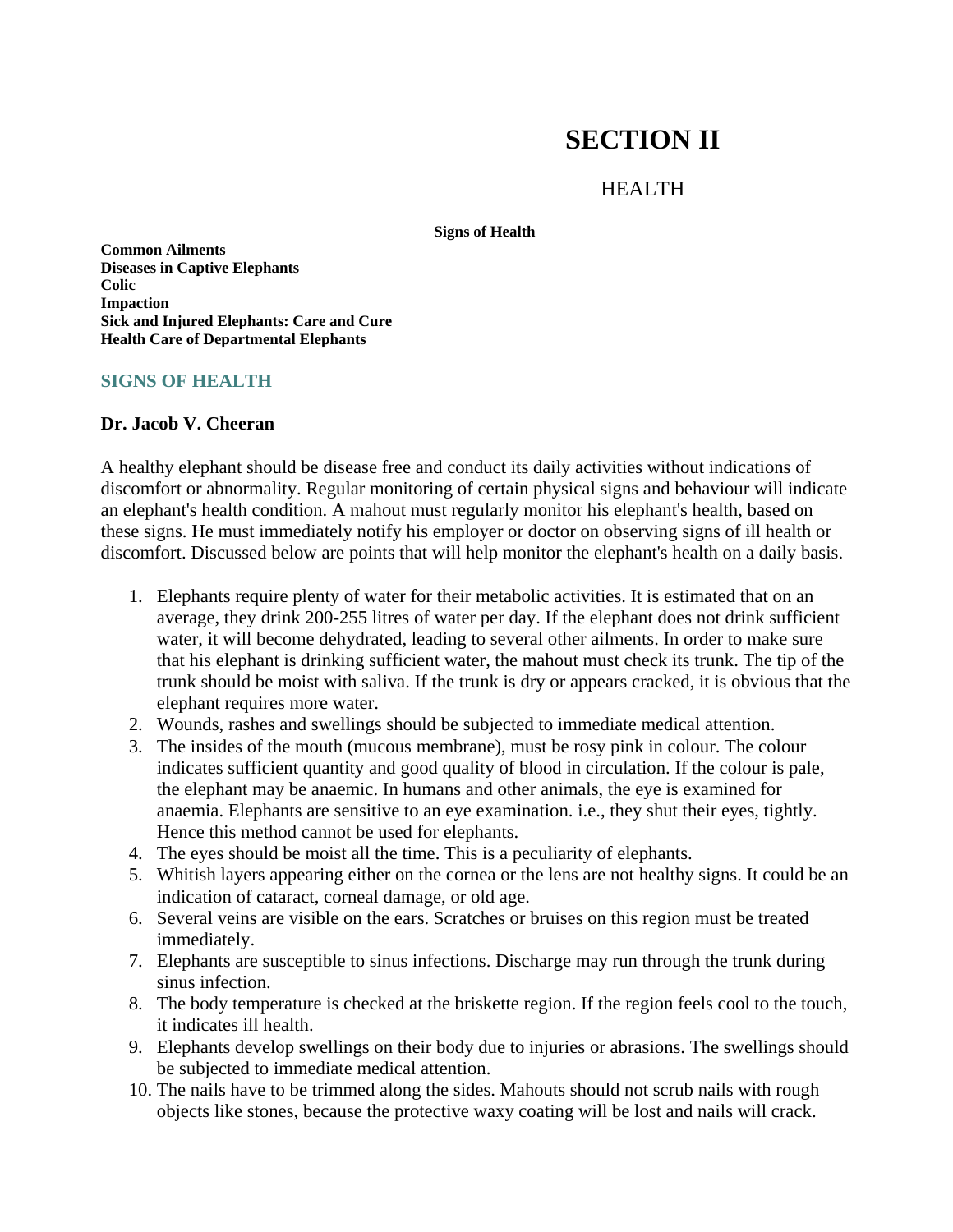# SECTION II

## HEALTH

**Signs of Health**

**Common Ailments**
**Diseases in Captive Elephants**
**Colic**
**Impaction**
**Sick and Injured Elephants: Care and Cure**
**Health Care of Departmental Elephants**

## SIGNS OF HEALTH

### Dr. Jacob V. Cheeran

A healthy elephant should be disease free and conduct its daily activities without indications of discomfort or abnormality. Regular monitoring of certain physical signs and behaviour will indicate an elephant's health condition. A mahout must regularly monitor his elephant's health, based on these signs. He must immediately notify his employer or doctor on observing signs of ill health or discomfort. Discussed below are points that will help monitor the elephant's health on a daily basis.

1. Elephants require plenty of water for their metabolic activities. It is estimated that on an average, they drink 200-255 litres of water per day. If the elephant does not drink sufficient water, it will become dehydrated, leading to several other ailments. In order to make sure that his elephant is drinking sufficient water, the mahout must check its trunk. The tip of the trunk should be moist with saliva. If the trunk is dry or appears cracked, it is obvious that the elephant requires more water.
2. Wounds, rashes and swellings should be subjected to immediate medical attention.
3. The insides of the mouth (mucous membrane), must be rosy pink in colour. The colour indicates sufficient quantity and good quality of blood in circulation. If the colour is pale, the elephant may be anaemic. In humans and other animals, the eye is examined for anaemia. Elephants are sensitive to an eye examination. i.e., they shut their eyes, tightly. Hence this method cannot be used for elephants.
4. The eyes should be moist all the time. This is a peculiarity of elephants.
5. Whitish layers appearing either on the cornea or the lens are not healthy signs. It could be an indication of cataract, corneal damage, or old age.
6. Several veins are visible on the ears. Scratches or bruises on this region must be treated immediately.
7. Elephants are susceptible to sinus infections. Discharge may run through the trunk during sinus infection.
8. The body temperature is checked at the briskette region. If the region feels cool to the touch, it indicates ill health.
9. Elephants develop swellings on their body due to injuries or abrasions. The swellings should be subjected to immediate medical attention.
10. The nails have to be trimmed along the sides. Mahouts should not scrub nails with rough objects like stones, because the protective waxy coating will be lost and nails will crack.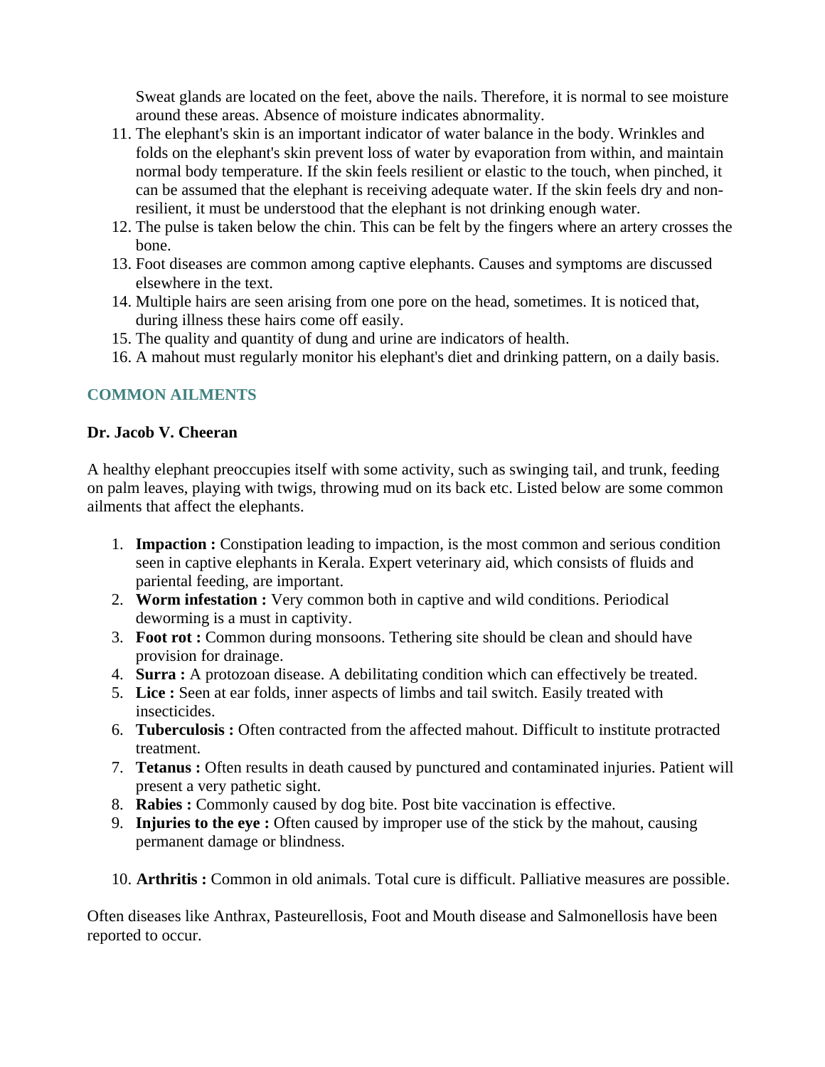Sweat glands are located on the feet, above the nails. Therefore, it is normal to see moisture around these areas. Absence of moisture indicates abnormality.

11. The elephant's skin is an important indicator of water balance in the body. Wrinkles and folds on the elephant's skin prevent loss of water by evaporation from within, and maintain normal body temperature. If the skin feels resilient or elastic to the touch, when pinched, it can be assumed that the elephant is receiving adequate water. If the skin feels dry and non-resilient, it must be understood that the elephant is not drinking enough water.
12. The pulse is taken below the chin. This can be felt by the fingers where an artery crosses the bone.
13. Foot diseases are common among captive elephants. Causes and symptoms are discussed elsewhere in the text.
14. Multiple hairs are seen arising from one pore on the head, sometimes. It is noticed that, during illness these hairs come off easily.
15. The quality and quantity of dung and urine are indicators of health.
16. A mahout must regularly monitor his elephant's diet and drinking pattern, on a daily basis.

## COMMON AILMENTS

**Dr. Jacob V. Cheeran**

A healthy elephant preoccupies itself with some activity, such as swinging tail, and trunk, feeding on palm leaves, playing with twigs, throwing mud on its back etc. Listed below are some common ailments that affect the elephants.

1. **Impaction :** Constipation leading to impaction, is the most common and serious condition seen in captive elephants in Kerala. Expert veterinary aid, which consists of fluids and pariental feeding, are important.
2. **Worm infestation :** Very common both in captive and wild conditions. Periodical deworming is a must in captivity.
3. **Foot rot :** Common during monsoons. Tethering site should be clean and should have provision for drainage.
4. **Surra :** A protozoan disease. A debilitating condition which can effectively be treated.
5. **Lice :** Seen at ear folds, inner aspects of limbs and tail switch. Easily treated with insecticides.
6. **Tuberculosis :** Often contracted from the affected mahout. Difficult to institute protracted treatment.
7. **Tetanus :** Often results in death caused by punctured and contaminated injuries. Patient will present a very pathetic sight.
8. **Rabies :** Commonly caused by dog bite. Post bite vaccination is effective.
9. **Injuries to the eye :** Often caused by improper use of the stick by the mahout, causing permanent damage or blindness.
10. **Arthritis :** Common in old animals. Total cure is difficult. Palliative measures are possible.

Often diseases like Anthrax, Pasteurellosis, Foot and Mouth disease and Salmonellosis have been reported to occur.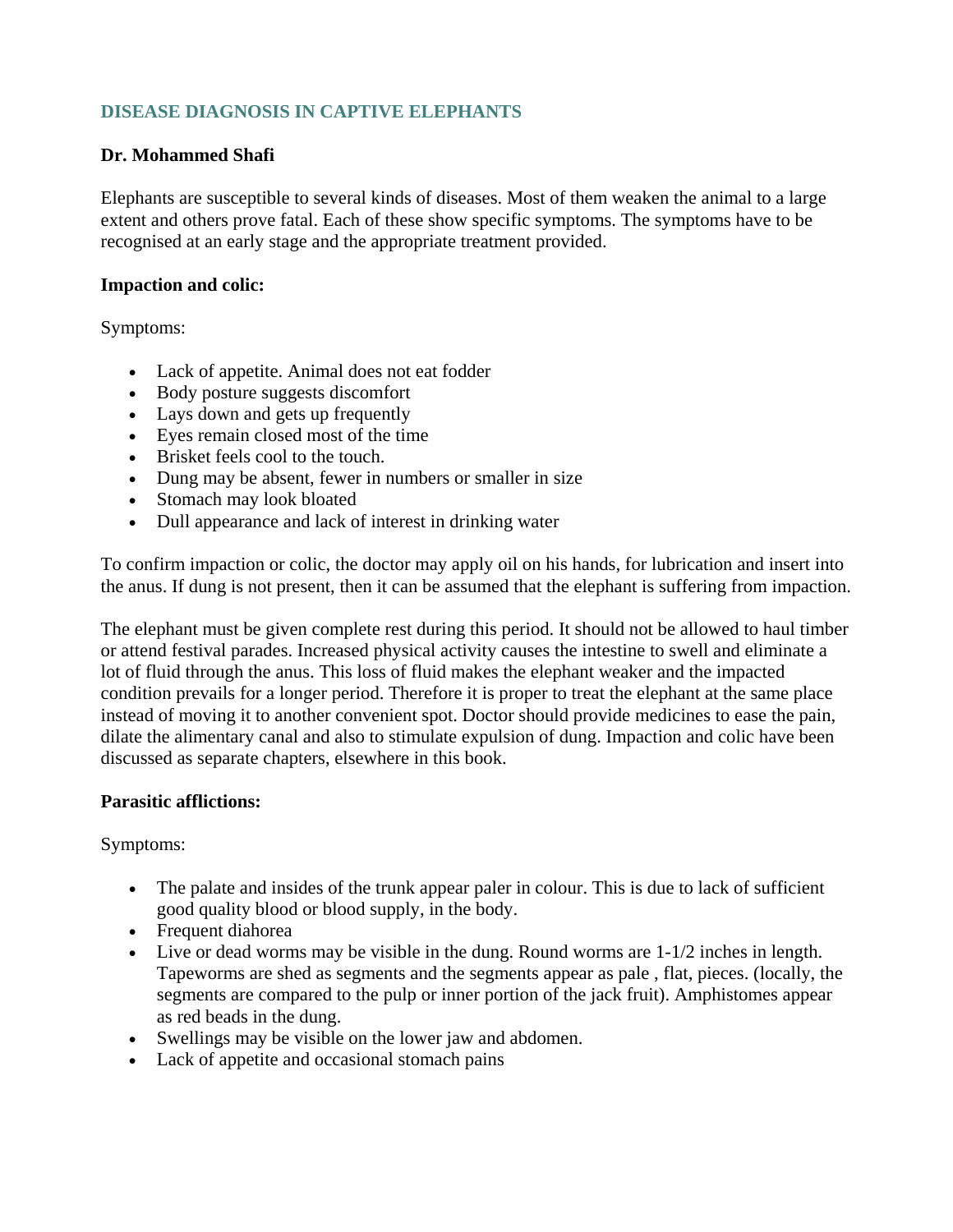## DISEASE DIAGNOSIS IN CAPTIVE ELEPHANTS

**Dr. Mohammed Shafi**

Elephants are susceptible to several kinds of diseases. Most of them weaken the animal to a large extent and others prove fatal. Each of these show specific symptoms. The symptoms have to be recognised at an early stage and the appropriate treatment provided.

**Impaction and colic:**

Symptoms:

- Lack of appetite. Animal does not eat fodder
- Body posture suggests discomfort
- Lays down and gets up frequently
- Eyes remain closed most of the time
- Brisket feels cool to the touch.
- Dung may be absent, fewer in numbers or smaller in size
- Stomach may look bloated
- Dull appearance and lack of interest in drinking water

To confirm impaction or colic, the doctor may apply oil on his hands, for lubrication and insert into the anus. If dung is not present, then it can be assumed that the elephant is suffering from impaction.

The elephant must be given complete rest during this period. It should not be allowed to haul timber or attend festival parades. Increased physical activity causes the intestine to swell and eliminate a lot of fluid through the anus. This loss of fluid makes the elephant weaker and the impacted condition prevails for a longer period. Therefore it is proper to treat the elephant at the same place instead of moving it to another convenient spot. Doctor should provide medicines to ease the pain, dilate the alimentary canal and also to stimulate expulsion of dung. Impaction and colic have been discussed as separate chapters, elsewhere in this book.

**Parasitic afflictions:**

Symptoms:

- The palate and insides of the trunk appear paler in colour. This is due to lack of sufficient good quality blood or blood supply, in the body.
- Frequent diahorea
- Live or dead worms may be visible in the dung. Round worms are 1-1/2 inches in length. Tapeworms are shed as segments and the segments appear as pale , flat, pieces. (locally, the segments are compared to the pulp or inner portion of the jack fruit). Amphistomes appear as red beads in the dung.
- Swellings may be visible on the lower jaw and abdomen.
- Lack of appetite and occasional stomach pains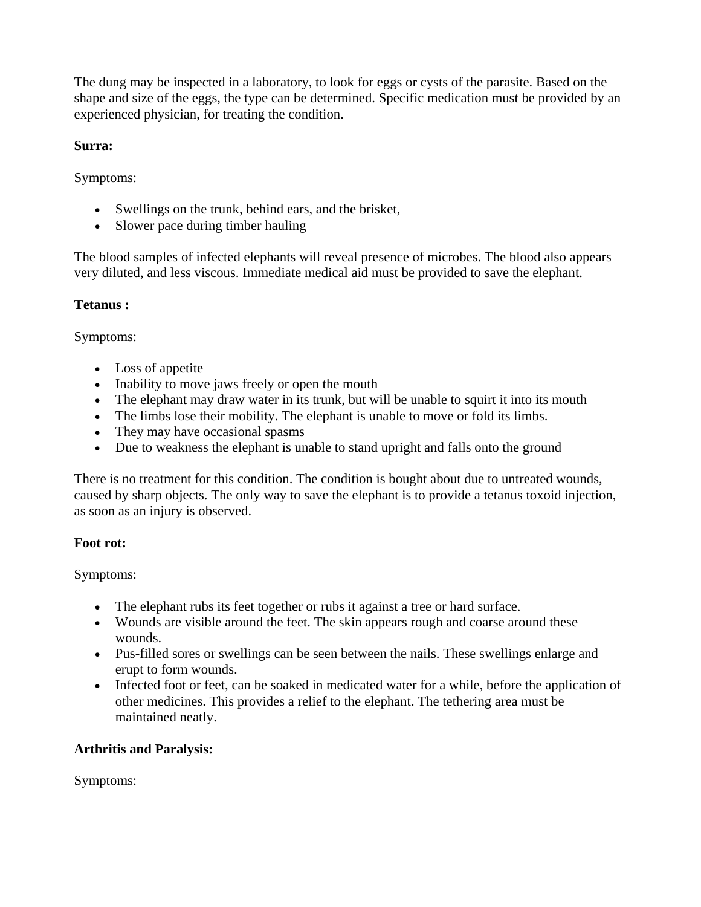The dung may be inspected in a laboratory, to look for eggs or cysts of the parasite. Based on the shape and size of the eggs, the type can be determined. Specific medication must be provided by an experienced physician, for treating the condition.

**Surra:**

Symptoms:

- Swellings on the trunk, behind ears, and the brisket,
- Slower pace during timber hauling

The blood samples of infected elephants will reveal presence of microbes. The blood also appears very diluted, and less viscous. Immediate medical aid must be provided to save the elephant.

**Tetanus :**

Symptoms:

- Loss of appetite
- Inability to move jaws freely or open the mouth
- The elephant may draw water in its trunk, but will be unable to squirt it into its mouth
- The limbs lose their mobility. The elephant is unable to move or fold its limbs.
- They may have occasional spasms
- Due to weakness the elephant is unable to stand upright and falls onto the ground

There is no treatment for this condition. The condition is bought about due to untreated wounds, caused by sharp objects. The only way to save the elephant is to provide a tetanus toxoid injection, as soon as an injury is observed.

**Foot rot:**

Symptoms:

- The elephant rubs its feet together or rubs it against a tree or hard surface.
- Wounds are visible around the feet. The skin appears rough and coarse around these wounds.
- Pus-filled sores or swellings can be seen between the nails. These swellings enlarge and erupt to form wounds.
- Infected foot or feet, can be soaked in medicated water for a while, before the application of other medicines. This provides a relief to the elephant. The tethering area must be maintained neatly.

**Arthritis and Paralysis:**

Symptoms: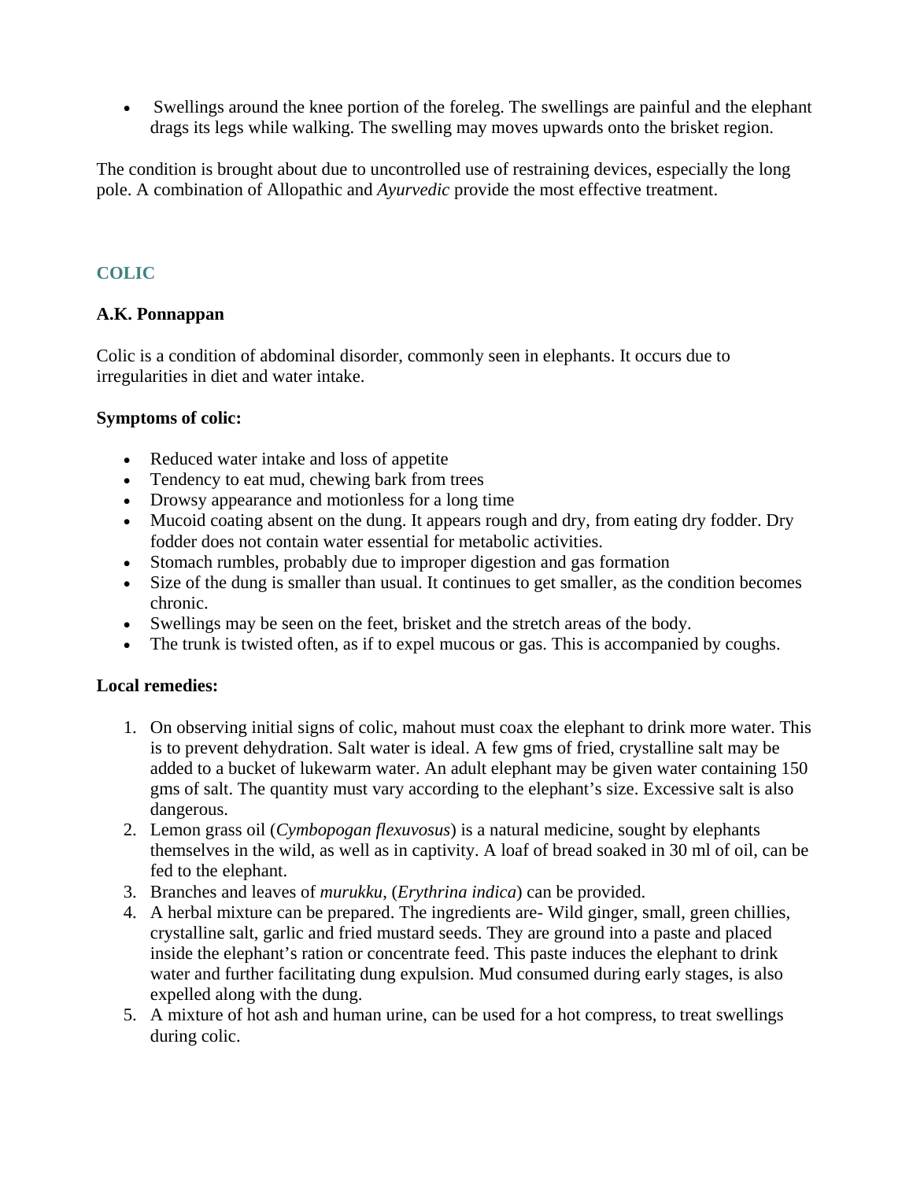- Swellings around the knee portion of the foreleg. The swellings are painful and the elephant drags its legs while walking. The swelling may moves upwards onto the brisket region.

The condition is brought about due to uncontrolled use of restraining devices, especially the long pole. A combination of Allopathic and *Ayurvedic* provide the most effective treatment.

## COLIC

**A.K. Ponnappan**

Colic is a condition of abdominal disorder, commonly seen in elephants. It occurs due to irregularities in diet and water intake.

**Symptoms of colic:**

- Reduced water intake and loss of appetite
- Tendency to eat mud, chewing bark from trees
- Drowsy appearance and motionless for a long time
- Mucoid coating absent on the dung. It appears rough and dry, from eating dry fodder. Dry fodder does not contain water essential for metabolic activities.
- Stomach rumbles, probably due to improper digestion and gas formation
- Size of the dung is smaller than usual. It continues to get smaller, as the condition becomes chronic.
- Swellings may be seen on the feet, brisket and the stretch areas of the body.
- The trunk is twisted often, as if to expel mucous or gas. This is accompanied by coughs.

**Local remedies:**

1. On observing initial signs of colic, mahout must coax the elephant to drink more water. This is to prevent dehydration. Salt water is ideal. A few gms of fried, crystalline salt may be added to a bucket of lukewarm water. An adult elephant may be given water containing 150 gms of salt. The quantity must vary according to the elephant's size. Excessive salt is also dangerous.
2. Lemon grass oil (*Cymbopogan flexuvosus*) is a natural medicine, sought by elephants themselves in the wild, as well as in captivity. A loaf of bread soaked in 30 ml of oil, can be fed to the elephant.
3. Branches and leaves of *murukku*, (*Erythrina indica*) can be provided.
4. A herbal mixture can be prepared. The ingredients are- Wild ginger, small, green chillies, crystalline salt, garlic and fried mustard seeds. They are ground into a paste and placed inside the elephant's ration or concentrate feed. This paste induces the elephant to drink water and further facilitating dung expulsion. Mud consumed during early stages, is also expelled along with the dung.
5. A mixture of hot ash and human urine, can be used for a hot compress, to treat swellings during colic.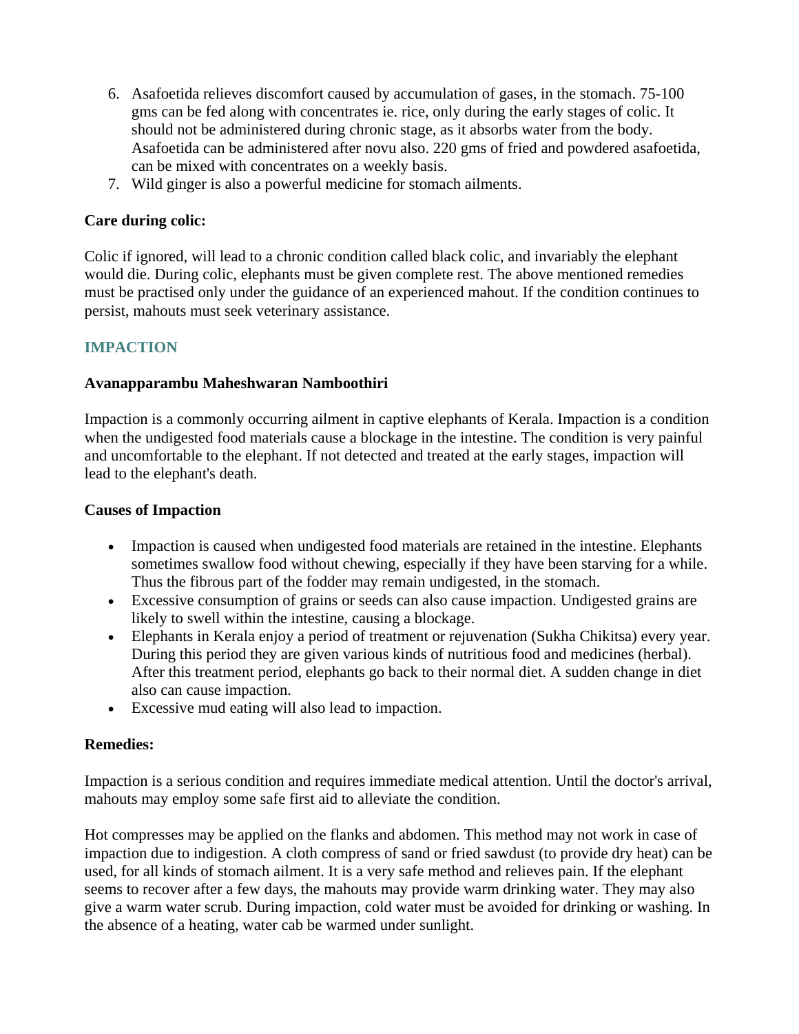6. Asafoetida relieves discomfort caused by accumulation of gases, in the stomach. 75-100 gms can be fed along with concentrates ie. rice, only during the early stages of colic. It should not be administered during chronic stage, as it absorbs water from the body. Asafoetida can be administered after novu also. 220 gms of fried and powdered asafoetida, can be mixed with concentrates on a weekly basis.
7. Wild ginger is also a powerful medicine for stomach ailments.

**Care during colic:**

Colic if ignored, will lead to a chronic condition called black colic, and invariably the elephant would die. During colic, elephants must be given complete rest. The above mentioned remedies must be practised only under the guidance of an experienced mahout. If the condition continues to persist, mahouts must seek veterinary assistance.

## IMPACTION

**Avanapparambu Maheshwaran Namboothiri**

Impaction is a commonly occurring ailment in captive elephants of Kerala. Impaction is a condition when the undigested food materials cause a blockage in the intestine. The condition is very painful and uncomfortable to the elephant. If not detected and treated at the early stages, impaction will lead to the elephant's death.

**Causes of Impaction**

- Impaction is caused when undigested food materials are retained in the intestine. Elephants sometimes swallow food without chewing, especially if they have been starving for a while. Thus the fibrous part of the fodder may remain undigested, in the stomach.
- Excessive consumption of grains or seeds can also cause impaction. Undigested grains are likely to swell within the intestine, causing a blockage.
- Elephants in Kerala enjoy a period of treatment or rejuvenation (Sukha Chikitsa) every year. During this period they are given various kinds of nutritious food and medicines (herbal). After this treatment period, elephants go back to their normal diet. A sudden change in diet also can cause impaction.
- Excessive mud eating will also lead to impaction.

**Remedies:**

Impaction is a serious condition and requires immediate medical attention. Until the doctor's arrival, mahouts may employ some safe first aid to alleviate the condition.

Hot compresses may be applied on the flanks and abdomen. This method may not work in case of impaction due to indigestion. A cloth compress of sand or fried sawdust (to provide dry heat) can be used, for all kinds of stomach ailment. It is a very safe method and relieves pain. If the elephant seems to recover after a few days, the mahouts may provide warm drinking water. They may also give a warm water scrub. During impaction, cold water must be avoided for drinking or washing. In the absence of a heating, water cab be warmed under sunlight.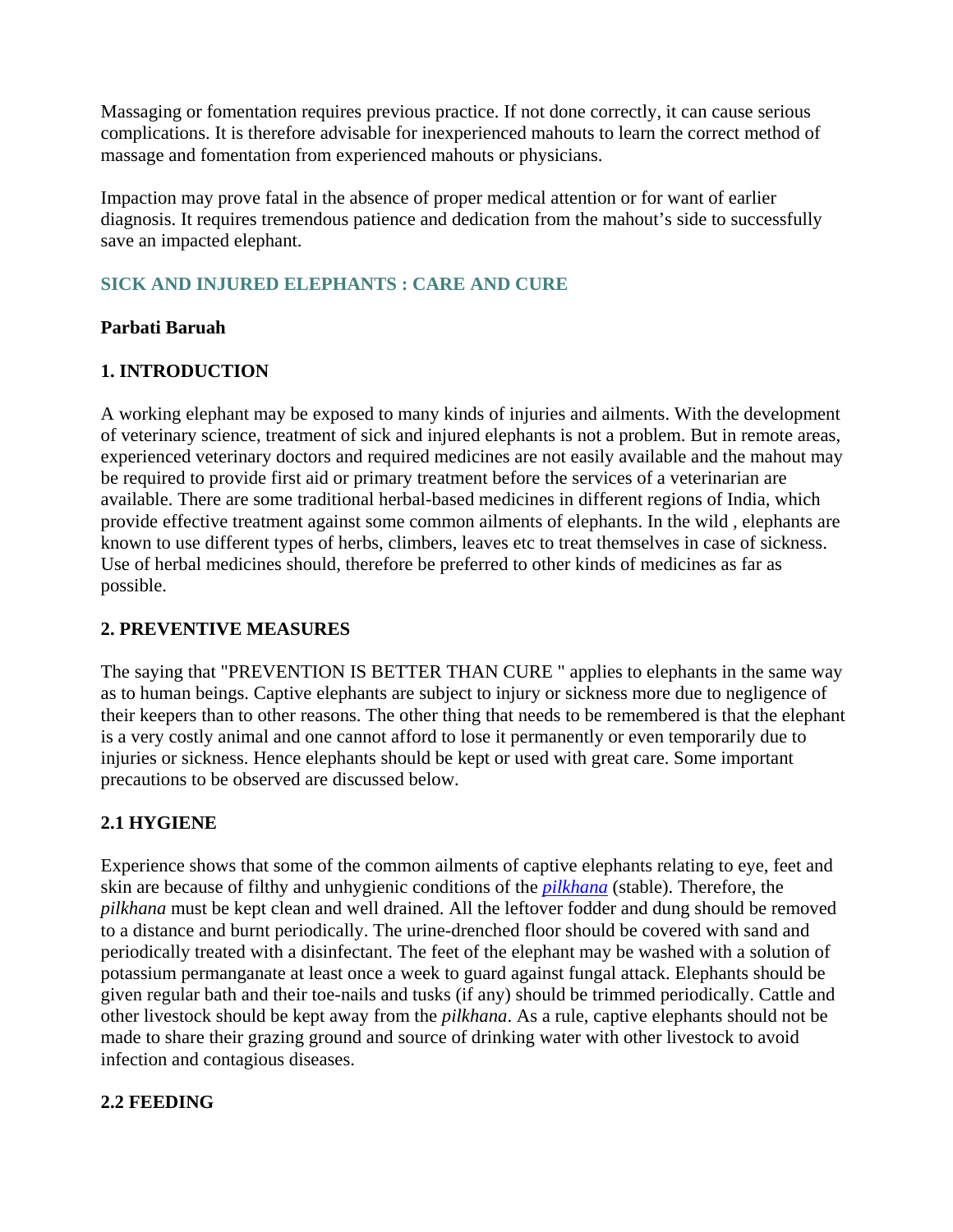Massaging or fomentation requires previous practice. If not done correctly, it can cause serious complications. It is therefore advisable for inexperienced mahouts to learn the correct method of massage and fomentation from experienced mahouts or physicians.

Impaction may prove fatal in the absence of proper medical attention or for want of earlier diagnosis. It requires tremendous patience and dedication from the mahout's side to successfully save an impacted elephant.

## SICK AND INJURED ELEPHANTS : CARE AND CURE

**Parbati Baruah**

### 1. INTRODUCTION

A working elephant may be exposed to many kinds of injuries and ailments. With the development of veterinary science, treatment of sick and injured elephants is not a problem. But in remote areas, experienced veterinary doctors and required medicines are not easily available and the mahout may be required to provide first aid or primary treatment before the services of a veterinarian are available. There are some traditional herbal-based medicines in different regions of India, which provide effective treatment against some common ailments of elephants. In the wild , elephants are known to use different types of herbs, climbers, leaves etc to treat themselves in case of sickness. Use of herbal medicines should, therefore be preferred to other kinds of medicines as far as possible.

### 2. PREVENTIVE MEASURES

The saying that "PREVENTION IS BETTER THAN CURE " applies to elephants in the same way as to human beings. Captive elephants are subject to injury or sickness more due to negligence of their keepers than to other reasons. The other thing that needs to be remembered is that the elephant is a very costly animal and one cannot afford to lose it permanently or even temporarily due to injuries or sickness. Hence elephants should be kept or used with great care. Some important precautions to be observed are discussed below.

#### 2.1 HYGIENE

Experience shows that some of the common ailments of captive elephants relating to eye, feet and skin are because of filthy and unhygienic conditions of the *pilkhana* (stable). Therefore, the *pilkhana* must be kept clean and well drained. All the leftover fodder and dung should be removed to a distance and burnt periodically. The urine-drenched floor should be covered with sand and periodically treated with a disinfectant. The feet of the elephant may be washed with a solution of potassium permanganate at least once a week to guard against fungal attack. Elephants should be given regular bath and their toe-nails and tusks (if any) should be trimmed periodically. Cattle and other livestock should be kept away from the *pilkhana*. As a rule, captive elephants should not be made to share their grazing ground and source of drinking water with other livestock to avoid infection and contagious diseases.

#### 2.2 FEEDING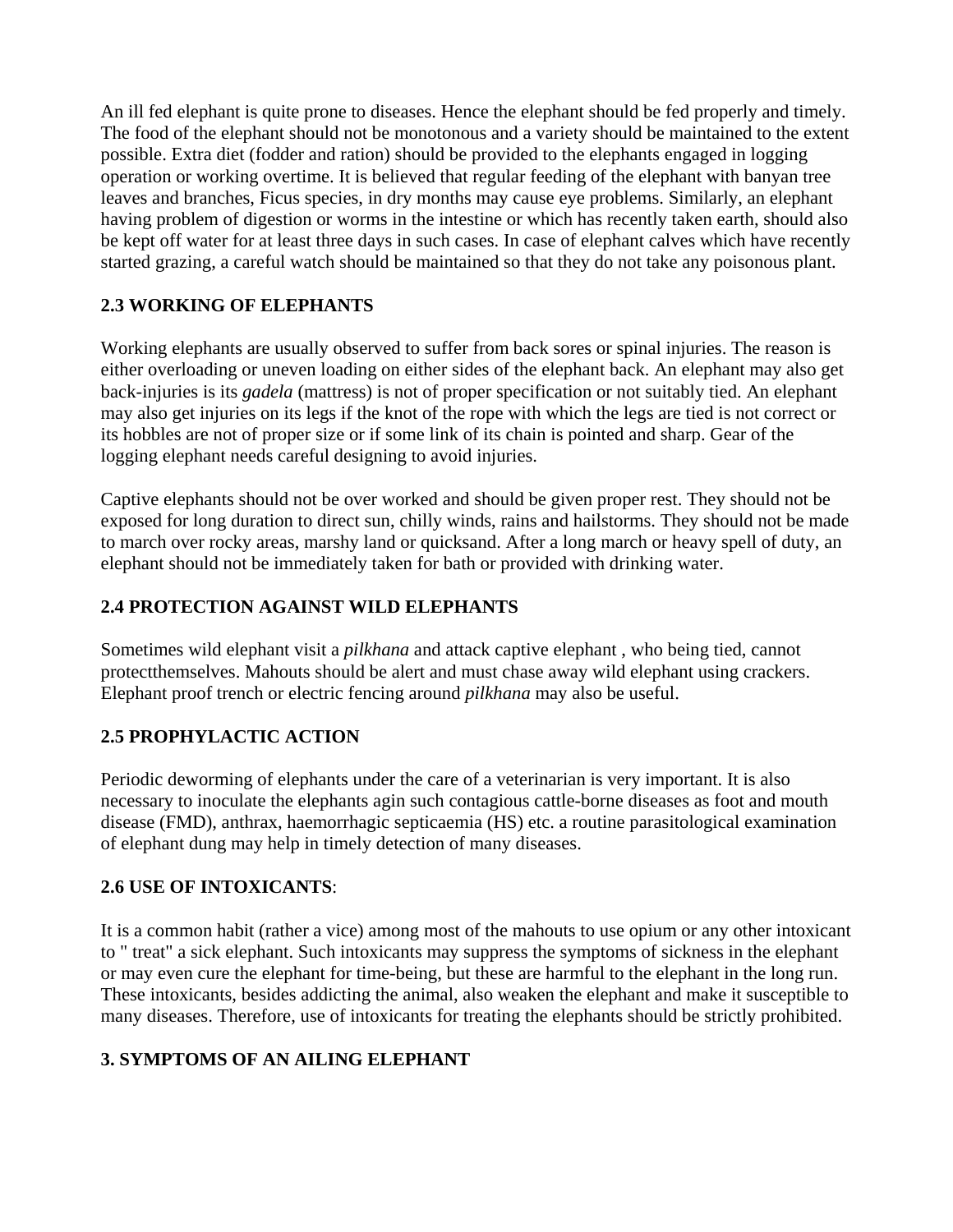An ill fed elephant is quite prone to diseases. Hence the elephant should be fed properly and timely. The food of the elephant should not be monotonous and a variety should be maintained to the extent possible. Extra diet (fodder and ration) should be provided to the elephants engaged in logging operation or working overtime. It is believed that regular feeding of the elephant with banyan tree leaves and branches, Ficus species, in dry months may cause eye problems. Similarly, an elephant having problem of digestion or worms in the intestine or which has recently taken earth, should also be kept off water for at least three days in such cases. In case of elephant calves which have recently started grazing, a careful watch should be maintained so that they do not take any poisonous plant.

### 2.3 WORKING OF ELEPHANTS

Working elephants are usually observed to suffer from back sores or spinal injuries. The reason is either overloading or uneven loading on either sides of the elephant back. An elephant may also get back-injuries is its *gadela* (mattress) is not of proper specification or not suitably tied. An elephant may also get injuries on its legs if the knot of the rope with which the legs are tied is not correct or its hobbles are not of proper size or if some link of its chain is pointed and sharp. Gear of the logging elephant needs careful designing to avoid injuries.

Captive elephants should not be over worked and should be given proper rest. They should not be exposed for long duration to direct sun, chilly winds, rains and hailstorms. They should not be made to march over rocky areas, marshy land or quicksand. After a long march or heavy spell of duty, an elephant should not be immediately taken for bath or provided with drinking water.

### 2.4 PROTECTION AGAINST WILD ELEPHANTS

Sometimes wild elephant visit a *pilkhana* and attack captive elephant , who being tied, cannot protectthemselves. Mahouts should be alert and must chase away wild elephant using crackers. Elephant proof trench or electric fencing around *pilkhana* may also be useful.

### 2.5 PROPHYLACTIC ACTION

Periodic deworming of elephants under the care of a veterinarian is very important. It is also necessary to inoculate the elephants agin such contagious cattle-borne diseases as foot and mouth disease (FMD), anthrax, haemorrhagic septicaemia (HS) etc. a routine parasitological examination of elephant dung may help in timely detection of many diseases.

### 2.6 USE OF INTOXICANTS:

It is a common habit (rather a vice) among most of the mahouts to use opium or any other intoxicant to " treat" a sick elephant. Such intoxicants may suppress the symptoms of sickness in the elephant or may even cure the elephant for time-being, but these are harmful to the elephant in the long run. These intoxicants, besides addicting the animal, also weaken the elephant and make it susceptible to many diseases. Therefore, use of intoxicants for treating the elephants should be strictly prohibited.

## 3. SYMPTOMS OF AN AILING ELEPHANT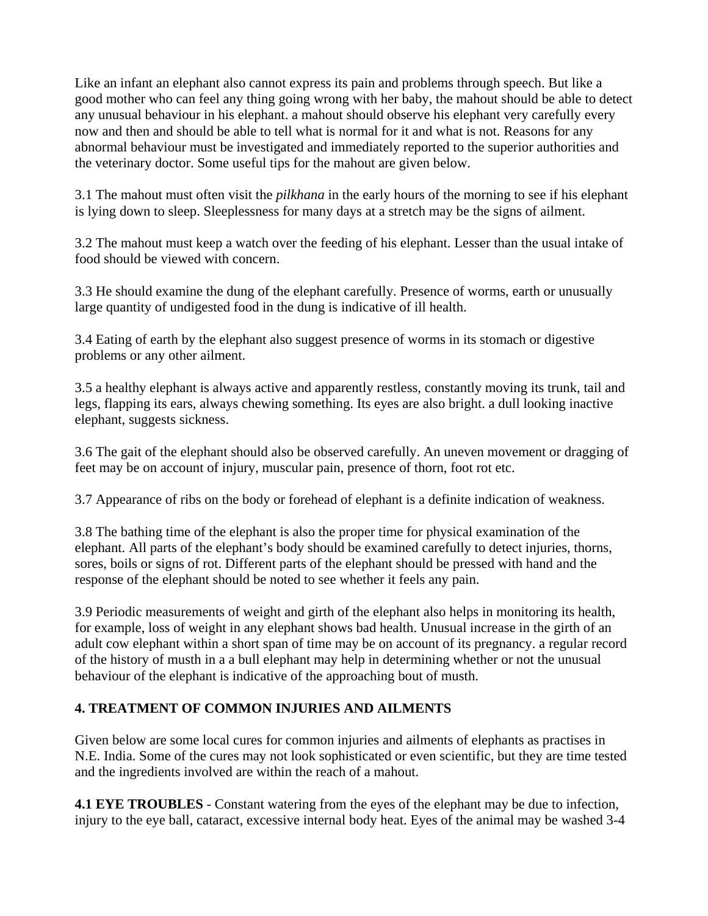Like an infant an elephant also cannot express its pain and problems through speech. But like a good mother who can feel any thing going wrong with her baby, the mahout should be able to detect any unusual behaviour in his elephant. a mahout should observe his elephant very carefully every now and then and should be able to tell what is normal for it and what is not. Reasons for any abnormal behaviour must be investigated and immediately reported to the superior authorities and the veterinary doctor. Some useful tips for the mahout are given below.

3.1 The mahout must often visit the *pilkhana* in the early hours of the morning to see if his elephant is lying down to sleep. Sleeplessness for many days at a stretch may be the signs of ailment.

3.2 The mahout must keep a watch over the feeding of his elephant. Lesser than the usual intake of food should be viewed with concern.

3.3 He should examine the dung of the elephant carefully. Presence of worms, earth or unusually large quantity of undigested food in the dung is indicative of ill health.

3.4 Eating of earth by the elephant also suggest presence of worms in its stomach or digestive problems or any other ailment.

3.5 a healthy elephant is always active and apparently restless, constantly moving its trunk, tail and legs, flapping its ears, always chewing something. Its eyes are also bright. a dull looking inactive elephant, suggests sickness.

3.6 The gait of the elephant should also be observed carefully. An uneven movement or dragging of feet may be on account of injury, muscular pain, presence of thorn, foot rot etc.

3.7 Appearance of ribs on the body or forehead of elephant is a definite indication of weakness.

3.8 The bathing time of the elephant is also the proper time for physical examination of the elephant. All parts of the elephant's body should be examined carefully to detect injuries, thorns, sores, boils or signs of rot. Different parts of the elephant should be pressed with hand and the response of the elephant should be noted to see whether it feels any pain.

3.9 Periodic measurements of weight and girth of the elephant also helps in monitoring its health, for example, loss of weight in any elephant shows bad health. Unusual increase in the girth of an adult cow elephant within a short span of time may be on account of its pregnancy. a regular record of the history of musth in a a bull elephant may help in determining whether or not the unusual behaviour of the elephant is indicative of the approaching bout of musth.

## 4. TREATMENT OF COMMON INJURIES AND AILMENTS

Given below are some local cures for common injuries and ailments of elephants as practises in N.E. India. Some of the cures may not look sophisticated or even scientific, but they are time tested and the ingredients involved are within the reach of a mahout.

**4.1 EYE TROUBLES** - Constant watering from the eyes of the elephant may be due to infection, injury to the eye ball, cataract, excessive internal body heat. Eyes of the animal may be washed 3-4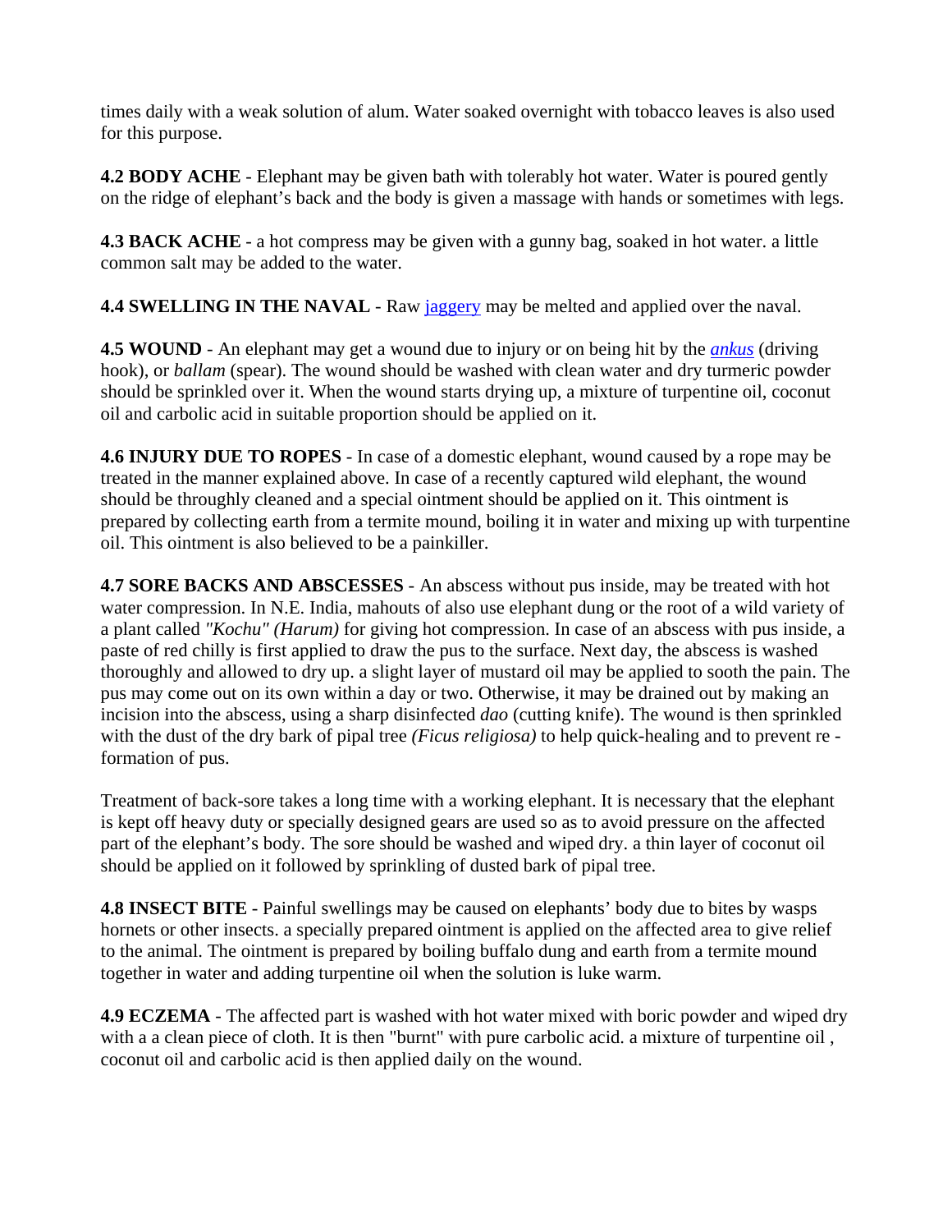times daily with a weak solution of alum. Water soaked overnight with tobacco leaves is also used for this purpose.

**4.2 BODY ACHE** - Elephant may be given bath with tolerably hot water. Water is poured gently on the ridge of elephant's back and the body is given a massage with hands or sometimes with legs.

**4.3 BACK ACHE** - a hot compress may be given with a gunny bag, soaked in hot water. a little common salt may be added to the water.

**4.4 SWELLING IN THE NAVAL** - Raw jaggery may be melted and applied over the naval.

**4.5 WOUND** - An elephant may get a wound due to injury or on being hit by the *ankus* (driving hook), or *ballam* (spear). The wound should be washed with clean water and dry turmeric powder should be sprinkled over it. When the wound starts drying up, a mixture of turpentine oil, coconut oil and carbolic acid in suitable proportion should be applied on it.

**4.6 INJURY DUE TO ROPES** - In case of a domestic elephant, wound caused by a rope may be treated in the manner explained above. In case of a recently captured wild elephant, the wound should be throughly cleaned and a special ointment should be applied on it. This ointment is prepared by collecting earth from a termite mound, boiling it in water and mixing up with turpentine oil. This ointment is also believed to be a painkiller.

**4.7 SORE BACKS AND ABSCESSES** - An abscess without pus inside, may be treated with hot water compression. In N.E. India, mahouts of also use elephant dung or the root of a wild variety of a plant called *"Kochu" (Harum)* for giving hot compression. In case of an abscess with pus inside, a paste of red chilly is first applied to draw the pus to the surface. Next day, the abscess is washed thoroughly and allowed to dry up. a slight layer of mustard oil may be applied to sooth the pain. The pus may come out on its own within a day or two. Otherwise, it may be drained out by making an incision into the abscess, using a sharp disinfected *dao* (cutting knife). The wound is then sprinkled with the dust of the dry bark of pipal tree *(Ficus religiosa)* to help quick-healing and to prevent re - formation of pus.

Treatment of back-sore takes a long time with a working elephant. It is necessary that the elephant is kept off heavy duty or specially designed gears are used so as to avoid pressure on the affected part of the elephant's body. The sore should be washed and wiped dry. a thin layer of coconut oil should be applied on it followed by sprinkling of dusted bark of pipal tree.

**4.8 INSECT BITE** - Painful swellings may be caused on elephants' body due to bites by wasps hornets or other insects. a specially prepared ointment is applied on the affected area to give relief to the animal. The ointment is prepared by boiling buffalo dung and earth from a termite mound together in water and adding turpentine oil when the solution is luke warm.

**4.9 ECZEMA** - The affected part is washed with hot water mixed with boric powder and wiped dry with a a clean piece of cloth. It is then "burnt" with pure carbolic acid. a mixture of turpentine oil , coconut oil and carbolic acid is then applied daily on the wound.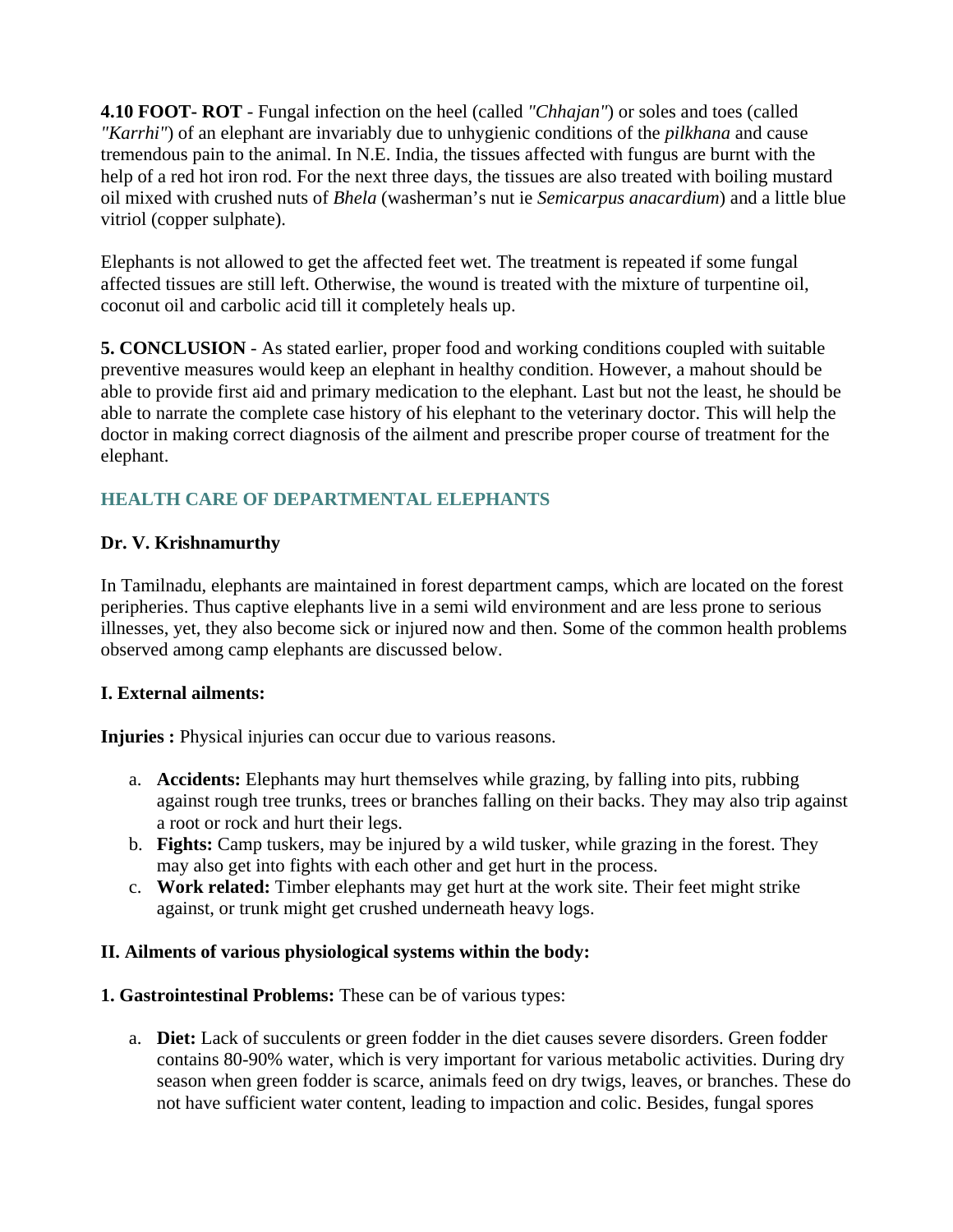**4.10 FOOT- ROT** - Fungal infection on the heel (called *"Chhajan"*) or soles and toes (called *"Karrhi"*) of an elephant are invariably due to unhygienic conditions of the *pilkhana* and cause tremendous pain to the animal. In N.E. India, the tissues affected with fungus are burnt with the help of a red hot iron rod. For the next three days, the tissues are also treated with boiling mustard oil mixed with crushed nuts of *Bhela* (washerman's nut ie *Semicarpus anacardium*) and a little blue vitriol (copper sulphate).

Elephants is not allowed to get the affected feet wet. The treatment is repeated if some fungal affected tissues are still left. Otherwise, the wound is treated with the mixture of turpentine oil, coconut oil and carbolic acid till it completely heals up.

**5. CONCLUSION** - As stated earlier, proper food and working conditions coupled with suitable preventive measures would keep an elephant in healthy condition. However, a mahout should be able to provide first aid and primary medication to the elephant. Last but not the least, he should be able to narrate the complete case history of his elephant to the veterinary doctor. This will help the doctor in making correct diagnosis of the ailment and prescribe proper course of treatment for the elephant.

## HEALTH CARE OF DEPARTMENTAL ELEPHANTS

**Dr. V. Krishnamurthy**

In Tamilnadu, elephants are maintained in forest department camps, which are located on the forest peripheries. Thus captive elephants live in a semi wild environment and are less prone to serious illnesses, yet, they also become sick or injured now and then. Some of the common health problems observed among camp elephants are discussed below.

**I. External ailments:**

**Injuries :** Physical injuries can occur due to various reasons.

a. **Accidents:** Elephants may hurt themselves while grazing, by falling into pits, rubbing against rough tree trunks, trees or branches falling on their backs. They may also trip against a root or rock and hurt their legs.
b. **Fights:** Camp tuskers, may be injured by a wild tusker, while grazing in the forest. They may also get into fights with each other and get hurt in the process.
c. **Work related:** Timber elephants may get hurt at the work site. Their feet might strike against, or trunk might get crushed underneath heavy logs.

**II. Ailments of various physiological systems within the body:**

**1. Gastrointestinal Problems:** These can be of various types:

a. **Diet:** Lack of succulents or green fodder in the diet causes severe disorders. Green fodder contains 80-90% water, which is very important for various metabolic activities. During dry season when green fodder is scarce, animals feed on dry twigs, leaves, or branches. These do not have sufficient water content, leading to impaction and colic. Besides, fungal spores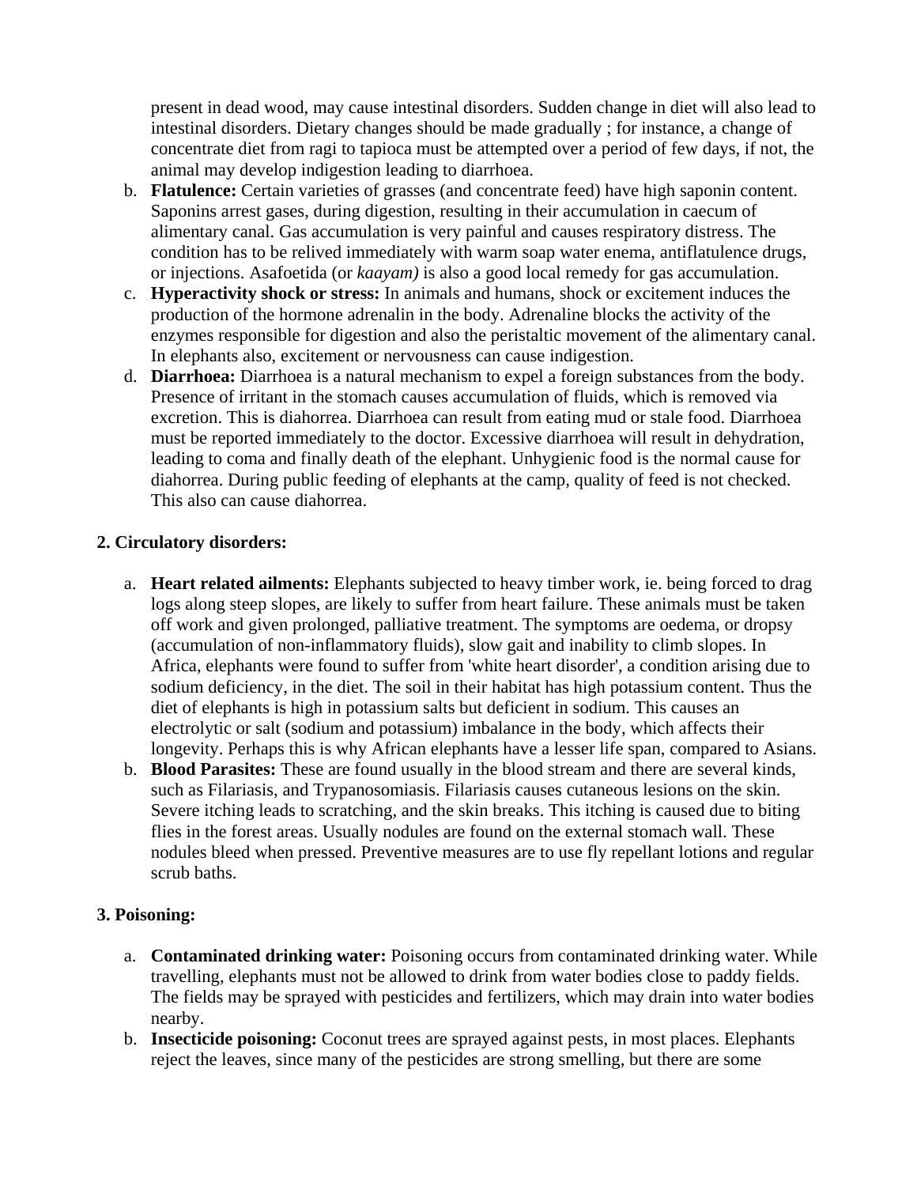present in dead wood, may cause intestinal disorders. Sudden change in diet will also lead to intestinal disorders. Dietary changes should be made gradually ; for instance, a change of concentrate diet from ragi to tapioca must be attempted over a period of few days, if not, the animal may develop indigestion leading to diarrhoea.

b. **Flatulence:** Certain varieties of grasses (and concentrate feed) have high saponin content. Saponins arrest gases, during digestion, resulting in their accumulation in caecum of alimentary canal. Gas accumulation is very painful and causes respiratory distress. The condition has to be relived immediately with warm soap water enema, antiflatulence drugs, or injections. Asafoetida (or *kaayam)* is also a good local remedy for gas accumulation.
c. **Hyperactivity shock or stress:** In animals and humans, shock or excitement induces the production of the hormone adrenalin in the body. Adrenaline blocks the activity of the enzymes responsible for digestion and also the peristaltic movement of the alimentary canal. In elephants also, excitement or nervousness can cause indigestion.
d. **Diarrhoea:** Diarrhoea is a natural mechanism to expel a foreign substances from the body. Presence of irritant in the stomach causes accumulation of fluids, which is removed via excretion. This is diahorrea. Diarrhoea can result from eating mud or stale food. Diarrhoea must be reported immediately to the doctor. Excessive diarrhoea will result in dehydration, leading to coma and finally death of the elephant. Unhygienic food is the normal cause for diahorrea. During public feeding of elephants at the camp, quality of feed is not checked. This also can cause diahorrea.

**2. Circulatory disorders:**

a. **Heart related ailments:** Elephants subjected to heavy timber work, ie. being forced to drag logs along steep slopes, are likely to suffer from heart failure. These animals must be taken off work and given prolonged, palliative treatment. The symptoms are oedema, or dropsy (accumulation of non-inflammatory fluids), slow gait and inability to climb slopes. In Africa, elephants were found to suffer from 'white heart disorder', a condition arising due to sodium deficiency, in the diet. The soil in their habitat has high potassium content. Thus the diet of elephants is high in potassium salts but deficient in sodium. This causes an electrolytic or salt (sodium and potassium) imbalance in the body, which affects their longevity. Perhaps this is why African elephants have a lesser life span, compared to Asians.
b. **Blood Parasites:** These are found usually in the blood stream and there are several kinds, such as Filariasis, and Trypanosomiasis. Filariasis causes cutaneous lesions on the skin. Severe itching leads to scratching, and the skin breaks. This itching is caused due to biting flies in the forest areas. Usually nodules are found on the external stomach wall. These nodules bleed when pressed. Preventive measures are to use fly repellant lotions and regular scrub baths.

**3. Poisoning:**

a. **Contaminated drinking water:** Poisoning occurs from contaminated drinking water. While travelling, elephants must not be allowed to drink from water bodies close to paddy fields. The fields may be sprayed with pesticides and fertilizers, which may drain into water bodies nearby.
b. **Insecticide poisoning:** Coconut trees are sprayed against pests, in most places. Elephants reject the leaves, since many of the pesticides are strong smelling, but there are some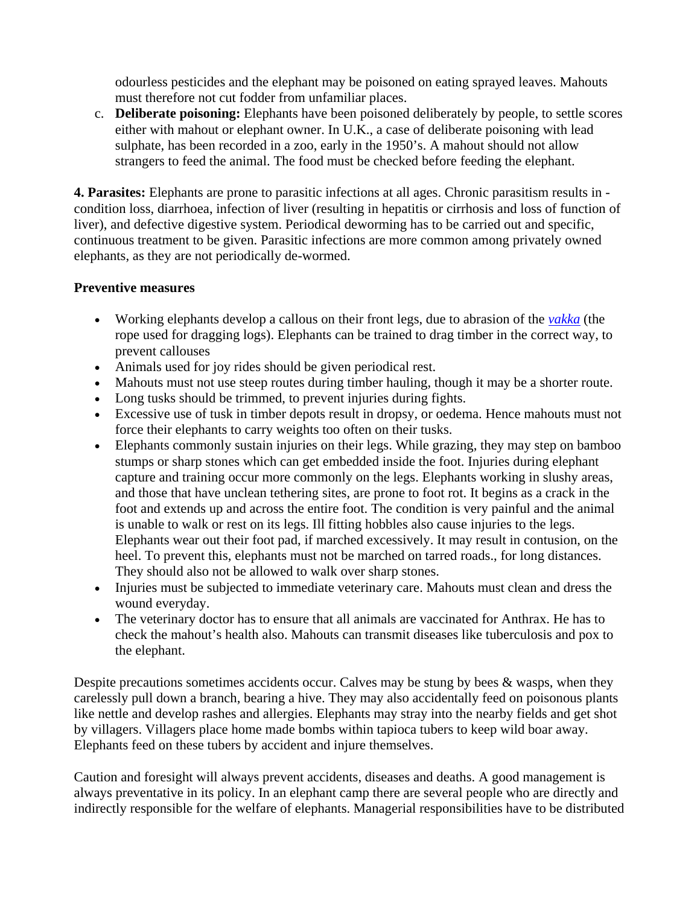odourless pesticides and the elephant may be poisoned on eating sprayed leaves. Mahouts must therefore not cut fodder from unfamiliar places.

c. **Deliberate poisoning:** Elephants have been poisoned deliberately by people, to settle scores either with mahout or elephant owner. In U.K., a case of deliberate poisoning with lead sulphate, has been recorded in a zoo, early in the 1950's. A mahout should not allow strangers to feed the animal. The food must be checked before feeding the elephant.

**4. Parasites:** Elephants are prone to parasitic infections at all ages. Chronic parasitism results in - condition loss, diarrhoea, infection of liver (resulting in hepatitis or cirrhosis and loss of function of liver), and defective digestive system. Periodical deworming has to be carried out and specific, continuous treatment to be given. Parasitic infections are more common among privately owned elephants, as they are not periodically de-wormed.

**Preventive measures**

- Working elephants develop a callous on their front legs, due to abrasion of the *vakka* (the rope used for dragging logs). Elephants can be trained to drag timber in the correct way, to prevent callouses
- Animals used for joy rides should be given periodical rest.
- Mahouts must not use steep routes during timber hauling, though it may be a shorter route.
- Long tusks should be trimmed, to prevent injuries during fights.
- Excessive use of tusk in timber depots result in dropsy, or oedema. Hence mahouts must not force their elephants to carry weights too often on their tusks.
- Elephants commonly sustain injuries on their legs. While grazing, they may step on bamboo stumps or sharp stones which can get embedded inside the foot. Injuries during elephant capture and training occur more commonly on the legs. Elephants working in slushy areas, and those that have unclean tethering sites, are prone to foot rot. It begins as a crack in the foot and extends up and across the entire foot. The condition is very painful and the animal is unable to walk or rest on its legs. Ill fitting hobbles also cause injuries to the legs. Elephants wear out their foot pad, if marched excessively. It may result in contusion, on the heel. To prevent this, elephants must not be marched on tarred roads., for long distances. They should also not be allowed to walk over sharp stones.
- Injuries must be subjected to immediate veterinary care. Mahouts must clean and dress the wound everyday.
- The veterinary doctor has to ensure that all animals are vaccinated for Anthrax. He has to check the mahout's health also. Mahouts can transmit diseases like tuberculosis and pox to the elephant.

Despite precautions sometimes accidents occur. Calves may be stung by bees & wasps, when they carelessly pull down a branch, bearing a hive. They may also accidentally feed on poisonous plants like nettle and develop rashes and allergies. Elephants may stray into the nearby fields and get shot by villagers. Villagers place home made bombs within tapioca tubers to keep wild boar away. Elephants feed on these tubers by accident and injure themselves.

Caution and foresight will always prevent accidents, diseases and deaths. A good management is always preventative in its policy. In an elephant camp there are several people who are directly and indirectly responsible for the welfare of elephants. Managerial responsibilities have to be distributed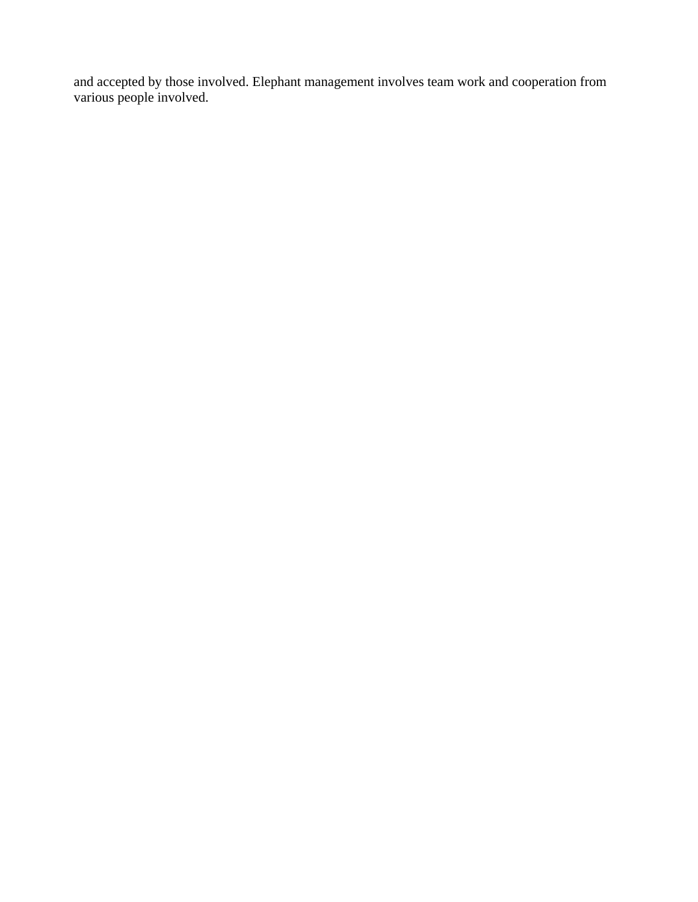and accepted by those involved. Elephant management involves team work and cooperation from various people involved.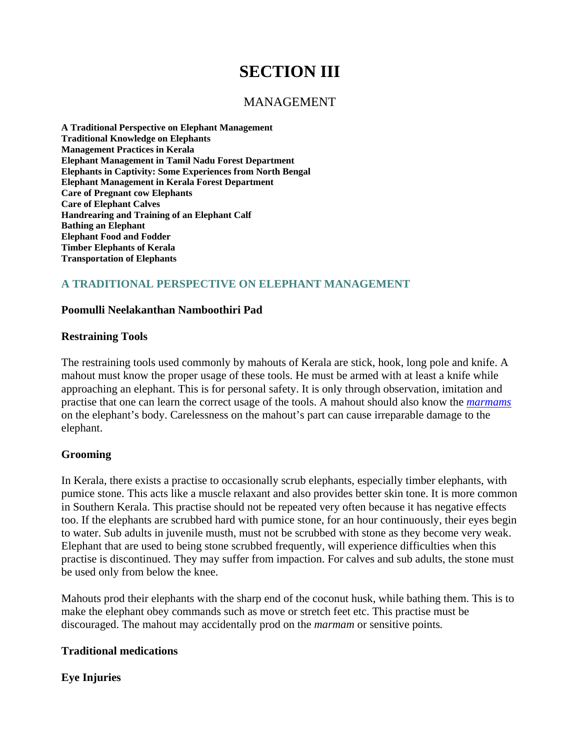# SECTION III

## MANAGEMENT

**A Traditional Perspective on Elephant Management**
**Traditional Knowledge on Elephants**
**Management Practices in Kerala**
**Elephant Management in Tamil Nadu Forest Department**
**Elephants in Captivity: Some Experiences from North Bengal**
**Elephant Management in Kerala Forest Department**
**Care of Pregnant cow Elephants**
**Care of Elephant Calves**
**Handrearing and Training of an Elephant Calf**
**Bathing an Elephant**
**Elephant Food and Fodder**
**Timber Elephants of Kerala**
**Transportation of Elephants**

### A TRADITIONAL PERSPECTIVE ON ELEPHANT MANAGEMENT

**Poomulli Neelakanthan Namboothiri Pad**

#### Restraining Tools

The restraining tools used commonly by mahouts of Kerala are stick, hook, long pole and knife. A mahout must know the proper usage of these tools. He must be armed with at least a knife while approaching an elephant. This is for personal safety. It is only through observation, imitation and practise that one can learn the correct usage of the tools. A mahout should also know the *marmams* on the elephant's body. Carelessness on the mahout's part can cause irreparable damage to the elephant.

#### Grooming

In Kerala, there exists a practise to occasionally scrub elephants, especially timber elephants, with pumice stone. This acts like a muscle relaxant and also provides better skin tone. It is more common in Southern Kerala. This practise should not be repeated very often because it has negative effects too. If the elephants are scrubbed hard with pumice stone, for an hour continuously, their eyes begin to water. Sub adults in juvenile musth, must not be scrubbed with stone as they become very weak. Elephant that are used to being stone scrubbed frequently, will experience difficulties when this practise is discontinued. They may suffer from impaction. For calves and sub adults, the stone must be used only from below the knee.

Mahouts prod their elephants with the sharp end of the coconut husk, while bathing them. This is to make the elephant obey commands such as move or stretch feet etc. This practise must be discouraged. The mahout may accidentally prod on the *marmam* or sensitive points.

#### Traditional medications

#### Eye Injuries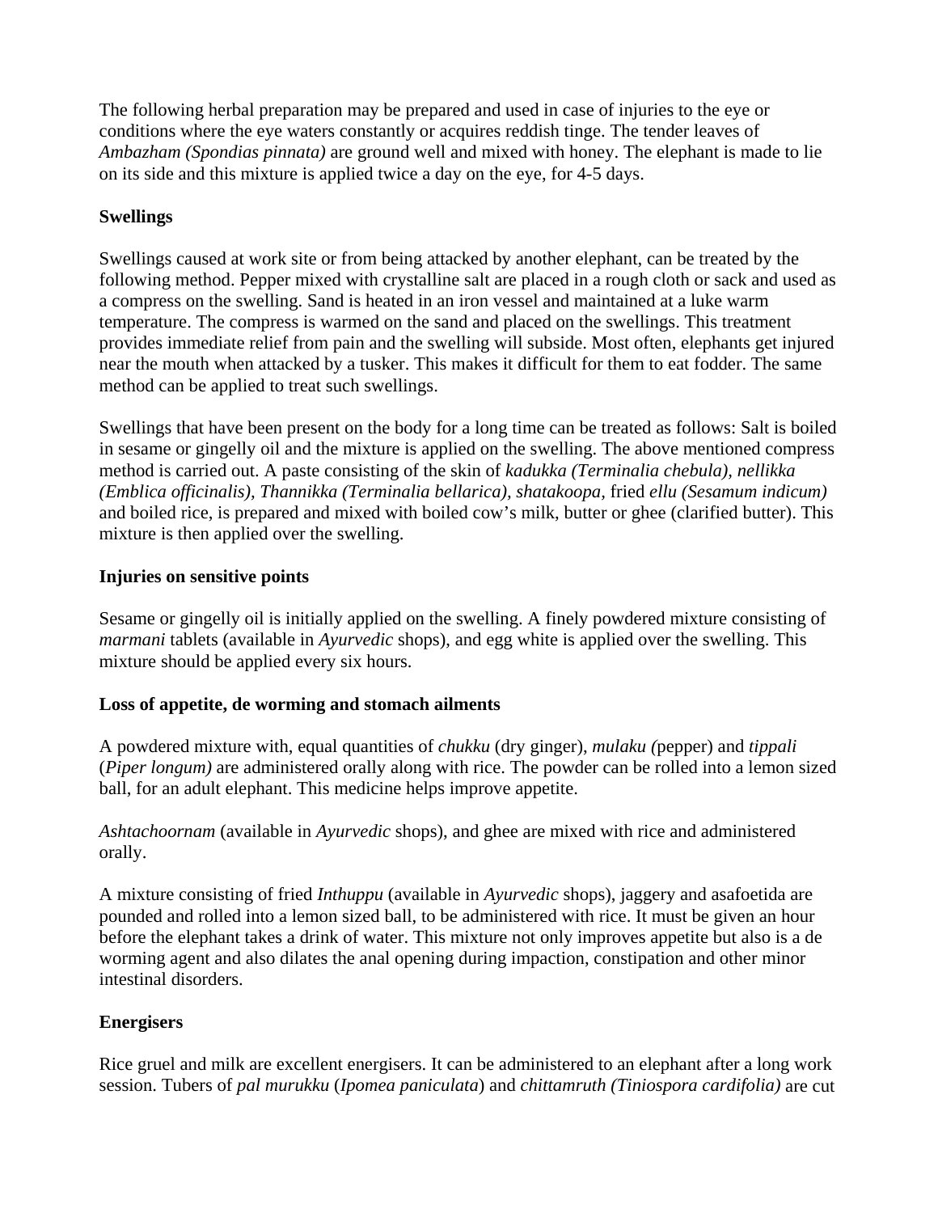The following herbal preparation may be prepared and used in case of injuries to the eye or conditions where the eye waters constantly or acquires reddish tinge. The tender leaves of *Ambazham (Spondias pinnata)* are ground well and mixed with honey. The elephant is made to lie on its side and this mixture is applied twice a day on the eye, for 4-5 days.

**Swellings**

Swellings caused at work site or from being attacked by another elephant, can be treated by the following method. Pepper mixed with crystalline salt are placed in a rough cloth or sack and used as a compress on the swelling. Sand is heated in an iron vessel and maintained at a luke warm temperature. The compress is warmed on the sand and placed on the swellings. This treatment provides immediate relief from pain and the swelling will subside. Most often, elephants get injured near the mouth when attacked by a tusker. This makes it difficult for them to eat fodder. The same method can be applied to treat such swellings.

Swellings that have been present on the body for a long time can be treated as follows: Salt is boiled in sesame or gingelly oil and the mixture is applied on the swelling. The above mentioned compress method is carried out. A paste consisting of the skin of *kadukka (Terminalia chebula), nellikka (Emblica officinalis), Thannikka (Terminalia bellarica), shatakoopa*, fried *ellu (Sesamum indicum)* and boiled rice, is prepared and mixed with boiled cow's milk, butter or ghee (clarified butter). This mixture is then applied over the swelling.

**Injuries on sensitive points**

Sesame or gingelly oil is initially applied on the swelling. A finely powdered mixture consisting of *marmani* tablets (available in *Ayurvedic* shops), and egg white is applied over the swelling. This mixture should be applied every six hours.

**Loss of appetite, de worming and stomach ailments**

A powdered mixture with, equal quantities of *chukku* (dry ginger), *mulaku (*pepper) and *tippali* (*Piper longum)* are administered orally along with rice. The powder can be rolled into a lemon sized ball, for an adult elephant. This medicine helps improve appetite.

*Ashtachoornam* (available in *Ayurvedic* shops), and ghee are mixed with rice and administered orally.

A mixture consisting of fried *Inthuppu* (available in *Ayurvedic* shops), jaggery and asafoetida are pounded and rolled into a lemon sized ball, to be administered with rice. It must be given an hour before the elephant takes a drink of water. This mixture not only improves appetite but also is a de worming agent and also dilates the anal opening during impaction, constipation and other minor intestinal disorders.

**Energisers**

Rice gruel and milk are excellent energisers. It can be administered to an elephant after a long work session. Tubers of *pal murukku* (*Ipomea paniculata*) and *chittamruth (Tiniospora cardifolia)* are cut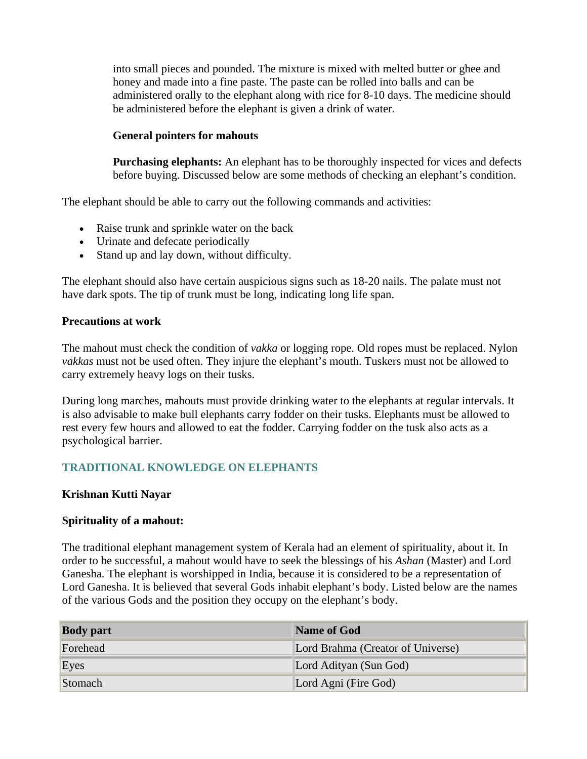into small pieces and pounded. The mixture is mixed with melted butter or ghee and honey and made into a fine paste. The paste can be rolled into balls and can be administered orally to the elephant along with rice for 8-10 days. The medicine should be administered before the elephant is given a drink of water.

**General pointers for mahouts**

**Purchasing elephants:** An elephant has to be thoroughly inspected for vices and defects before buying. Discussed below are some methods of checking an elephant's condition.

The elephant should be able to carry out the following commands and activities:

- Raise trunk and sprinkle water on the back
- Urinate and defecate periodically
- Stand up and lay down, without difficulty.

The elephant should also have certain auspicious signs such as 18-20 nails. The palate must not have dark spots. The tip of trunk must be long, indicating long life span.

**Precautions at work**

The mahout must check the condition of *vakka* or logging rope. Old ropes must be replaced. Nylon *vakkas* must not be used often. They injure the elephant's mouth. Tuskers must not be allowed to carry extremely heavy logs on their tusks.

During long marches, mahouts must provide drinking water to the elephants at regular intervals. It is also advisable to make bull elephants carry fodder on their tusks. Elephants must be allowed to rest every few hours and allowed to eat the fodder. Carrying fodder on the tusk also acts as a psychological barrier.

## TRADITIONAL KNOWLEDGE ON ELEPHANTS

**Krishnan Kutti Nayar**

**Spirituality of a mahout:**

The traditional elephant management system of Kerala had an element of spirituality, about it. In order to be successful, a mahout would have to seek the blessings of his *Ashan* (Master) and Lord Ganesha. The elephant is worshipped in India, because it is considered to be a representation of Lord Ganesha. It is believed that several Gods inhabit elephant's body. Listed below are the names of the various Gods and the position they occupy on the elephant's body.

| Body part | Name of God |
|---|---|
| Forehead | Lord Brahma (Creator of Universe) |
| Eyes | Lord Adityan (Sun God) |
| Stomach | Lord Agni (Fire God) |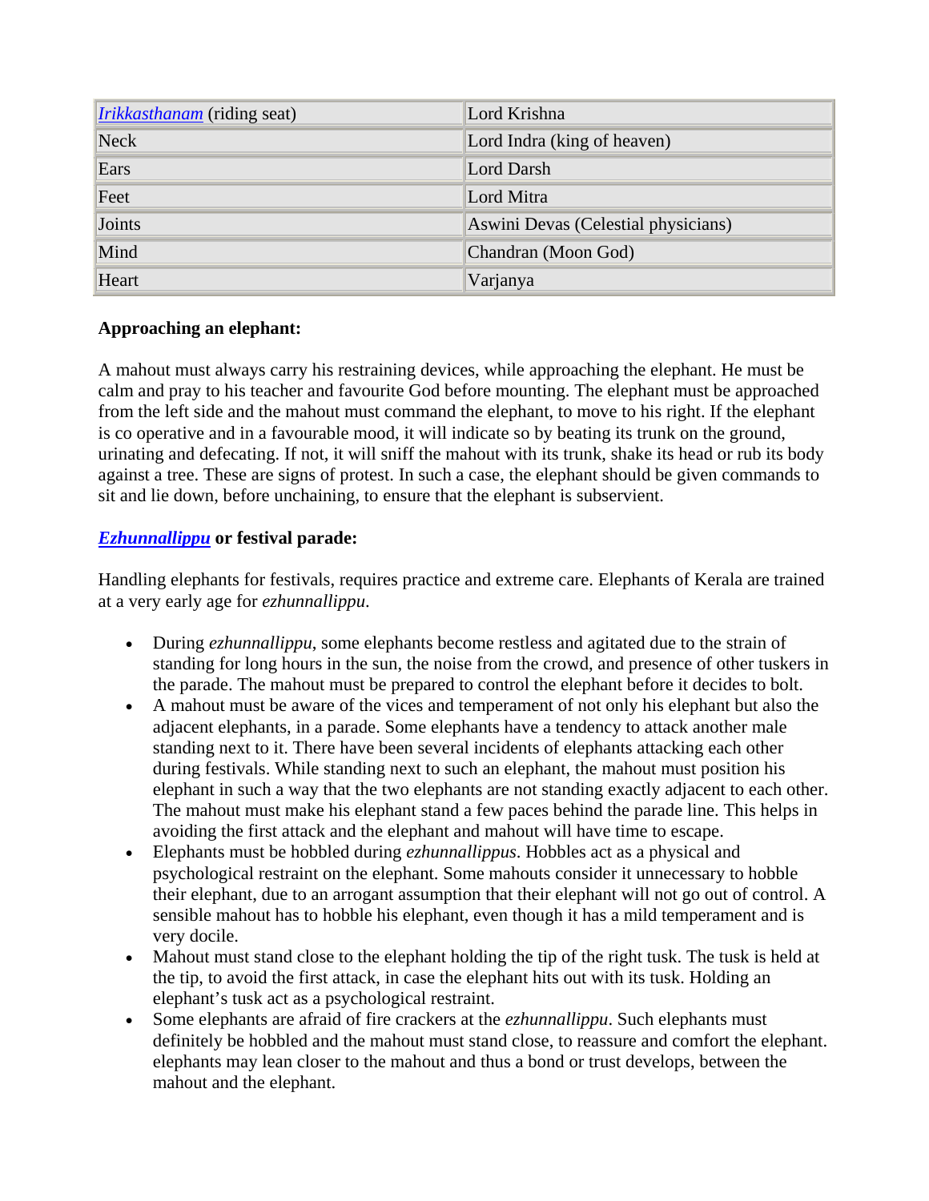| *Irikkasthanam* (riding seat) | Lord Krishna |
|---|---|
| Neck | Lord Indra (king of heaven) |
| Ears | Lord Darsh |
| Feet | Lord Mitra |
| Joints | Aswini Devas (Celestial physicians) |
| Mind | Chandran (Moon God) |
| Heart | Varjanya |

**Approaching an elephant:**

A mahout must always carry his restraining devices, while approaching the elephant. He must be calm and pray to his teacher and favourite God before mounting. The elephant must be approached from the left side and the mahout must command the elephant, to move to his right. If the elephant is co operative and in a favourable mood, it will indicate so by beating its trunk on the ground, urinating and defecating. If not, it will sniff the mahout with its trunk, shake its head or rub its body against a tree. These are signs of protest. In such a case, the elephant should be given commands to sit and lie down, before unchaining, to ensure that the elephant is subservient.

***Ezhunnallippu*** **or festival parade:**

Handling elephants for festivals, requires practice and extreme care. Elephants of Kerala are trained at a very early age for *ezhunnallippu*.

- During *ezhunnallippu*, some elephants become restless and agitated due to the strain of standing for long hours in the sun, the noise from the crowd, and presence of other tuskers in the parade. The mahout must be prepared to control the elephant before it decides to bolt.
- A mahout must be aware of the vices and temperament of not only his elephant but also the adjacent elephants, in a parade. Some elephants have a tendency to attack another male standing next to it. There have been several incidents of elephants attacking each other during festivals. While standing next to such an elephant, the mahout must position his elephant in such a way that the two elephants are not standing exactly adjacent to each other. The mahout must make his elephant stand a few paces behind the parade line. This helps in avoiding the first attack and the elephant and mahout will have time to escape.
- Elephants must be hobbled during *ezhunnallippus*. Hobbles act as a physical and psychological restraint on the elephant. Some mahouts consider it unnecessary to hobble their elephant, due to an arrogant assumption that their elephant will not go out of control. A sensible mahout has to hobble his elephant, even though it has a mild temperament and is very docile.
- Mahout must stand close to the elephant holding the tip of the right tusk. The tusk is held at the tip, to avoid the first attack, in case the elephant hits out with its tusk. Holding an elephant's tusk act as a psychological restraint.
- Some elephants are afraid of fire crackers at the *ezhunnallippu*. Such elephants must definitely be hobbled and the mahout must stand close, to reassure and comfort the elephant. elephants may lean closer to the mahout and thus a bond or trust develops, between the mahout and the elephant.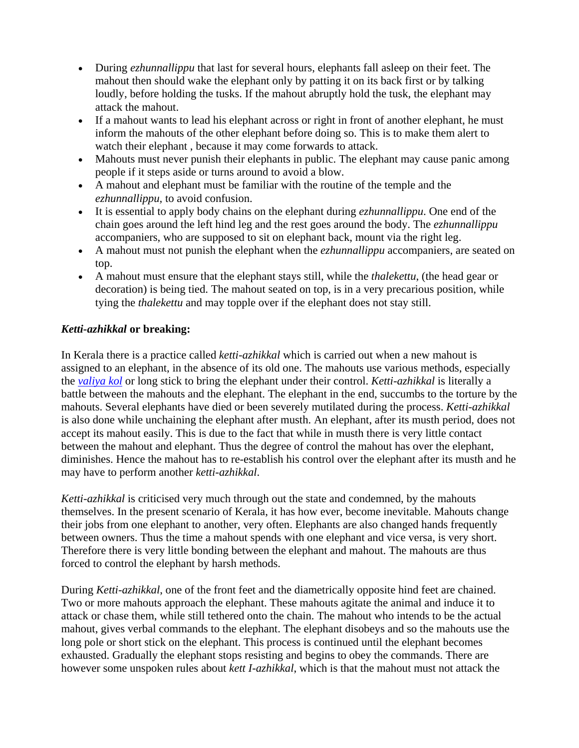- During *ezhunnallippu* that last for several hours, elephants fall asleep on their feet. The mahout then should wake the elephant only by patting it on its back first or by talking loudly, before holding the tusks. If the mahout abruptly hold the tusk, the elephant may attack the mahout.
- If a mahout wants to lead his elephant across or right in front of another elephant, he must inform the mahouts of the other elephant before doing so. This is to make them alert to watch their elephant , because it may come forwards to attack.
- Mahouts must never punish their elephants in public. The elephant may cause panic among people if it steps aside or turns around to avoid a blow.
- A mahout and elephant must be familiar with the routine of the temple and the *ezhunnallippu*, to avoid confusion.
- It is essential to apply body chains on the elephant during *ezhunnallippu*. One end of the chain goes around the left hind leg and the rest goes around the body. The *ezhunnallippu* accompaniers, who are supposed to sit on elephant back, mount via the right leg.
- A mahout must not punish the elephant when the *ezhunnallippu* accompaniers, are seated on top.
- A mahout must ensure that the elephant stays still, while the *thalekettu*, (the head gear or decoration) is being tied. The mahout seated on top, is in a very precarious position, while tying the *thalekettu* and may topple over if the elephant does not stay still.

### ***Ketti-azhikkal* or breaking:**

In Kerala there is a practice called *ketti-azhikkal* which is carried out when a new mahout is assigned to an elephant, in the absence of its old one. The mahouts use various methods, especially the *valiya kol* or long stick to bring the elephant under their control. *Ketti-azhikkal* is literally a battle between the mahouts and the elephant. The elephant in the end, succumbs to the torture by the mahouts. Several elephants have died or been severely mutilated during the process. *Ketti-azhikkal* is also done while unchaining the elephant after musth. An elephant, after its musth period, does not accept its mahout easily. This is due to the fact that while in musth there is very little contact between the mahout and elephant. Thus the degree of control the mahout has over the elephant, diminishes. Hence the mahout has to re-establish his control over the elephant after its musth and he may have to perform another *ketti-azhikkal*.

*Ketti-azhikkal* is criticised very much through out the state and condemned, by the mahouts themselves. In the present scenario of Kerala, it has how ever, become inevitable. Mahouts change their jobs from one elephant to another, very often. Elephants are also changed hands frequently between owners. Thus the time a mahout spends with one elephant and vice versa, is very short. Therefore there is very little bonding between the elephant and mahout. The mahouts are thus forced to control the elephant by harsh methods.

During *Ketti-azhikkal*, one of the front feet and the diametrically opposite hind feet are chained. Two or more mahouts approach the elephant. These mahouts agitate the animal and induce it to attack or chase them, while still tethered onto the chain. The mahout who intends to be the actual mahout, gives verbal commands to the elephant. The elephant disobeys and so the mahouts use the long pole or short stick on the elephant. This process is continued until the elephant becomes exhausted. Gradually the elephant stops resisting and begins to obey the commands. There are however some unspoken rules about *kett I-azhikkal*, which is that the mahout must not attack the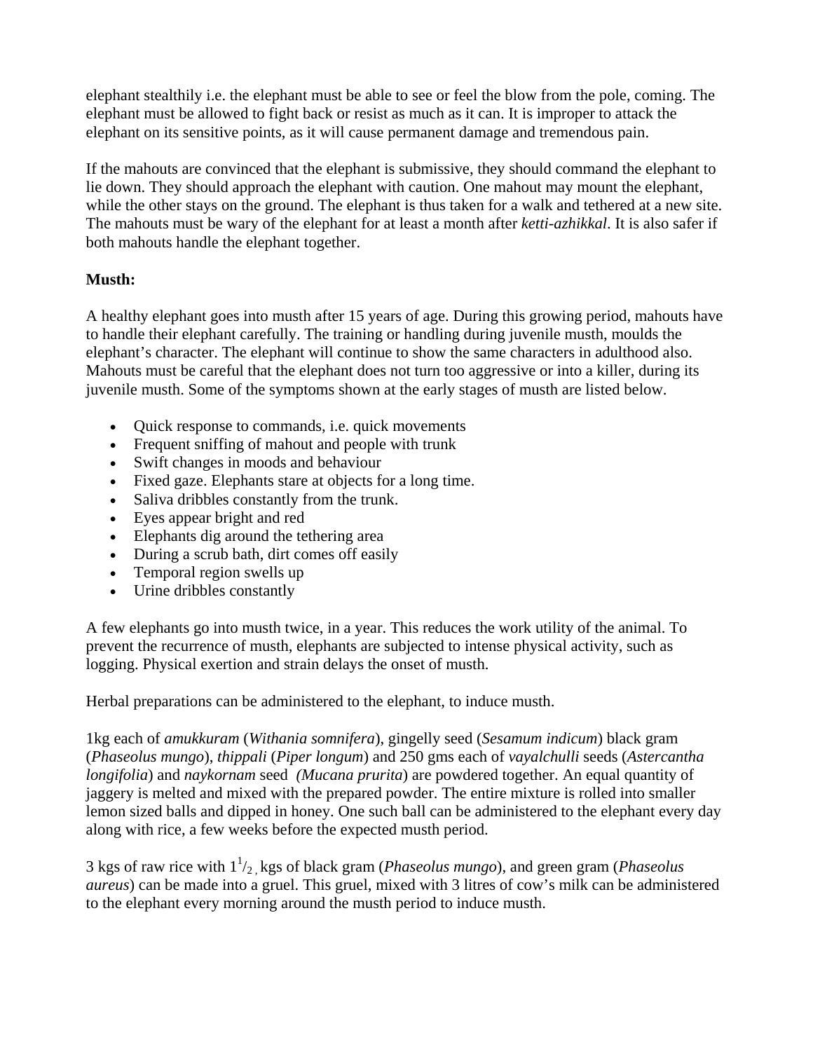elephant stealthily i.e. the elephant must be able to see or feel the blow from the pole, coming. The elephant must be allowed to fight back or resist as much as it can. It is improper to attack the elephant on its sensitive points, as it will cause permanent damage and tremendous pain.

If the mahouts are convinced that the elephant is submissive, they should command the elephant to lie down. They should approach the elephant with caution. One mahout may mount the elephant, while the other stays on the ground. The elephant is thus taken for a walk and tethered at a new site. The mahouts must be wary of the elephant for at least a month after *ketti-azhikkal*. It is also safer if both mahouts handle the elephant together.

**Musth:**

A healthy elephant goes into musth after 15 years of age. During this growing period, mahouts have to handle their elephant carefully. The training or handling during juvenile musth, moulds the elephant's character. The elephant will continue to show the same characters in adulthood also. Mahouts must be careful that the elephant does not turn too aggressive or into a killer, during its juvenile musth. Some of the symptoms shown at the early stages of musth are listed below.

- Quick response to commands, i.e. quick movements
- Frequent sniffing of mahout and people with trunk
- Swift changes in moods and behaviour
- Fixed gaze. Elephants stare at objects for a long time.
- Saliva dribbles constantly from the trunk.
- Eyes appear bright and red
- Elephants dig around the tethering area
- During a scrub bath, dirt comes off easily
- Temporal region swells up
- Urine dribbles constantly

A few elephants go into musth twice, in a year. This reduces the work utility of the animal. To prevent the recurrence of musth, elephants are subjected to intense physical activity, such as logging. Physical exertion and strain delays the onset of musth.

Herbal preparations can be administered to the elephant, to induce musth.

1kg each of *amukkuram* (*Withania somnifera*), gingelly seed (*Sesamum indicum*) black gram (*Phaseolus mungo*), *thippali* (*Piper longum*) and 250 gms each of *vayalchulli* seeds (*Astercantha longifolia*) and *naykornam* seed (*Mucana prurita*) are powdered together. An equal quantity of jaggery is melted and mixed with the prepared powder. The entire mixture is rolled into smaller lemon sized balls and dipped in honey. One such ball can be administered to the elephant every day along with rice, a few weeks before the expected musth period.

3 kgs of raw rice with $1^{1}/_{2}$ kgs of black gram (*Phaseolus mungo*), and green gram (*Phaseolus aureus*) can be made into a gruel. This gruel, mixed with 3 litres of cow's milk can be administered to the elephant every morning around the musth period to induce musth.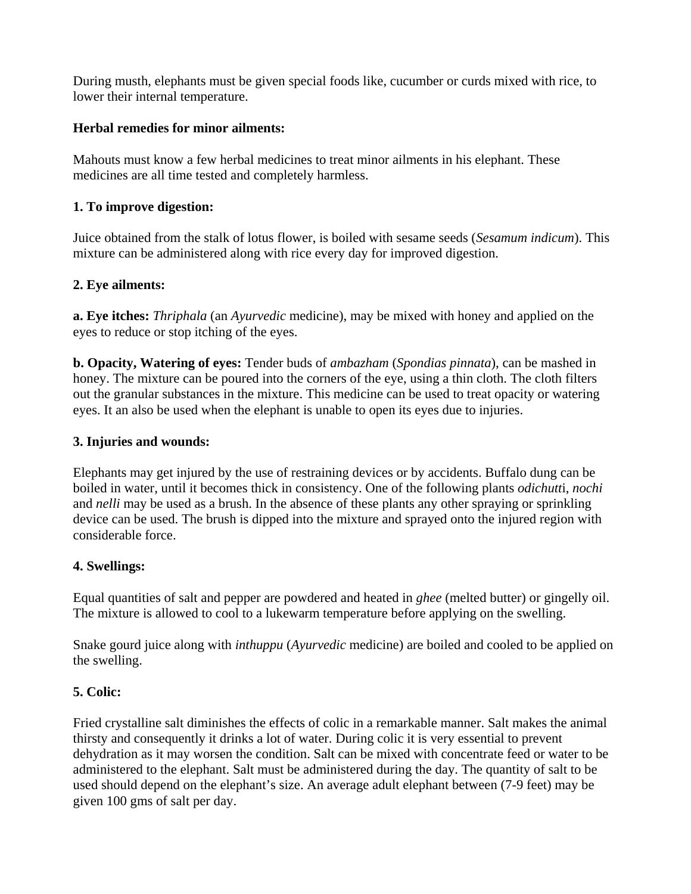During musth, elephants must be given special foods like, cucumber or curds mixed with rice, to lower their internal temperature.

**Herbal remedies for minor ailments:**

Mahouts must know a few herbal medicines to treat minor ailments in his elephant. These medicines are all time tested and completely harmless.

**1. To improve digestion:**

Juice obtained from the stalk of lotus flower, is boiled with sesame seeds (*Sesamum indicum*). This mixture can be administered along with rice every day for improved digestion.

**2. Eye ailments:**

**a. Eye itches:** *Thriphala* (an *Ayurvedic* medicine), may be mixed with honey and applied on the eyes to reduce or stop itching of the eyes.

**b. Opacity, Watering of eyes:** Tender buds of *ambazham* (*Spondias pinnata*), can be mashed in honey. The mixture can be poured into the corners of the eye, using a thin cloth. The cloth filters out the granular substances in the mixture. This medicine can be used to treat opacity or watering eyes. It an also be used when the elephant is unable to open its eyes due to injuries.

**3. Injuries and wounds:**

Elephants may get injured by the use of restraining devices or by accidents. Buffalo dung can be boiled in water, until it becomes thick in consistency. One of the following plants *odichutt*i, *nochi* and *nelli* may be used as a brush. In the absence of these plants any other spraying or sprinkling device can be used. The brush is dipped into the mixture and sprayed onto the injured region with considerable force.

**4. Swellings:**

Equal quantities of salt and pepper are powdered and heated in *ghee* (melted butter) or gingelly oil. The mixture is allowed to cool to a lukewarm temperature before applying on the swelling.

Snake gourd juice along with *inthuppu* (*Ayurvedic* medicine) are boiled and cooled to be applied on the swelling.

**5. Colic:**

Fried crystalline salt diminishes the effects of colic in a remarkable manner. Salt makes the animal thirsty and consequently it drinks a lot of water. During colic it is very essential to prevent dehydration as it may worsen the condition. Salt can be mixed with concentrate feed or water to be administered to the elephant. Salt must be administered during the day. The quantity of salt to be used should depend on the elephant's size. An average adult elephant between (7-9 feet) may be given 100 gms of salt per day.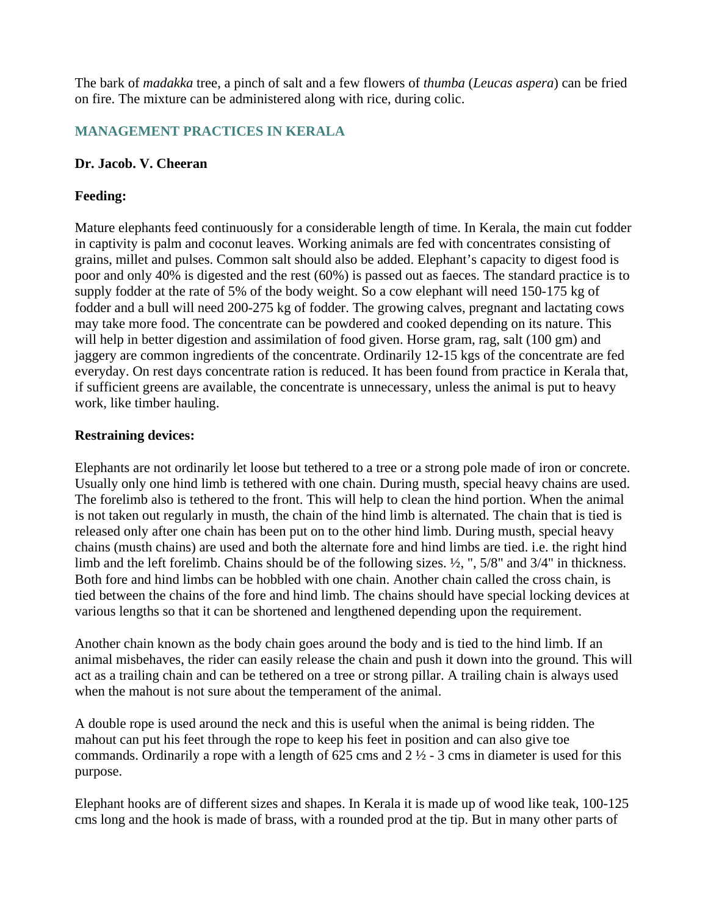The bark of *madakka* tree, a pinch of salt and a few flowers of *thumba* (*Leucas aspera*) can be fried on fire. The mixture can be administered along with rice, during colic.

## MANAGEMENT PRACTICES IN KERALA

**Dr. Jacob. V. Cheeran**

**Feeding:**

Mature elephants feed continuously for a considerable length of time. In Kerala, the main cut fodder in captivity is palm and coconut leaves. Working animals are fed with concentrates consisting of grains, millet and pulses. Common salt should also be added. Elephant's capacity to digest food is poor and only 40% is digested and the rest (60%) is passed out as faeces. The standard practice is to supply fodder at the rate of 5% of the body weight. So a cow elephant will need 150-175 kg of fodder and a bull will need 200-275 kg of fodder. The growing calves, pregnant and lactating cows may take more food. The concentrate can be powdered and cooked depending on its nature. This will help in better digestion and assimilation of food given. Horse gram, rag, salt (100 gm) and jaggery are common ingredients of the concentrate. Ordinarily 12-15 kgs of the concentrate are fed everyday. On rest days concentrate ration is reduced. It has been found from practice in Kerala that, if sufficient greens are available, the concentrate is unnecessary, unless the animal is put to heavy work, like timber hauling.

**Restraining devices:**

Elephants are not ordinarily let loose but tethered to a tree or a strong pole made of iron or concrete. Usually only one hind limb is tethered with one chain. During musth, special heavy chains are used. The forelimb also is tethered to the front. This will help to clean the hind portion. When the animal is not taken out regularly in musth, the chain of the hind limb is alternated. The chain that is tied is released only after one chain has been put on to the other hind limb. During musth, special heavy chains (musth chains) are used and both the alternate fore and hind limbs are tied. i.e. the right hind limb and the left forelimb. Chains should be of the following sizes. ½, ", 5/8" and 3/4" in thickness. Both fore and hind limbs can be hobbled with one chain. Another chain called the cross chain, is tied between the chains of the fore and hind limb. The chains should have special locking devices at various lengths so that it can be shortened and lengthened depending upon the requirement.

Another chain known as the body chain goes around the body and is tied to the hind limb. If an animal misbehaves, the rider can easily release the chain and push it down into the ground. This will act as a trailing chain and can be tethered on a tree or strong pillar. A trailing chain is always used when the mahout is not sure about the temperament of the animal.

A double rope is used around the neck and this is useful when the animal is being ridden. The mahout can put his feet through the rope to keep his feet in position and can also give toe commands. Ordinarily a rope with a length of 625 cms and 2 ½ - 3 cms in diameter is used for this purpose.

Elephant hooks are of different sizes and shapes. In Kerala it is made up of wood like teak, 100-125 cms long and the hook is made of brass, with a rounded prod at the tip. But in many other parts of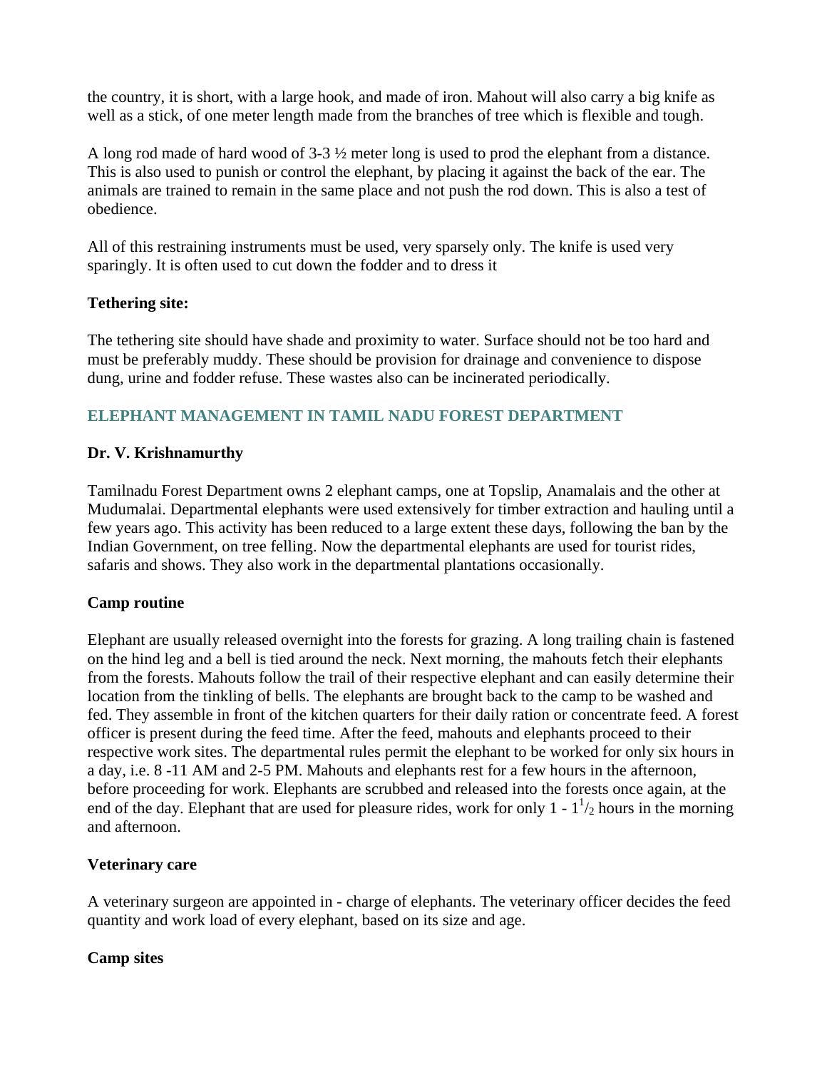the country, it is short, with a large hook, and made of iron. Mahout will also carry a big knife as well as a stick, of one meter length made from the branches of tree which is flexible and tough.

A long rod made of hard wood of 3-3 ½ meter long is used to prod the elephant from a distance. This is also used to punish or control the elephant, by placing it against the back of the ear. The animals are trained to remain in the same place and not push the rod down. This is also a test of obedience.

All of this restraining instruments must be used, very sparsely only. The knife is used very sparingly. It is often used to cut down the fodder and to dress it

**Tethering site:**

The tethering site should have shade and proximity to water. Surface should not be too hard and must be preferably muddy. These should be provision for drainage and convenience to dispose dung, urine and fodder refuse. These wastes also can be incinerated periodically.

## ELEPHANT MANAGEMENT IN TAMIL NADU FOREST DEPARTMENT

**Dr. V. Krishnamurthy**

Tamilnadu Forest Department owns 2 elephant camps, one at Topslip, Anamalais and the other at Mudumalai. Departmental elephants were used extensively for timber extraction and hauling until a few years ago. This activity has been reduced to a large extent these days, following the ban by the Indian Government, on tree felling. Now the departmental elephants are used for tourist rides, safaris and shows. They also work in the departmental plantations occasionally.

**Camp routine**

Elephant are usually released overnight into the forests for grazing. A long trailing chain is fastened on the hind leg and a bell is tied around the neck. Next morning, the mahouts fetch their elephants from the forests. Mahouts follow the trail of their respective elephant and can easily determine their location from the tinkling of bells. The elephants are brought back to the camp to be washed and fed. They assemble in front of the kitchen quarters for their daily ration or concentrate feed. A forest officer is present during the feed time. After the feed, mahouts and elephants proceed to their respective work sites. The departmental rules permit the elephant to be worked for only six hours in a day, i.e. 8 -11 AM and 2-5 PM. Mahouts and elephants rest for a few hours in the afternoon, before proceeding for work. Elephants are scrubbed and released into the forests once again, at the end of the day. Elephant that are used for pleasure rides, work for only 1 - $1^{1}/_{2}$ hours in the morning and afternoon.

**Veterinary care**

A veterinary surgeon are appointed in - charge of elephants. The veterinary officer decides the feed quantity and work load of every elephant, based on its size and age.

**Camp sites**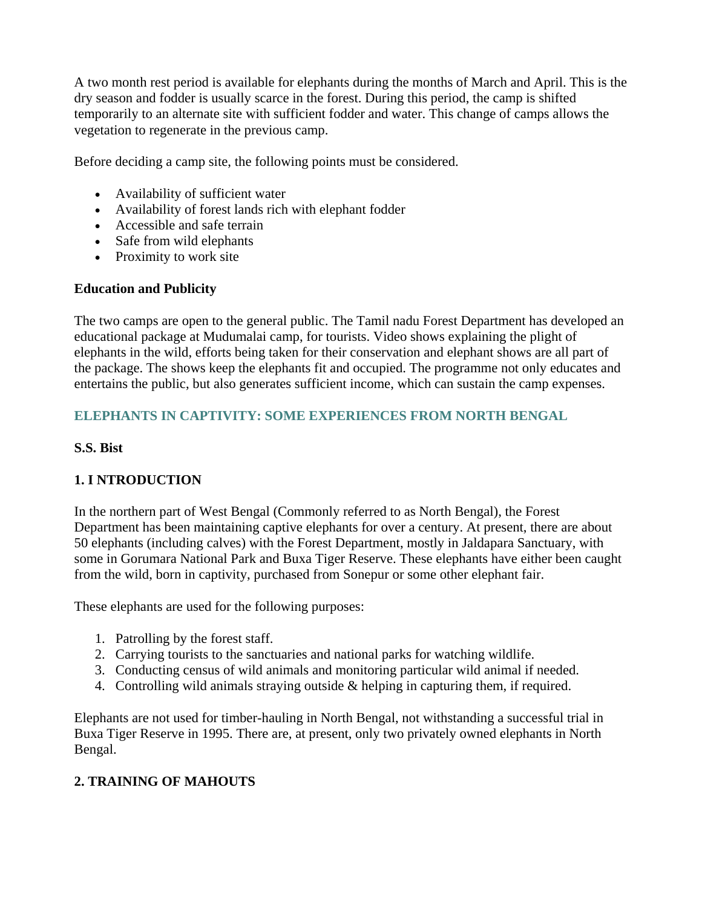A two month rest period is available for elephants during the months of March and April. This is the dry season and fodder is usually scarce in the forest. During this period, the camp is shifted temporarily to an alternate site with sufficient fodder and water. This change of camps allows the vegetation to regenerate in the previous camp.

Before deciding a camp site, the following points must be considered.

- Availability of sufficient water
- Availability of forest lands rich with elephant fodder
- Accessible and safe terrain
- Safe from wild elephants
- Proximity to work site

**Education and Publicity**

The two camps are open to the general public. The Tamil nadu Forest Department has developed an educational package at Mudumalai camp, for tourists. Video shows explaining the plight of elephants in the wild, efforts being taken for their conservation and elephant shows are all part of the package. The shows keep the elephants fit and occupied. The programme not only educates and entertains the public, but also generates sufficient income, which can sustain the camp expenses.

## ELEPHANTS IN CAPTIVITY: SOME EXPERIENCES FROM NORTH BENGAL

**S.S. Bist**

### 1. I NTRODUCTION

In the northern part of West Bengal (Commonly referred to as North Bengal), the Forest Department has been maintaining captive elephants for over a century. At present, there are about 50 elephants (including calves) with the Forest Department, mostly in Jaldapara Sanctuary, with some in Gorumara National Park and Buxa Tiger Reserve. These elephants have either been caught from the wild, born in captivity, purchased from Sonepur or some other elephant fair.

These elephants are used for the following purposes:

1. Patrolling by the forest staff.
2. Carrying tourists to the sanctuaries and national parks for watching wildlife.
3. Conducting census of wild animals and monitoring particular wild animal if needed.
4. Controlling wild animals straying outside & helping in capturing them, if required.

Elephants are not used for timber-hauling in North Bengal, not withstanding a successful trial in Buxa Tiger Reserve in 1995. There are, at present, only two privately owned elephants in North Bengal.

### 2. TRAINING OF MAHOUTS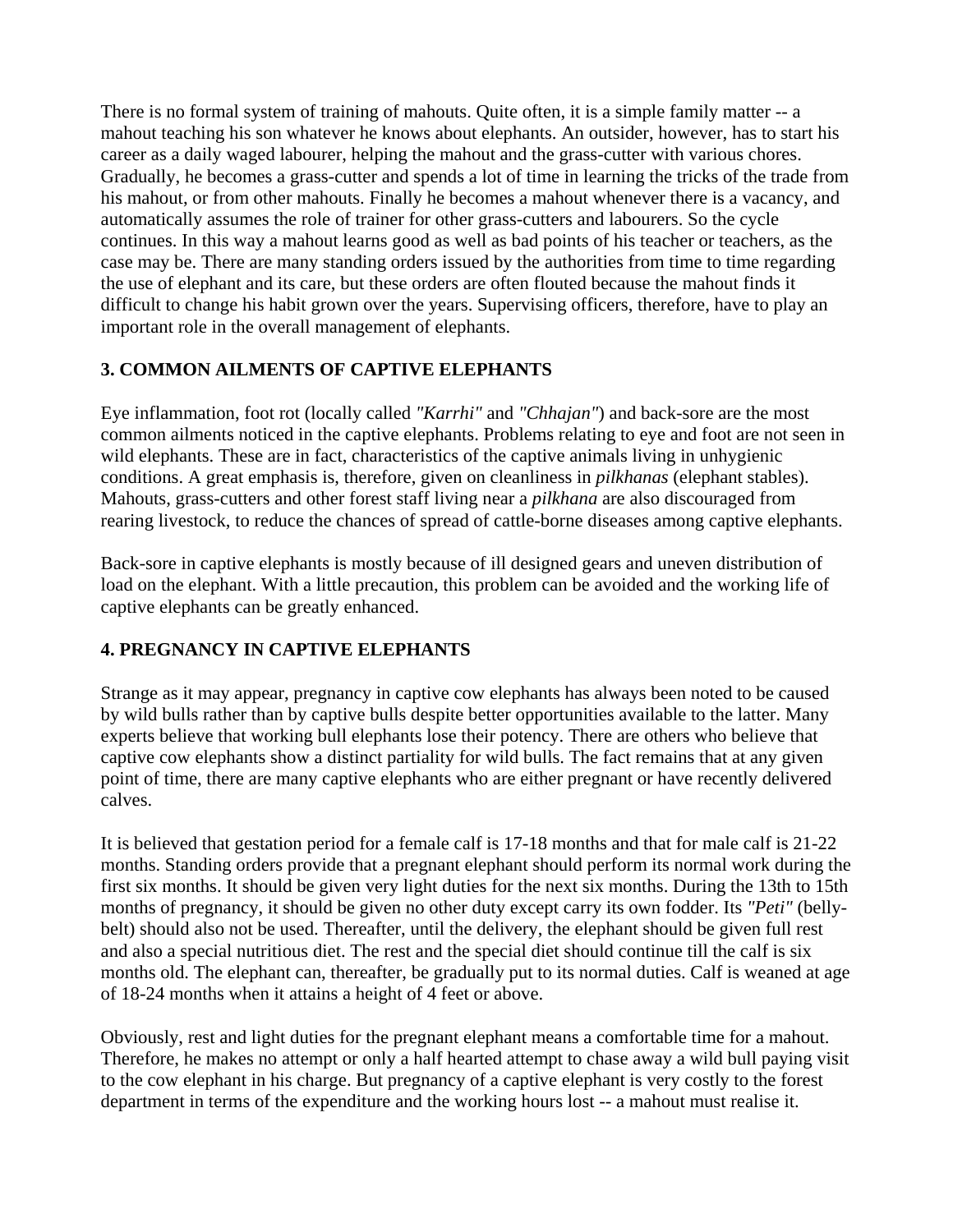There is no formal system of training of mahouts. Quite often, it is a simple family matter -- a mahout teaching his son whatever he knows about elephants. An outsider, however, has to start his career as a daily waged labourer, helping the mahout and the grass-cutter with various chores. Gradually, he becomes a grass-cutter and spends a lot of time in learning the tricks of the trade from his mahout, or from other mahouts. Finally he becomes a mahout whenever there is a vacancy, and automatically assumes the role of trainer for other grass-cutters and labourers. So the cycle continues. In this way a mahout learns good as well as bad points of his teacher or teachers, as the case may be. There are many standing orders issued by the authorities from time to time regarding the use of elephant and its care, but these orders are often flouted because the mahout finds it difficult to change his habit grown over the years. Supervising officers, therefore, have to play an important role in the overall management of elephants.

## 3. COMMON AILMENTS OF CAPTIVE ELEPHANTS

Eye inflammation, foot rot (locally called *"Karrhi"* and *"Chhajan"*) and back-sore are the most common ailments noticed in the captive elephants. Problems relating to eye and foot are not seen in wild elephants. These are in fact, characteristics of the captive animals living in unhygienic conditions. A great emphasis is, therefore, given on cleanliness in *pilkhanas* (elephant stables). Mahouts, grass-cutters and other forest staff living near a *pilkhana* are also discouraged from rearing livestock, to reduce the chances of spread of cattle-borne diseases among captive elephants.

Back-sore in captive elephants is mostly because of ill designed gears and uneven distribution of load on the elephant. With a little precaution, this problem can be avoided and the working life of captive elephants can be greatly enhanced.

## 4. PREGNANCY IN CAPTIVE ELEPHANTS

Strange as it may appear, pregnancy in captive cow elephants has always been noted to be caused by wild bulls rather than by captive bulls despite better opportunities available to the latter. Many experts believe that working bull elephants lose their potency. There are others who believe that captive cow elephants show a distinct partiality for wild bulls. The fact remains that at any given point of time, there are many captive elephants who are either pregnant or have recently delivered calves.

It is believed that gestation period for a female calf is 17-18 months and that for male calf is 21-22 months. Standing orders provide that a pregnant elephant should perform its normal work during the first six months. It should be given very light duties for the next six months. During the 13th to 15th months of pregnancy, it should be given no other duty except carry its own fodder. Its *"Peti"* (belly-belt) should also not be used. Thereafter, until the delivery, the elephant should be given full rest and also a special nutritious diet. The rest and the special diet should continue till the calf is six months old. The elephant can, thereafter, be gradually put to its normal duties. Calf is weaned at age of 18-24 months when it attains a height of 4 feet or above.

Obviously, rest and light duties for the pregnant elephant means a comfortable time for a mahout. Therefore, he makes no attempt or only a half hearted attempt to chase away a wild bull paying visit to the cow elephant in his charge. But pregnancy of a captive elephant is very costly to the forest department in terms of the expenditure and the working hours lost -- a mahout must realise it.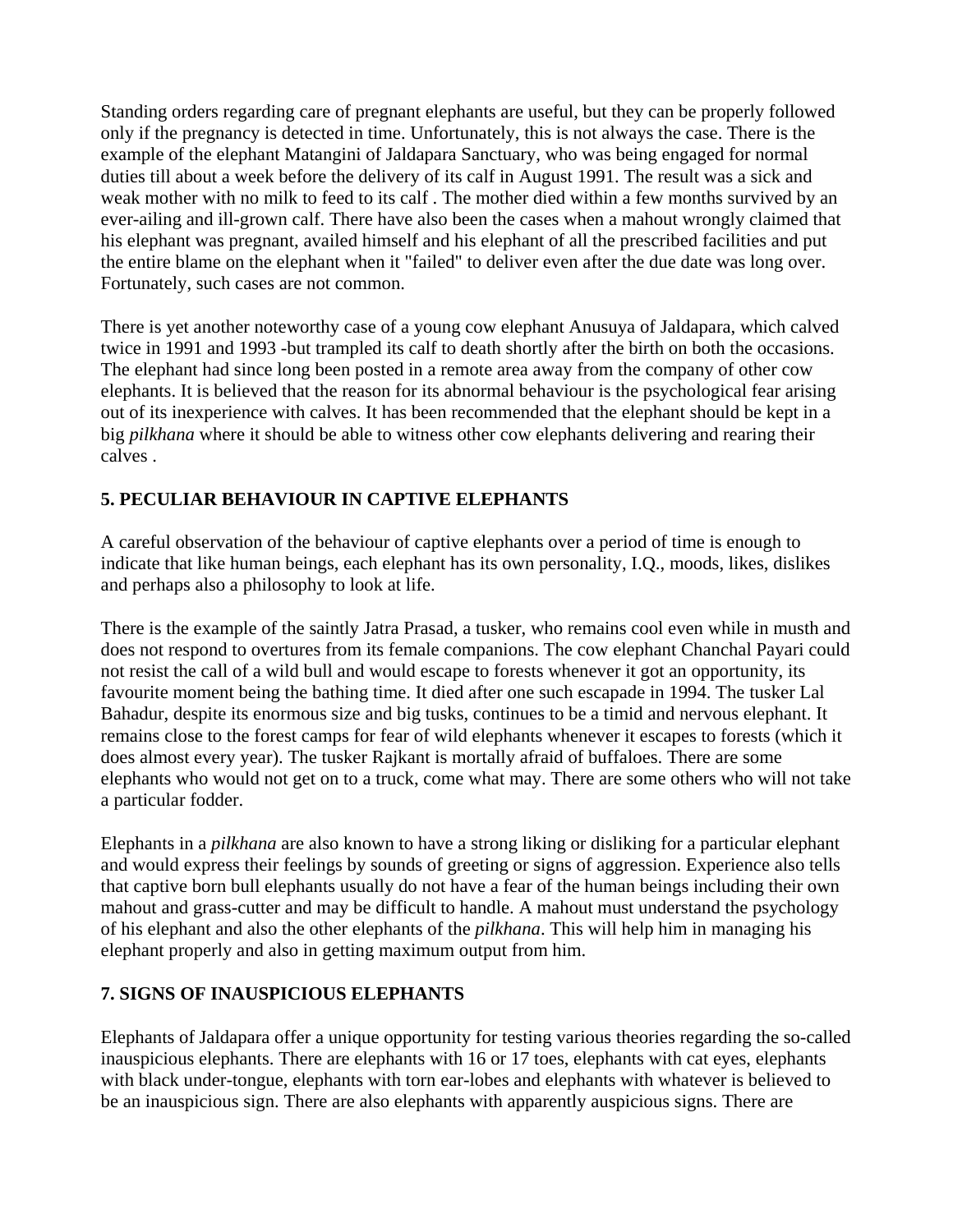Standing orders regarding care of pregnant elephants are useful, but they can be properly followed only if the pregnancy is detected in time. Unfortunately, this is not always the case. There is the example of the elephant Matangini of Jaldapara Sanctuary, who was being engaged for normal duties till about a week before the delivery of its calf in August 1991. The result was a sick and weak mother with no milk to feed to its calf . The mother died within a few months survived by an ever-ailing and ill-grown calf. There have also been the cases when a mahout wrongly claimed that his elephant was pregnant, availed himself and his elephant of all the prescribed facilities and put the entire blame on the elephant when it "failed" to deliver even after the due date was long over. Fortunately, such cases are not common.

There is yet another noteworthy case of a young cow elephant Anusuya of Jaldapara, which calved twice in 1991 and 1993 -but trampled its calf to death shortly after the birth on both the occasions. The elephant had since long been posted in a remote area away from the company of other cow elephants. It is believed that the reason for its abnormal behaviour is the psychological fear arising out of its inexperience with calves. It has been recommended that the elephant should be kept in a big *pilkhana* where it should be able to witness other cow elephants delivering and rearing their calves .

### 5. PECULIAR BEHAVIOUR IN CAPTIVE ELEPHANTS

A careful observation of the behaviour of captive elephants over a period of time is enough to indicate that like human beings, each elephant has its own personality, I.Q., moods, likes, dislikes and perhaps also a philosophy to look at life.

There is the example of the saintly Jatra Prasad, a tusker, who remains cool even while in musth and does not respond to overtures from its female companions. The cow elephant Chanchal Payari could not resist the call of a wild bull and would escape to forests whenever it got an opportunity, its favourite moment being the bathing time. It died after one such escapade in 1994. The tusker Lal Bahadur, despite its enormous size and big tusks, continues to be a timid and nervous elephant. It remains close to the forest camps for fear of wild elephants whenever it escapes to forests (which it does almost every year). The tusker Rajkant is mortally afraid of buffaloes. There are some elephants who would not get on to a truck, come what may. There are some others who will not take a particular fodder.

Elephants in a *pilkhana* are also known to have a strong liking or disliking for a particular elephant and would express their feelings by sounds of greeting or signs of aggression. Experience also tells that captive born bull elephants usually do not have a fear of the human beings including their own mahout and grass-cutter and may be difficult to handle. A mahout must understand the psychology of his elephant and also the other elephants of the *pilkhana*. This will help him in managing his elephant properly and also in getting maximum output from him.

### 7. SIGNS OF INAUSPICIOUS ELEPHANTS

Elephants of Jaldapara offer a unique opportunity for testing various theories regarding the so-called inauspicious elephants. There are elephants with 16 or 17 toes, elephants with cat eyes, elephants with black under-tongue, elephants with torn ear-lobes and elephants with whatever is believed to be an inauspicious sign. There are also elephants with apparently auspicious signs. There are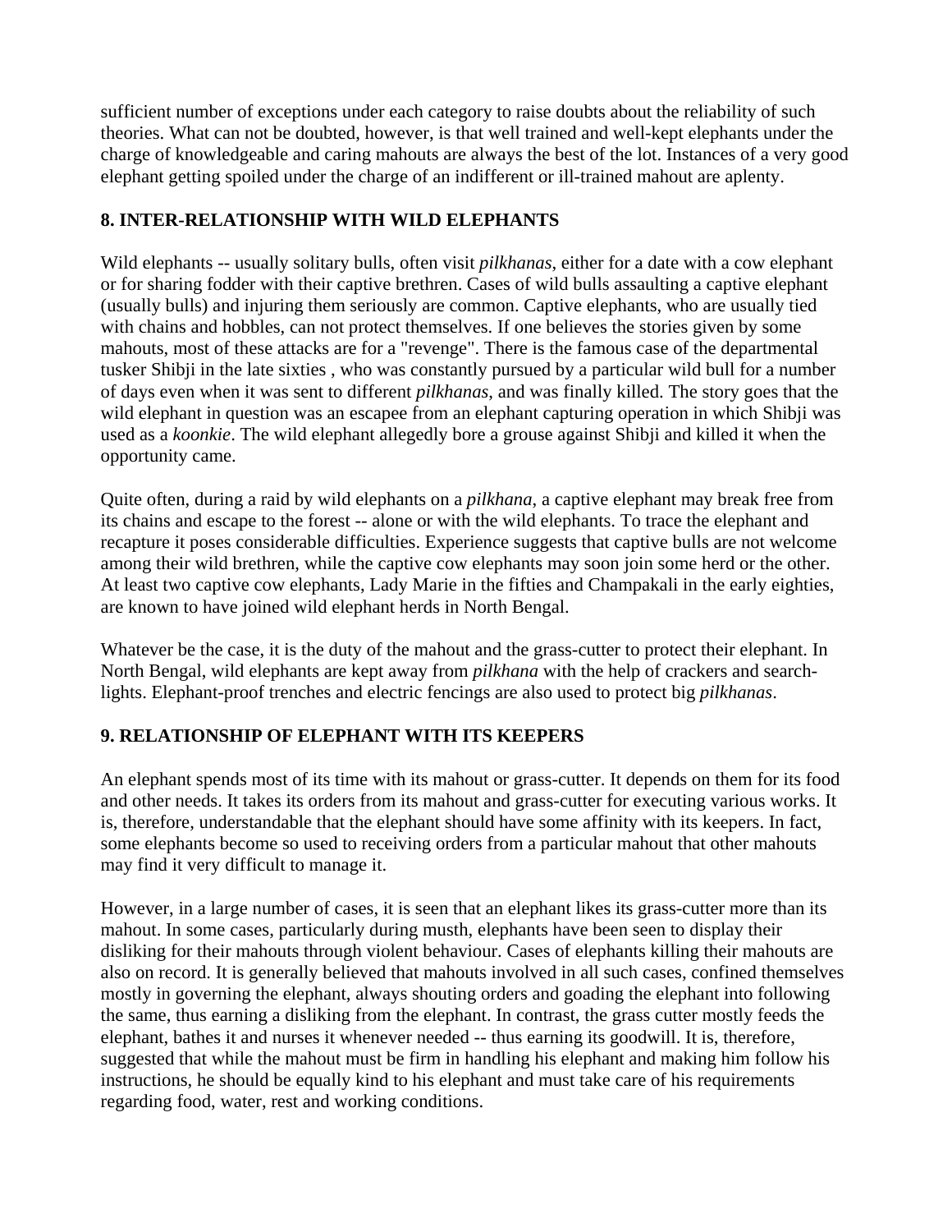sufficient number of exceptions under each category to raise doubts about the reliability of such theories. What can not be doubted, however, is that well trained and well-kept elephants under the charge of knowledgeable and caring mahouts are always the best of the lot. Instances of a very good elephant getting spoiled under the charge of an indifferent or ill-trained mahout are aplenty.

## 8. INTER-RELATIONSHIP WITH WILD ELEPHANTS

Wild elephants -- usually solitary bulls, often visit *pilkhanas*, either for a date with a cow elephant or for sharing fodder with their captive brethren. Cases of wild bulls assaulting a captive elephant (usually bulls) and injuring them seriously are common. Captive elephants, who are usually tied with chains and hobbles, can not protect themselves. If one believes the stories given by some mahouts, most of these attacks are for a "revenge". There is the famous case of the departmental tusker Shibji in the late sixties , who was constantly pursued by a particular wild bull for a number of days even when it was sent to different *pilkhanas*, and was finally killed. The story goes that the wild elephant in question was an escapee from an elephant capturing operation in which Shibji was used as a *koonkie*. The wild elephant allegedly bore a grouse against Shibji and killed it when the opportunity came.

Quite often, during a raid by wild elephants on a *pilkhana*, a captive elephant may break free from its chains and escape to the forest -- alone or with the wild elephants. To trace the elephant and recapture it poses considerable difficulties. Experience suggests that captive bulls are not welcome among their wild brethren, while the captive cow elephants may soon join some herd or the other. At least two captive cow elephants, Lady Marie in the fifties and Champakali in the early eighties, are known to have joined wild elephant herds in North Bengal.

Whatever be the case, it is the duty of the mahout and the grass-cutter to protect their elephant. In North Bengal, wild elephants are kept away from *pilkhana* with the help of crackers and search-lights. Elephant-proof trenches and electric fencings are also used to protect big *pilkhanas*.

## 9. RELATIONSHIP OF ELEPHANT WITH ITS KEEPERS

An elephant spends most of its time with its mahout or grass-cutter. It depends on them for its food and other needs. It takes its orders from its mahout and grass-cutter for executing various works. It is, therefore, understandable that the elephant should have some affinity with its keepers. In fact, some elephants become so used to receiving orders from a particular mahout that other mahouts may find it very difficult to manage it.

However, in a large number of cases, it is seen that an elephant likes its grass-cutter more than its mahout. In some cases, particularly during musth, elephants have been seen to display their disliking for their mahouts through violent behaviour. Cases of elephants killing their mahouts are also on record. It is generally believed that mahouts involved in all such cases, confined themselves mostly in governing the elephant, always shouting orders and goading the elephant into following the same, thus earning a disliking from the elephant. In contrast, the grass cutter mostly feeds the elephant, bathes it and nurses it whenever needed -- thus earning its goodwill. It is, therefore, suggested that while the mahout must be firm in handling his elephant and making him follow his instructions, he should be equally kind to his elephant and must take care of his requirements regarding food, water, rest and working conditions.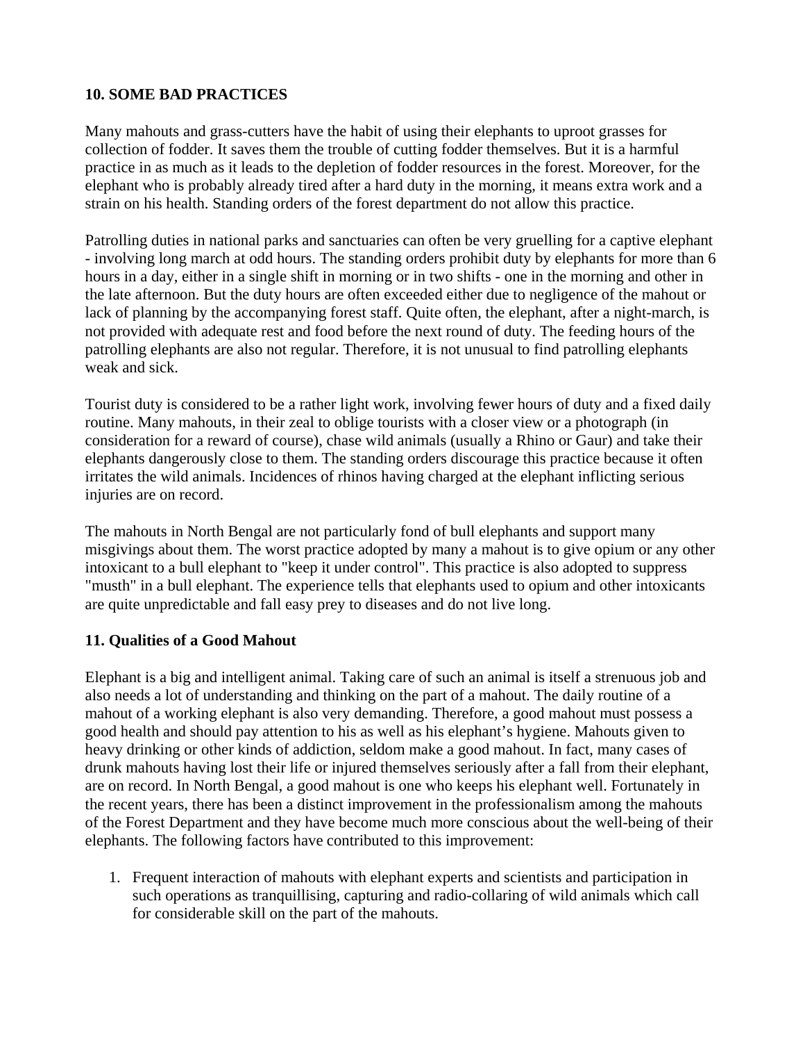## 10. SOME BAD PRACTICES

Many mahouts and grass-cutters have the habit of using their elephants to uproot grasses for collection of fodder. It saves them the trouble of cutting fodder themselves. But it is a harmful practice in as much as it leads to the depletion of fodder resources in the forest. Moreover, for the elephant who is probably already tired after a hard duty in the morning, it means extra work and a strain on his health. Standing orders of the forest department do not allow this practice.

Patrolling duties in national parks and sanctuaries can often be very gruelling for a captive elephant - involving long march at odd hours. The standing orders prohibit duty by elephants for more than 6 hours in a day, either in a single shift in morning or in two shifts - one in the morning and other in the late afternoon. But the duty hours are often exceeded either due to negligence of the mahout or lack of planning by the accompanying forest staff. Quite often, the elephant, after a night-march, is not provided with adequate rest and food before the next round of duty. The feeding hours of the patrolling elephants are also not regular. Therefore, it is not unusual to find patrolling elephants weak and sick.

Tourist duty is considered to be a rather light work, involving fewer hours of duty and a fixed daily routine. Many mahouts, in their zeal to oblige tourists with a closer view or a photograph (in consideration for a reward of course), chase wild animals (usually a Rhino or Gaur) and take their elephants dangerously close to them. The standing orders discourage this practice because it often irritates the wild animals. Incidences of rhinos having charged at the elephant inflicting serious injuries are on record.

The mahouts in North Bengal are not particularly fond of bull elephants and support many misgivings about them. The worst practice adopted by many a mahout is to give opium or any other intoxicant to a bull elephant to "keep it under control". This practice is also adopted to suppress "musth" in a bull elephant. The experience tells that elephants used to opium and other intoxicants are quite unpredictable and fall easy prey to diseases and do not live long.

## 11. Qualities of a Good Mahout

Elephant is a big and intelligent animal. Taking care of such an animal is itself a strenuous job and also needs a lot of understanding and thinking on the part of a mahout. The daily routine of a mahout of a working elephant is also very demanding. Therefore, a good mahout must possess a good health and should pay attention to his as well as his elephant's hygiene. Mahouts given to heavy drinking or other kinds of addiction, seldom make a good mahout. In fact, many cases of drunk mahouts having lost their life or injured themselves seriously after a fall from their elephant, are on record. In North Bengal, a good mahout is one who keeps his elephant well. Fortunately in the recent years, there has been a distinct improvement in the professionalism among the mahouts of the Forest Department and they have become much more conscious about the well-being of their elephants. The following factors have contributed to this improvement:

1. Frequent interaction of mahouts with elephant experts and scientists and participation in such operations as tranquillising, capturing and radio-collaring of wild animals which call for considerable skill on the part of the mahouts.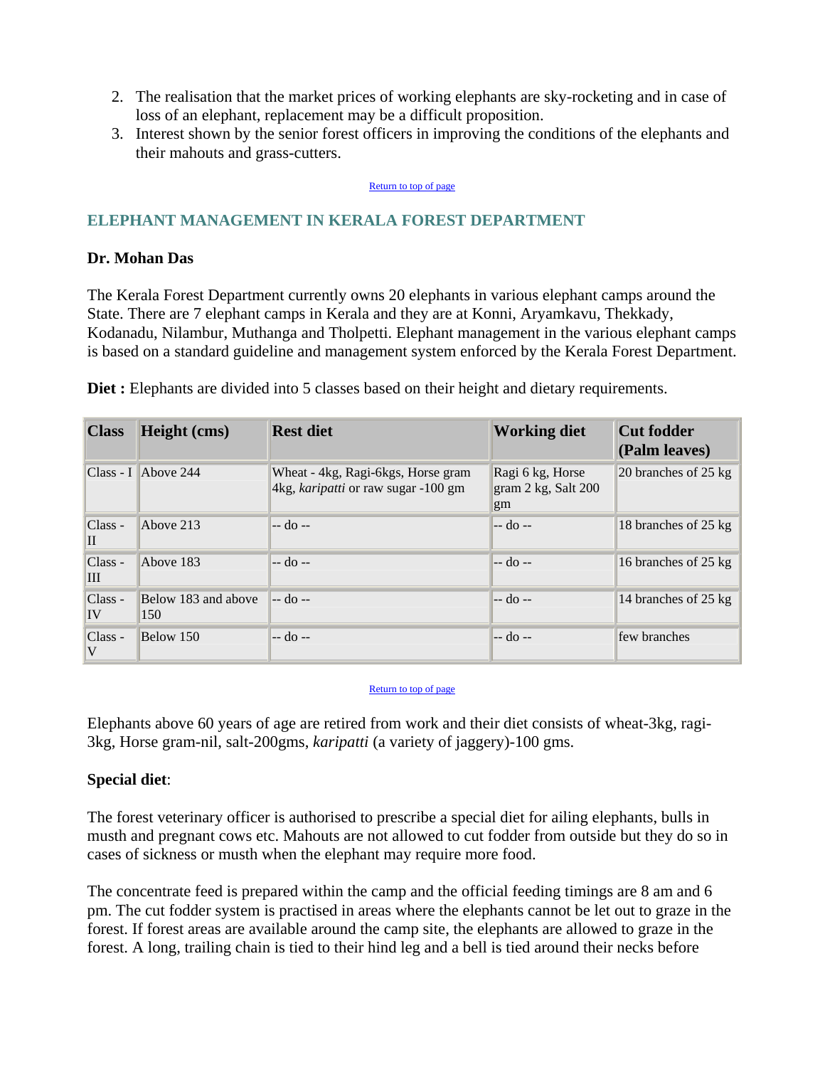2. The realisation that the market prices of working elephants are sky-rocketing and in case of loss of an elephant, replacement may be a difficult proposition.
3. Interest shown by the senior forest officers in improving the conditions of the elephants and their mahouts and grass-cutters.

Return to top of page

## ELEPHANT MANAGEMENT IN KERALA FOREST DEPARTMENT

**Dr. Mohan Das**

The Kerala Forest Department currently owns 20 elephants in various elephant camps around the State. There are 7 elephant camps in Kerala and they are at Konni, Aryamkavu, Thekkady, Kodanadu, Nilambur, Muthanga and Tholpetti. Elephant management in the various elephant camps is based on a standard guideline and management system enforced by the Kerala Forest Department.

**Diet :** Elephants are divided into 5 classes based on their height and dietary requirements.

| Class | Height (cms) | Rest diet | Working diet | Cut fodder (Palm leaves) |
|---|---|---|---|---|
| Class - I | Above 244 | Wheat - 4kg, Ragi-6kgs, Horse gram 4kg, *karipatti* or raw sugar -100 gm | Ragi 6 kg, Horse gram 2 kg, Salt 200 gm | 20 branches of 25 kg |
| Class - II | Above 213 | -- do -- | -- do -- | 18 branches of 25 kg |
| Class - III | Above 183 | -- do -- | -- do -- | 16 branches of 25 kg |
| Class - IV | Below 183 and above 150 | -- do -- | -- do -- | 14 branches of 25 kg |
| Class - V | Below 150 | -- do -- | -- do -- | few branches |

Return to top of page

Elephants above 60 years of age are retired from work and their diet consists of wheat-3kg, ragi-3kg, Horse gram-nil, salt-200gms, *karipatti* (a variety of jaggery)-100 gms.

**Special diet**:

The forest veterinary officer is authorised to prescribe a special diet for ailing elephants, bulls in musth and pregnant cows etc. Mahouts are not allowed to cut fodder from outside but they do so in cases of sickness or musth when the elephant may require more food.

The concentrate feed is prepared within the camp and the official feeding timings are 8 am and 6 pm. The cut fodder system is practised in areas where the elephants cannot be let out to graze in the forest. If forest areas are available around the camp site, the elephants are allowed to graze in the forest. A long, trailing chain is tied to their hind leg and a bell is tied around their necks before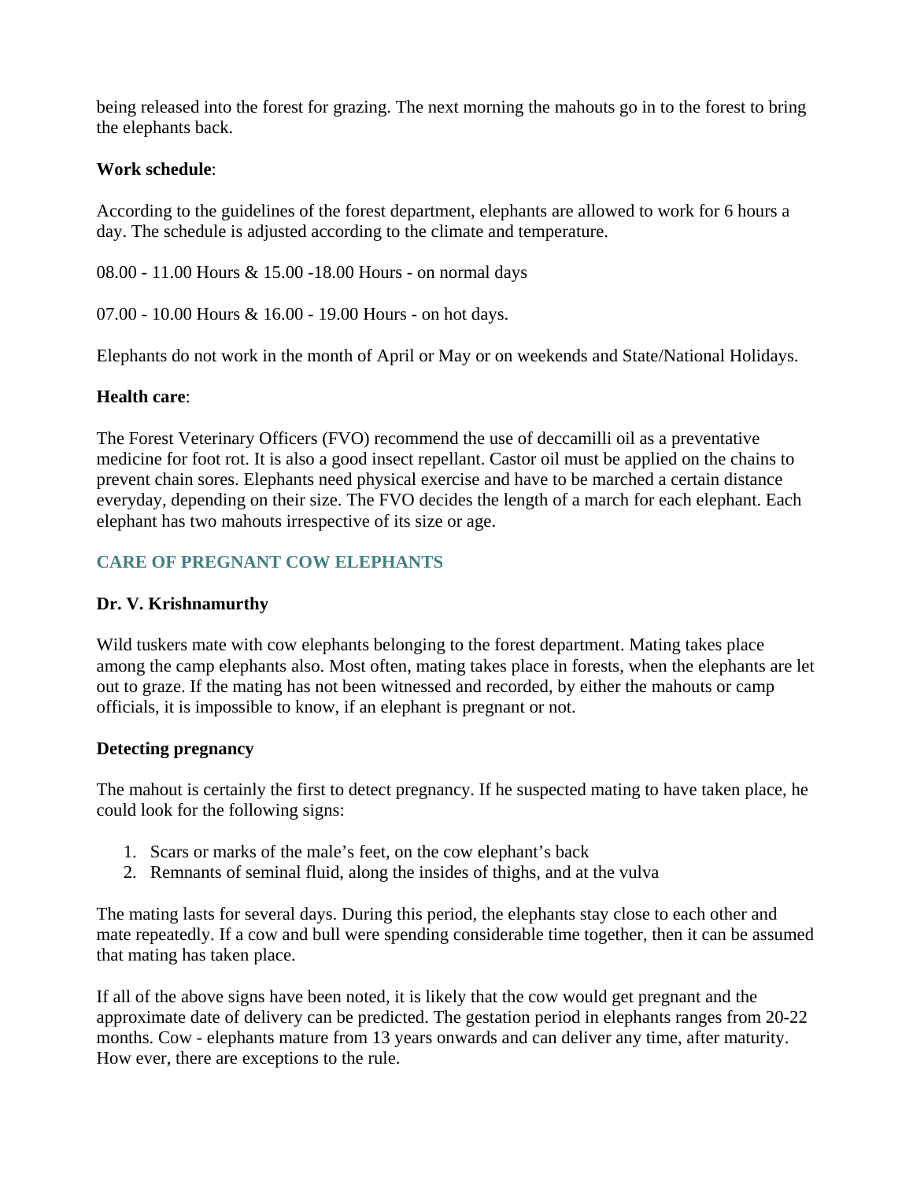being released into the forest for grazing. The next morning the mahouts go in to the forest to bring the elephants back.

**Work schedule**:

According to the guidelines of the forest department, elephants are allowed to work for 6 hours a day. The schedule is adjusted according to the climate and temperature.

08.00 - 11.00 Hours & 15.00 -18.00 Hours - on normal days

07.00 - 10.00 Hours & 16.00 - 19.00 Hours - on hot days.

Elephants do not work in the month of April or May or on weekends and State/National Holidays.

**Health care**:

The Forest Veterinary Officers (FVO) recommend the use of deccamilli oil as a preventative medicine for foot rot. It is also a good insect repellant. Castor oil must be applied on the chains to prevent chain sores. Elephants need physical exercise and have to be marched a certain distance everyday, depending on their size. The FVO decides the length of a march for each elephant. Each elephant has two mahouts irrespective of its size or age.

## CARE OF PREGNANT COW ELEPHANTS

**Dr. V. Krishnamurthy**

Wild tuskers mate with cow elephants belonging to the forest department. Mating takes place among the camp elephants also. Most often, mating takes place in forests, when the elephants are let out to graze. If the mating has not been witnessed and recorded, by either the mahouts or camp officials, it is impossible to know, if an elephant is pregnant or not.

### Detecting pregnancy

The mahout is certainly the first to detect pregnancy. If he suspected mating to have taken place, he could look for the following signs:

1. Scars or marks of the male's feet, on the cow elephant's back
2. Remnants of seminal fluid, along the insides of thighs, and at the vulva

The mating lasts for several days. During this period, the elephants stay close to each other and mate repeatedly. If a cow and bull were spending considerable time together, then it can be assumed that mating has taken place.

If all of the above signs have been noted, it is likely that the cow would get pregnant and the approximate date of delivery can be predicted. The gestation period in elephants ranges from 20-22 months. Cow - elephants mature from 13 years onwards and can deliver any time, after maturity. How ever, there are exceptions to the rule.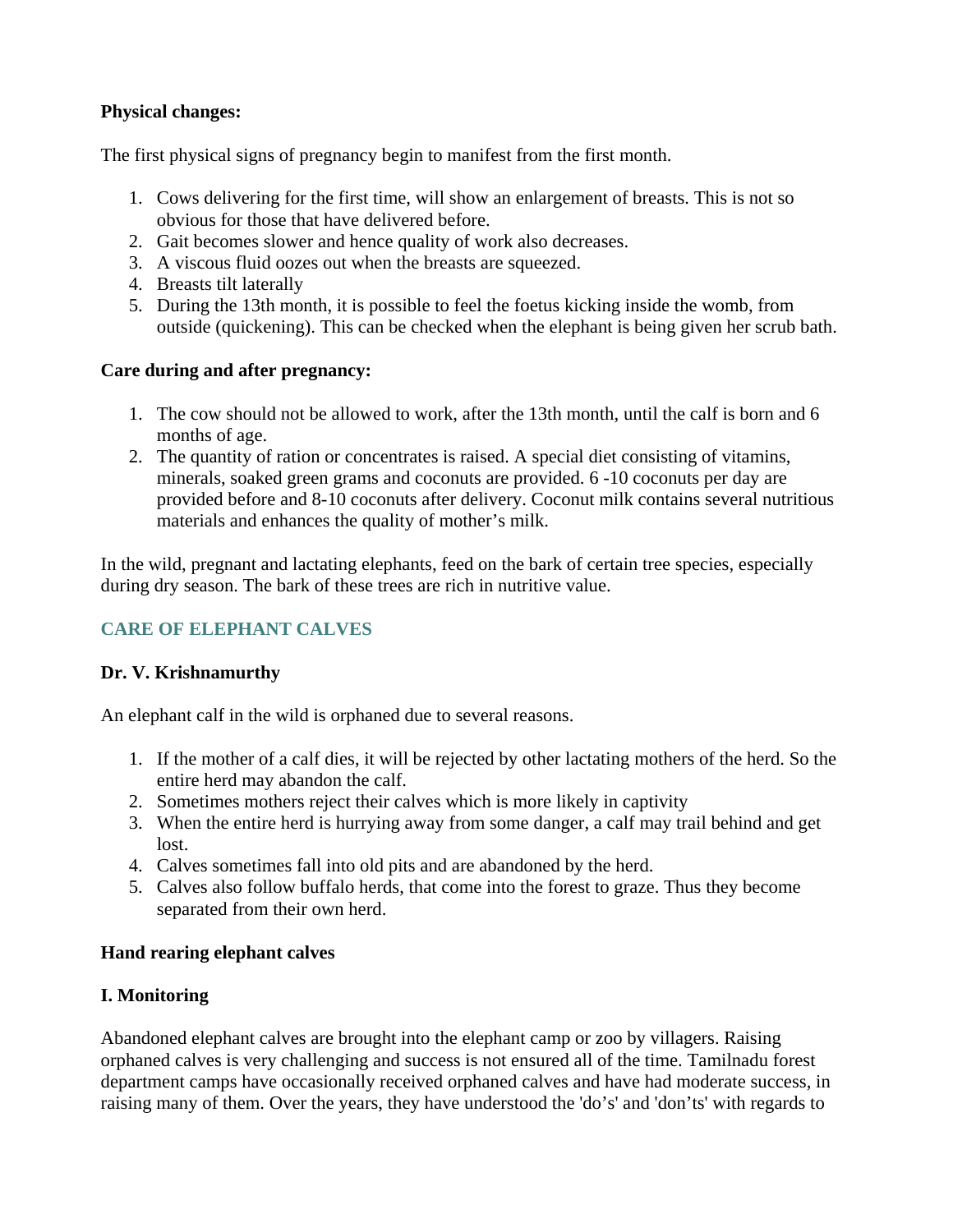**Physical changes:**

The first physical signs of pregnancy begin to manifest from the first month.

1. Cows delivering for the first time, will show an enlargement of breasts. This is not so obvious for those that have delivered before.
2. Gait becomes slower and hence quality of work also decreases.
3. A viscous fluid oozes out when the breasts are squeezed.
4. Breasts tilt laterally
5. During the 13th month, it is possible to feel the foetus kicking inside the womb, from outside (quickening). This can be checked when the elephant is being given her scrub bath.

**Care during and after pregnancy:**

1. The cow should not be allowed to work, after the 13th month, until the calf is born and 6 months of age.
2. The quantity of ration or concentrates is raised. A special diet consisting of vitamins, minerals, soaked green grams and coconuts are provided. 6 -10 coconuts per day are provided before and 8-10 coconuts after delivery. Coconut milk contains several nutritious materials and enhances the quality of mother's milk.

In the wild, pregnant and lactating elephants, feed on the bark of certain tree species, especially during dry season. The bark of these trees are rich in nutritive value.

## CARE OF ELEPHANT CALVES

**Dr. V. Krishnamurthy**

An elephant calf in the wild is orphaned due to several reasons.

1. If the mother of a calf dies, it will be rejected by other lactating mothers of the herd. So the entire herd may abandon the calf.
2. Sometimes mothers reject their calves which is more likely in captivity
3. When the entire herd is hurrying away from some danger, a calf may trail behind and get lost.
4. Calves sometimes fall into old pits and are abandoned by the herd.
5. Calves also follow buffalo herds, that come into the forest to graze. Thus they become separated from their own herd.

**Hand rearing elephant calves**

**I. Monitoring**

Abandoned elephant calves are brought into the elephant camp or zoo by villagers. Raising orphaned calves is very challenging and success is not ensured all of the time. Tamilnadu forest department camps have occasionally received orphaned calves and have had moderate success, in raising many of them. Over the years, they have understood the 'do's' and 'don'ts' with regards to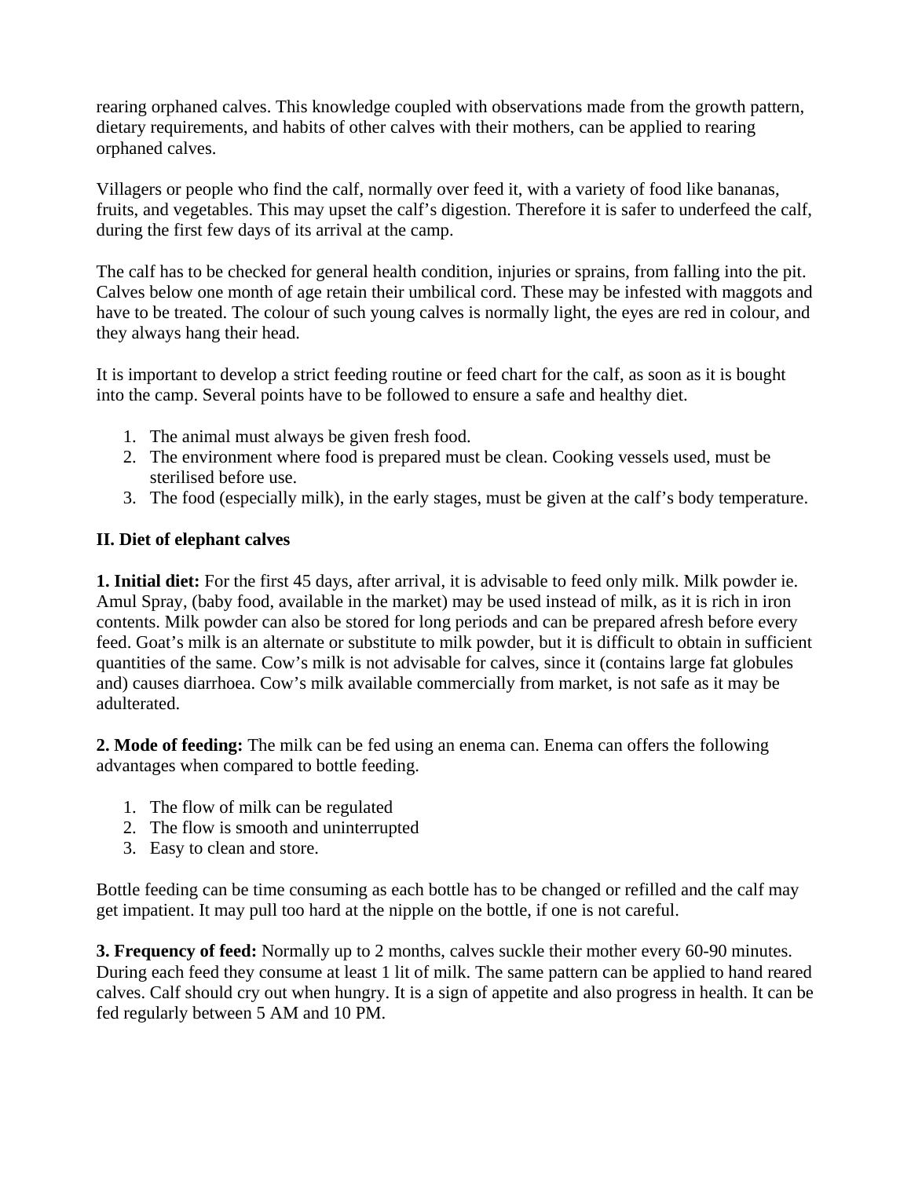rearing orphaned calves. This knowledge coupled with observations made from the growth pattern, dietary requirements, and habits of other calves with their mothers, can be applied to rearing orphaned calves.

Villagers or people who find the calf, normally over feed it, with a variety of food like bananas, fruits, and vegetables. This may upset the calf's digestion. Therefore it is safer to underfeed the calf, during the first few days of its arrival at the camp.

The calf has to be checked for general health condition, injuries or sprains, from falling into the pit. Calves below one month of age retain their umbilical cord. These may be infested with maggots and have to be treated. The colour of such young calves is normally light, the eyes are red in colour, and they always hang their head.

It is important to develop a strict feeding routine or feed chart for the calf, as soon as it is bought into the camp. Several points have to be followed to ensure a safe and healthy diet.

1. The animal must always be given fresh food.
2. The environment where food is prepared must be clean. Cooking vessels used, must be sterilised before use.
3. The food (especially milk), in the early stages, must be given at the calf's body temperature.

**II. Diet of elephant calves**

**1. Initial diet:** For the first 45 days, after arrival, it is advisable to feed only milk. Milk powder ie. Amul Spray, (baby food, available in the market) may be used instead of milk, as it is rich in iron contents. Milk powder can also be stored for long periods and can be prepared afresh before every feed. Goat's milk is an alternate or substitute to milk powder, but it is difficult to obtain in sufficient quantities of the same. Cow's milk is not advisable for calves, since it (contains large fat globules and) causes diarrhoea. Cow's milk available commercially from market, is not safe as it may be adulterated.

**2. Mode of feeding:** The milk can be fed using an enema can. Enema can offers the following advantages when compared to bottle feeding.

1. The flow of milk can be regulated
2. The flow is smooth and uninterrupted
3. Easy to clean and store.

Bottle feeding can be time consuming as each bottle has to be changed or refilled and the calf may get impatient. It may pull too hard at the nipple on the bottle, if one is not careful.

**3. Frequency of feed:** Normally up to 2 months, calves suckle their mother every 60-90 minutes. During each feed they consume at least 1 lit of milk. The same pattern can be applied to hand reared calves. Calf should cry out when hungry. It is a sign of appetite and also progress in health. It can be fed regularly between 5 AM and 10 PM.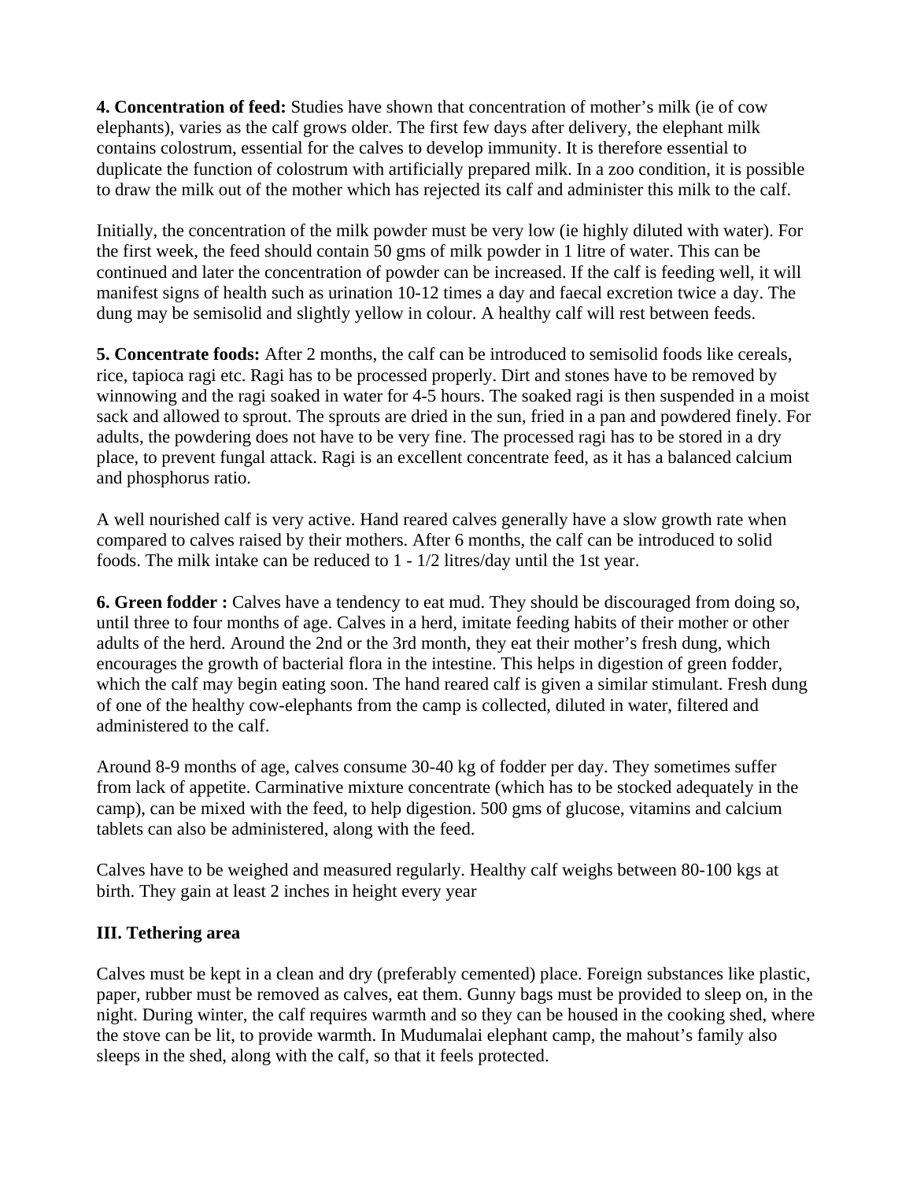**4. Concentration of feed:** Studies have shown that concentration of mother's milk (ie of cow elephants), varies as the calf grows older. The first few days after delivery, the elephant milk contains colostrum, essential for the calves to develop immunity. It is therefore essential to duplicate the function of colostrum with artificially prepared milk. In a zoo condition, it is possible to draw the milk out of the mother which has rejected its calf and administer this milk to the calf.

Initially, the concentration of the milk powder must be very low (ie highly diluted with water). For the first week, the feed should contain 50 gms of milk powder in 1 litre of water. This can be continued and later the concentration of powder can be increased. If the calf is feeding well, it will manifest signs of health such as urination 10-12 times a day and faecal excretion twice a day. The dung may be semisolid and slightly yellow in colour. A healthy calf will rest between feeds.

**5. Concentrate foods:** After 2 months, the calf can be introduced to semisolid foods like cereals, rice, tapioca ragi etc. Ragi has to be processed properly. Dirt and stones have to be removed by winnowing and the ragi soaked in water for 4-5 hours. The soaked ragi is then suspended in a moist sack and allowed to sprout. The sprouts are dried in the sun, fried in a pan and powdered finely. For adults, the powdering does not have to be very fine. The processed ragi has to be stored in a dry place, to prevent fungal attack. Ragi is an excellent concentrate feed, as it has a balanced calcium and phosphorus ratio.

A well nourished calf is very active. Hand reared calves generally have a slow growth rate when compared to calves raised by their mothers. After 6 months, the calf can be introduced to solid foods. The milk intake can be reduced to 1 - 1/2 litres/day until the 1st year.

**6. Green fodder :** Calves have a tendency to eat mud. They should be discouraged from doing so, until three to four months of age. Calves in a herd, imitate feeding habits of their mother or other adults of the herd. Around the 2nd or the 3rd month, they eat their mother's fresh dung, which encourages the growth of bacterial flora in the intestine. This helps in digestion of green fodder, which the calf may begin eating soon. The hand reared calf is given a similar stimulant. Fresh dung of one of the healthy cow-elephants from the camp is collected, diluted in water, filtered and administered to the calf.

Around 8-9 months of age, calves consume 30-40 kg of fodder per day. They sometimes suffer from lack of appetite. Carminative mixture concentrate (which has to be stocked adequately in the camp), can be mixed with the feed, to help digestion. 500 gms of glucose, vitamins and calcium tablets can also be administered, along with the feed.

Calves have to be weighed and measured regularly. Healthy calf weighs between 80-100 kgs at birth. They gain at least 2 inches in height every year

### III. Tethering area

Calves must be kept in a clean and dry (preferably cemented) place. Foreign substances like plastic, paper, rubber must be removed as calves, eat them. Gunny bags must be provided to sleep on, in the night. During winter, the calf requires warmth and so they can be housed in the cooking shed, where the stove can be lit, to provide warmth. In Mudumalai elephant camp, the mahout's family also sleeps in the shed, along with the calf, so that it feels protected.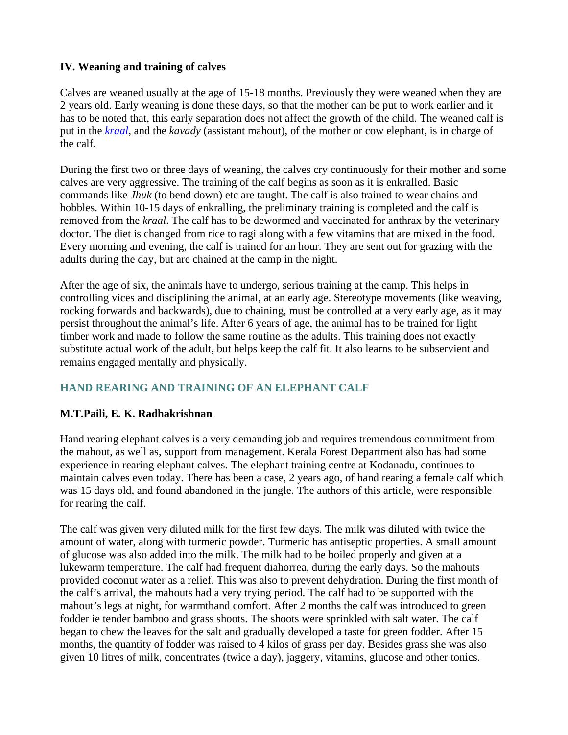### IV. Weaning and training of calves

Calves are weaned usually at the age of 15-18 months. Previously they were weaned when they are 2 years old. Early weaning is done these days, so that the mother can be put to work earlier and it has to be noted that, this early separation does not affect the growth of the child. The weaned calf is put in the *kraal*, and the *kavady* (assistant mahout), of the mother or cow elephant, is in charge of the calf.

During the first two or three days of weaning, the calves cry continuously for their mother and some calves are very aggressive. The training of the calf begins as soon as it is enkralled. Basic commands like *Jhuk* (to bend down) etc are taught. The calf is also trained to wear chains and hobbles. Within 10-15 days of enkralling, the preliminary training is completed and the calf is removed from the *kraal*. The calf has to be dewormed and vaccinated for anthrax by the veterinary doctor. The diet is changed from rice to ragi along with a few vitamins that are mixed in the food. Every morning and evening, the calf is trained for an hour. They are sent out for grazing with the adults during the day, but are chained at the camp in the night.

After the age of six, the animals have to undergo, serious training at the camp. This helps in controlling vices and disciplining the animal, at an early age. Stereotype movements (like weaving, rocking forwards and backwards), due to chaining, must be controlled at a very early age, as it may persist throughout the animal's life. After 6 years of age, the animal has to be trained for light timber work and made to follow the same routine as the adults. This training does not exactly substitute actual work of the adult, but helps keep the calf fit. It also learns to be subservient and remains engaged mentally and physically.

## HAND REARING AND TRAINING OF AN ELEPHANT CALF

**M.T.Paili, E. K. Radhakrishnan**

Hand rearing elephant calves is a very demanding job and requires tremendous commitment from the mahout, as well as, support from management. Kerala Forest Department also has had some experience in rearing elephant calves. The elephant training centre at Kodanadu, continues to maintain calves even today. There has been a case, 2 years ago, of hand rearing a female calf which was 15 days old, and found abandoned in the jungle. The authors of this article, were responsible for rearing the calf.

The calf was given very diluted milk for the first few days. The milk was diluted with twice the amount of water, along with turmeric powder. Turmeric has antiseptic properties. A small amount of glucose was also added into the milk. The milk had to be boiled properly and given at a lukewarm temperature. The calf had frequent diahorrea, during the early days. So the mahouts provided coconut water as a relief. This was also to prevent dehydration. During the first month of the calf's arrival, the mahouts had a very trying period. The calf had to be supported with the mahout's legs at night, for warmthand comfort. After 2 months the calf was introduced to green fodder ie tender bamboo and grass shoots. The shoots were sprinkled with salt water. The calf began to chew the leaves for the salt and gradually developed a taste for green fodder. After 15 months, the quantity of fodder was raised to 4 kilos of grass per day. Besides grass she was also given 10 litres of milk, concentrates (twice a day), jaggery, vitamins, glucose and other tonics.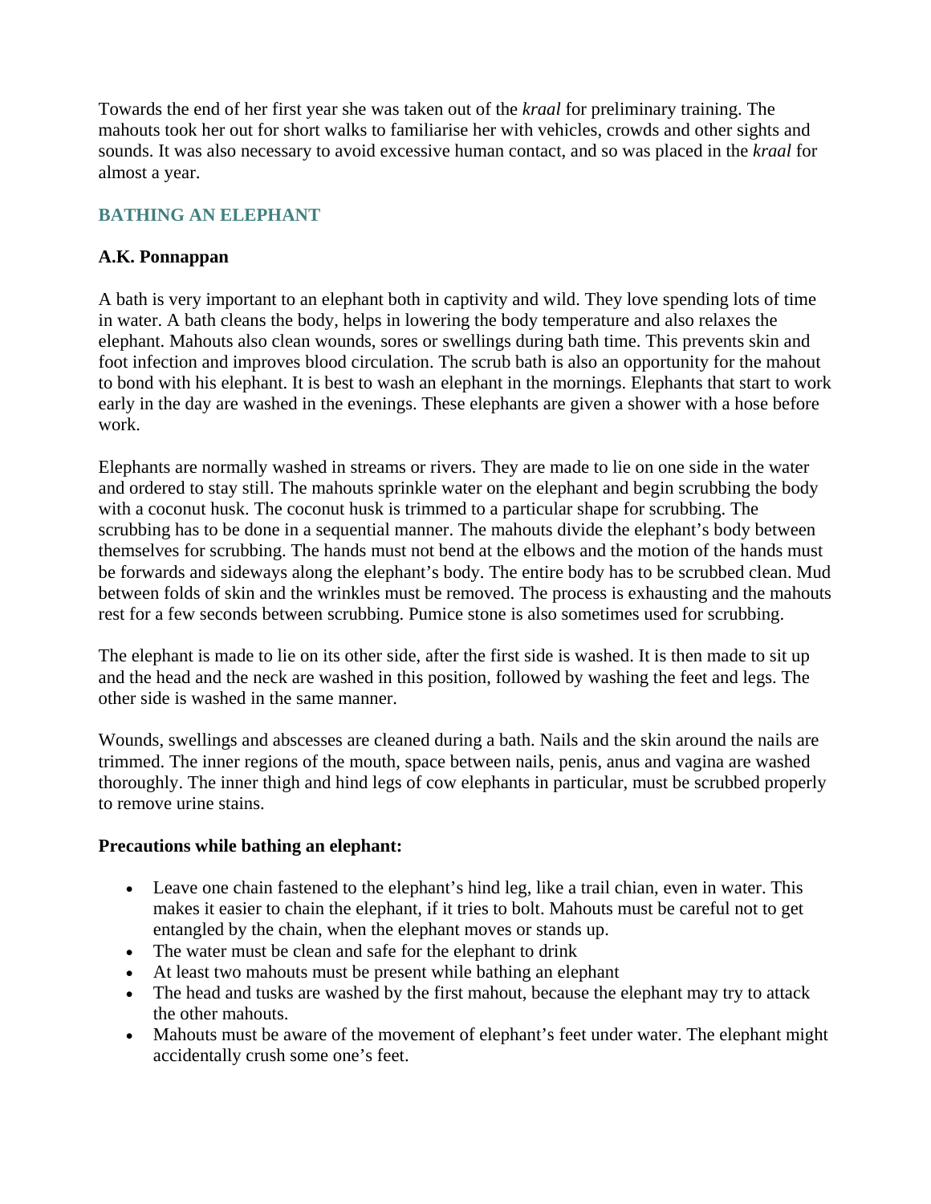Towards the end of her first year she was taken out of the *kraal* for preliminary training. The mahouts took her out for short walks to familiarise her with vehicles, crowds and other sights and sounds. It was also necessary to avoid excessive human contact, and so was placed in the *kraal* for almost a year.

## BATHING AN ELEPHANT

**A.K. Ponnappan**

A bath is very important to an elephant both in captivity and wild. They love spending lots of time in water. A bath cleans the body, helps in lowering the body temperature and also relaxes the elephant. Mahouts also clean wounds, sores or swellings during bath time. This prevents skin and foot infection and improves blood circulation. The scrub bath is also an opportunity for the mahout to bond with his elephant. It is best to wash an elephant in the mornings. Elephants that start to work early in the day are washed in the evenings. These elephants are given a shower with a hose before work.

Elephants are normally washed in streams or rivers. They are made to lie on one side in the water and ordered to stay still. The mahouts sprinkle water on the elephant and begin scrubbing the body with a coconut husk. The coconut husk is trimmed to a particular shape for scrubbing. The scrubbing has to be done in a sequential manner. The mahouts divide the elephant's body between themselves for scrubbing. The hands must not bend at the elbows and the motion of the hands must be forwards and sideways along the elephant's body. The entire body has to be scrubbed clean. Mud between folds of skin and the wrinkles must be removed. The process is exhausting and the mahouts rest for a few seconds between scrubbing. Pumice stone is also sometimes used for scrubbing.

The elephant is made to lie on its other side, after the first side is washed. It is then made to sit up and the head and the neck are washed in this position, followed by washing the feet and legs. The other side is washed in the same manner.

Wounds, swellings and abscesses are cleaned during a bath. Nails and the skin around the nails are trimmed. The inner regions of the mouth, space between nails, penis, anus and vagina are washed thoroughly. The inner thigh and hind legs of cow elephants in particular, must be scrubbed properly to remove urine stains.

**Precautions while bathing an elephant:**

- Leave one chain fastened to the elephant's hind leg, like a trail chian, even in water. This makes it easier to chain the elephant, if it tries to bolt. Mahouts must be careful not to get entangled by the chain, when the elephant moves or stands up.
- The water must be clean and safe for the elephant to drink
- At least two mahouts must be present while bathing an elephant
- The head and tusks are washed by the first mahout, because the elephant may try to attack the other mahouts.
- Mahouts must be aware of the movement of elephant's feet under water. The elephant might accidentally crush some one's feet.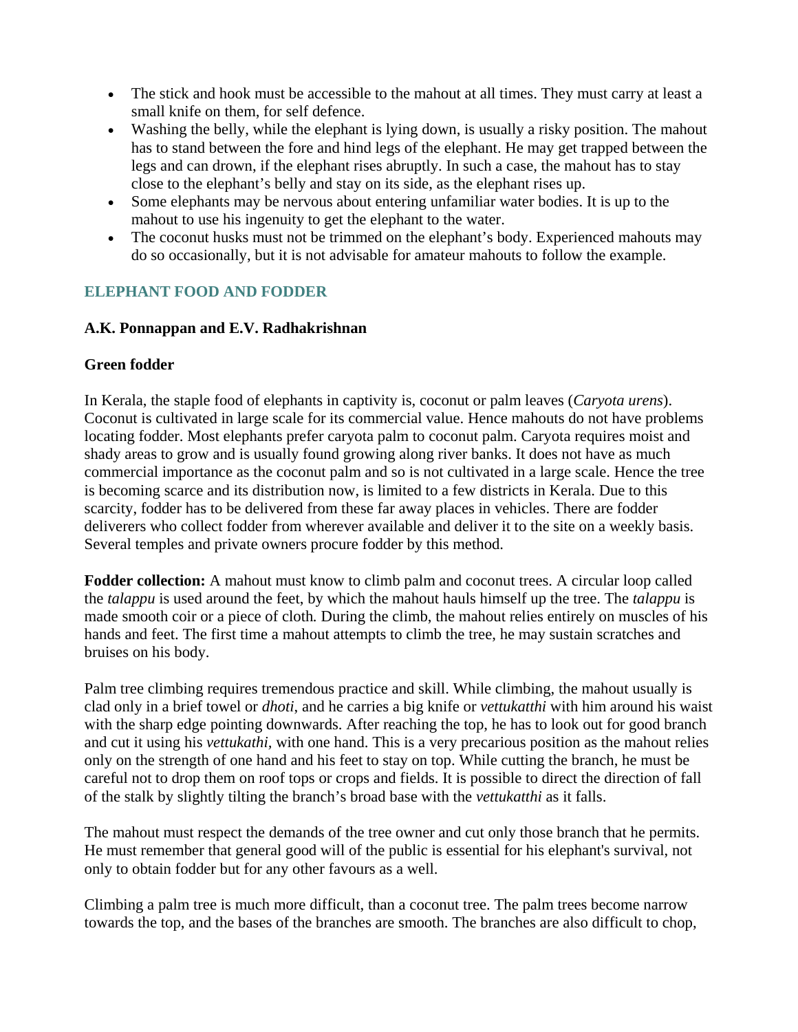- The stick and hook must be accessible to the mahout at all times. They must carry at least a small knife on them, for self defence.
- Washing the belly, while the elephant is lying down, is usually a risky position. The mahout has to stand between the fore and hind legs of the elephant. He may get trapped between the legs and can drown, if the elephant rises abruptly. In such a case, the mahout has to stay close to the elephant's belly and stay on its side, as the elephant rises up.
- Some elephants may be nervous about entering unfamiliar water bodies. It is up to the mahout to use his ingenuity to get the elephant to the water.
- The coconut husks must not be trimmed on the elephant's body. Experienced mahouts may do so occasionally, but it is not advisable for amateur mahouts to follow the example.

## ELEPHANT FOOD AND FODDER

**A.K. Ponnappan and E.V. Radhakrishnan**

### Green fodder

In Kerala, the staple food of elephants in captivity is, coconut or palm leaves (*Caryota urens*). Coconut is cultivated in large scale for its commercial value. Hence mahouts do not have problems locating fodder. Most elephants prefer caryota palm to coconut palm. Caryota requires moist and shady areas to grow and is usually found growing along river banks. It does not have as much commercial importance as the coconut palm and so is not cultivated in a large scale. Hence the tree is becoming scarce and its distribution now, is limited to a few districts in Kerala. Due to this scarcity, fodder has to be delivered from these far away places in vehicles. There are fodder deliverers who collect fodder from wherever available and deliver it to the site on a weekly basis. Several temples and private owners procure fodder by this method.

**Fodder collection:** A mahout must know to climb palm and coconut trees. A circular loop called the *talappu* is used around the feet, by which the mahout hauls himself up the tree. The *talappu* is made smooth coir or a piece of cloth. During the climb, the mahout relies entirely on muscles of his hands and feet. The first time a mahout attempts to climb the tree, he may sustain scratches and bruises on his body.

Palm tree climbing requires tremendous practice and skill. While climbing, the mahout usually is clad only in a brief towel or *dhoti*, and he carries a big knife or *vettukatthi* with him around his waist with the sharp edge pointing downwards. After reaching the top, he has to look out for good branch and cut it using his *vettukathi*, with one hand. This is a very precarious position as the mahout relies only on the strength of one hand and his feet to stay on top. While cutting the branch, he must be careful not to drop them on roof tops or crops and fields. It is possible to direct the direction of fall of the stalk by slightly tilting the branch's broad base with the *vettukatthi* as it falls.

The mahout must respect the demands of the tree owner and cut only those branch that he permits. He must remember that general good will of the public is essential for his elephant's survival, not only to obtain fodder but for any other favours as a well.

Climbing a palm tree is much more difficult, than a coconut tree. The palm trees become narrow towards the top, and the bases of the branches are smooth. The branches are also difficult to chop,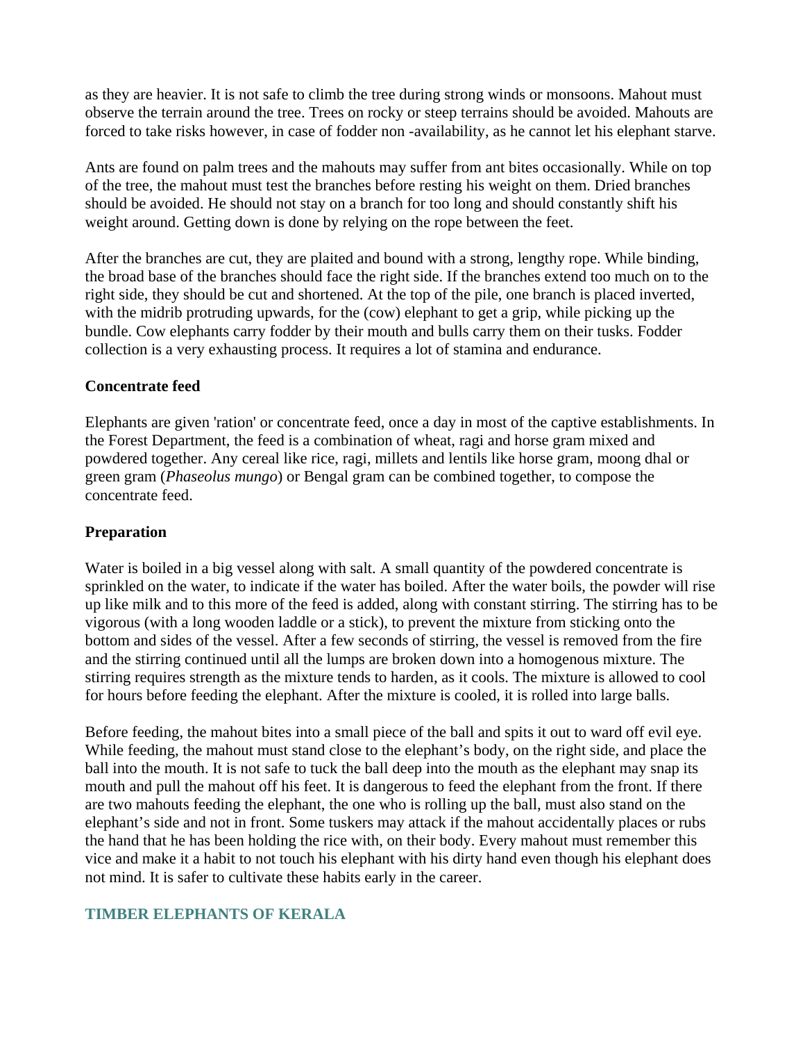as they are heavier. It is not safe to climb the tree during strong winds or monsoons. Mahout must observe the terrain around the tree. Trees on rocky or steep terrains should be avoided. Mahouts are forced to take risks however, in case of fodder non -availability, as he cannot let his elephant starve.

Ants are found on palm trees and the mahouts may suffer from ant bites occasionally. While on top of the tree, the mahout must test the branches before resting his weight on them. Dried branches should be avoided. He should not stay on a branch for too long and should constantly shift his weight around. Getting down is done by relying on the rope between the feet.

After the branches are cut, they are plaited and bound with a strong, lengthy rope. While binding, the broad base of the branches should face the right side. If the branches extend too much on to the right side, they should be cut and shortened. At the top of the pile, one branch is placed inverted, with the midrib protruding upwards, for the (cow) elephant to get a grip, while picking up the bundle. Cow elephants carry fodder by their mouth and bulls carry them on their tusks. Fodder collection is a very exhausting process. It requires a lot of stamina and endurance.

**Concentrate feed**

Elephants are given 'ration' or concentrate feed, once a day in most of the captive establishments. In the Forest Department, the feed is a combination of wheat, ragi and horse gram mixed and powdered together. Any cereal like rice, ragi, millets and lentils like horse gram, moong dhal or green gram (*Phaseolus mungo*) or Bengal gram can be combined together, to compose the concentrate feed.

**Preparation**

Water is boiled in a big vessel along with salt. A small quantity of the powdered concentrate is sprinkled on the water, to indicate if the water has boiled. After the water boils, the powder will rise up like milk and to this more of the feed is added, along with constant stirring. The stirring has to be vigorous (with a long wooden laddle or a stick), to prevent the mixture from sticking onto the bottom and sides of the vessel. After a few seconds of stirring, the vessel is removed from the fire and the stirring continued until all the lumps are broken down into a homogenous mixture. The stirring requires strength as the mixture tends to harden, as it cools. The mixture is allowed to cool for hours before feeding the elephant. After the mixture is cooled, it is rolled into large balls.

Before feeding, the mahout bites into a small piece of the ball and spits it out to ward off evil eye. While feeding, the mahout must stand close to the elephant's body, on the right side, and place the ball into the mouth. It is not safe to tuck the ball deep into the mouth as the elephant may snap its mouth and pull the mahout off his feet. It is dangerous to feed the elephant from the front. If there are two mahouts feeding the elephant, the one who is rolling up the ball, must also stand on the elephant's side and not in front. Some tuskers may attack if the mahout accidentally places or rubs the hand that he has been holding the rice with, on their body. Every mahout must remember this vice and make it a habit to not touch his elephant with his dirty hand even though his elephant does not mind. It is safer to cultivate these habits early in the career.

## TIMBER ELEPHANTS OF KERALA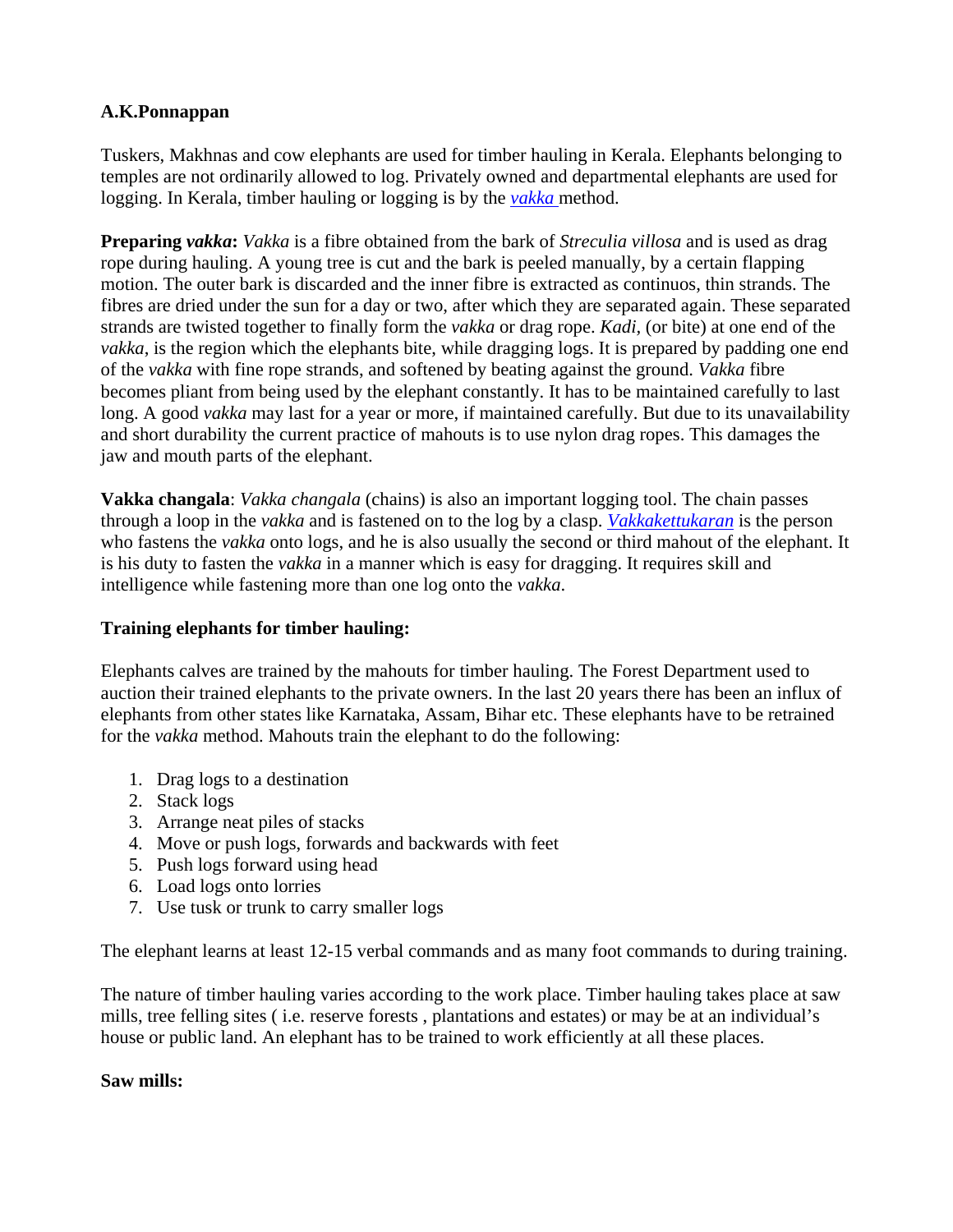**A.K.Ponnappan**

Tuskers, Makhnas and cow elephants are used for timber hauling in Kerala. Elephants belonging to temples are not ordinarily allowed to log. Privately owned and departmental elephants are used for logging. In Kerala, timber hauling or logging is by the *vakka* method.

**Preparing *vakka*:** *Vakka* is a fibre obtained from the bark of *Streculia villosa* and is used as drag rope during hauling. A young tree is cut and the bark is peeled manually, by a certain flapping motion. The outer bark is discarded and the inner fibre is extracted as continuos, thin strands. The fibres are dried under the sun for a day or two, after which they are separated again. These separated strands are twisted together to finally form the *vakka* or drag rope. *Kadi*, (or bite) at one end of the *vakka*, is the region which the elephants bite, while dragging logs. It is prepared by padding one end of the *vakka* with fine rope strands, and softened by beating against the ground. *Vakka* fibre becomes pliant from being used by the elephant constantly. It has to be maintained carefully to last long. A good *vakka* may last for a year or more, if maintained carefully. But due to its unavailability and short durability the current practice of mahouts is to use nylon drag ropes. This damages the jaw and mouth parts of the elephant.

**Vakka changala**: *Vakka changala* (chains) is also an important logging tool. The chain passes through a loop in the *vakka* and is fastened on to the log by a clasp. *Vakkakettukaran* is the person who fastens the *vakka* onto logs, and he is also usually the second or third mahout of the elephant. It is his duty to fasten the *vakka* in a manner which is easy for dragging. It requires skill and intelligence while fastening more than one log onto the *vakka*.

**Training elephants for timber hauling:**

Elephants calves are trained by the mahouts for timber hauling. The Forest Department used to auction their trained elephants to the private owners. In the last 20 years there has been an influx of elephants from other states like Karnataka, Assam, Bihar etc. These elephants have to be retrained for the *vakka* method. Mahouts train the elephant to do the following:

1. Drag logs to a destination
2. Stack logs
3. Arrange neat piles of stacks
4. Move or push logs, forwards and backwards with feet
5. Push logs forward using head
6. Load logs onto lorries
7. Use tusk or trunk to carry smaller logs

The elephant learns at least 12-15 verbal commands and as many foot commands to during training.

The nature of timber hauling varies according to the work place. Timber hauling takes place at saw mills, tree felling sites ( i.e. reserve forests , plantations and estates) or may be at an individual's house or public land. An elephant has to be trained to work efficiently at all these places.

**Saw mills:**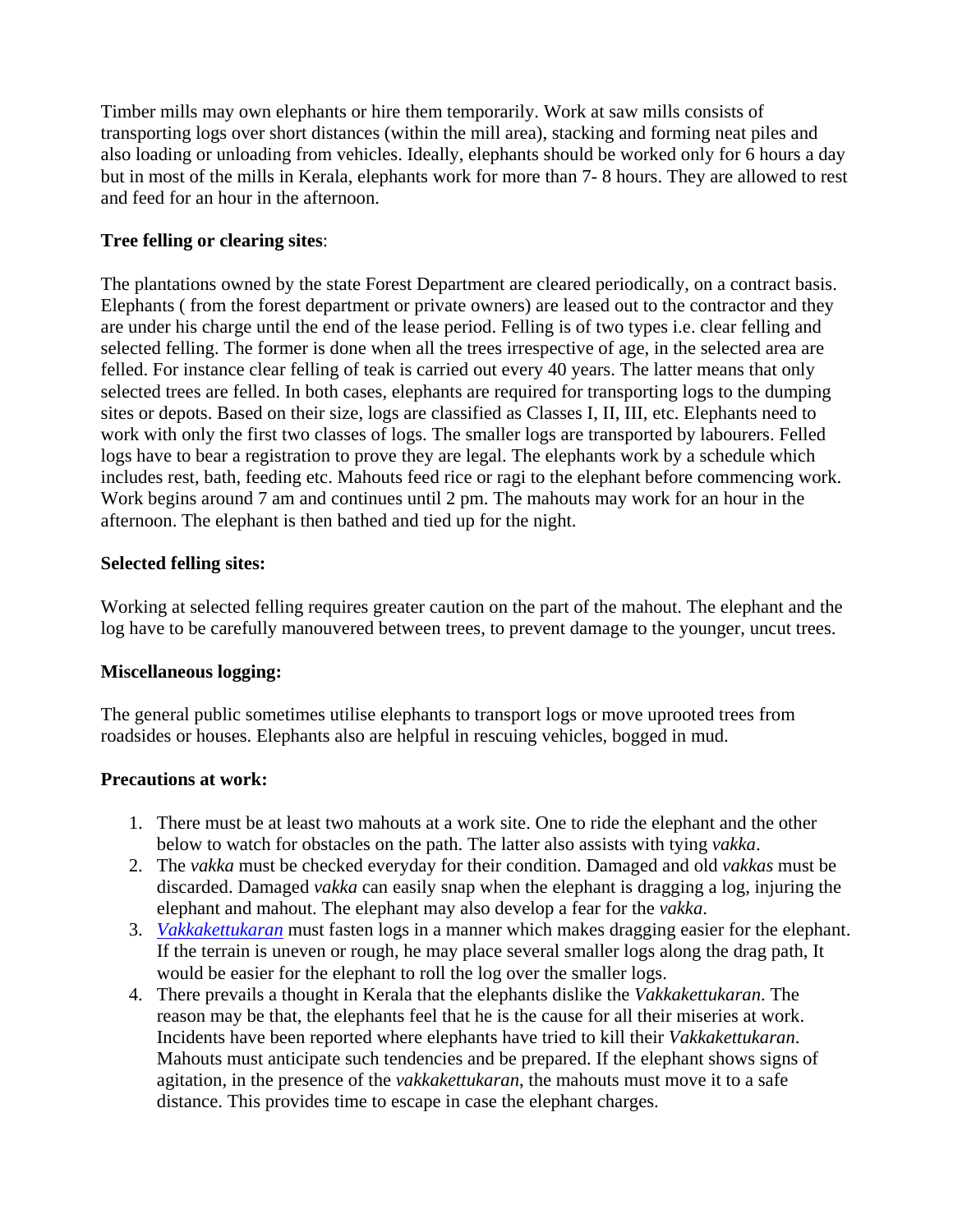Timber mills may own elephants or hire them temporarily. Work at saw mills consists of transporting logs over short distances (within the mill area), stacking and forming neat piles and also loading or unloading from vehicles. Ideally, elephants should be worked only for 6 hours a day but in most of the mills in Kerala, elephants work for more than 7- 8 hours. They are allowed to rest and feed for an hour in the afternoon.

**Tree felling or clearing sites**:

The plantations owned by the state Forest Department are cleared periodically, on a contract basis. Elephants ( from the forest department or private owners) are leased out to the contractor and they are under his charge until the end of the lease period. Felling is of two types i.e. clear felling and selected felling. The former is done when all the trees irrespective of age, in the selected area are felled. For instance clear felling of teak is carried out every 40 years. The latter means that only selected trees are felled. In both cases, elephants are required for transporting logs to the dumping sites or depots. Based on their size, logs are classified as Classes I, II, III, etc. Elephants need to work with only the first two classes of logs. The smaller logs are transported by labourers. Felled logs have to bear a registration to prove they are legal. The elephants work by a schedule which includes rest, bath, feeding etc. Mahouts feed rice or ragi to the elephant before commencing work. Work begins around 7 am and continues until 2 pm. The mahouts may work for an hour in the afternoon. The elephant is then bathed and tied up for the night.

**Selected felling sites:**

Working at selected felling requires greater caution on the part of the mahout. The elephant and the log have to be carefully manouvered between trees, to prevent damage to the younger, uncut trees.

**Miscellaneous logging:**

The general public sometimes utilise elephants to transport logs or move uprooted trees from roadsides or houses. Elephants also are helpful in rescuing vehicles, bogged in mud.

**Precautions at work:**

1. There must be at least two mahouts at a work site. One to ride the elephant and the other below to watch for obstacles on the path. The latter also assists with tying *vakka*.
2. The *vakka* must be checked everyday for their condition. Damaged and old *vakkas* must be discarded. Damaged *vakka* can easily snap when the elephant is dragging a log, injuring the elephant and mahout. The elephant may also develop a fear for the *vakka*.
3. *Vakkakettukaran* must fasten logs in a manner which makes dragging easier for the elephant. If the terrain is uneven or rough, he may place several smaller logs along the drag path, It would be easier for the elephant to roll the log over the smaller logs.
4. There prevails a thought in Kerala that the elephants dislike the *Vakkakettukaran*. The reason may be that, the elephants feel that he is the cause for all their miseries at work. Incidents have been reported where elephants have tried to kill their *Vakkakettukaran*. Mahouts must anticipate such tendencies and be prepared. If the elephant shows signs of agitation, in the presence of the *vakkakettukaran*, the mahouts must move it to a safe distance. This provides time to escape in case the elephant charges.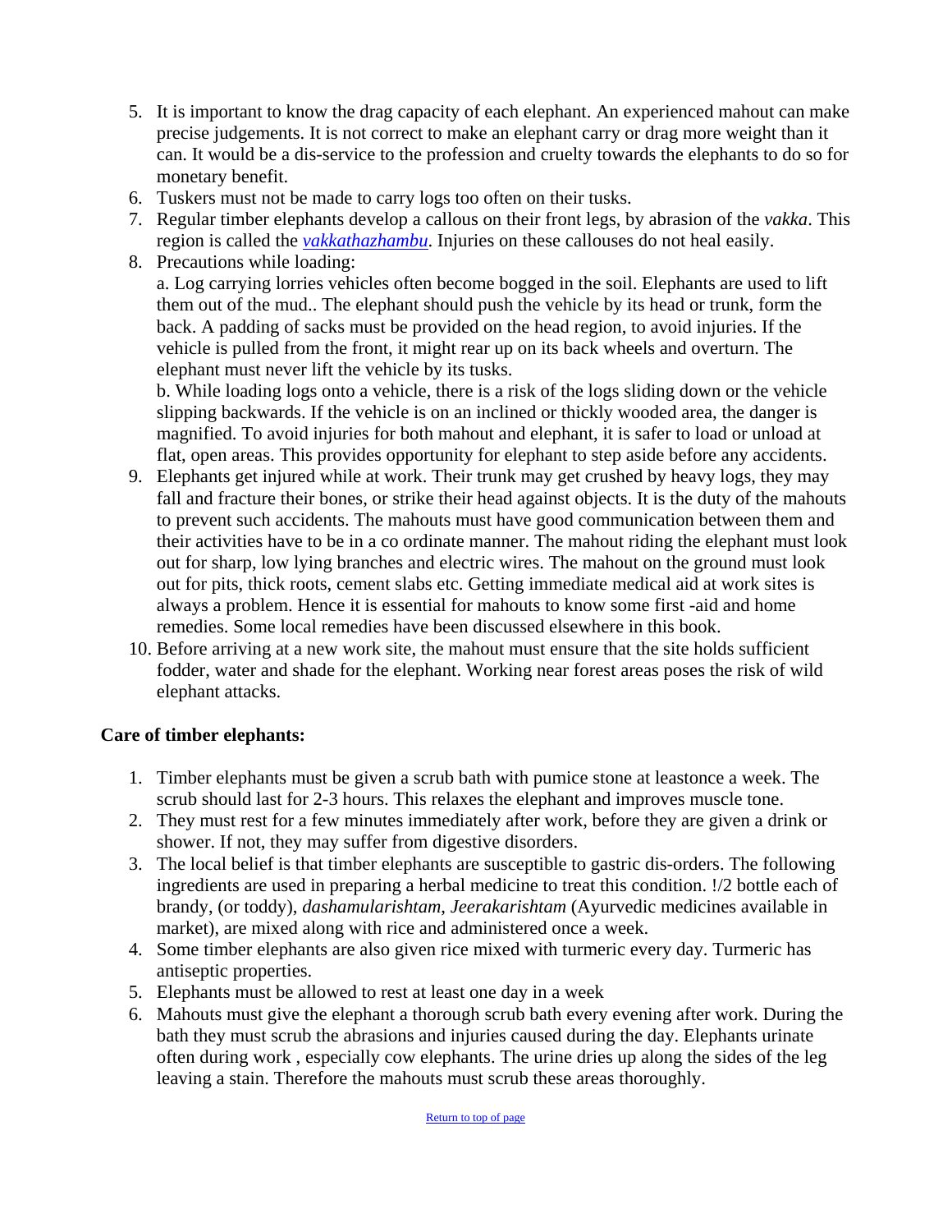5. It is important to know the drag capacity of each elephant. An experienced mahout can make precise judgements. It is not correct to make an elephant carry or drag more weight than it can. It would be a dis-service to the profession and cruelty towards the elephants to do so for monetary benefit.
6. Tuskers must not be made to carry logs too often on their tusks.
7. Regular timber elephants develop a callous on their front legs, by abrasion of the *vakka*. This region is called the *vakkathazhambu*. Injuries on these callouses do not heal easily.
8. Precautions while loading:
   a. Log carrying lorries vehicles often become bogged in the soil. Elephants are used to lift them out of the mud.. The elephant should push the vehicle by its head or trunk, form the back. A padding of sacks must be provided on the head region, to avoid injuries. If the vehicle is pulled from the front, it might rear up on its back wheels and overturn. The elephant must never lift the vehicle by its tusks.
   b. While loading logs onto a vehicle, there is a risk of the logs sliding down or the vehicle slipping backwards. If the vehicle is on an inclined or thickly wooded area, the danger is magnified. To avoid injuries for both mahout and elephant, it is safer to load or unload at flat, open areas. This provides opportunity for elephant to step aside before any accidents.
9. Elephants get injured while at work. Their trunk may get crushed by heavy logs, they may fall and fracture their bones, or strike their head against objects. It is the duty of the mahouts to prevent such accidents. The mahouts must have good communication between them and their activities have to be in a co ordinate manner. The mahout riding the elephant must look out for sharp, low lying branches and electric wires. The mahout on the ground must look out for pits, thick roots, cement slabs etc. Getting immediate medical aid at work sites is always a problem. Hence it is essential for mahouts to know some first -aid and home remedies. Some local remedies have been discussed elsewhere in this book.
10. Before arriving at a new work site, the mahout must ensure that the site holds sufficient fodder, water and shade for the elephant. Working near forest areas poses the risk of wild elephant attacks.

**Care of timber elephants:**

1. Timber elephants must be given a scrub bath with pumice stone at leastonce a week. The scrub should last for 2-3 hours. This relaxes the elephant and improves muscle tone.
2. They must rest for a few minutes immediately after work, before they are given a drink or shower. If not, they may suffer from digestive disorders.
3. The local belief is that timber elephants are susceptible to gastric dis-orders. The following ingredients are used in preparing a herbal medicine to treat this condition. !/2 bottle each of brandy, (or toddy), *dashamularishtam*, *Jeerakarishtam* (Ayurvedic medicines available in market), are mixed along with rice and administered once a week.
4. Some timber elephants are also given rice mixed with turmeric every day. Turmeric has antiseptic properties.
5. Elephants must be allowed to rest at least one day in a week
6. Mahouts must give the elephant a thorough scrub bath every evening after work. During the bath they must scrub the abrasions and injuries caused during the day. Elephants urinate often during work , especially cow elephants. The urine dries up along the sides of the leg leaving a stain. Therefore the mahouts must scrub these areas thoroughly.

Return to top of page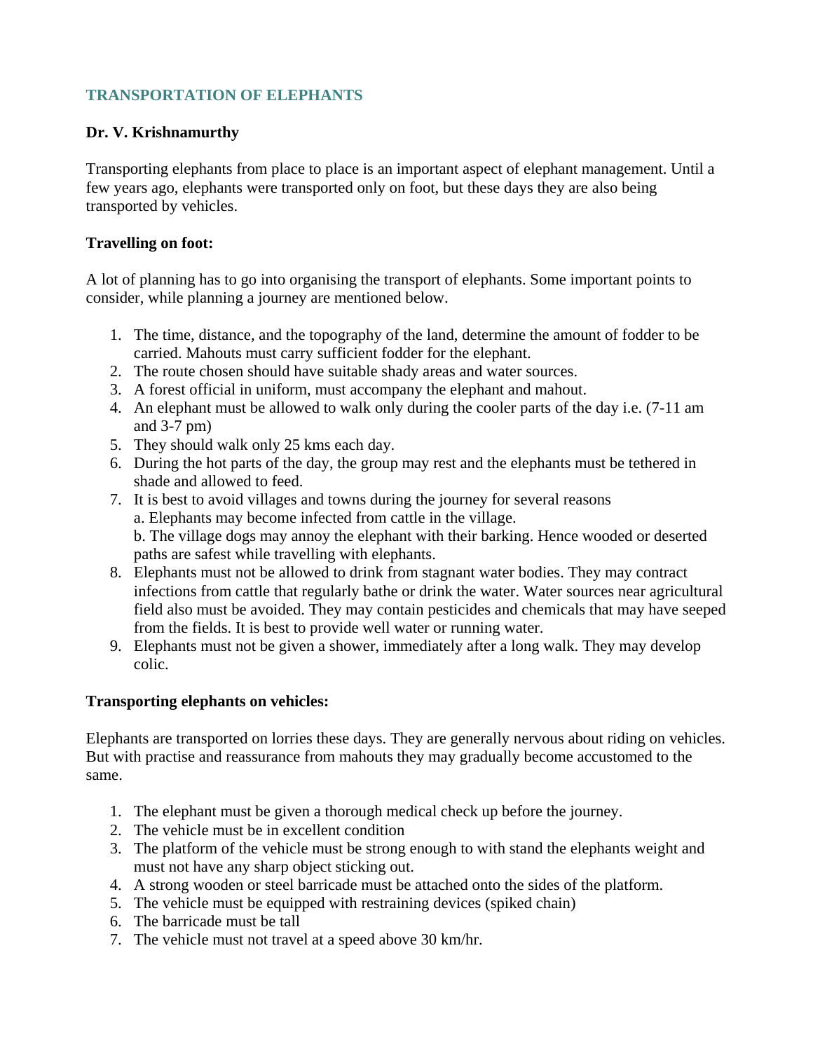## TRANSPORTATION OF ELEPHANTS

**Dr. V. Krishnamurthy**

Transporting elephants from place to place is an important aspect of elephant management. Until a few years ago, elephants were transported only on foot, but these days they are also being transported by vehicles.

**Travelling on foot:**

A lot of planning has to go into organising the transport of elephants. Some important points to consider, while planning a journey are mentioned below.

1. The time, distance, and the topography of the land, determine the amount of fodder to be carried. Mahouts must carry sufficient fodder for the elephant.
2. The route chosen should have suitable shady areas and water sources.
3. A forest official in uniform, must accompany the elephant and mahout.
4. An elephant must be allowed to walk only during the cooler parts of the day i.e. (7-11 am and 3-7 pm)
5. They should walk only 25 kms each day.
6. During the hot parts of the day, the group may rest and the elephants must be tethered in shade and allowed to feed.
7. It is best to avoid villages and towns during the journey for several reasons
   a. Elephants may become infected from cattle in the village.
   b. The village dogs may annoy the elephant with their barking. Hence wooded or deserted paths are safest while travelling with elephants.
8. Elephants must not be allowed to drink from stagnant water bodies. They may contract infections from cattle that regularly bathe or drink the water. Water sources near agricultural field also must be avoided. They may contain pesticides and chemicals that may have seeped from the fields. It is best to provide well water or running water.
9. Elephants must not be given a shower, immediately after a long walk. They may develop colic.

**Transporting elephants on vehicles:**

Elephants are transported on lorries these days. They are generally nervous about riding on vehicles. But with practise and reassurance from mahouts they may gradually become accustomed to the same.

1. The elephant must be given a thorough medical check up before the journey.
2. The vehicle must be in excellent condition
3. The platform of the vehicle must be strong enough to with stand the elephants weight and must not have any sharp object sticking out.
4. A strong wooden or steel barricade must be attached onto the sides of the platform.
5. The vehicle must be equipped with restraining devices (spiked chain)
6. The barricade must be tall
7. The vehicle must not travel at a speed above 30 km/hr.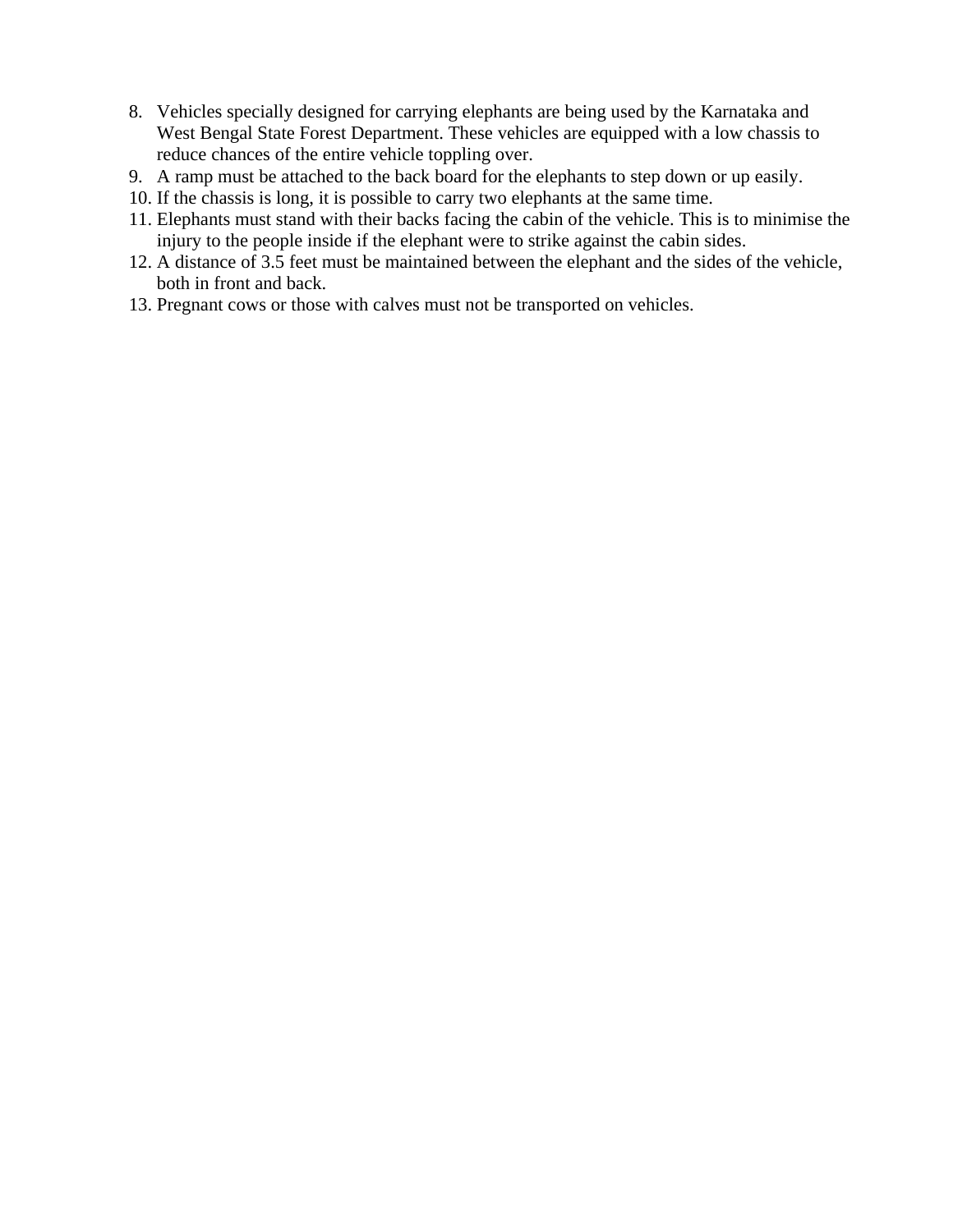8. Vehicles specially designed for carrying elephants are being used by the Karnataka and West Bengal State Forest Department. These vehicles are equipped with a low chassis to reduce chances of the entire vehicle toppling over.
9. A ramp must be attached to the back board for the elephants to step down or up easily.
10. If the chassis is long, it is possible to carry two elephants at the same time.
11. Elephants must stand with their backs facing the cabin of the vehicle. This is to minimise the injury to the people inside if the elephant were to strike against the cabin sides.
12. A distance of 3.5 feet must be maintained between the elephant and the sides of the vehicle, both in front and back.
13. Pregnant cows or those with calves must not be transported on vehicles.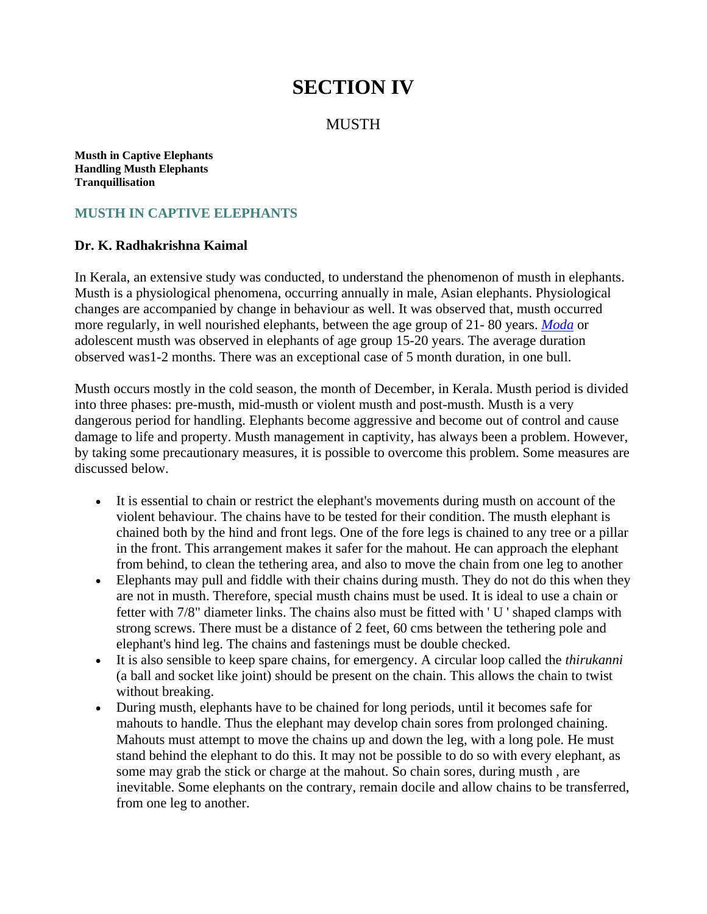# SECTION IV

MUSTH

**Musth in Captive Elephants**
**Handling Musth Elephants**
**Tranquillisation**

## MUSTH IN CAPTIVE ELEPHANTS

### Dr. K. Radhakrishna Kaimal

In Kerala, an extensive study was conducted, to understand the phenomenon of musth in elephants. Musth is a physiological phenomena, occurring annually in male, Asian elephants. Physiological changes are accompanied by change in behaviour as well. It was observed that, musth occurred more regularly, in well nourished elephants, between the age group of 21- 80 years. *Moda* or adolescent musth was observed in elephants of age group 15-20 years. The average duration observed was1-2 months. There was an exceptional case of 5 month duration, in one bull.

Musth occurs mostly in the cold season, the month of December, in Kerala. Musth period is divided into three phases: pre-musth, mid-musth or violent musth and post-musth. Musth is a very dangerous period for handling. Elephants become aggressive and become out of control and cause damage to life and property. Musth management in captivity, has always been a problem. However, by taking some precautionary measures, it is possible to overcome this problem. Some measures are discussed below.

- It is essential to chain or restrict the elephant's movements during musth on account of the violent behaviour. The chains have to be tested for their condition. The musth elephant is chained both by the hind and front legs. One of the fore legs is chained to any tree or a pillar in the front. This arrangement makes it safer for the mahout. He can approach the elephant from behind, to clean the tethering area, and also to move the chain from one leg to another
- Elephants may pull and fiddle with their chains during musth. They do not do this when they are not in musth. Therefore, special musth chains must be used. It is ideal to use a chain or fetter with 7/8" diameter links. The chains also must be fitted with ' U ' shaped clamps with strong screws. There must be a distance of 2 feet, 60 cms between the tethering pole and elephant's hind leg. The chains and fastenings must be double checked.
- It is also sensible to keep spare chains, for emergency. A circular loop called the *thirukanni* (a ball and socket like joint) should be present on the chain. This allows the chain to twist without breaking.
- During musth, elephants have to be chained for long periods, until it becomes safe for mahouts to handle. Thus the elephant may develop chain sores from prolonged chaining. Mahouts must attempt to move the chains up and down the leg, with a long pole. He must stand behind the elephant to do this. It may not be possible to do so with every elephant, as some may grab the stick or charge at the mahout. So chain sores, during musth , are inevitable. Some elephants on the contrary, remain docile and allow chains to be transferred, from one leg to another.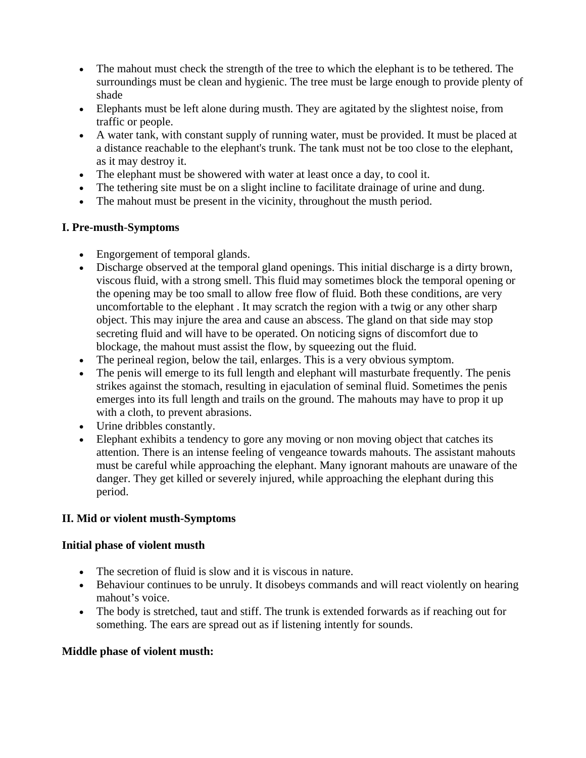- The mahout must check the strength of the tree to which the elephant is to be tethered. The surroundings must be clean and hygienic. The tree must be large enough to provide plenty of shade
- Elephants must be left alone during musth. They are agitated by the slightest noise, from traffic or people.
- A water tank, with constant supply of running water, must be provided. It must be placed at a distance reachable to the elephant's trunk. The tank must not be too close to the elephant, as it may destroy it.
- The elephant must be showered with water at least once a day, to cool it.
- The tethering site must be on a slight incline to facilitate drainage of urine and dung.
- The mahout must be present in the vicinity, throughout the musth period.

**I. Pre-musth-Symptoms**

- Engorgement of temporal glands.
- Discharge observed at the temporal gland openings. This initial discharge is a dirty brown, viscous fluid, with a strong smell. This fluid may sometimes block the temporal opening or the opening may be too small to allow free flow of fluid. Both these conditions, are very uncomfortable to the elephant . It may scratch the region with a twig or any other sharp object. This may injure the area and cause an abscess. The gland on that side may stop secreting fluid and will have to be operated. On noticing signs of discomfort due to blockage, the mahout must assist the flow, by squeezing out the fluid.
- The perineal region, below the tail, enlarges. This is a very obvious symptom.
- The penis will emerge to its full length and elephant will masturbate frequently. The penis strikes against the stomach, resulting in ejaculation of seminal fluid. Sometimes the penis emerges into its full length and trails on the ground. The mahouts may have to prop it up with a cloth, to prevent abrasions.
- Urine dribbles constantly.
- Elephant exhibits a tendency to gore any moving or non moving object that catches its attention. There is an intense feeling of vengeance towards mahouts. The assistant mahouts must be careful while approaching the elephant. Many ignorant mahouts are unaware of the danger. They get killed or severely injured, while approaching the elephant during this period.

**II. Mid or violent musth-Symptoms**

**Initial phase of violent musth**

- The secretion of fluid is slow and it is viscous in nature.
- Behaviour continues to be unruly. It disobeys commands and will react violently on hearing mahout's voice.
- The body is stretched, taut and stiff. The trunk is extended forwards as if reaching out for something. The ears are spread out as if listening intently for sounds.

**Middle phase of violent musth:**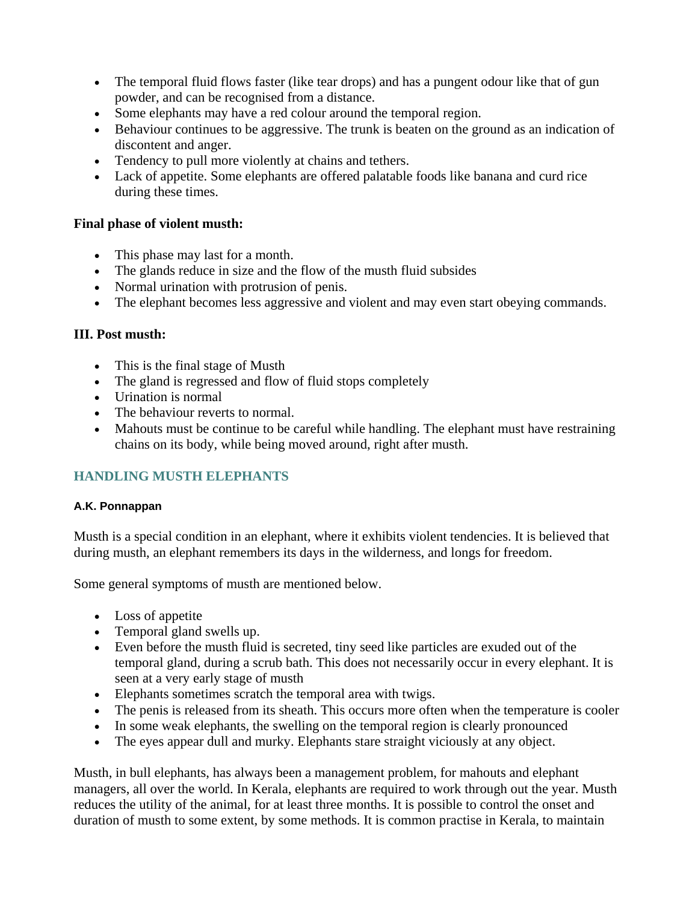- The temporal fluid flows faster (like tear drops) and has a pungent odour like that of gun powder, and can be recognised from a distance.
- Some elephants may have a red colour around the temporal region.
- Behaviour continues to be aggressive. The trunk is beaten on the ground as an indication of discontent and anger.
- Tendency to pull more violently at chains and tethers.
- Lack of appetite. Some elephants are offered palatable foods like banana and curd rice during these times.

**Final phase of violent musth:**

- This phase may last for a month.
- The glands reduce in size and the flow of the musth fluid subsides
- Normal urination with protrusion of penis.
- The elephant becomes less aggressive and violent and may even start obeying commands.

**III. Post musth:**

- This is the final stage of Musth
- The gland is regressed and flow of fluid stops completely
- Urination is normal
- The behaviour reverts to normal.
- Mahouts must be continue to be careful while handling. The elephant must have restraining chains on its body, while being moved around, right after musth.

## HANDLING MUSTH ELEPHANTS

**A.K. Ponnappan**

Musth is a special condition in an elephant, where it exhibits violent tendencies. It is believed that during musth, an elephant remembers its days in the wilderness, and longs for freedom.

Some general symptoms of musth are mentioned below.

- Loss of appetite
- Temporal gland swells up.
- Even before the musth fluid is secreted, tiny seed like particles are exuded out of the temporal gland, during a scrub bath. This does not necessarily occur in every elephant. It is seen at a very early stage of musth
- Elephants sometimes scratch the temporal area with twigs.
- The penis is released from its sheath. This occurs more often when the temperature is cooler
- In some weak elephants, the swelling on the temporal region is clearly pronounced
- The eyes appear dull and murky. Elephants stare straight viciously at any object.

Musth, in bull elephants, has always been a management problem, for mahouts and elephant managers, all over the world. In Kerala, elephants are required to work through out the year. Musth reduces the utility of the animal, for at least three months. It is possible to control the onset and duration of musth to some extent, by some methods. It is common practise in Kerala, to maintain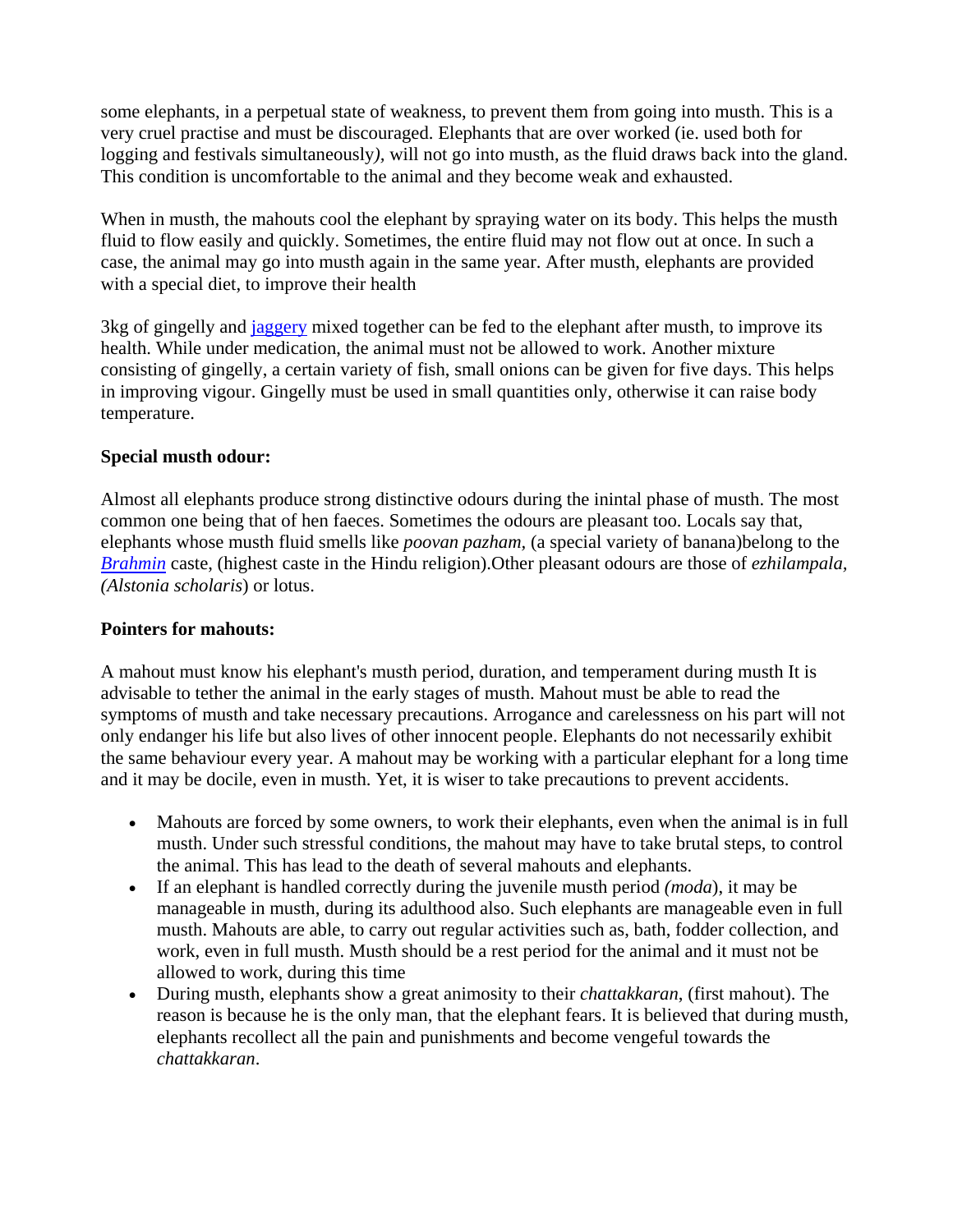some elephants, in a perpetual state of weakness, to prevent them from going into musth. This is a very cruel practise and must be discouraged. Elephants that are over worked (ie. used both for logging and festivals simultaneously*)*, will not go into musth, as the fluid draws back into the gland. This condition is uncomfortable to the animal and they become weak and exhausted.

When in musth, the mahouts cool the elephant by spraying water on its body. This helps the musth fluid to flow easily and quickly. Sometimes, the entire fluid may not flow out at once. In such a case, the animal may go into musth again in the same year. After musth, elephants are provided with a special diet, to improve their health

3kg of gingelly and jaggery mixed together can be fed to the elephant after musth, to improve its health. While under medication, the animal must not be allowed to work. Another mixture consisting of gingelly, a certain variety of fish, small onions can be given for five days. This helps in improving vigour. Gingelly must be used in small quantities only, otherwise it can raise body temperature.

**Special musth odour:**

Almost all elephants produce strong distinctive odours during the inintal phase of musth. The most common one being that of hen faeces. Sometimes the odours are pleasant too. Locals say that, elephants whose musth fluid smells like *poovan pazham*, (a special variety of banana)belong to the *Brahmin* caste, (highest caste in the Hindu religion).Other pleasant odours are those of *ezhilampala, (Alstonia scholaris*) or lotus.

**Pointers for mahouts:**

A mahout must know his elephant's musth period, duration, and temperament during musth It is advisable to tether the animal in the early stages of musth. Mahout must be able to read the symptoms of musth and take necessary precautions. Arrogance and carelessness on his part will not only endanger his life but also lives of other innocent people. Elephants do not necessarily exhibit the same behaviour every year. A mahout may be working with a particular elephant for a long time and it may be docile, even in musth. Yet, it is wiser to take precautions to prevent accidents.

- Mahouts are forced by some owners, to work their elephants, even when the animal is in full musth. Under such stressful conditions, the mahout may have to take brutal steps, to control the animal. This has lead to the death of several mahouts and elephants.
- If an elephant is handled correctly during the juvenile musth period *(moda*), it may be manageable in musth, during its adulthood also. Such elephants are manageable even in full musth. Mahouts are able, to carry out regular activities such as, bath, fodder collection, and work, even in full musth. Musth should be a rest period for the animal and it must not be allowed to work, during this time
- During musth, elephants show a great animosity to their *chattakkaran*, (first mahout). The reason is because he is the only man, that the elephant fears. It is believed that during musth, elephants recollect all the pain and punishments and become vengeful towards the *chattakkaran*.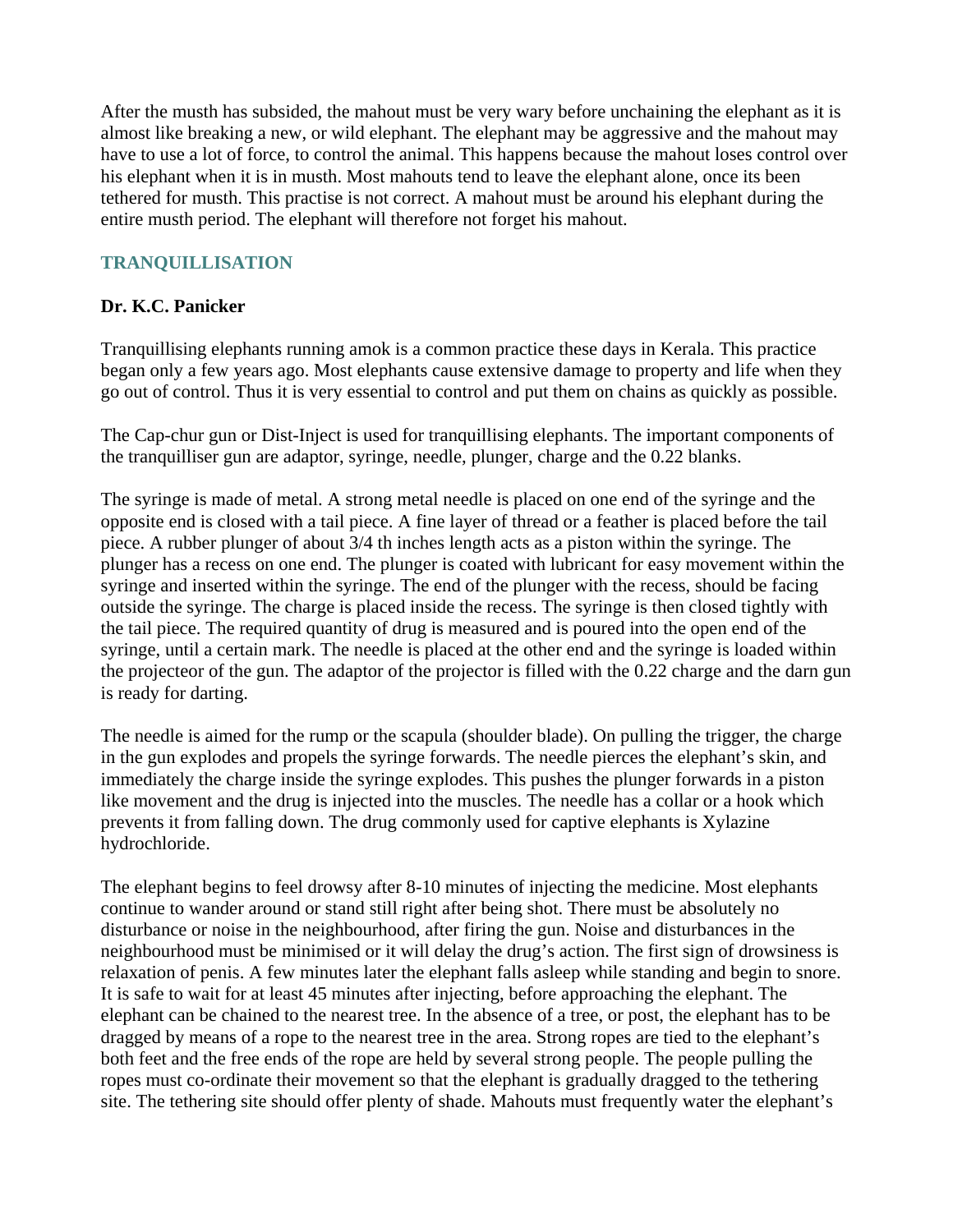After the musth has subsided, the mahout must be very wary before unchaining the elephant as it is almost like breaking a new, or wild elephant. The elephant may be aggressive and the mahout may have to use a lot of force, to control the animal. This happens because the mahout loses control over his elephant when it is in musth. Most mahouts tend to leave the elephant alone, once its been tethered for musth. This practise is not correct. A mahout must be around his elephant during the entire musth period. The elephant will therefore not forget his mahout.

## TRANQUILLISATION

**Dr. K.C. Panicker**

Tranquillising elephants running amok is a common practice these days in Kerala. This practice began only a few years ago. Most elephants cause extensive damage to property and life when they go out of control. Thus it is very essential to control and put them on chains as quickly as possible.

The Cap-chur gun or Dist-Inject is used for tranquillising elephants. The important components of the tranquilliser gun are adaptor, syringe, needle, plunger, charge and the 0.22 blanks.

The syringe is made of metal. A strong metal needle is placed on one end of the syringe and the opposite end is closed with a tail piece. A fine layer of thread or a feather is placed before the tail piece. A rubber plunger of about 3/4 th inches length acts as a piston within the syringe. The plunger has a recess on one end. The plunger is coated with lubricant for easy movement within the syringe and inserted within the syringe. The end of the plunger with the recess, should be facing outside the syringe. The charge is placed inside the recess. The syringe is then closed tightly with the tail piece. The required quantity of drug is measured and is poured into the open end of the syringe, until a certain mark. The needle is placed at the other end and the syringe is loaded within the projecteor of the gun. The adaptor of the projector is filled with the 0.22 charge and the darn gun is ready for darting.

The needle is aimed for the rump or the scapula (shoulder blade). On pulling the trigger, the charge in the gun explodes and propels the syringe forwards. The needle pierces the elephant's skin, and immediately the charge inside the syringe explodes. This pushes the plunger forwards in a piston like movement and the drug is injected into the muscles. The needle has a collar or a hook which prevents it from falling down. The drug commonly used for captive elephants is Xylazine hydrochloride.

The elephant begins to feel drowsy after 8-10 minutes of injecting the medicine. Most elephants continue to wander around or stand still right after being shot. There must be absolutely no disturbance or noise in the neighbourhood, after firing the gun. Noise and disturbances in the neighbourhood must be minimised or it will delay the drug's action. The first sign of drowsiness is relaxation of penis. A few minutes later the elephant falls asleep while standing and begin to snore. It is safe to wait for at least 45 minutes after injecting, before approaching the elephant. The elephant can be chained to the nearest tree. In the absence of a tree, or post, the elephant has to be dragged by means of a rope to the nearest tree in the area. Strong ropes are tied to the elephant's both feet and the free ends of the rope are held by several strong people. The people pulling the ropes must co-ordinate their movement so that the elephant is gradually dragged to the tethering site. The tethering site should offer plenty of shade. Mahouts must frequently water the elephant's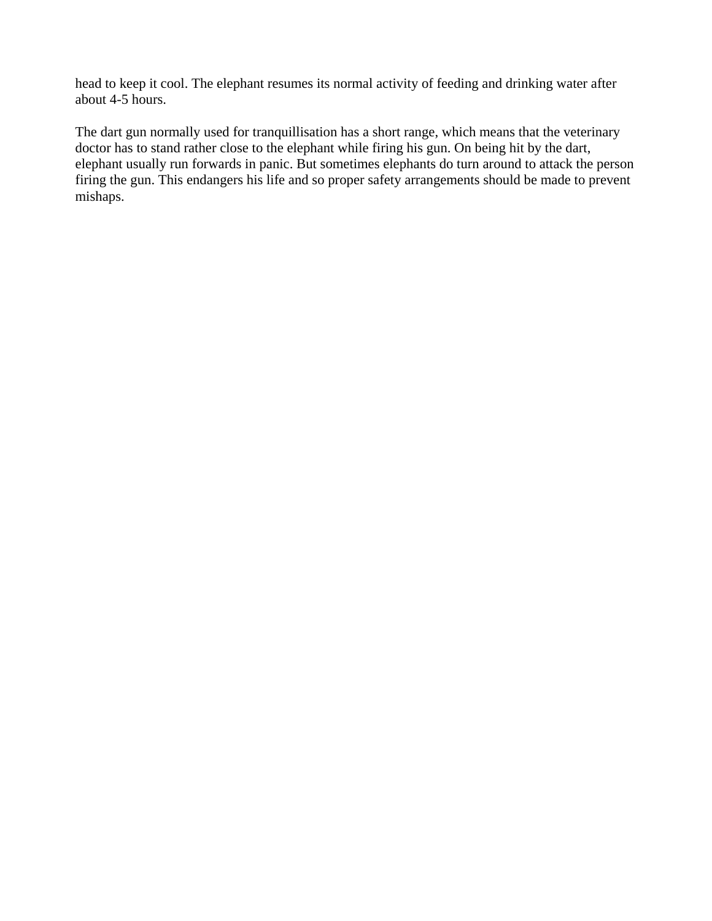head to keep it cool. The elephant resumes its normal activity of feeding and drinking water after about 4-5 hours.

The dart gun normally used for tranquillisation has a short range, which means that the veterinary doctor has to stand rather close to the elephant while firing his gun. On being hit by the dart, elephant usually run forwards in panic. But sometimes elephants do turn around to attack the person firing the gun. This endangers his life and so proper safety arrangements should be made to prevent mishaps.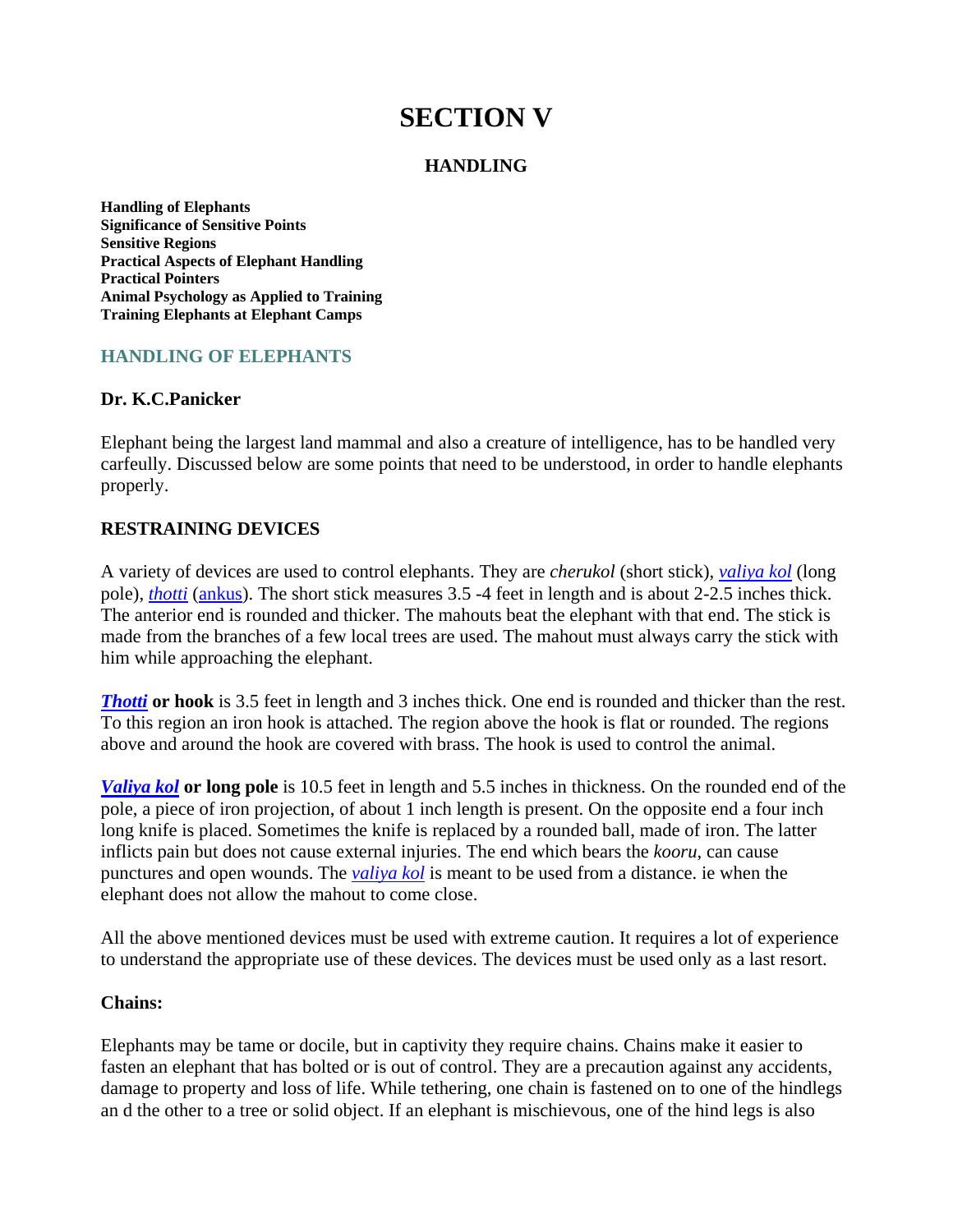# SECTION V

## HANDLING

**Handling of Elephants**
**Significance of Sensitive Points**
**Sensitive Regions**
**Practical Aspects of Elephant Handling**
**Practical Pointers**
**Animal Psychology as Applied to Training**
**Training Elephants at Elephant Camps**

### HANDLING OF ELEPHANTS

**Dr. K.C.Panicker**

Elephant being the largest land mammal and also a creature of intelligence, has to be handled very carfeully. Discussed below are some points that need to be understood, in order to handle elephants properly.

**RESTRAINING DEVICES**

A variety of devices are used to control elephants. They are *cherukol* (short stick), *valiya kol* (long pole), *thotti* (ankus). The short stick measures 3.5 -4 feet in length and is about 2-2.5 inches thick. The anterior end is rounded and thicker. The mahouts beat the elephant with that end. The stick is made from the branches of a few local trees are used. The mahout must always carry the stick with him while approaching the elephant.

***Thotti* or hook** is 3.5 feet in length and 3 inches thick. One end is rounded and thicker than the rest. To this region an iron hook is attached. The region above the hook is flat or rounded. The regions above and around the hook are covered with brass. The hook is used to control the animal.

***Valiya kol* or long pole** is 10.5 feet in length and 5.5 inches in thickness. On the rounded end of the pole, a piece of iron projection, of about 1 inch length is present. On the opposite end a four inch long knife is placed. Sometimes the knife is replaced by a rounded ball, made of iron. The latter inflicts pain but does not cause external injuries. The end which bears the *kooru*, can cause punctures and open wounds. The *valiya kol* is meant to be used from a distance. ie when the elephant does not allow the mahout to come close.

All the above mentioned devices must be used with extreme caution. It requires a lot of experience to understand the appropriate use of these devices. The devices must be used only as a last resort.

**Chains:**

Elephants may be tame or docile, but in captivity they require chains. Chains make it easier to fasten an elephant that has bolted or is out of control. They are a precaution against any accidents, damage to property and loss of life. While tethering, one chain is fastened on to one of the hindlegs an d the other to a tree or solid object. If an elephant is mischievous, one of the hind legs is also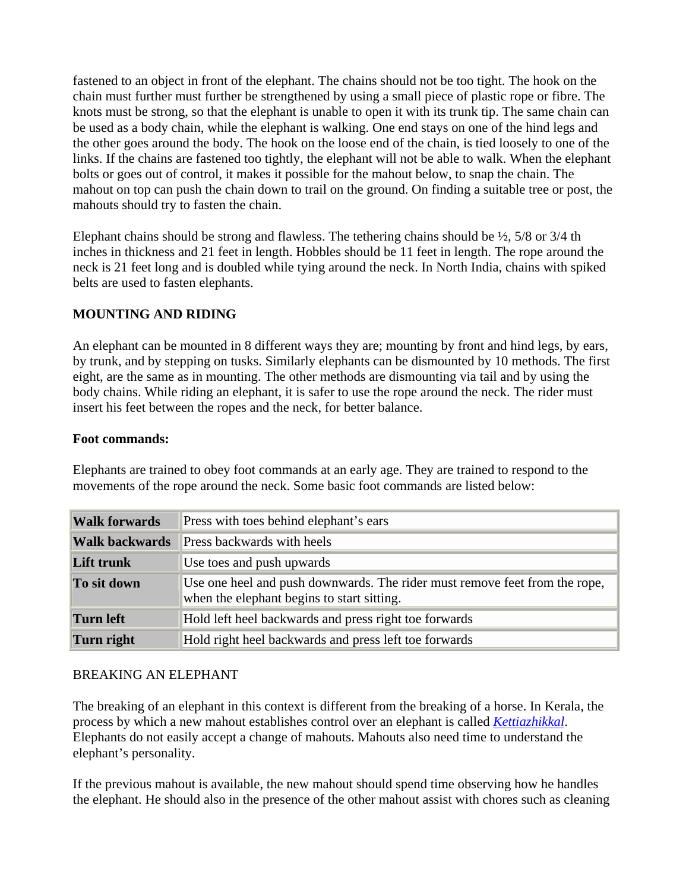fastened to an object in front of the elephant. The chains should not be too tight. The hook on the chain must further must further be strengthened by using a small piece of plastic rope or fibre. The knots must be strong, so that the elephant is unable to open it with its trunk tip. The same chain can be used as a body chain, while the elephant is walking. One end stays on one of the hind legs and the other goes around the body. The hook on the loose end of the chain, is tied loosely to one of the links. If the chains are fastened too tightly, the elephant will not be able to walk. When the elephant bolts or goes out of control, it makes it possible for the mahout below, to snap the chain. The mahout on top can push the chain down to trail on the ground. On finding a suitable tree or post, the mahouts should try to fasten the chain.

Elephant chains should be strong and flawless. The tethering chains should be ½, 5/8 or 3/4 th inches in thickness and 21 feet in length. Hobbles should be 11 feet in length. The rope around the neck is 21 feet long and is doubled while tying around the neck. In North India, chains with spiked belts are used to fasten elephants.

**MOUNTING AND RIDING**

An elephant can be mounted in 8 different ways they are; mounting by front and hind legs, by ears, by trunk, and by stepping on tusks. Similarly elephants can be dismounted by 10 methods. The first eight, are the same as in mounting. The other methods are dismounting via tail and by using the body chains. While riding an elephant, it is safer to use the rope around the neck. The rider must insert his feet between the ropes and the neck, for better balance.

**Foot commands:**

Elephants are trained to obey foot commands at an early age. They are trained to respond to the movements of the rope around the neck. Some basic foot commands are listed below:

| | |
|---|---|
| **Walk forwards** | Press with toes behind elephant's ears |
| **Walk backwards** | Press backwards with heels |
| **Lift trunk** | Use toes and push upwards |
| **To sit down** | Use one heel and push downwards. The rider must remove feet from the rope, when the elephant begins to start sitting. |
| **Turn left** | Hold left heel backwards and press right toe forwards |
| **Turn right** | Hold right heel backwards and press left toe forwards |

BREAKING AN ELEPHANT

The breaking of an elephant in this context is different from the breaking of a horse. In Kerala, the process by which a new mahout establishes control over an elephant is called *Kettiazhikkal*. Elephants do not easily accept a change of mahouts. Mahouts also need time to understand the elephant's personality.

If the previous mahout is available, the new mahout should spend time observing how he handles the elephant. He should also in the presence of the other mahout assist with chores such as cleaning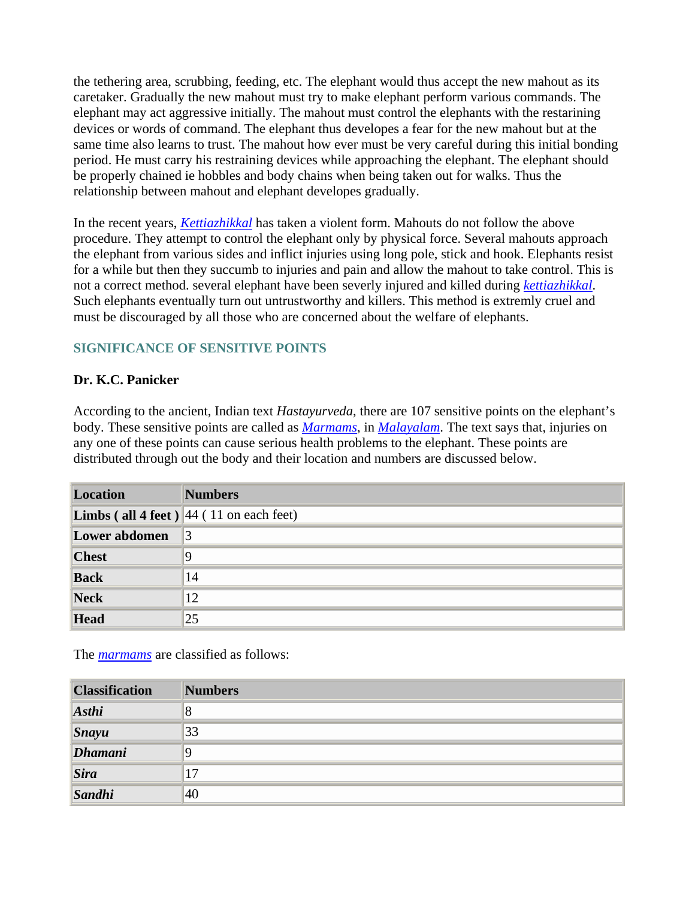the tethering area, scrubbing, feeding, etc. The elephant would thus accept the new mahout as its caretaker. Gradually the new mahout must try to make elephant perform various commands. The elephant may act aggressive initially. The mahout must control the elephants with the restaring devices or words of command. The elephant thus developes a fear for the new mahout but at the same time also learns to trust. The mahout how ever must be very careful during this initial bonding period. He must carry his restraining devices while approaching the elephant. The elephant should be properly chained ie hobbles and body chains when being taken out for walks. Thus the relationship between mahout and elephant developes gradually.

In the recent years, *Kettiazhikkal* has taken a violent form. Mahouts do not follow the above procedure. They attempt to control the elephant only by physical force. Several mahouts approach the elephant from various sides and inflict injuries using long pole, stick and hook. Elephants resist for a while but then they succumb to injuries and pain and allow the mahout to take control. This is not a correct method. several elephant have been severly injured and killed during *kettiazhikkal*. Such elephants eventually turn out untrustworthy and killers. This method is extremly cruel and must be discouraged by all those who are concerned about the welfare of elephants.

## SIGNIFICANCE OF SENSITIVE POINTS

**Dr. K.C. Panicker**

According to the ancient, Indian text *Hastayurveda*, there are 107 sensitive points on the elephant's body. These sensitive points are called as *Marmams*, in *Malayalam*. The text says that, injuries on any one of these points can cause serious health problems to the elephant. These points are distributed through out the body and their location and numbers are discussed below.

| Location | Numbers |
|---|---|
| **Limbs ( all 4 feet )** | 44 ( 11 on each feet) |
| **Lower abdomen** | 3 |
| **Chest** | 9 |
| **Back** | 14 |
| **Neck** | 12 |
| **Head** | 25 |

The *marmams* are classified as follows:

| Classification | Numbers |
|---|---|
| ***Asthi*** | 8 |
| ***Snayu*** | 33 |
| ***Dhamani*** | 9 |
| ***Sira*** | 17 |
| ***Sandhi*** | 40 |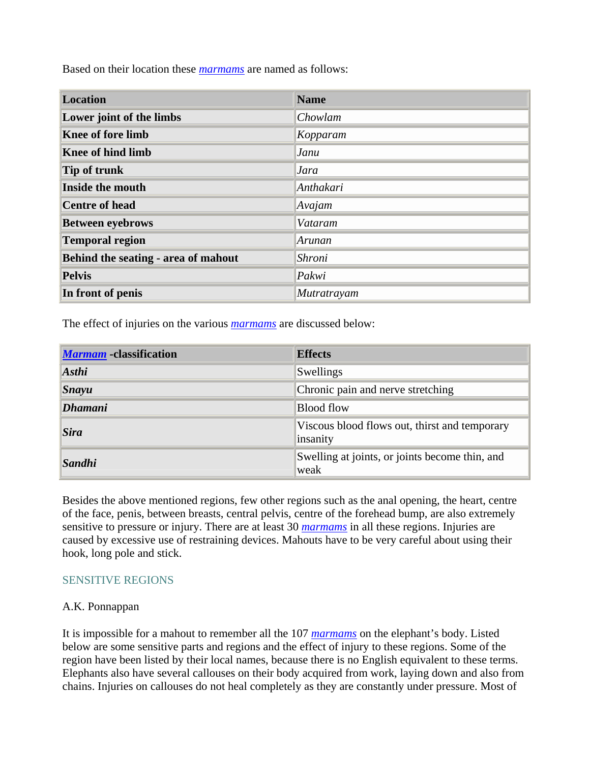Based on their location these *marmams* are named as follows:

| **Location** | **Name** |
| --- | --- |
| **Lower joint of the limbs** | *Chowlam* |
| **Knee of fore limb** | *Kopparam* |
| **Knee of hind limb** | *Janu* |
| **Tip of trunk** | *Jara* |
| **Inside the mouth** | *Anthakari* |
| **Centre of head** | *Avajam* |
| **Between eyebrows** | *Vataram* |
| **Temporal region** | *Arunan* |
| **Behind the seating - area of mahout** | *Shroni* |
| **Pelvis** | *Pakwi* |
| **In front of penis** | *Mutratrayam* |

The effect of injuries on the various *marmams* are discussed below:

| ***Marmam* -classification** | **Effects** |
| --- | --- |
| ***Asthi*** | Swellings |
| ***Snayu*** | Chronic pain and nerve stretching |
| ***Dhamani*** | Blood flow |
| ***Sira*** | Viscous blood flows out, thirst and temporary insanity |
| ***Sandhi*** | Swelling at joints, or joints become thin, and weak |

Besides the above mentioned regions, few other regions such as the anal opening, the heart, centre of the face, penis, between breasts, central pelvis, centre of the forehead bump, are also extremely sensitive to pressure or injury. There are at least 30 *marmams* in all these regions. Injuries are caused by excessive use of restraining devices. Mahouts have to be very careful about using their hook, long pole and stick.

## SENSITIVE REGIONS

A.K. Ponnappan

It is impossible for a mahout to remember all the 107 *marmams* on the elephant's body. Listed below are some sensitive parts and regions and the effect of injury to these regions. Some of the region have been listed by their local names, because there is no English equivalent to these terms. Elephants also have several callouses on their body acquired from work, laying down and also from chains. Injuries on callouses do not heal completely as they are constantly under pressure. Most of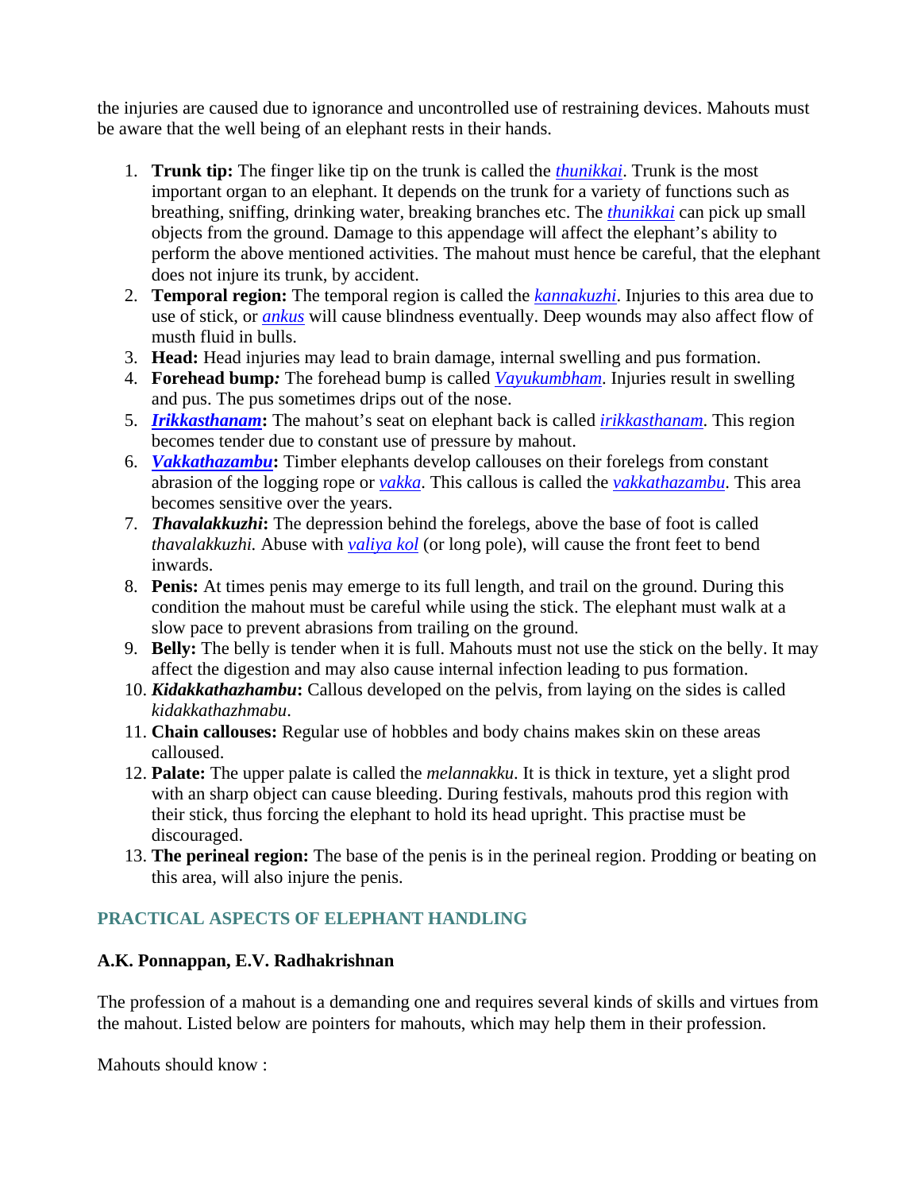the injuries are caused due to ignorance and uncontrolled use of restraining devices. Mahouts must be aware that the well being of an elephant rests in their hands.

1. **Trunk tip:** The finger like tip on the trunk is called the *thunikkai*. Trunk is the most important organ to an elephant. It depends on the trunk for a variety of functions such as breathing, sniffing, drinking water, breaking branches etc. The *thunikkai* can pick up small objects from the ground. Damage to this appendage will affect the elephant's ability to perform the above mentioned activities. The mahout must hence be careful, that the elephant does not injure its trunk, by accident.
2. **Temporal region:** The temporal region is called the *kannakuzhi*. Injuries to this area due to use of stick, or *ankus* will cause blindness eventually. Deep wounds may also affect flow of musth fluid in bulls.
3. **Head:** Head injuries may lead to brain damage, internal swelling and pus formation.
4. **Forehead bump:** The forehead bump is called *Vayukumbham*. Injuries result in swelling and pus. The pus sometimes drips out of the nose.
5. ***Irikkasthanam*:** The mahout's seat on elephant back is called *irikkasthanam*. This region becomes tender due to constant use of pressure by mahout.
6. ***Vakkathazambu*:** Timber elephants develop callouses on their forelegs from constant abrasion of the logging rope or *vakka*. This callous is called the *vakkathazambu*. This area becomes sensitive over the years.
7. ***Thavalakkuzhi*:** The depression behind the forelegs, above the base of foot is called *thavalakkuzhi.* Abuse with *valiya kol* (or long pole), will cause the front feet to bend inwards.
8. **Penis:** At times penis may emerge to its full length, and trail on the ground. During this condition the mahout must be careful while using the stick. The elephant must walk at a slow pace to prevent abrasions from trailing on the ground.
9. **Belly:** The belly is tender when it is full. Mahouts must not use the stick on the belly. It may affect the digestion and may also cause internal infection leading to pus formation.
10. ***Kidakkathazhambu*:** Callous developed on the pelvis, from laying on the sides is called *kidakkathazhmabu*.
11. **Chain callouses:** Regular use of hobbles and body chains makes skin on these areas calloused.
12. **Palate:** The upper palate is called the *melannakku*. It is thick in texture, yet a slight prod with an sharp object can cause bleeding. During festivals, mahouts prod this region with their stick, thus forcing the elephant to hold its head upright. This practise must be discouraged.
13. **The perineal region:** The base of the penis is in the perineal region. Prodding or beating on this area, will also injure the penis.

## PRACTICAL ASPECTS OF ELEPHANT HANDLING

**A.K. Ponnappan, E.V. Radhakrishnan**

The profession of a mahout is a demanding one and requires several kinds of skills and virtues from the mahout. Listed below are pointers for mahouts, which may help them in their profession.

Mahouts should know :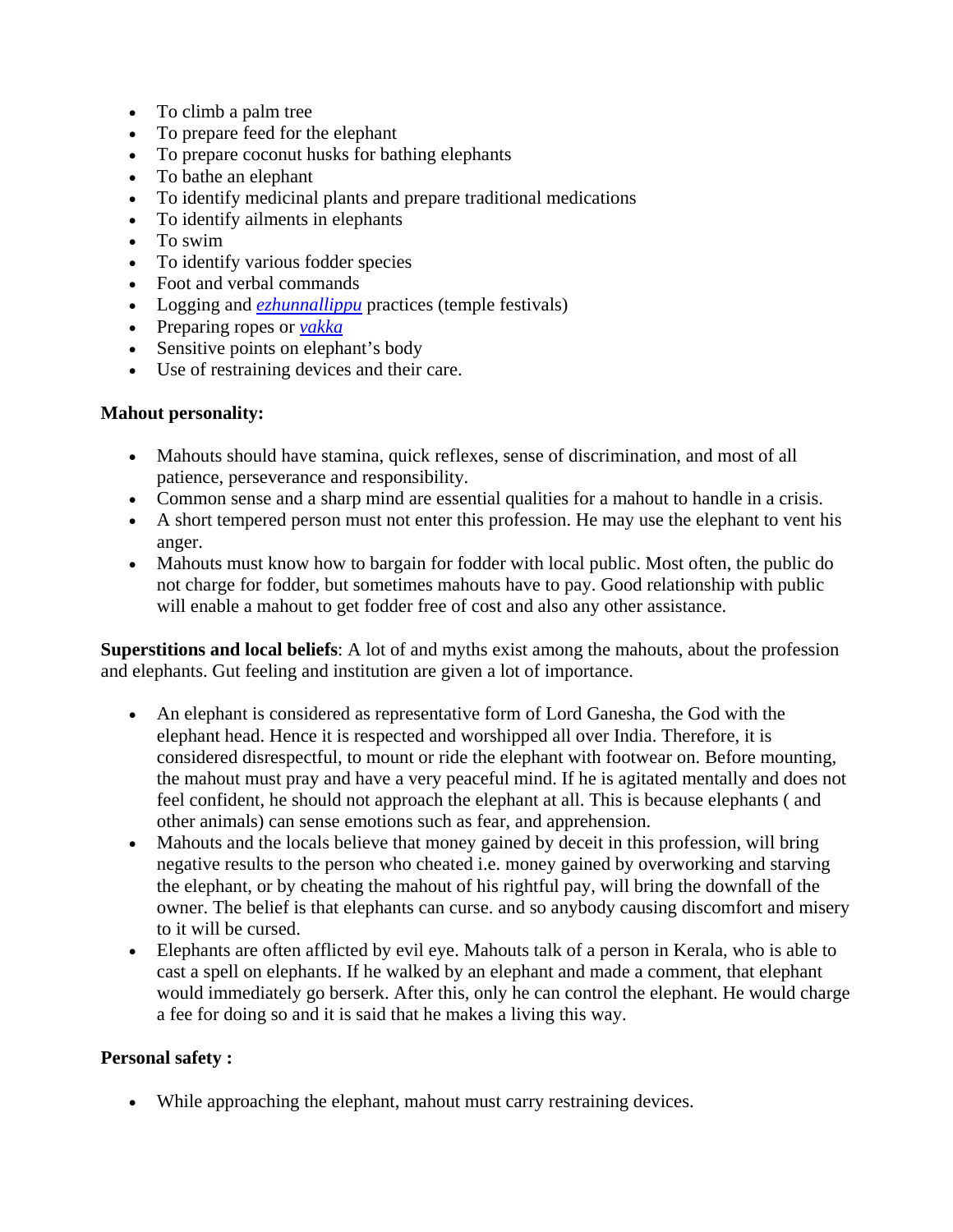- To climb a palm tree
- To prepare feed for the elephant
- To prepare coconut husks for bathing elephants
- To bathe an elephant
- To identify medicinal plants and prepare traditional medications
- To identify ailments in elephants
- To swim
- To identify various fodder species
- Foot and verbal commands
- Logging and *ezhunnallippu* practices (temple festivals)
- Preparing ropes or *vakka*
- Sensitive points on elephant's body
- Use of restraining devices and their care.

**Mahout personality:**

- Mahouts should have stamina, quick reflexes, sense of discrimination, and most of all patience, perseverance and responsibility.
- Common sense and a sharp mind are essential qualities for a mahout to handle in a crisis.
- A short tempered person must not enter this profession. He may use the elephant to vent his anger.
- Mahouts must know how to bargain for fodder with local public. Most often, the public do not charge for fodder, but sometimes mahouts have to pay. Good relationship with public will enable a mahout to get fodder free of cost and also any other assistance.

**Superstitions and local beliefs**: A lot of and myths exist among the mahouts, about the profession and elephants. Gut feeling and institution are given a lot of importance.

- An elephant is considered as representative form of Lord Ganesha, the God with the elephant head. Hence it is respected and worshipped all over India. Therefore, it is considered disrespectful, to mount or ride the elephant with footwear on. Before mounting, the mahout must pray and have a very peaceful mind. If he is agitated mentally and does not feel confident, he should not approach the elephant at all. This is because elephants ( and other animals) can sense emotions such as fear, and apprehension.
- Mahouts and the locals believe that money gained by deceit in this profession, will bring negative results to the person who cheated i.e. money gained by overworking and starving the elephant, or by cheating the mahout of his rightful pay, will bring the downfall of the owner. The belief is that elephants can curse. and so anybody causing discomfort and misery to it will be cursed.
- Elephants are often afflicted by evil eye. Mahouts talk of a person in Kerala, who is able to cast a spell on elephants. If he walked by an elephant and made a comment, that elephant would immediately go berserk. After this, only he can control the elephant. He would charge a fee for doing so and it is said that he makes a living this way.

**Personal safety :**

- While approaching the elephant, mahout must carry restraining devices.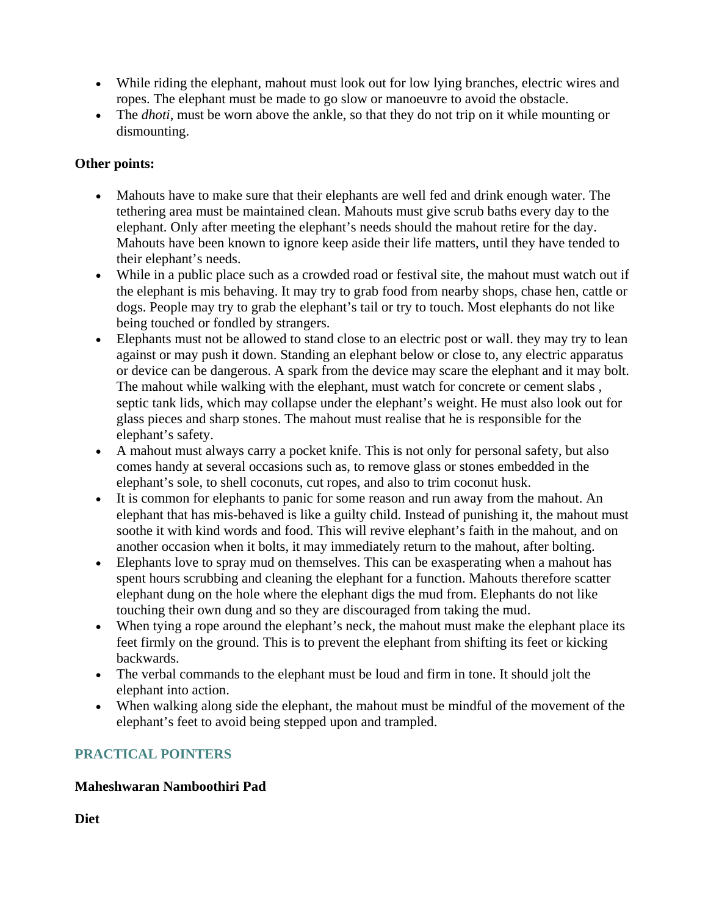- While riding the elephant, mahout must look out for low lying branches, electric wires and ropes. The elephant must be made to go slow or manoeuvre to avoid the obstacle.
- The *dhoti*, must be worn above the ankle, so that they do not trip on it while mounting or dismounting.

**Other points:**

- Mahouts have to make sure that their elephants are well fed and drink enough water. The tethering area must be maintained clean. Mahouts must give scrub baths every day to the elephant. Only after meeting the elephant's needs should the mahout retire for the day. Mahouts have been known to ignore keep aside their life matters, until they have tended to their elephant's needs.
- While in a public place such as a crowded road or festival site, the mahout must watch out if the elephant is mis behaving. It may try to grab food from nearby shops, chase hen, cattle or dogs. People may try to grab the elephant's tail or try to touch. Most elephants do not like being touched or fondled by strangers.
- Elephants must not be allowed to stand close to an electric post or wall. they may try to lean against or may push it down. Standing an elephant below or close to, any electric apparatus or device can be dangerous. A spark from the device may scare the elephant and it may bolt. The mahout while walking with the elephant, must watch for concrete or cement slabs , septic tank lids, which may collapse under the elephant's weight. He must also look out for glass pieces and sharp stones. The mahout must realise that he is responsible for the elephant's safety.
- A mahout must always carry a pocket knife. This is not only for personal safety, but also comes handy at several occasions such as, to remove glass or stones embedded in the elephant's sole, to shell coconuts, cut ropes, and also to trim coconut husk.
- It is common for elephants to panic for some reason and run away from the mahout. An elephant that has mis-behaved is like a guilty child. Instead of punishing it, the mahout must soothe it with kind words and food. This will revive elephant's faith in the mahout, and on another occasion when it bolts, it may immediately return to the mahout, after bolting.
- Elephants love to spray mud on themselves. This can be exasperating when a mahout has spent hours scrubbing and cleaning the elephant for a function. Mahouts therefore scatter elephant dung on the hole where the elephant digs the mud from. Elephants do not like touching their own dung and so they are discouraged from taking the mud.
- When tying a rope around the elephant's neck, the mahout must make the elephant place its feet firmly on the ground. This is to prevent the elephant from shifting its feet or kicking backwards.
- The verbal commands to the elephant must be loud and firm in tone. It should jolt the elephant into action.
- When walking along side the elephant, the mahout must be mindful of the movement of the elephant's feet to avoid being stepped upon and trampled.

## PRACTICAL POINTERS

**Maheshwaran Namboothiri Pad**

**Diet**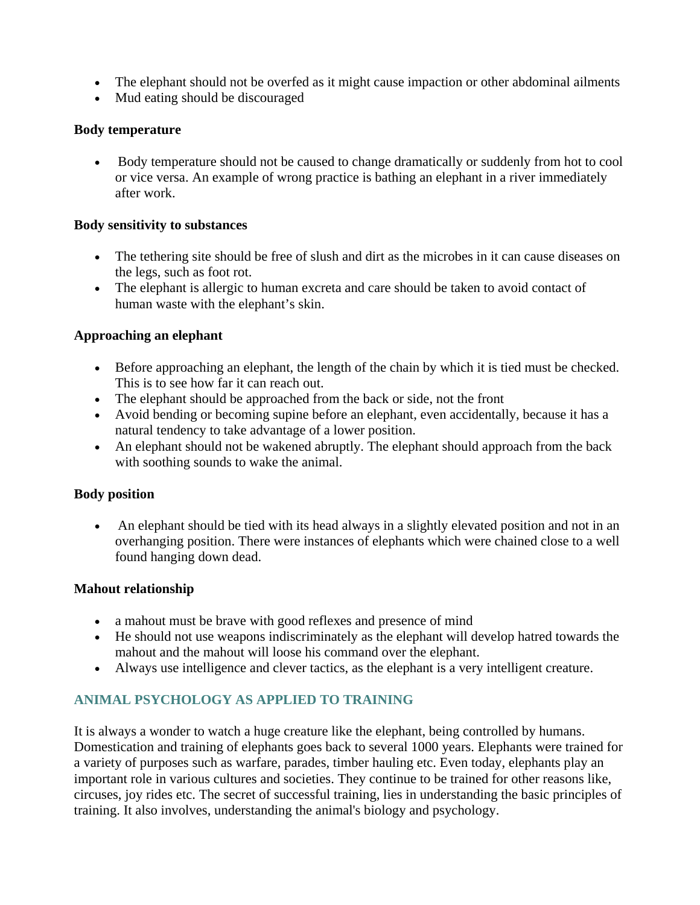- The elephant should not be overfed as it might cause impaction or other abdominal ailments
- Mud eating should be discouraged

**Body temperature**

- Body temperature should not be caused to change dramatically or suddenly from hot to cool or vice versa. An example of wrong practice is bathing an elephant in a river immediately after work.

**Body sensitivity to substances**

- The tethering site should be free of slush and dirt as the microbes in it can cause diseases on the legs, such as foot rot.
- The elephant is allergic to human excreta and care should be taken to avoid contact of human waste with the elephant's skin.

**Approaching an elephant**

- Before approaching an elephant, the length of the chain by which it is tied must be checked. This is to see how far it can reach out.
- The elephant should be approached from the back or side, not the front
- Avoid bending or becoming supine before an elephant, even accidentally, because it has a natural tendency to take advantage of a lower position.
- An elephant should not be wakened abruptly. The elephant should approach from the back with soothing sounds to wake the animal.

**Body position**

- An elephant should be tied with its head always in a slightly elevated position and not in an overhanging position. There were instances of elephants which were chained close to a well found hanging down dead.

**Mahout relationship**

- a mahout must be brave with good reflexes and presence of mind
- He should not use weapons indiscriminately as the elephant will develop hatred towards the mahout and the mahout will loose his command over the elephant.
- Always use intelligence and clever tactics, as the elephant is a very intelligent creature.

## ANIMAL PSYCHOLOGY AS APPLIED TO TRAINING

It is always a wonder to watch a huge creature like the elephant, being controlled by humans. Domestication and training of elephants goes back to several 1000 years. Elephants were trained for a variety of purposes such as warfare, parades, timber hauling etc. Even today, elephants play an important role in various cultures and societies. They continue to be trained for other reasons like, circuses, joy rides etc. The secret of successful training, lies in understanding the basic principles of training. It also involves, understanding the animal's biology and psychology.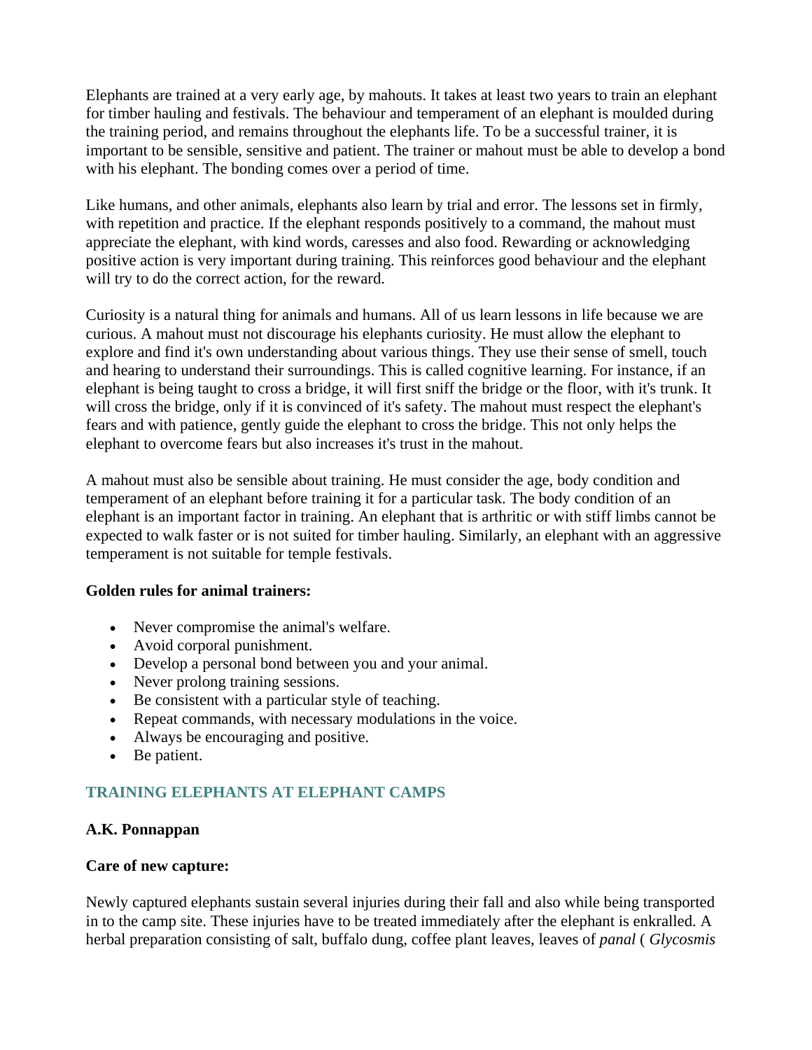Elephants are trained at a very early age, by mahouts. It takes at least two years to train an elephant for timber hauling and festivals. The behaviour and temperament of an elephant is moulded during the training period, and remains throughout the elephants life. To be a successful trainer, it is important to be sensible, sensitive and patient. The trainer or mahout must be able to develop a bond with his elephant. The bonding comes over a period of time.

Like humans, and other animals, elephants also learn by trial and error. The lessons set in firmly, with repetition and practice. If the elephant responds positively to a command, the mahout must appreciate the elephant, with kind words, caresses and also food. Rewarding or acknowledging positive action is very important during training. This reinforces good behaviour and the elephant will try to do the correct action, for the reward.

Curiosity is a natural thing for animals and humans. All of us learn lessons in life because we are curious. A mahout must not discourage his elephants curiosity. He must allow the elephant to explore and find it's own understanding about various things. They use their sense of smell, touch and hearing to understand their surroundings. This is called cognitive learning. For instance, if an elephant is being taught to cross a bridge, it will first sniff the bridge or the floor, with it's trunk. It will cross the bridge, only if it is convinced of it's safety. The mahout must respect the elephant's fears and with patience, gently guide the elephant to cross the bridge. This not only helps the elephant to overcome fears but also increases it's trust in the mahout.

A mahout must also be sensible about training. He must consider the age, body condition and temperament of an elephant before training it for a particular task. The body condition of an elephant is an important factor in training. An elephant that is arthritic or with stiff limbs cannot be expected to walk faster or is not suited for timber hauling. Similarly, an elephant with an aggressive temperament is not suitable for temple festivals.

**Golden rules for animal trainers:**

- Never compromise the animal's welfare.
- Avoid corporal punishment.
- Develop a personal bond between you and your animal.
- Never prolong training sessions.
- Be consistent with a particular style of teaching.
- Repeat commands, with necessary modulations in the voice.
- Always be encouraging and positive.
- Be patient.

## TRAINING ELEPHANTS AT ELEPHANT CAMPS

**A.K. Ponnappan**

**Care of new capture:**

Newly captured elephants sustain several injuries during their fall and also while being transported in to the camp site. These injuries have to be treated immediately after the elephant is enkralled. A herbal preparation consisting of salt, buffalo dung, coffee plant leaves, leaves of *panal* ( *Glycosmis*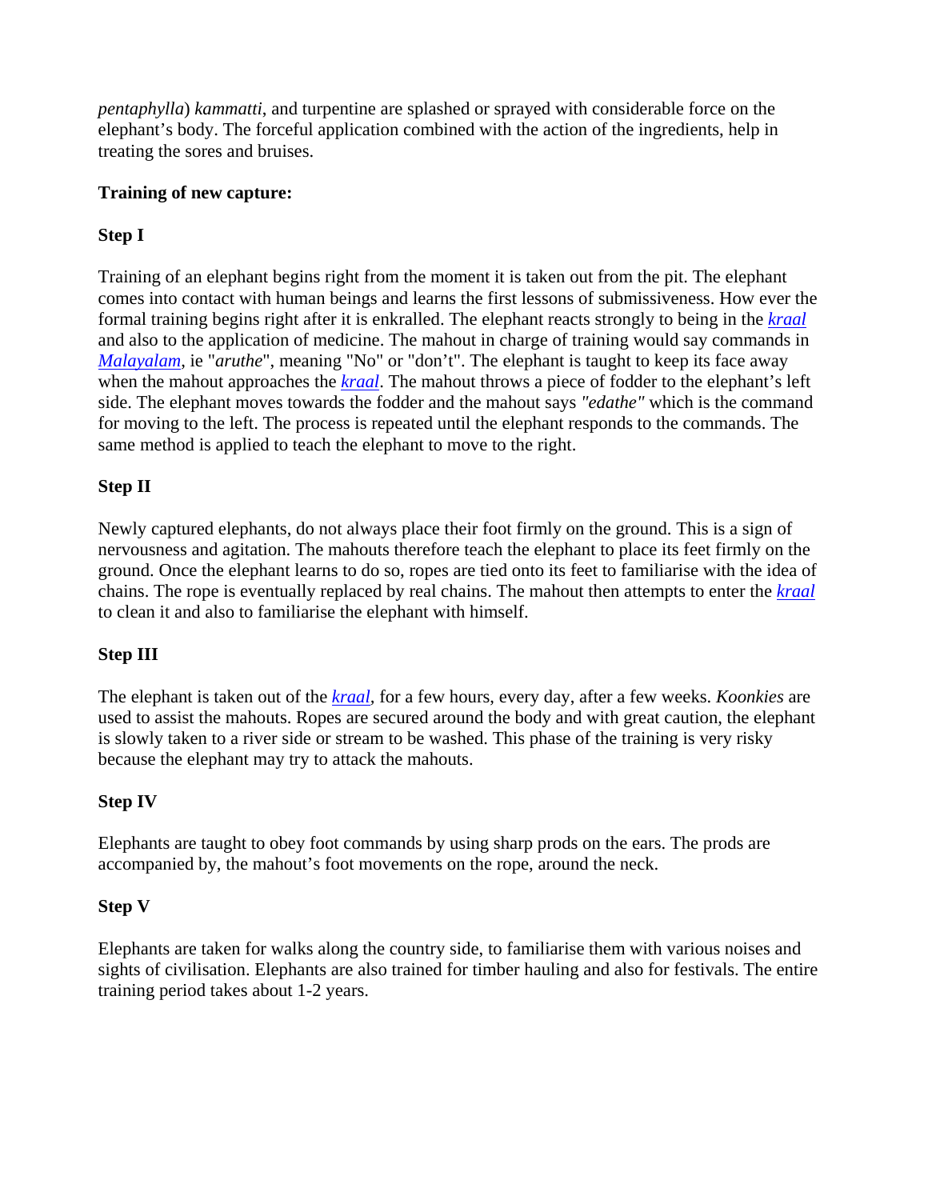*pentaphylla*) *kammatti*, and turpentine are splashed or sprayed with considerable force on the elephant's body. The forceful application combined with the action of the ingredients, help in treating the sores and bruises.

**Training of new capture:**

**Step I**

Training of an elephant begins right from the moment it is taken out from the pit. The elephant comes into contact with human beings and learns the first lessons of submissiveness. How ever the formal training begins right after it is enkralled. The elephant reacts strongly to being in the *kraal* and also to the application of medicine. The mahout in charge of training would say commands in *Malayalam*, ie "*aruthe*", meaning "No" or "don't". The elephant is taught to keep its face away when the mahout approaches the *kraal*. The mahout throws a piece of fodder to the elephant's left side. The elephant moves towards the fodder and the mahout says *"edathe"* which is the command for moving to the left. The process is repeated until the elephant responds to the commands. The same method is applied to teach the elephant to move to the right.

**Step II**

Newly captured elephants, do not always place their foot firmly on the ground. This is a sign of nervousness and agitation. The mahouts therefore teach the elephant to place its feet firmly on the ground. Once the elephant learns to do so, ropes are tied onto its feet to familiarise with the idea of chains. The rope is eventually replaced by real chains. The mahout then attempts to enter the *kraal* to clean it and also to familiarise the elephant with himself.

**Step III**

The elephant is taken out of the *kraal*, for a few hours, every day, after a few weeks. *Koonkies* are used to assist the mahouts. Ropes are secured around the body and with great caution, the elephant is slowly taken to a river side or stream to be washed. This phase of the training is very risky because the elephant may try to attack the mahouts.

**Step IV**

Elephants are taught to obey foot commands by using sharp prods on the ears. The prods are accompanied by, the mahout's foot movements on the rope, around the neck.

**Step V**

Elephants are taken for walks along the country side, to familiarise them with various noises and sights of civilisation. Elephants are also trained for timber hauling and also for festivals. The entire training period takes about 1-2 years.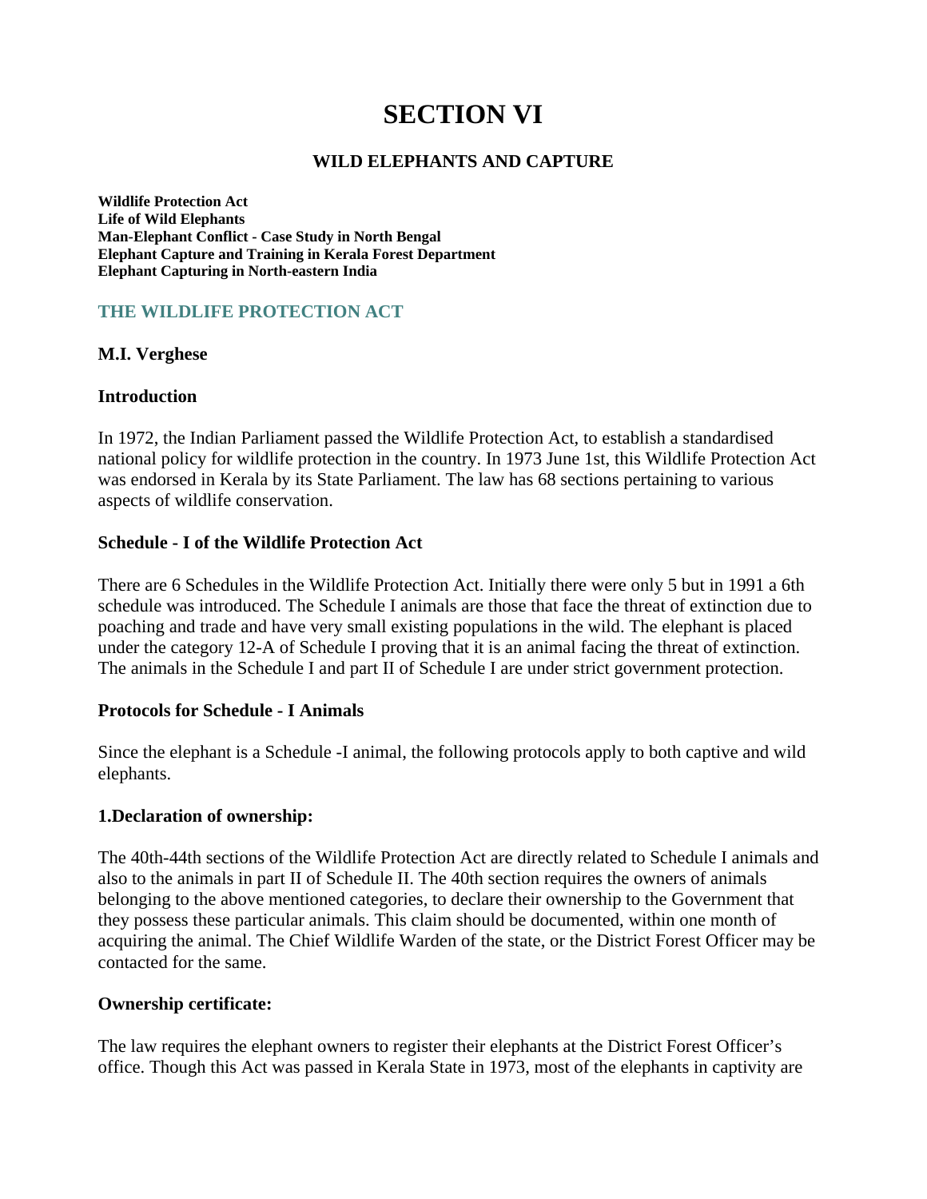# SECTION VI

## WILD ELEPHANTS AND CAPTURE

**Wildlife Protection Act**
**Life of Wild Elephants**
**Man-Elephant Conflict - Case Study in North Bengal**
**Elephant Capture and Training in Kerala Forest Department**
**Elephant Capturing in North-eastern India**

## THE WILDLIFE PROTECTION ACT

**M.I. Verghese**

### Introduction

In 1972, the Indian Parliament passed the Wildlife Protection Act, to establish a standardised national policy for wildlife protection in the country. In 1973 June 1st, this Wildlife Protection Act was endorsed in Kerala by its State Parliament. The law has 68 sections pertaining to various aspects of wildlife conservation.

### Schedule - I of the Wildlife Protection Act

There are 6 Schedules in the Wildlife Protection Act. Initially there were only 5 but in 1991 a 6th schedule was introduced. The Schedule I animals are those that face the threat of extinction due to poaching and trade and have very small existing populations in the wild. The elephant is placed under the category 12-A of Schedule I proving that it is an animal facing the threat of extinction. The animals in the Schedule I and part II of Schedule I are under strict government protection.

### Protocols for Schedule - I Animals

Since the elephant is a Schedule -I animal, the following protocols apply to both captive and wild elephants.

#### 1.Declaration of ownership:

The 40th-44th sections of the Wildlife Protection Act are directly related to Schedule I animals and also to the animals in part II of Schedule II. The 40th section requires the owners of animals belonging to the above mentioned categories, to declare their ownership to the Government that they possess these particular animals. This claim should be documented, within one month of acquiring the animal. The Chief Wildlife Warden of the state, or the District Forest Officer may be contacted for the same.

#### Ownership certificate:

The law requires the elephant owners to register their elephants at the District Forest Officer's office. Though this Act was passed in Kerala State in 1973, most of the elephants in captivity are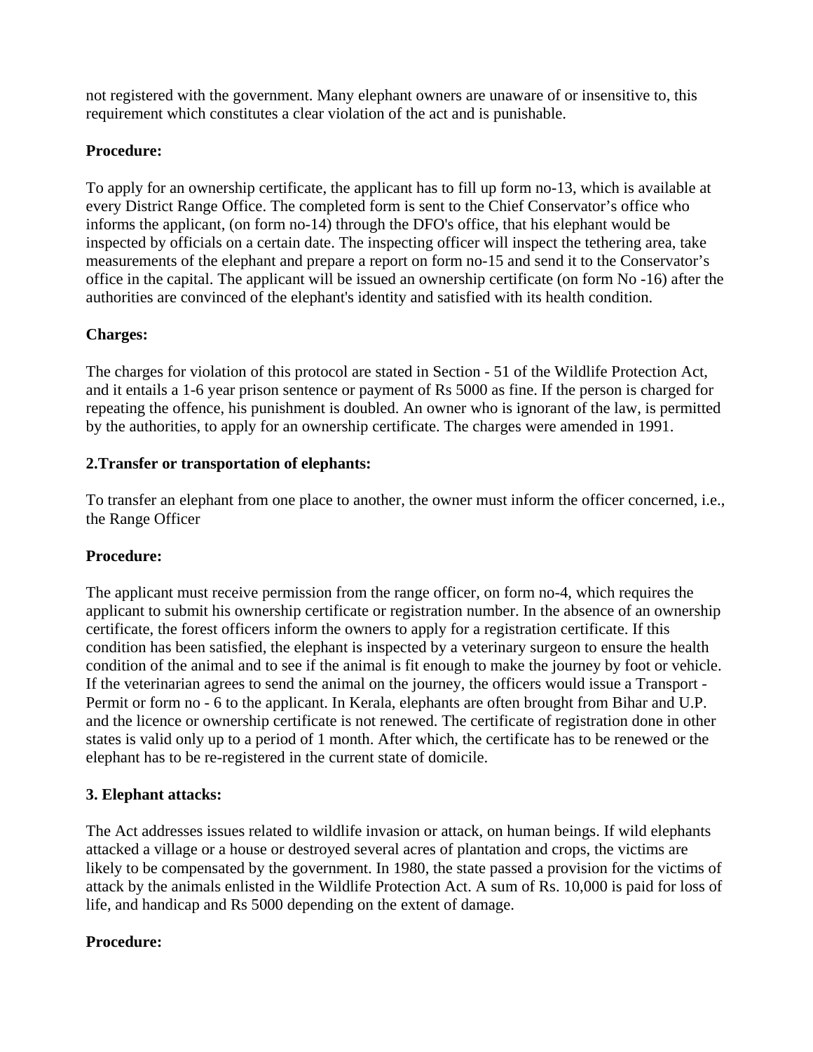not registered with the government. Many elephant owners are unaware of or insensitive to, this requirement which constitutes a clear violation of the act and is punishable.

**Procedure:**

To apply for an ownership certificate, the applicant has to fill up form no-13, which is available at every District Range Office. The completed form is sent to the Chief Conservator's office who informs the applicant, (on form no-14) through the DFO's office, that his elephant would be inspected by officials on a certain date. The inspecting officer will inspect the tethering area, take measurements of the elephant and prepare a report on form no-15 and send it to the Conservator's office in the capital. The applicant will be issued an ownership certificate (on form No -16) after the authorities are convinced of the elephant's identity and satisfied with its health condition.

**Charges:**

The charges for violation of this protocol are stated in Section - 51 of the Wildlife Protection Act, and it entails a 1-6 year prison sentence or payment of Rs 5000 as fine. If the person is charged for repeating the offence, his punishment is doubled. An owner who is ignorant of the law, is permitted by the authorities, to apply for an ownership certificate. The charges were amended in 1991.

**2.Transfer or transportation of elephants:**

To transfer an elephant from one place to another, the owner must inform the officer concerned, i.e., the Range Officer

**Procedure:**

The applicant must receive permission from the range officer, on form no-4, which requires the applicant to submit his ownership certificate or registration number. In the absence of an ownership certificate, the forest officers inform the owners to apply for a registration certificate. If this condition has been satisfied, the elephant is inspected by a veterinary surgeon to ensure the health condition of the animal and to see if the animal is fit enough to make the journey by foot or vehicle. If the veterinarian agrees to send the animal on the journey, the officers would issue a Transport - Permit or form no - 6 to the applicant. In Kerala, elephants are often brought from Bihar and U.P. and the licence or ownership certificate is not renewed. The certificate of registration done in other states is valid only up to a period of 1 month. After which, the certificate has to be renewed or the elephant has to be re-registered in the current state of domicile.

**3. Elephant attacks:**

The Act addresses issues related to wildlife invasion or attack, on human beings. If wild elephants attacked a village or a house or destroyed several acres of plantation and crops, the victims are likely to be compensated by the government. In 1980, the state passed a provision for the victims of attack by the animals enlisted in the Wildlife Protection Act. A sum of Rs. 10,000 is paid for loss of life, and handicap and Rs 5000 depending on the extent of damage.

**Procedure:**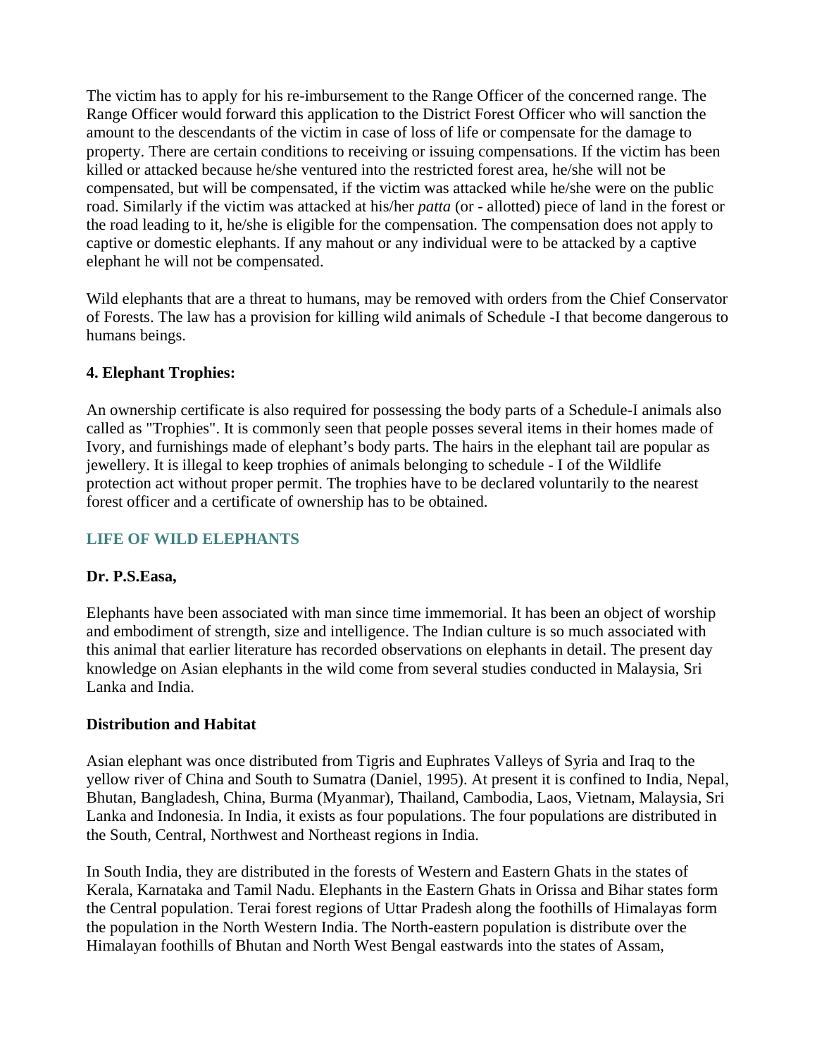The victim has to apply for his re-imbursement to the Range Officer of the concerned range. The Range Officer would forward this application to the District Forest Officer who will sanction the amount to the descendants of the victim in case of loss of life or compensate for the damage to property. There are certain conditions to receiving or issuing compensations. If the victim has been killed or attacked because he/she ventured into the restricted forest area, he/she will not be compensated, but will be compensated, if the victim was attacked while he/she were on the public road. Similarly if the victim was attacked at his/her *patta* (or - allotted) piece of land in the forest or the road leading to it, he/she is eligible for the compensation. The compensation does not apply to captive or domestic elephants. If any mahout or any individual were to be attacked by a captive elephant he will not be compensated.

Wild elephants that are a threat to humans, may be removed with orders from the Chief Conservator of Forests. The law has a provision for killing wild animals of Schedule -I that become dangerous to humans beings.

**4. Elephant Trophies:**

An ownership certificate is also required for possessing the body parts of a Schedule-I animals also called as "Trophies". It is commonly seen that people posses several items in their homes made of Ivory, and furnishings made of elephant's body parts. The hairs in the elephant tail are popular as jewellery. It is illegal to keep trophies of animals belonging to schedule - I of the Wildlife protection act without proper permit. The trophies have to be declared voluntarily to the nearest forest officer and a certificate of ownership has to be obtained.

## LIFE OF WILD ELEPHANTS

**Dr. P.S.Easa,**

Elephants have been associated with man since time immemorial. It has been an object of worship and embodiment of strength, size and intelligence. The Indian culture is so much associated with this animal that earlier literature has recorded observations on elephants in detail. The present day knowledge on Asian elephants in the wild come from several studies conducted in Malaysia, Sri Lanka and India.

### Distribution and Habitat

Asian elephant was once distributed from Tigris and Euphrates Valleys of Syria and Iraq to the yellow river of China and South to Sumatra (Daniel, 1995). At present it is confined to India, Nepal, Bhutan, Bangladesh, China, Burma (Myanmar), Thailand, Cambodia, Laos, Vietnam, Malaysia, Sri Lanka and Indonesia. In India, it exists as four populations. The four populations are distributed in the South, Central, Northwest and Northeast regions in India.

In South India, they are distributed in the forests of Western and Eastern Ghats in the states of Kerala, Karnataka and Tamil Nadu. Elephants in the Eastern Ghats in Orissa and Bihar states form the Central population. Terai forest regions of Uttar Pradesh along the foothills of Himalayas form the population in the North Western India. The North-eastern population is distribute over the Himalayan foothills of Bhutan and North West Bengal eastwards into the states of Assam,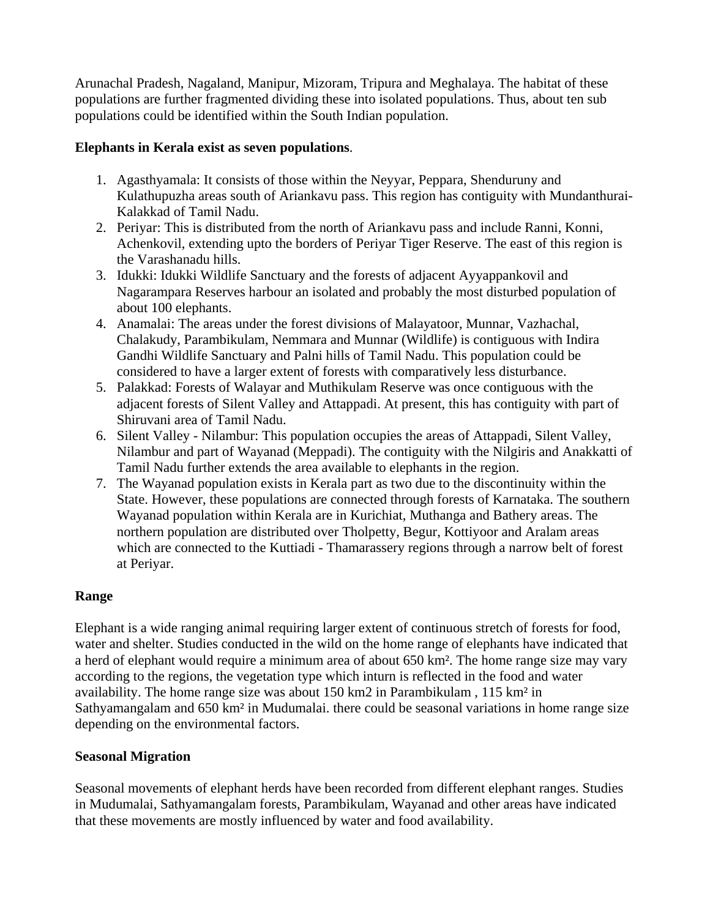Arunachal Pradesh, Nagaland, Manipur, Mizoram, Tripura and Meghalaya. The habitat of these populations are further fragmented dividing these into isolated populations. Thus, about ten sub populations could be identified within the South Indian population.

**Elephants in Kerala exist as seven populations**.

1. Agasthyamala: It consists of those within the Neyyar, Peppara, Shenduruny and Kulathupuzha areas south of Ariankavu pass. This region has contiguity with Mundanthurai-Kalakkad of Tamil Nadu.
2. Periyar: This is distributed from the north of Ariankavu pass and include Ranni, Konni, Achenkovil, extending upto the borders of Periyar Tiger Reserve. The east of this region is the Varashanadu hills.
3. Idukki: Idukki Wildlife Sanctuary and the forests of adjacent Ayyappankovil and Nagarampara Reserves harbour an isolated and probably the most disturbed population of about 100 elephants.
4. Anamalai: The areas under the forest divisions of Malayatoor, Munnar, Vazhachal, Chalakudy, Parambikulam, Nemmara and Munnar (Wildlife) is contiguous with Indira Gandhi Wildlife Sanctuary and Palni hills of Tamil Nadu. This population could be considered to have a larger extent of forests with comparatively less disturbance.
5. Palakkad: Forests of Walayar and Muthikulam Reserve was once contiguous with the adjacent forests of Silent Valley and Attappadi. At present, this has contiguity with part of Shiruvani area of Tamil Nadu.
6. Silent Valley - Nilambur: This population occupies the areas of Attappadi, Silent Valley, Nilambur and part of Wayanad (Meppadi). The contiguity with the Nilgiris and Anakkatti of Tamil Nadu further extends the area available to elephants in the region.
7. The Wayanad population exists in Kerala part as two due to the discontinuity within the State. However, these populations are connected through forests of Karnataka. The southern Wayanad population within Kerala are in Kurichiat, Muthanga and Bathery areas. The northern population are distributed over Tholpetty, Begur, Kottiyoor and Aralam areas which are connected to the Kuttiadi - Thamarassery regions through a narrow belt of forest at Periyar.

**Range**

Elephant is a wide ranging animal requiring larger extent of continuous stretch of forests for food, water and shelter. Studies conducted in the wild on the home range of elephants have indicated that a herd of elephant would require a minimum area of about 650 $km^2$. The home range size may vary according to the regions, the vegetation type which inturn is reflected in the food and water availability. The home range size was about 150 km2 in Parambikulam , 115 $km^2$ in Sathyamangalam and 650 $km^2$ in Mudumalai. there could be seasonal variations in home range size depending on the environmental factors.

**Seasonal Migration**

Seasonal movements of elephant herds have been recorded from different elephant ranges. Studies in Mudumalai, Sathyamangalam forests, Parambikulam, Wayanad and other areas have indicated that these movements are mostly influenced by water and food availability.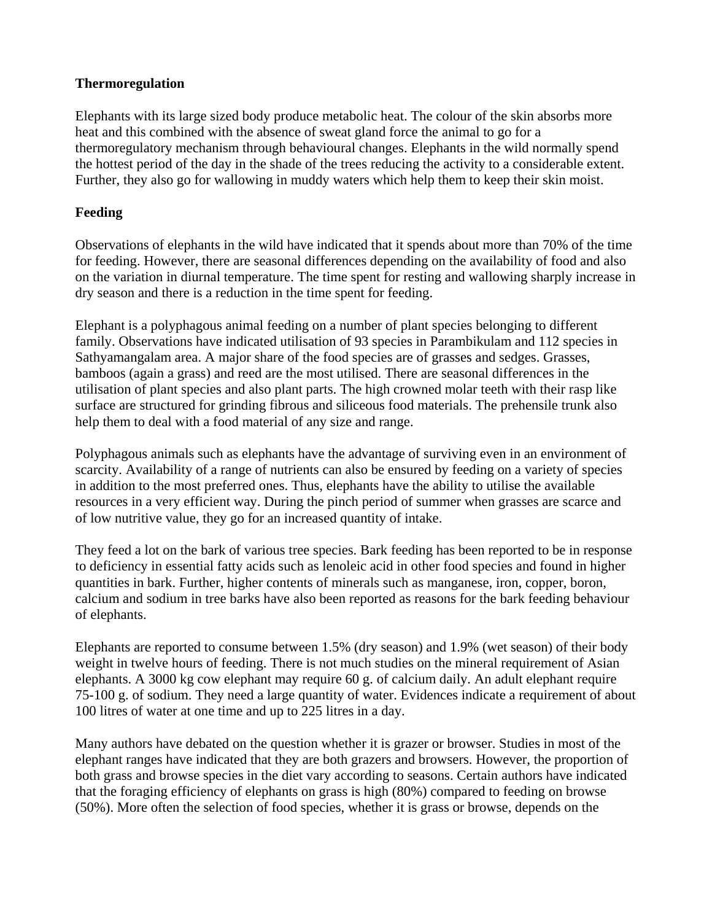**Thermoregulation**

Elephants with its large sized body produce metabolic heat. The colour of the skin absorbs more heat and this combined with the absence of sweat gland force the animal to go for a thermoregulatory mechanism through behavioural changes. Elephants in the wild normally spend the hottest period of the day in the shade of the trees reducing the activity to a considerable extent. Further, they also go for wallowing in muddy waters which help them to keep their skin moist.

**Feeding**

Observations of elephants in the wild have indicated that it spends about more than 70% of the time for feeding. However, there are seasonal differences depending on the availability of food and also on the variation in diurnal temperature. The time spent for resting and wallowing sharply increase in dry season and there is a reduction in the time spent for feeding.

Elephant is a polyphagous animal feeding on a number of plant species belonging to different family. Observations have indicated utilisation of 93 species in Parambikulam and 112 species in Sathyamangalam area. A major share of the food species are of grasses and sedges. Grasses, bamboos (again a grass) and reed are the most utilised. There are seasonal differences in the utilisation of plant species and also plant parts. The high crowned molar teeth with their rasp like surface are structured for grinding fibrous and siliceous food materials. The prehensile trunk also help them to deal with a food material of any size and range.

Polyphagous animals such as elephants have the advantage of surviving even in an environment of scarcity. Availability of a range of nutrients can also be ensured by feeding on a variety of species in addition to the most preferred ones. Thus, elephants have the ability to utilise the available resources in a very efficient way. During the pinch period of summer when grasses are scarce and of low nutritive value, they go for an increased quantity of intake.

They feed a lot on the bark of various tree species. Bark feeding has been reported to be in response to deficiency in essential fatty acids such as lenoleic acid in other food species and found in higher quantities in bark. Further, higher contents of minerals such as manganese, iron, copper, boron, calcium and sodium in tree barks have also been reported as reasons for the bark feeding behaviour of elephants.

Elephants are reported to consume between 1.5% (dry season) and 1.9% (wet season) of their body weight in twelve hours of feeding. There is not much studies on the mineral requirement of Asian elephants. A 3000 kg cow elephant may require 60 g. of calcium daily. An adult elephant require 75-100 g. of sodium. They need a large quantity of water. Evidences indicate a requirement of about 100 litres of water at one time and up to 225 litres in a day.

Many authors have debated on the question whether it is grazer or browser. Studies in most of the elephant ranges have indicated that they are both grazers and browsers. However, the proportion of both grass and browse species in the diet vary according to seasons. Certain authors have indicated that the foraging efficiency of elephants on grass is high (80%) compared to feeding on browse (50%). More often the selection of food species, whether it is grass or browse, depends on the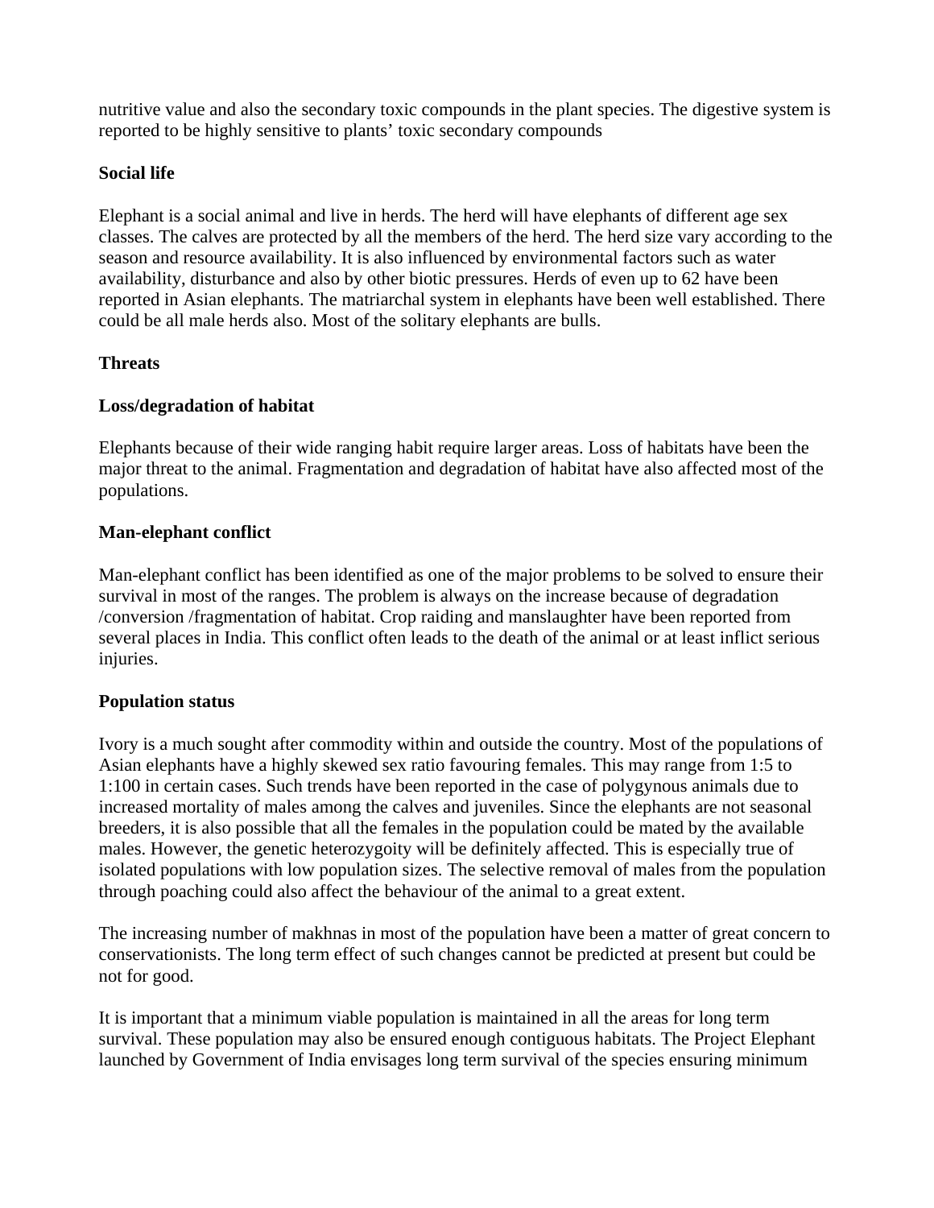nutritive value and also the secondary toxic compounds in the plant species. The digestive system is reported to be highly sensitive to plants' toxic secondary compounds

**Social life**

Elephant is a social animal and live in herds. The herd will have elephants of different age sex classes. The calves are protected by all the members of the herd. The herd size vary according to the season and resource availability. It is also influenced by environmental factors such as water availability, disturbance and also by other biotic pressures. Herds of even up to 62 have been reported in Asian elephants. The matriarchal system in elephants have been well established. There could be all male herds also. Most of the solitary elephants are bulls.

**Threats**

**Loss/degradation of habitat**

Elephants because of their wide ranging habit require larger areas. Loss of habitats have been the major threat to the animal. Fragmentation and degradation of habitat have also affected most of the populations.

**Man-elephant conflict**

Man-elephant conflict has been identified as one of the major problems to be solved to ensure their survival in most of the ranges. The problem is always on the increase because of degradation /conversion /fragmentation of habitat. Crop raiding and manslaughter have been reported from several places in India. This conflict often leads to the death of the animal or at least inflict serious injuries.

**Population status**

Ivory is a much sought after commodity within and outside the country. Most of the populations of Asian elephants have a highly skewed sex ratio favouring females. This may range from 1:5 to 1:100 in certain cases. Such trends have been reported in the case of polygynous animals due to increased mortality of males among the calves and juveniles. Since the elephants are not seasonal breeders, it is also possible that all the females in the population could be mated by the available males. However, the genetic heterozygoity will be definitely affected. This is especially true of isolated populations with low population sizes. The selective removal of males from the population through poaching could also affect the behaviour of the animal to a great extent.

The increasing number of makhnas in most of the population have been a matter of great concern to conservationists. The long term effect of such changes cannot be predicted at present but could be not for good.

It is important that a minimum viable population is maintained in all the areas for long term survival. These population may also be ensured enough contiguous habitats. The Project Elephant launched by Government of India envisages long term survival of the species ensuring minimum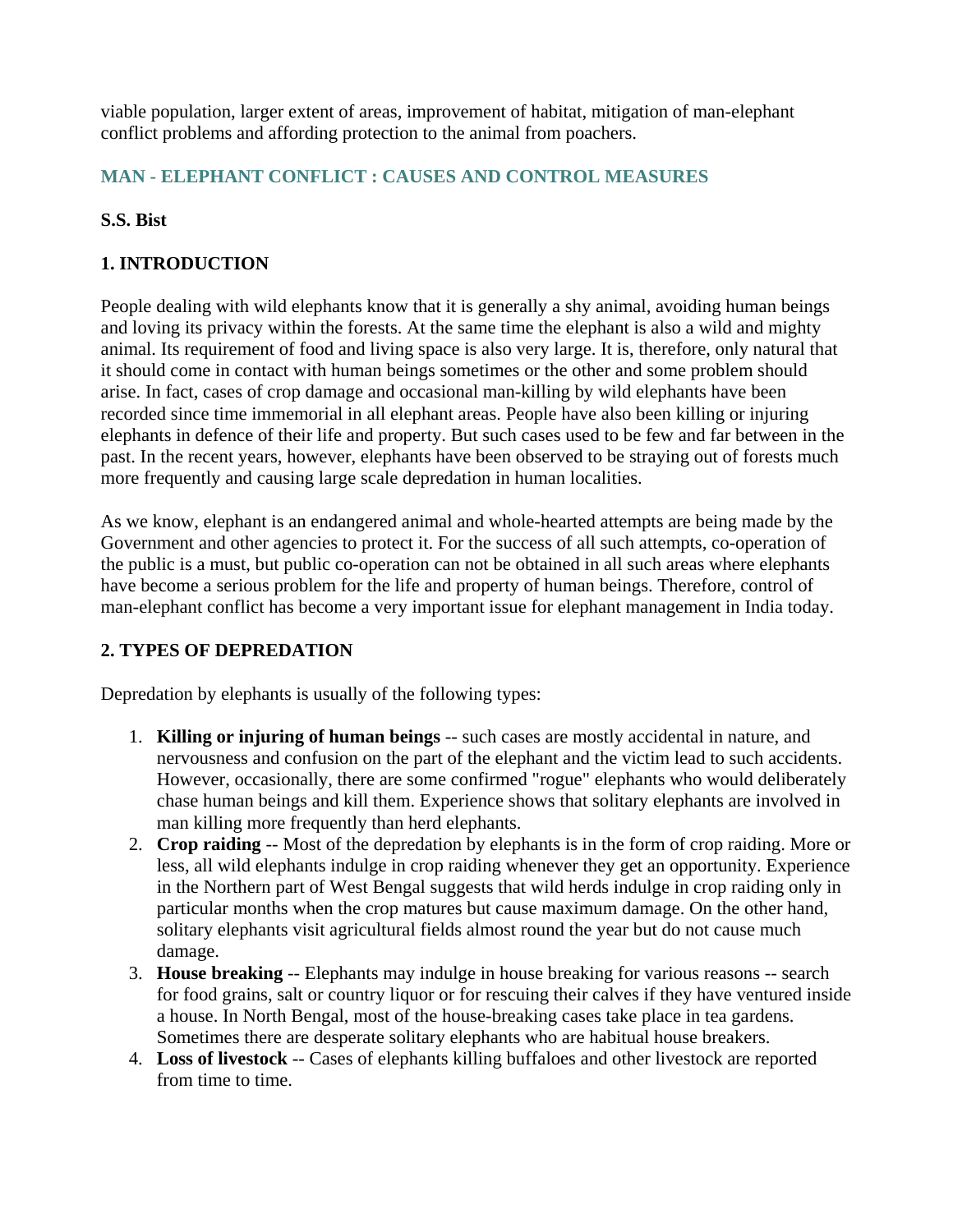viable population, larger extent of areas, improvement of habitat, mitigation of man-elephant conflict problems and affording protection to the animal from poachers.

## MAN - ELEPHANT CONFLICT : CAUSES AND CONTROL MEASURES

**S.S. Bist**

### 1. INTRODUCTION

People dealing with wild elephants know that it is generally a shy animal, avoiding human beings and loving its privacy within the forests. At the same time the elephant is also a wild and mighty animal. Its requirement of food and living space is also very large. It is, therefore, only natural that it should come in contact with human beings sometimes or the other and some problem should arise. In fact, cases of crop damage and occasional man-killing by wild elephants have been recorded since time immemorial in all elephant areas. People have also been killing or injuring elephants in defence of their life and property. But such cases used to be few and far between in the past. In the recent years, however, elephants have been observed to be straying out of forests much more frequently and causing large scale depredation in human localities.

As we know, elephant is an endangered animal and whole-hearted attempts are being made by the Government and other agencies to protect it. For the success of all such attempts, co-operation of the public is a must, but public co-operation can not be obtained in all such areas where elephants have become a serious problem for the life and property of human beings. Therefore, control of man-elephant conflict has become a very important issue for elephant management in India today.

### 2. TYPES OF DEPREDATION

Depredation by elephants is usually of the following types:

1. **Killing or injuring of human beings** -- such cases are mostly accidental in nature, and nervousness and confusion on the part of the elephant and the victim lead to such accidents. However, occasionally, there are some confirmed "rogue" elephants who would deliberately chase human beings and kill them. Experience shows that solitary elephants are involved in man killing more frequently than herd elephants.
2. **Crop raiding** -- Most of the depredation by elephants is in the form of crop raiding. More or less, all wild elephants indulge in crop raiding whenever they get an opportunity. Experience in the Northern part of West Bengal suggests that wild herds indulge in crop raiding only in particular months when the crop matures but cause maximum damage. On the other hand, solitary elephants visit agricultural fields almost round the year but do not cause much damage.
3. **House breaking** -- Elephants may indulge in house breaking for various reasons -- search for food grains, salt or country liquor or for rescuing their calves if they have ventured inside a house. In North Bengal, most of the house-breaking cases take place in tea gardens. Sometimes there are desperate solitary elephants who are habitual house breakers.
4. **Loss of livestock** -- Cases of elephants killing buffaloes and other livestock are reported from time to time.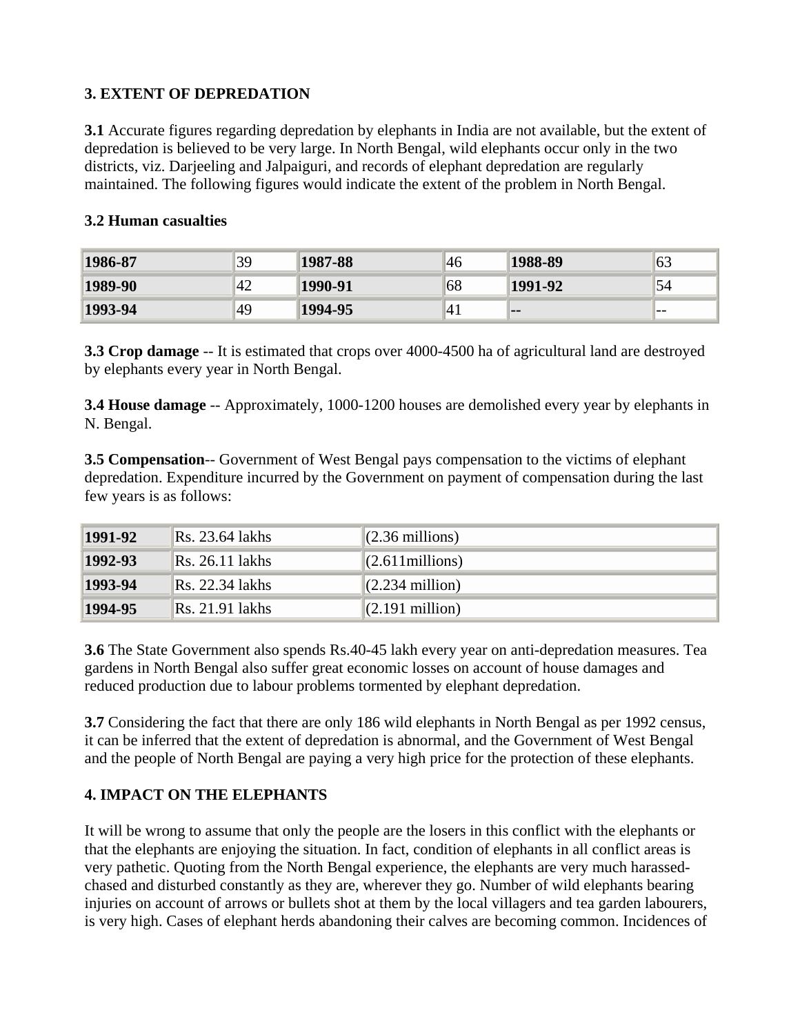### 3. EXTENT OF DEPREDATION

**3.1** Accurate figures regarding depredation by elephants in India are not available, but the extent of depredation is believed to be very large. In North Bengal, wild elephants occur only in the two districts, viz. Darjeeling and Jalpaiguri, and records of elephant depredation are regularly maintained. The following figures would indicate the extent of the problem in North Bengal.

**3.2 Human casualties**

| | | | | | |
|---|---|---|---|---|---|
| **1986-87** | 39 | **1987-88** | 46 | **1988-89** | 63 |
| **1989-90** | 42 | **1990-91** | 68 | **1991-92** | 54 |
| **1993-94** | 49 | **1994-95** | 41 | **--** | -- |

**3.3 Crop damage** -- It is estimated that crops over 4000-4500 ha of agricultural land are destroyed by elephants every year in North Bengal.

**3.4 House damage** -- Approximately, 1000-1200 houses are demolished every year by elephants in N. Bengal.

**3.5 Compensation**-- Government of West Bengal pays compensation to the victims of elephant depredation. Expenditure incurred by the Government on payment of compensation during the last few years is as follows:

| | | |
|---|---|---|
| **1991-92** | Rs. 23.64 lakhs | (2.36 millions) |
| **1992-93** | Rs. 26.11 lakhs | (2.611millions) |
| **1993-94** | Rs. 22.34 lakhs | (2.234 million) |
| **1994-95** | Rs. 21.91 lakhs | (2.191 million) |

**3.6** The State Government also spends Rs.40-45 lakh every year on anti-depredation measures. Tea gardens in North Bengal also suffer great economic losses on account of house damages and reduced production due to labour problems tormented by elephant depredation.

**3.7** Considering the fact that there are only 186 wild elephants in North Bengal as per 1992 census, it can be inferred that the extent of depredation is abnormal, and the Government of West Bengal and the people of North Bengal are paying a very high price for the protection of these elephants.

### 4. IMPACT ON THE ELEPHANTS

It will be wrong to assume that only the people are the losers in this conflict with the elephants or that the elephants are enjoying the situation. In fact, condition of elephants in all conflict areas is very pathetic. Quoting from the North Bengal experience, the elephants are very much harassed-chased and disturbed constantly as they are, wherever they go. Number of wild elephants bearing injuries on account of arrows or bullets shot at them by the local villagers and tea garden labourers, is very high. Cases of elephant herds abandoning their calves are becoming common. Incidences of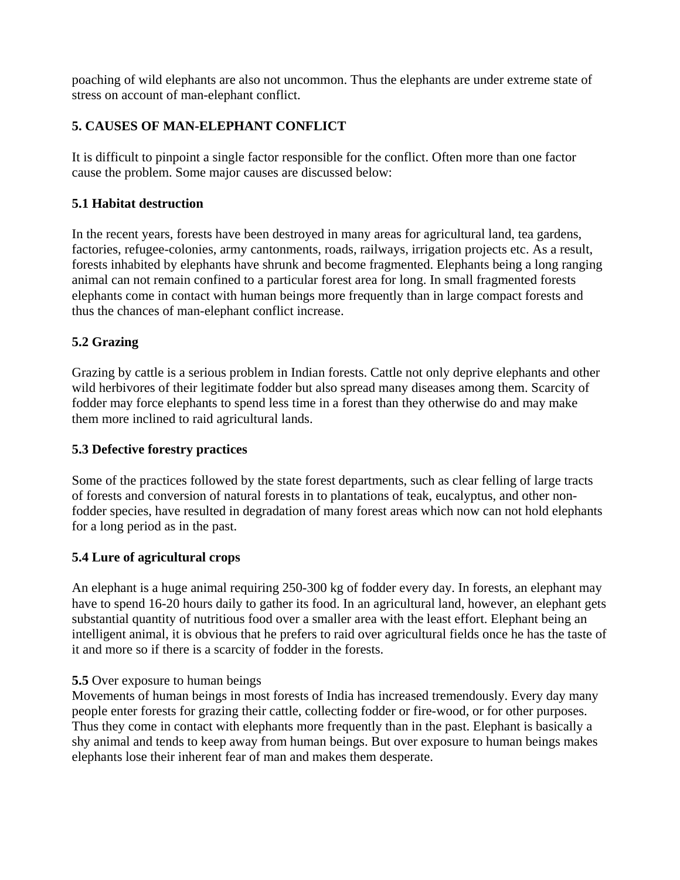poaching of wild elephants are also not uncommon. Thus the elephants are under extreme state of stress on account of man-elephant conflict.

## 5. CAUSES OF MAN-ELEPHANT CONFLICT

It is difficult to pinpoint a single factor responsible for the conflict. Often more than one factor cause the problem. Some major causes are discussed below:

### 5.1 Habitat destruction

In the recent years, forests have been destroyed in many areas for agricultural land, tea gardens, factories, refugee-colonies, army cantonments, roads, railways, irrigation projects etc. As a result, forests inhabited by elephants have shrunk and become fragmented. Elephants being a long ranging animal can not remain confined to a particular forest area for long. In small fragmented forests elephants come in contact with human beings more frequently than in large compact forests and thus the chances of man-elephant conflict increase.

### 5.2 Grazing

Grazing by cattle is a serious problem in Indian forests. Cattle not only deprive elephants and other wild herbivores of their legitimate fodder but also spread many diseases among them. Scarcity of fodder may force elephants to spend less time in a forest than they otherwise do and may make them more inclined to raid agricultural lands.

### 5.3 Defective forestry practices

Some of the practices followed by the state forest departments, such as clear felling of large tracts of forests and conversion of natural forests in to plantations of teak, eucalyptus, and other non-fodder species, have resulted in degradation of many forest areas which now can not hold elephants for a long period as in the past.

### 5.4 Lure of agricultural crops

An elephant is a huge animal requiring 250-300 kg of fodder every day. In forests, an elephant may have to spend 16-20 hours daily to gather its food. In an agricultural land, however, an elephant gets substantial quantity of nutritious food over a smaller area with the least effort. Elephant being an intelligent animal, it is obvious that he prefers to raid over agricultural fields once he has the taste of it and more so if there is a scarcity of fodder in the forests.

**5.5** Over exposure to human beings

Movements of human beings in most forests of India has increased tremendously. Every day many people enter forests for grazing their cattle, collecting fodder or fire-wood, or for other purposes. Thus they come in contact with elephants more frequently than in the past. Elephant is basically a shy animal and tends to keep away from human beings. But over exposure to human beings makes elephants lose their inherent fear of man and makes them desperate.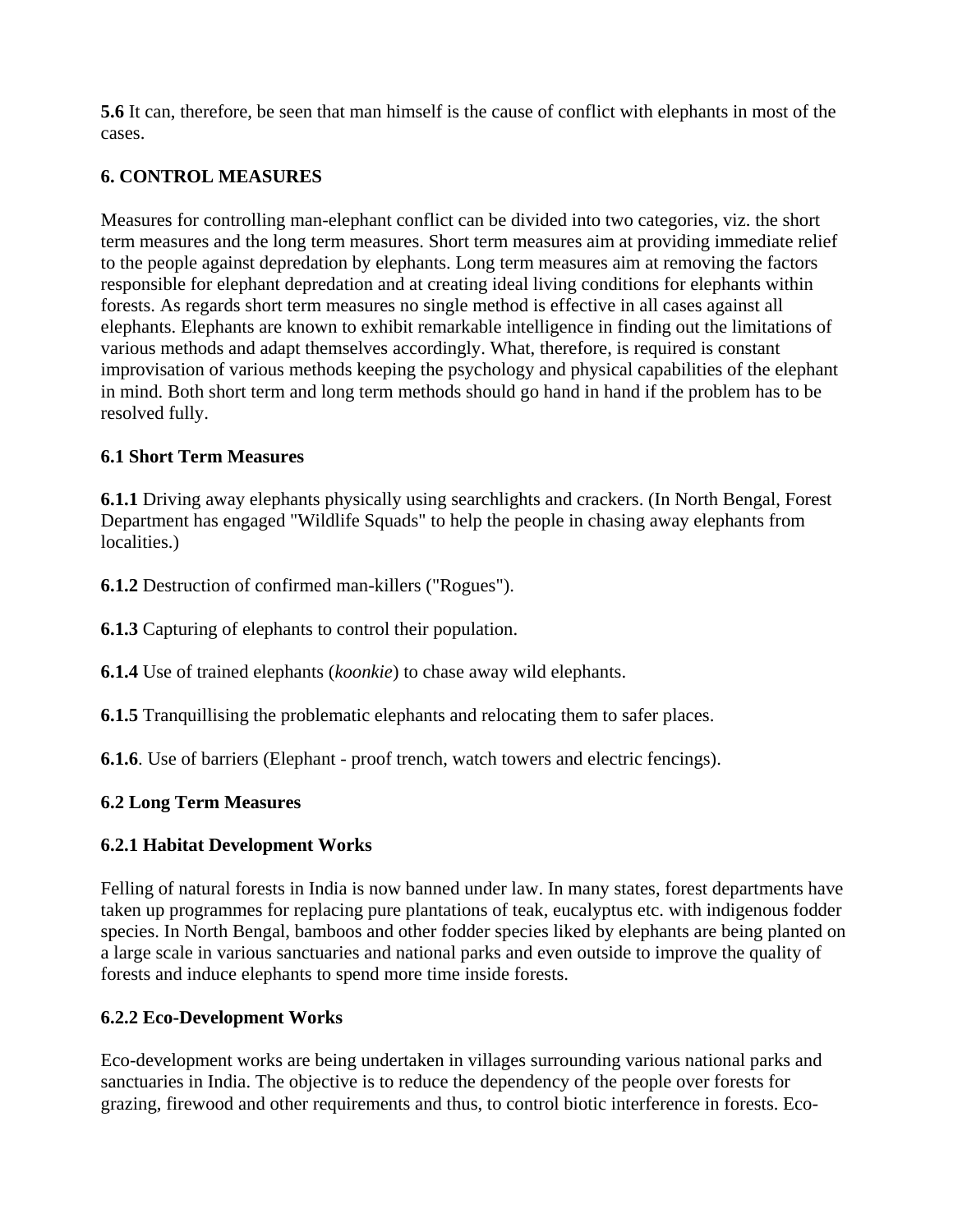**5.6** It can, therefore, be seen that man himself is the cause of conflict with elephants in most of the cases.

## 6. CONTROL MEASURES

Measures for controlling man-elephant conflict can be divided into two categories, viz. the short term measures and the long term measures. Short term measures aim at providing immediate relief to the people against depredation by elephants. Long term measures aim at removing the factors responsible for elephant depredation and at creating ideal living conditions for elephants within forests. As regards short term measures no single method is effective in all cases against all elephants. Elephants are known to exhibit remarkable intelligence in finding out the limitations of various methods and adapt themselves accordingly. What, therefore, is required is constant improvisation of various methods keeping the psychology and physical capabilities of the elephant in mind. Both short term and long term methods should go hand in hand if the problem has to be resolved fully.

### 6.1 Short Term Measures

**6.1.1** Driving away elephants physically using searchlights and crackers. (In North Bengal, Forest Department has engaged "Wildlife Squads" to help the people in chasing away elephants from localities.)

**6.1.2** Destruction of confirmed man-killers ("Rogues").

**6.1.3** Capturing of elephants to control their population.

**6.1.4** Use of trained elephants (*koonkie*) to chase away wild elephants.

**6.1.5** Tranquillising the problematic elephants and relocating them to safer places.

**6.1.6**. Use of barriers (Elephant - proof trench, watch towers and electric fencings).

### 6.2 Long Term Measures

#### 6.2.1 Habitat Development Works

Felling of natural forests in India is now banned under law. In many states, forest departments have taken up programmes for replacing pure plantations of teak, eucalyptus etc. with indigenous fodder species. In North Bengal, bamboos and other fodder species liked by elephants are being planted on a large scale in various sanctuaries and national parks and even outside to improve the quality of forests and induce elephants to spend more time inside forests.

#### 6.2.2 Eco-Development Works

Eco-development works are being undertaken in villages surrounding various national parks and sanctuaries in India. The objective is to reduce the dependency of the people over forests for grazing, firewood and other requirements and thus, to control biotic interference in forests. Eco-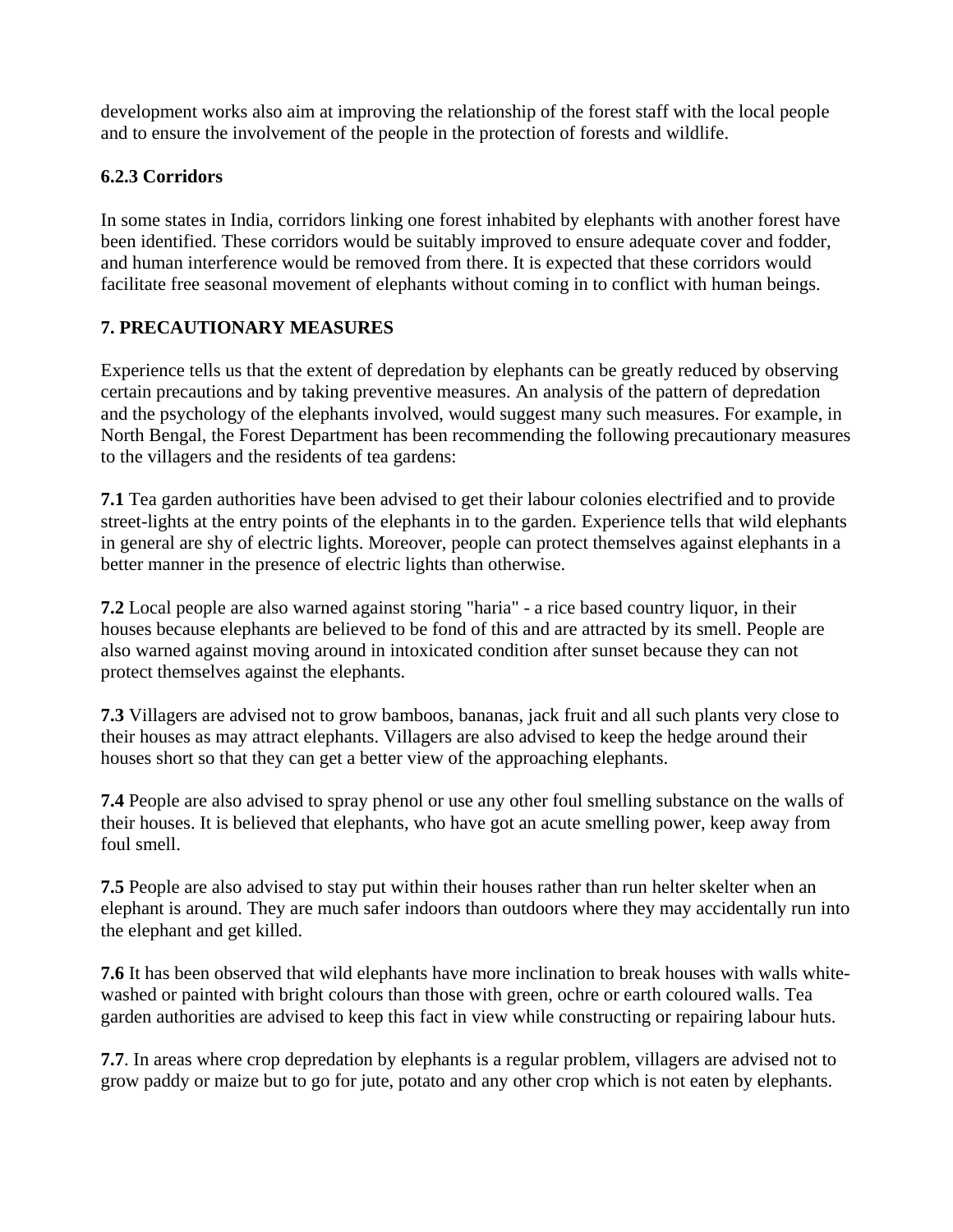development works also aim at improving the relationship of the forest staff with the local people and to ensure the involvement of the people in the protection of forests and wildlife.

### 6.2.3 Corridors

In some states in India, corridors linking one forest inhabited by elephants with another forest have been identified. These corridors would be suitably improved to ensure adequate cover and fodder, and human interference would be removed from there. It is expected that these corridors would facilitate free seasonal movement of elephants without coming in to conflict with human beings.

## 7. PRECAUTIONARY MEASURES

Experience tells us that the extent of depredation by elephants can be greatly reduced by observing certain precautions and by taking preventive measures. An analysis of the pattern of depredation and the psychology of the elephants involved, would suggest many such measures. For example, in North Bengal, the Forest Department has been recommending the following precautionary measures to the villagers and the residents of tea gardens:

**7.1** Tea garden authorities have been advised to get their labour colonies electrified and to provide street-lights at the entry points of the elephants in to the garden. Experience tells that wild elephants in general are shy of electric lights. Moreover, people can protect themselves against elephants in a better manner in the presence of electric lights than otherwise.

**7.2** Local people are also warned against storing "haria" - a rice based country liquor, in their houses because elephants are believed to be fond of this and are attracted by its smell. People are also warned against moving around in intoxicated condition after sunset because they can not protect themselves against the elephants.

**7.3** Villagers are advised not to grow bamboos, bananas, jack fruit and all such plants very close to their houses as may attract elephants. Villagers are also advised to keep the hedge around their houses short so that they can get a better view of the approaching elephants.

**7.4** People are also advised to spray phenol or use any other foul smelling substance on the walls of their houses. It is believed that elephants, who have got an acute smelling power, keep away from foul smell.

**7.5** People are also advised to stay put within their houses rather than run helter skelter when an elephant is around. They are much safer indoors than outdoors where they may accidentally run into the elephant and get killed.

**7.6** It has been observed that wild elephants have more inclination to break houses with walls white-washed or painted with bright colours than those with green, ochre or earth coloured walls. Tea garden authorities are advised to keep this fact in view while constructing or repairing labour huts.

**7.7**. In areas where crop depredation by elephants is a regular problem, villagers are advised not to grow paddy or maize but to go for jute, potato and any other crop which is not eaten by elephants.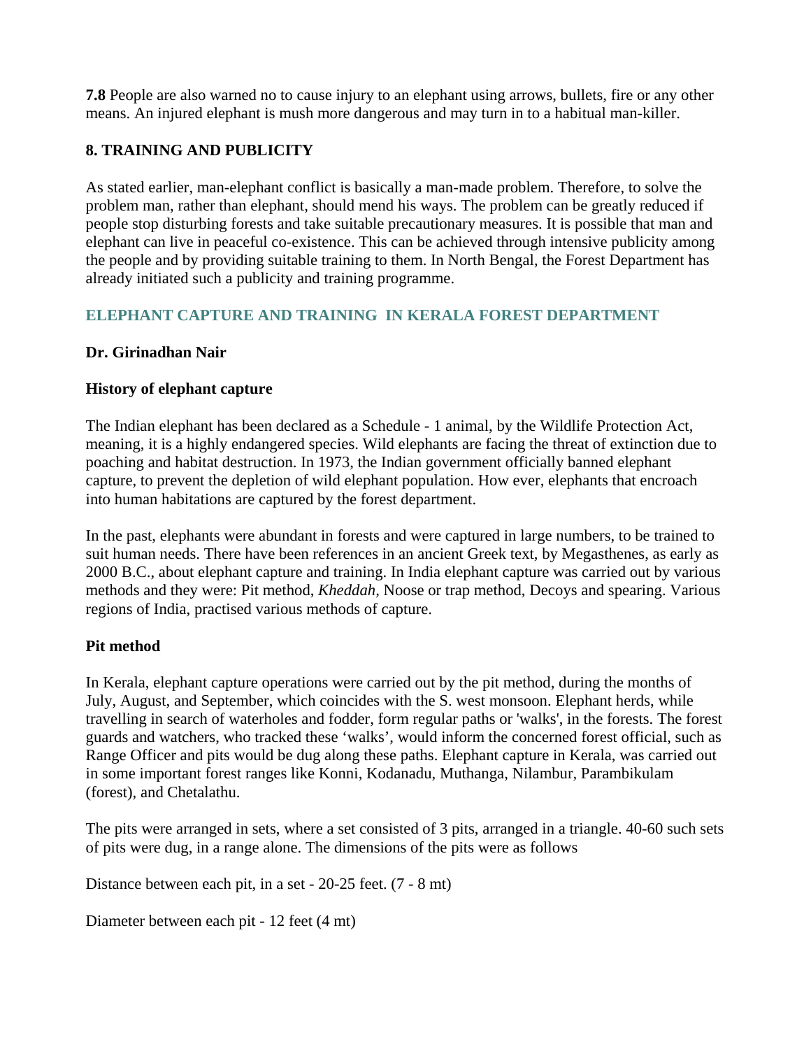**7.8** People are also warned no to cause injury to an elephant using arrows, bullets, fire or any other means. An injured elephant is mush more dangerous and may turn in to a habitual man-killer.

## 8. TRAINING AND PUBLICITY

As stated earlier, man-elephant conflict is basically a man-made problem. Therefore, to solve the problem man, rather than elephant, should mend his ways. The problem can be greatly reduced if people stop disturbing forests and take suitable precautionary measures. It is possible that man and elephant can live in peaceful co-existence. This can be achieved through intensive publicity among the people and by providing suitable training to them. In North Bengal, the Forest Department has already initiated such a publicity and training programme.

# ELEPHANT CAPTURE AND TRAINING IN KERALA FOREST DEPARTMENT

**Dr. Girinadhan Nair**

### History of elephant capture

The Indian elephant has been declared as a Schedule - 1 animal, by the Wildlife Protection Act, meaning, it is a highly endangered species. Wild elephants are facing the threat of extinction due to poaching and habitat destruction. In 1973, the Indian government officially banned elephant capture, to prevent the depletion of wild elephant population. How ever, elephants that encroach into human habitations are captured by the forest department.

In the past, elephants were abundant in forests and were captured in large numbers, to be trained to suit human needs. There have been references in an ancient Greek text, by Megasthenes, as early as 2000 B.C., about elephant capture and training. In India elephant capture was carried out by various methods and they were: Pit method, *Kheddah,* Noose or trap method, Decoys and spearing. Various regions of India, practised various methods of capture.

### Pit method

In Kerala, elephant capture operations were carried out by the pit method, during the months of July, August, and September, which coincides with the S. west monsoon. Elephant herds, while travelling in search of waterholes and fodder, form regular paths or 'walks', in the forests. The forest guards and watchers, who tracked these ‘walks’, would inform the concerned forest official, such as Range Officer and pits would be dug along these paths. Elephant capture in Kerala, was carried out in some important forest ranges like Konni, Kodanadu, Muthanga, Nilambur, Parambikulam (forest), and Chetalathu.

The pits were arranged in sets, where a set consisted of 3 pits, arranged in a triangle. 40-60 such sets of pits were dug, in a range alone. The dimensions of the pits were as follows

Distance between each pit, in a set - 20-25 feet. (7 - 8 mt)

Diameter between each pit - 12 feet (4 mt)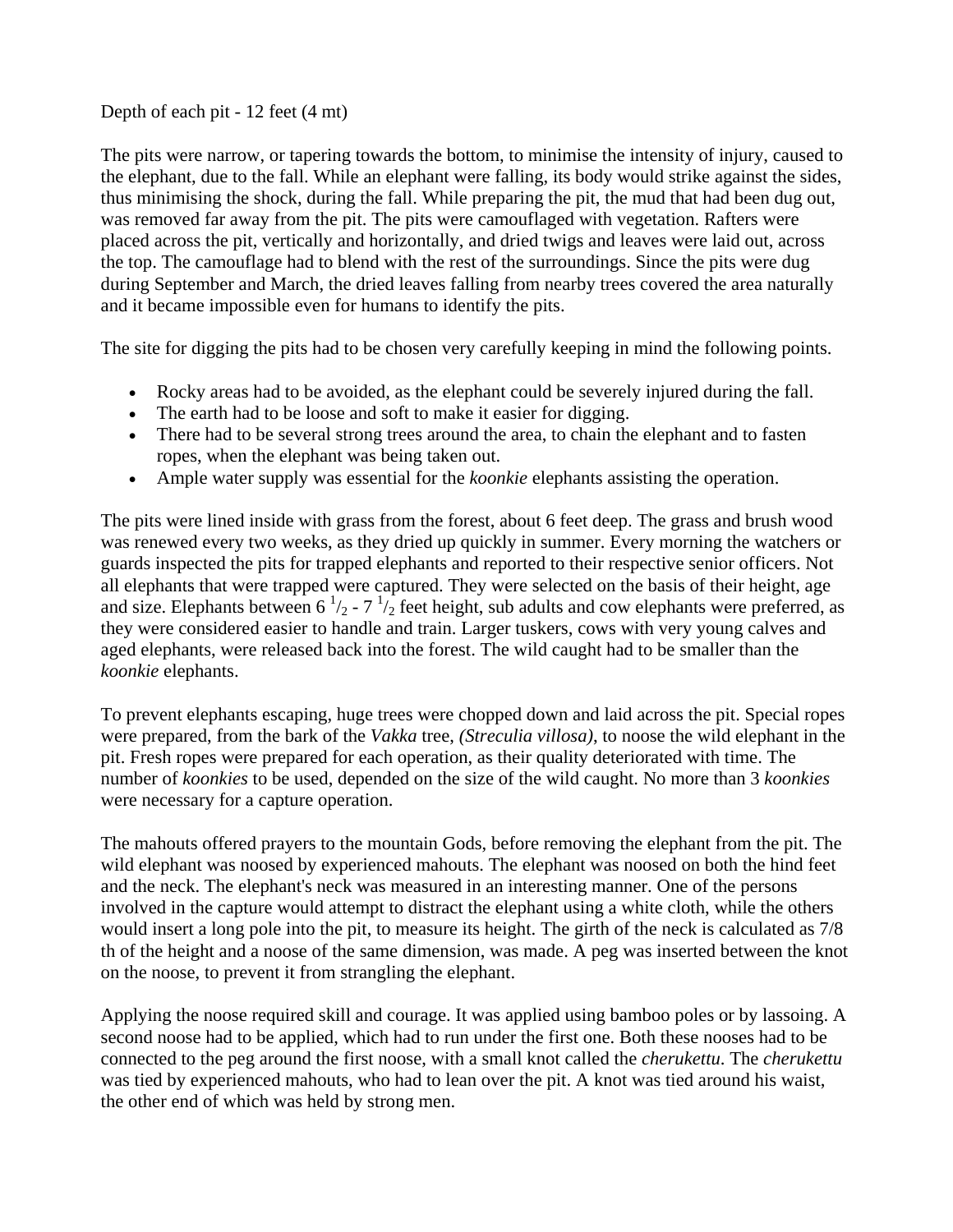Depth of each pit - 12 feet (4 mt)

The pits were narrow, or tapering towards the bottom, to minimise the intensity of injury, caused to the elephant, due to the fall. While an elephant were falling, its body would strike against the sides, thus minimising the shock, during the fall. While preparing the pit, the mud that had been dug out, was removed far away from the pit. The pits were camouflaged with vegetation. Rafters were placed across the pit, vertically and horizontally, and dried twigs and leaves were laid out, across the top. The camouflage had to blend with the rest of the surroundings. Since the pits were dug during September and March, the dried leaves falling from nearby trees covered the area naturally and it became impossible even for humans to identify the pits.

The site for digging the pits had to be chosen very carefully keeping in mind the following points.

- Rocky areas had to be avoided, as the elephant could be severely injured during the fall.
- The earth had to be loose and soft to make it easier for digging.
- There had to be several strong trees around the area, to chain the elephant and to fasten ropes, when the elephant was being taken out.
- Ample water supply was essential for the *koonkie* elephants assisting the operation.

The pits were lined inside with grass from the forest, about 6 feet deep. The grass and brush wood was renewed every two weeks, as they dried up quickly in summer. Every morning the watchers or guards inspected the pits for trapped elephants and reported to their respective senior officers. Not all elephants that were trapped were captured. They were selected on the basis of their height, age and size. Elephants between 6 $^1/_2$ - 7 $^1/_2$ feet height, sub adults and cow elephants were preferred, as they were considered easier to handle and train. Larger tuskers, cows with very young calves and aged elephants, were released back into the forest. The wild caught had to be smaller than the *koonkie* elephants.

To prevent elephants escaping, huge trees were chopped down and laid across the pit. Special ropes were prepared, from the bark of the *Vakka* tree, *(Streculia villosa)*, to noose the wild elephant in the pit. Fresh ropes were prepared for each operation, as their quality deteriorated with time. The number of *koonkies* to be used, depended on the size of the wild caught. No more than 3 *koonkies* were necessary for a capture operation.

The mahouts offered prayers to the mountain Gods, before removing the elephant from the pit. The wild elephant was noosed by experienced mahouts. The elephant was noosed on both the hind feet and the neck. The elephant's neck was measured in an interesting manner. One of the persons involved in the capture would attempt to distract the elephant using a white cloth, while the others would insert a long pole into the pit, to measure its height. The girth of the neck is calculated as 7/8 th of the height and a noose of the same dimension, was made. A peg was inserted between the knot on the noose, to prevent it from strangling the elephant.

Applying the noose required skill and courage. It was applied using bamboo poles or by lassoing. A second noose had to be applied, which had to run under the first one. Both these nooses had to be connected to the peg around the first noose, with a small knot called the *cherukettu*. The *cherukettu* was tied by experienced mahouts, who had to lean over the pit. A knot was tied around his waist, the other end of which was held by strong men.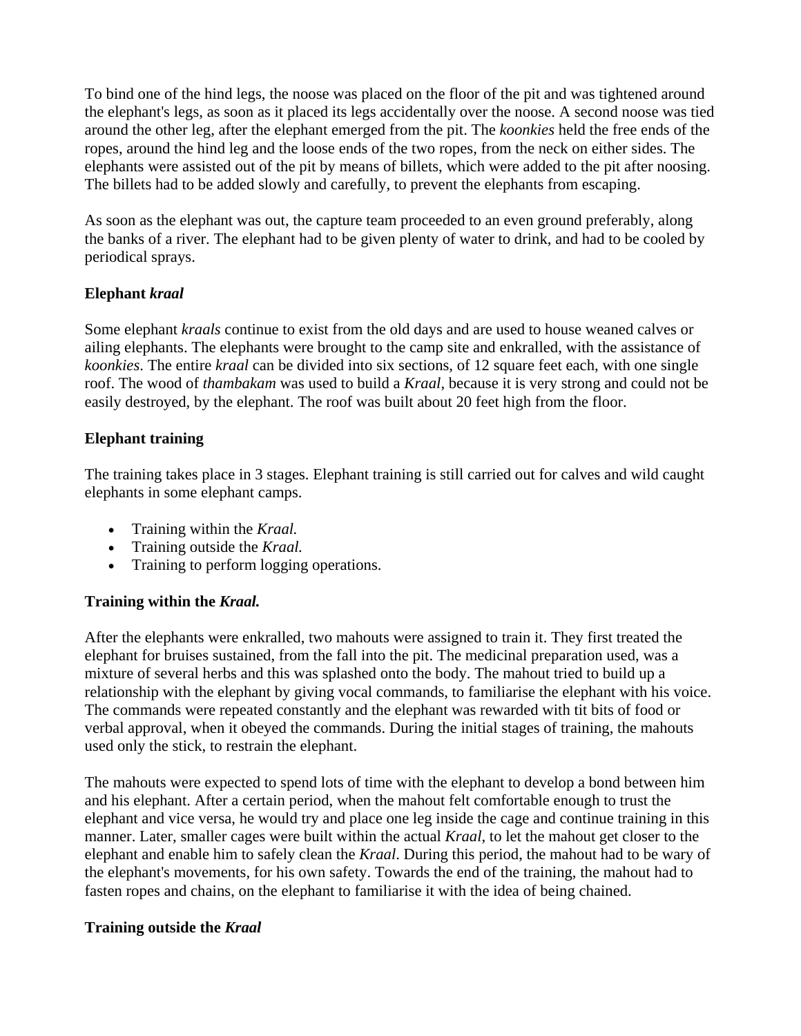To bind one of the hind legs, the noose was placed on the floor of the pit and was tightened around the elephant's legs, as soon as it placed its legs accidentally over the noose. A second noose was tied around the other leg, after the elephant emerged from the pit. The *koonkies* held the free ends of the ropes, around the hind leg and the loose ends of the two ropes, from the neck on either sides. The elephants were assisted out of the pit by means of billets, which were added to the pit after noosing. The billets had to be added slowly and carefully, to prevent the elephants from escaping.

As soon as the elephant was out, the capture team proceeded to an even ground preferably, along the banks of a river. The elephant had to be given plenty of water to drink, and had to be cooled by periodical sprays.

**Elephant *kraal***

Some elephant *kraals* continue to exist from the old days and are used to house weaned calves or ailing elephants. The elephants were brought to the camp site and enkralled, with the assistance of *koonkies*. The entire *kraal* can be divided into six sections, of 12 square feet each, with one single roof. The wood of *thambakam* was used to build a *Kraal*, because it is very strong and could not be easily destroyed, by the elephant. The roof was built about 20 feet high from the floor.

**Elephant training**

The training takes place in 3 stages. Elephant training is still carried out for calves and wild caught elephants in some elephant camps.

- Training within the *Kraal.*
- Training outside the *Kraal.*
- Training to perform logging operations.

**Training within the *Kraal.***

After the elephants were enkralled, two mahouts were assigned to train it. They first treated the elephant for bruises sustained, from the fall into the pit. The medicinal preparation used, was a mixture of several herbs and this was splashed onto the body. The mahout tried to build up a relationship with the elephant by giving vocal commands, to familiarise the elephant with his voice. The commands were repeated constantly and the elephant was rewarded with tit bits of food or verbal approval, when it obeyed the commands. During the initial stages of training, the mahouts used only the stick, to restrain the elephant.

The mahouts were expected to spend lots of time with the elephant to develop a bond between him and his elephant. After a certain period, when the mahout felt comfortable enough to trust the elephant and vice versa, he would try and place one leg inside the cage and continue training in this manner. Later, smaller cages were built within the actual *Kraal*, to let the mahout get closer to the elephant and enable him to safely clean the *Kraal*. During this period, the mahout had to be wary of the elephant's movements, for his own safety. Towards the end of the training, the mahout had to fasten ropes and chains, on the elephant to familiarise it with the idea of being chained.

**Training outside the *Kraal***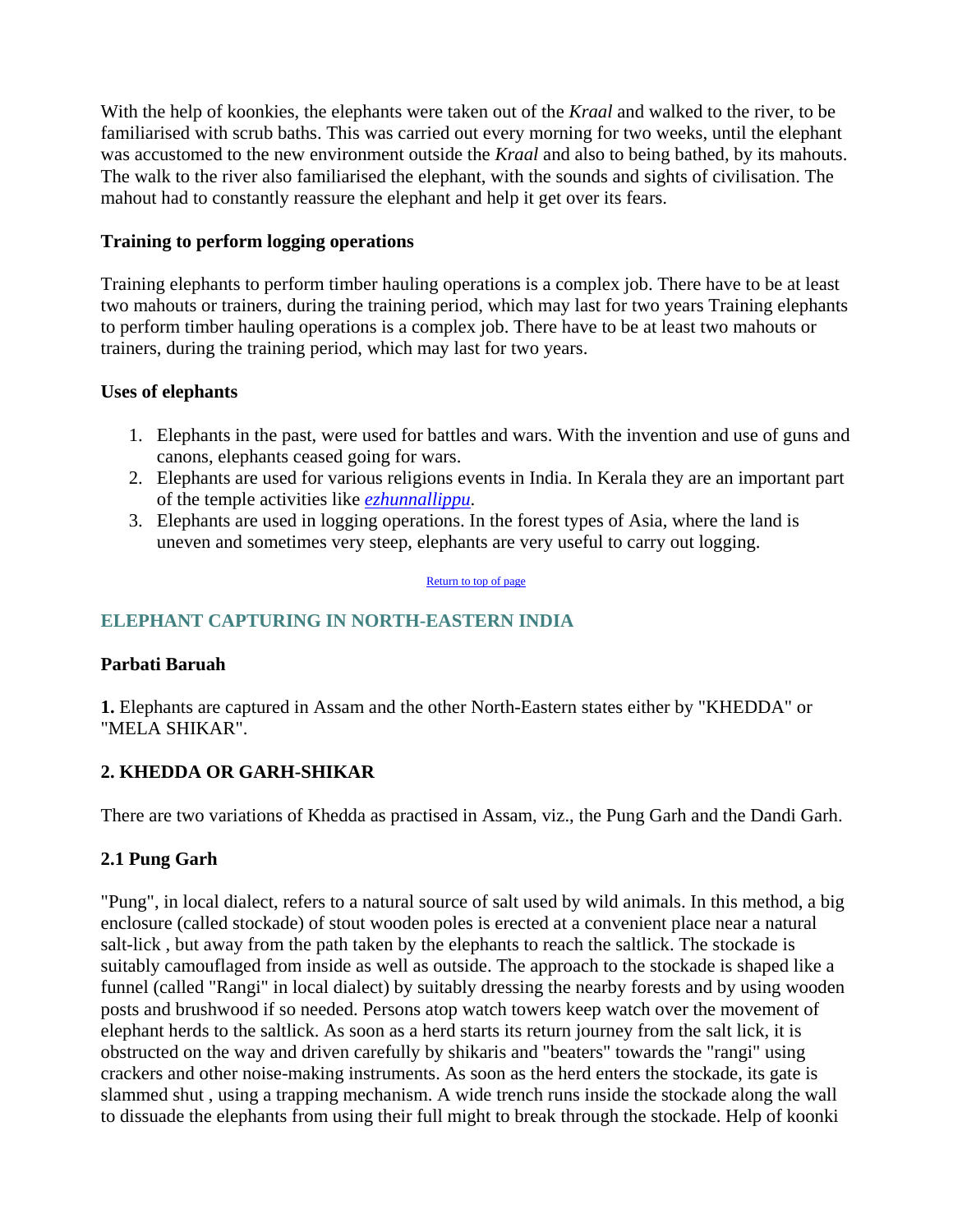With the help of koonkies, the elephants were taken out of the *Kraal* and walked to the river, to be familiarised with scrub baths. This was carried out every morning for two weeks, until the elephant was accustomed to the new environment outside the *Kraal* and also to being bathed, by its mahouts. The walk to the river also familiarised the elephant, with the sounds and sights of civilisation. The mahout had to constantly reassure the elephant and help it get over its fears.

**Training to perform logging operations**

Training elephants to perform timber hauling operations is a complex job. There have to be at least two mahouts or trainers, during the training period, which may last for two years Training elephants to perform timber hauling operations is a complex job. There have to be at least two mahouts or trainers, during the training period, which may last for two years.

**Uses of elephants**

1. Elephants in the past, were used for battles and wars. With the invention and use of guns and canons, elephants ceased going for wars.
2. Elephants are used for various religions events in India. In Kerala they are an important part of the temple activities like *ezhunnallippu*.
3. Elephants are used in logging operations. In the forest types of Asia, where the land is uneven and sometimes very steep, elephants are very useful to carry out logging.

Return to top of page

## ELEPHANT CAPTURING IN NORTH-EASTERN INDIA

**Parbati Baruah**

**1.** Elephants are captured in Assam and the other North-Eastern states either by "KHEDDA" or "MELA SHIKAR".

### 2. KHEDDA OR GARH-SHIKAR

There are two variations of Khedda as practised in Assam, viz., the Pung Garh and the Dandi Garh.

### 2.1 Pung Garh

"Pung", in local dialect, refers to a natural source of salt used by wild animals. In this method, a big enclosure (called stockade) of stout wooden poles is erected at a convenient place near a natural salt-lick , but away from the path taken by the elephants to reach the saltlick. The stockade is suitably camouflaged from inside as well as outside. The approach to the stockade is shaped like a funnel (called "Rangi" in local dialect) by suitably dressing the nearby forests and by using wooden posts and brushwood if so needed. Persons atop watch towers keep watch over the movement of elephant herds to the saltlick. As soon as a herd starts its return journey from the salt lick, it is obstructed on the way and driven carefully by shikaris and "beaters" towards the "rangi" using crackers and other noise-making instruments. As soon as the herd enters the stockade, its gate is slammed shut , using a trapping mechanism. A wide trench runs inside the stockade along the wall to dissuade the elephants from using their full might to break through the stockade. Help of koonki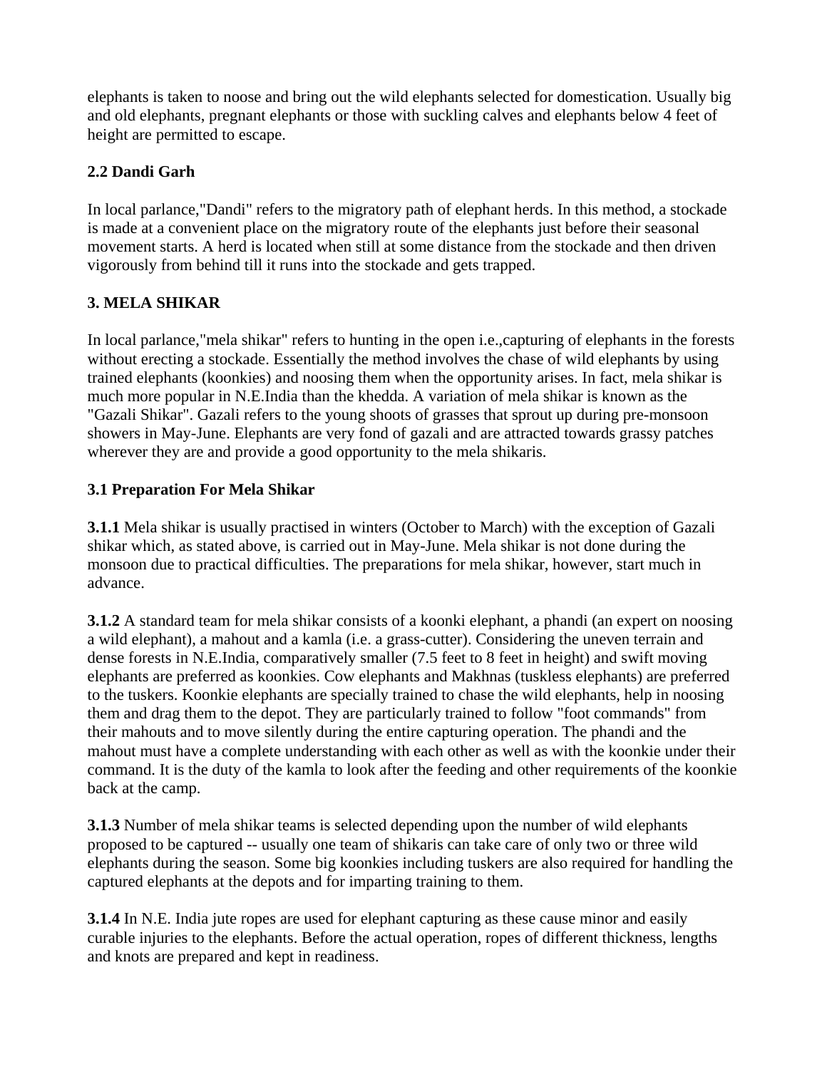elephants is taken to noose and bring out the wild elephants selected for domestication. Usually big and old elephants, pregnant elephants or those with suckling calves and elephants below 4 feet of height are permitted to escape.

### 2.2 Dandi Garh

In local parlance,"Dandi" refers to the migratory path of elephant herds. In this method, a stockade is made at a convenient place on the migratory route of the elephants just before their seasonal movement starts. A herd is located when still at some distance from the stockade and then driven vigorously from behind till it runs into the stockade and gets trapped.

## 3. MELA SHIKAR

In local parlance,"mela shikar" refers to hunting in the open i.e.,capturing of elephants in the forests without erecting a stockade. Essentially the method involves the chase of wild elephants by using trained elephants (koonkies) and noosing them when the opportunity arises. In fact, mela shikar is much more popular in N.E.India than the khedda. A variation of mela shikar is known as the "Gazali Shikar". Gazali refers to the young shoots of grasses that sprout up during pre-monsoon showers in May-June. Elephants are very fond of gazali and are attracted towards grassy patches wherever they are and provide a good opportunity to the mela shikaris.

### 3.1 Preparation For Mela Shikar

**3.1.1** Mela shikar is usually practised in winters (October to March) with the exception of Gazali shikar which, as stated above, is carried out in May-June. Mela shikar is not done during the monsoon due to practical difficulties. The preparations for mela shikar, however, start much in advance.

**3.1.2** A standard team for mela shikar consists of a koonki elephant, a phandi (an expert on noosing a wild elephant), a mahout and a kamla (i.e. a grass-cutter). Considering the uneven terrain and dense forests in N.E.India, comparatively smaller (7.5 feet to 8 feet in height) and swift moving elephants are preferred as koonkies. Cow elephants and Makhnas (tuskless elephants) are preferred to the tuskers. Koonkie elephants are specially trained to chase the wild elephants, help in noosing them and drag them to the depot. They are particularly trained to follow "foot commands" from their mahouts and to move silently during the entire capturing operation. The phandi and the mahout must have a complete understanding with each other as well as with the koonkie under their command. It is the duty of the kamla to look after the feeding and other requirements of the koonkie back at the camp.

**3.1.3** Number of mela shikar teams is selected depending upon the number of wild elephants proposed to be captured -- usually one team of shikaris can take care of only two or three wild elephants during the season. Some big koonkies including tuskers are also required for handling the captured elephants at the depots and for imparting training to them.

**3.1.4** In N.E. India jute ropes are used for elephant capturing as these cause minor and easily curable injuries to the elephants. Before the actual operation, ropes of different thickness, lengths and knots are prepared and kept in readiness.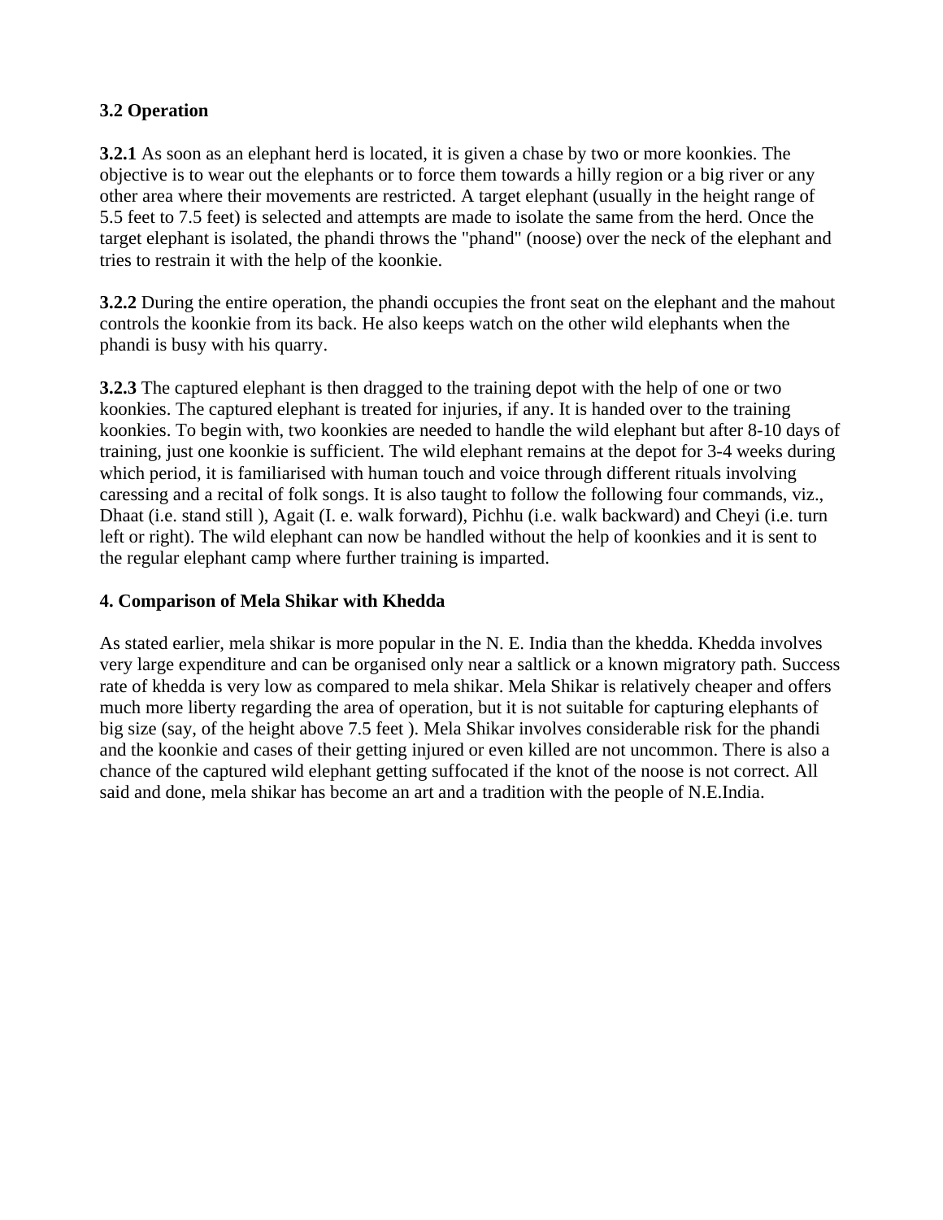### 3.2 Operation

**3.2.1** As soon as an elephant herd is located, it is given a chase by two or more koonkies. The objective is to wear out the elephants or to force them towards a hilly region or a big river or any other area where their movements are restricted. A target elephant (usually in the height range of 5.5 feet to 7.5 feet) is selected and attempts are made to isolate the same from the herd. Once the target elephant is isolated, the phandi throws the "phand" (noose) over the neck of the elephant and tries to restrain it with the help of the koonkie.

**3.2.2** During the entire operation, the phandi occupies the front seat on the elephant and the mahout controls the koonkie from its back. He also keeps watch on the other wild elephants when the phandi is busy with his quarry.

**3.2.3** The captured elephant is then dragged to the training depot with the help of one or two koonkies. The captured elephant is treated for injuries, if any. It is handed over to the training koonkies. To begin with, two koonkies are needed to handle the wild elephant but after 8-10 days of training, just one koonkie is sufficient. The wild elephant remains at the depot for 3-4 weeks during which period, it is familiarised with human touch and voice through different rituals involving caressing and a recital of folk songs. It is also taught to follow the following four commands, viz., Dhaat (i.e. stand still ), Agait (I. e. walk forward), Pichhu (i.e. walk backward) and Cheyi (i.e. turn left or right). The wild elephant can now be handled without the help of koonkies and it is sent to the regular elephant camp where further training is imparted.

### 4. Comparison of Mela Shikar with Khedda

As stated earlier, mela shikar is more popular in the N. E. India than the khedda. Khedda involves very large expenditure and can be organised only near a saltlick or a known migratory path. Success rate of khedda is very low as compared to mela shikar. Mela Shikar is relatively cheaper and offers much more liberty regarding the area of operation, but it is not suitable for capturing elephants of big size (say, of the height above 7.5 feet ). Mela Shikar involves considerable risk for the phandi and the koonkie and cases of their getting injured or even killed are not uncommon. There is also a chance of the captured wild elephant getting suffocated if the knot of the noose is not correct. All said and done, mela shikar has become an art and a tradition with the people of N.E.India.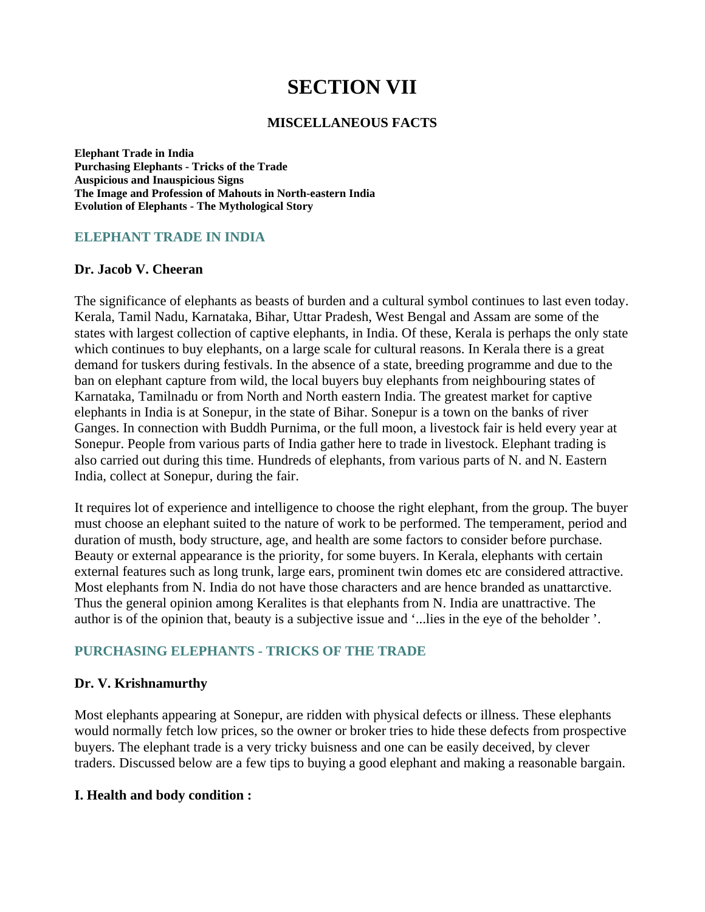# SECTION VII

## MISCELLANEOUS FACTS

**Elephant Trade in India**
**Purchasing Elephants - Tricks of the Trade**
**Auspicious and Inauspicious Signs**
**The Image and Profession of Mahouts in North-eastern India**
**Evolution of Elephants - The Mythological Story**

### ELEPHANT TRADE IN INDIA

**Dr. Jacob V. Cheeran**

The significance of elephants as beasts of burden and a cultural symbol continues to last even today. Kerala, Tamil Nadu, Karnataka, Bihar, Uttar Pradesh, West Bengal and Assam are some of the states with largest collection of captive elephants, in India. Of these, Kerala is perhaps the only state which continues to buy elephants, on a large scale for cultural reasons. In Kerala there is a great demand for tuskers during festivals. In the absence of a state, breeding programme and due to the ban on elephant capture from wild, the local buyers buy elephants from neighbouring states of Karnataka, Tamilnadu or from North and North eastern India. The greatest market for captive elephants in India is at Sonepur, in the state of Bihar. Sonepur is a town on the banks of river Ganges. In connection with Buddh Purnima, or the full moon, a livestock fair is held every year at Sonepur. People from various parts of India gather here to trade in livestock. Elephant trading is also carried out during this time. Hundreds of elephants, from various parts of N. and N. Eastern India, collect at Sonepur, during the fair.

It requires lot of experience and intelligence to choose the right elephant, from the group. The buyer must choose an elephant suited to the nature of work to be performed. The temperament, period and duration of musth, body structure, age, and health are some factors to consider before purchase. Beauty or external appearance is the priority, for some buyers. In Kerala, elephants with certain external features such as long trunk, large ears, prominent twin domes etc are considered attractive. Most elephants from N. India do not have those characters and are hence branded as unattarctive. Thus the general opinion among Keralites is that elephants from N. India are unattractive. The author is of the opinion that, beauty is a subjective issue and '...lies in the eye of the beholder '.

### PURCHASING ELEPHANTS - TRICKS OF THE TRADE

**Dr. V. Krishnamurthy**

Most elephants appearing at Sonepur, are ridden with physical defects or illness. These elephants would normally fetch low prices, so the owner or broker tries to hide these defects from prospective buyers. The elephant trade is a very tricky buisness and one can be easily deceived, by clever traders. Discussed below are a few tips to buying a good elephant and making a reasonable bargain.

#### I. Health and body condition :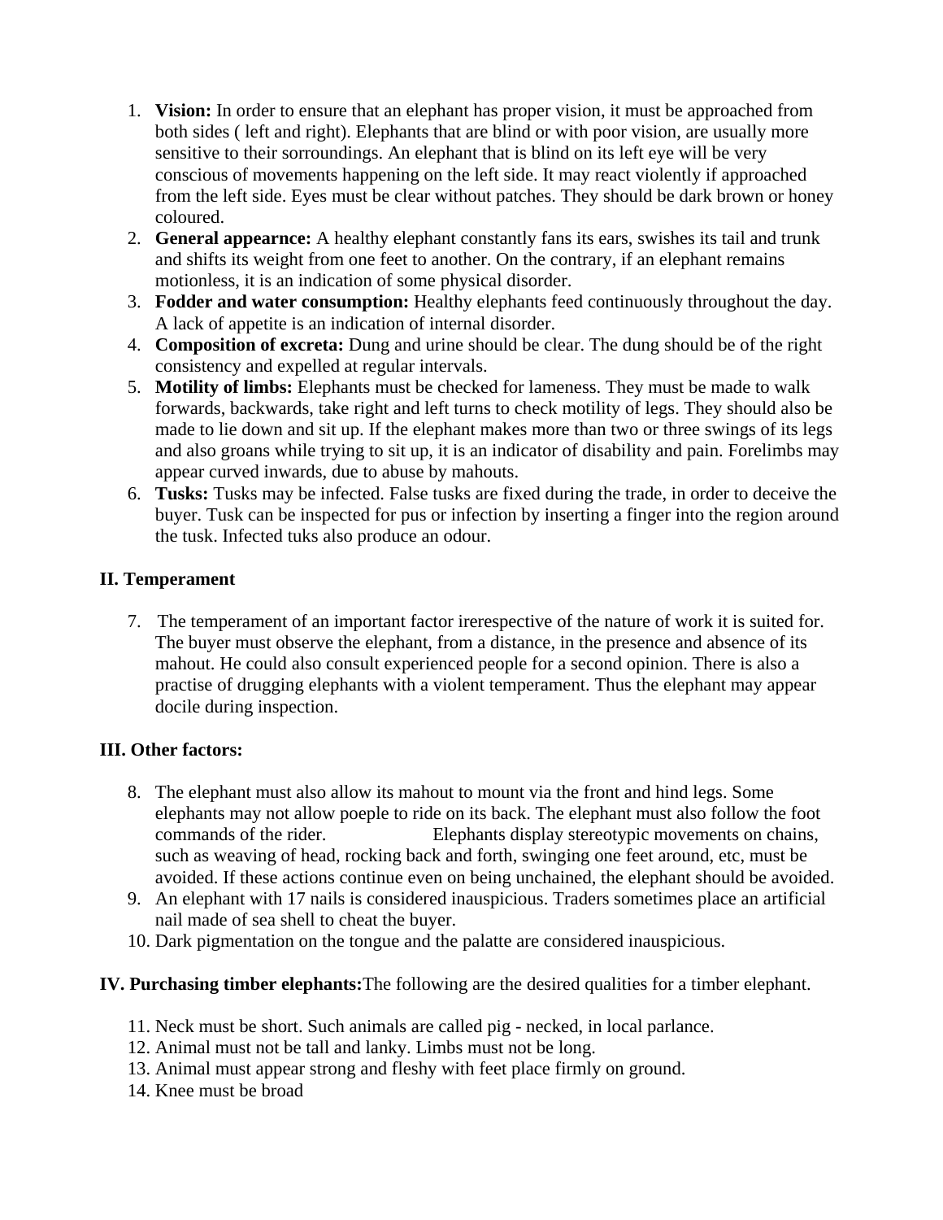1. **Vision:** In order to ensure that an elephant has proper vision, it must be approached from both sides ( left and right). Elephants that are blind or with poor vision, are usually more sensitive to their sorroundings. An elephant that is blind on its left eye will be very conscious of movements happening on the left side. It may react violently if approached from the left side. Eyes must be clear without patches. They should be dark brown or honey coloured.
2. **General appearnce:** A healthy elephant constantly fans its ears, swishes its tail and trunk and shifts its weight from one feet to another. On the contrary, if an elephant remains motionless, it is an indication of some physical disorder.
3. **Fodder and water consumption:** Healthy elephants feed continuously throughout the day. A lack of appetite is an indication of internal disorder.
4. **Composition of excreta:** Dung and urine should be clear. The dung should be of the right consistency and expelled at regular intervals.
5. **Motility of limbs:** Elephants must be checked for lameness. They must be made to walk forwards, backwards, take right and left turns to check motility of legs. They should also be made to lie down and sit up. If the elephant makes more than two or three swings of its legs and also groans while trying to sit up, it is an indicator of disability and pain. Forelimbs may appear curved inwards, due to abuse by mahouts.
6. **Tusks:** Tusks may be infected. False tusks are fixed during the trade, in order to deceive the buyer. Tusk can be inspected for pus or infection by inserting a finger into the region around the tusk. Infected tuks also produce an odour.

**II. Temperament**

7. The temperament of an important factor irerespective of the nature of work it is suited for. The buyer must observe the elephant, from a distance, in the presence and absence of its mahout. He could also consult experienced people for a second opinion. There is also a practise of drugging elephants with a violent temperament. Thus the elephant may appear docile during inspection.

**III. Other factors:**

8. The elephant must also allow its mahout to mount via the front and hind legs. Some elephants may not allow poeple to ride on its back. The elephant must also follow the foot commands of the rider. Elephants display stereotypic movements on chains, such as weaving of head, rocking back and forth, swinging one feet around, etc, must be avoided. If these actions continue even on being unchained, the elephant should be avoided.
9. An elephant with 17 nails is considered inauspicious. Traders sometimes place an artificial nail made of sea shell to cheat the buyer.
10. Dark pigmentation on the tongue and the palatte are considered inauspicious.

**IV. Purchasing timber elephants:** The following are the desired qualities for a timber elephant.

11. Neck must be short. Such animals are called pig - necked, in local parlance.
12. Animal must not be tall and lanky. Limbs must not be long.
13. Animal must appear strong and fleshy with feet place firmly on ground.
14. Knee must be broad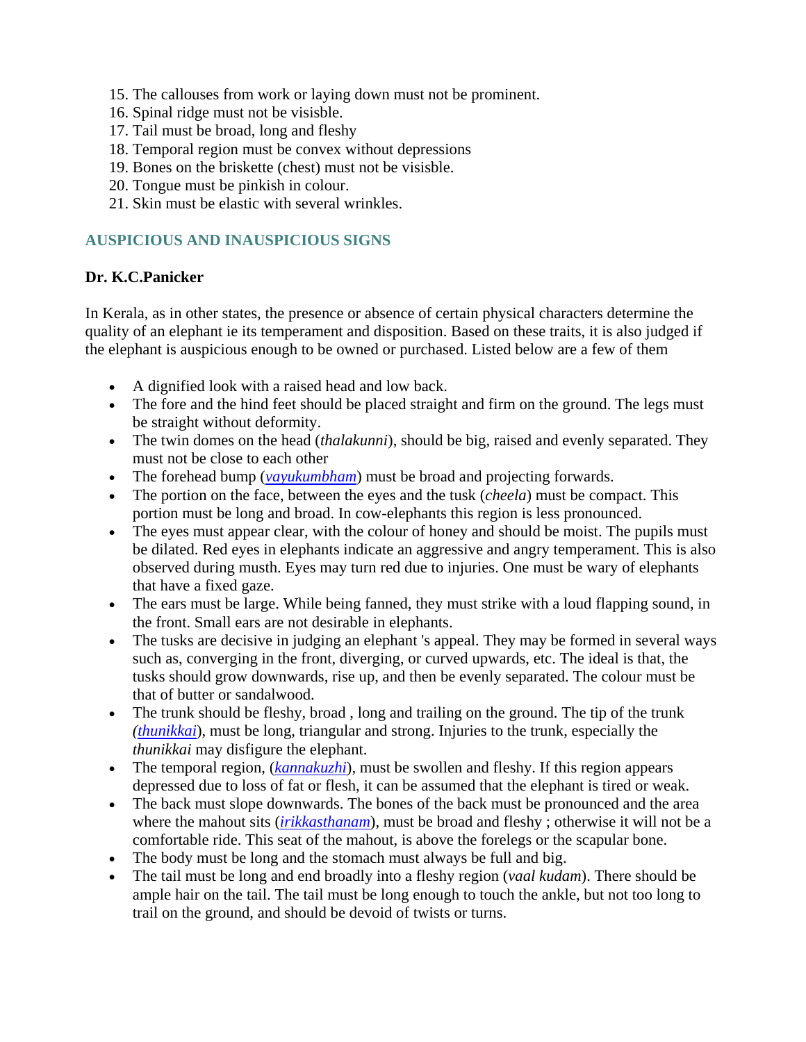15. The callouses from work or laying down must not be prominent.
16. Spinal ridge must not be visisble.
17. Tail must be broad, long and fleshy
18. Temporal region must be convex without depressions
19. Bones on the briskette (chest) must not be visisble.
20. Tongue must be pinkish in colour.
21. Skin must be elastic with several wrinkles.

## AUSPICIOUS AND INAUSPICIOUS SIGNS

**Dr. K.C.Panicker**

In Kerala, as in other states, the presence or absence of certain physical characters determine the quality of an elephant ie its temperament and disposition. Based on these traits, it is also judged if the elephant is auspicious enough to be owned or purchased. Listed below are a few of them

- A dignified look with a raised head and low back.
- The fore and the hind feet should be placed straight and firm on the ground. The legs must be straight without deformity.
- The twin domes on the head (*thalakunni*), should be big, raised and evenly separated. They must not be close to each other
- The forehead bump (*vayukumbham*) must be broad and projecting forwards.
- The portion on the face, between the eyes and the tusk (*cheela*) must be compact. This portion must be long and broad. In cow-elephants this region is less pronounced.
- The eyes must appear clear, with the colour of honey and should be moist. The pupils must be dilated. Red eyes in elephants indicate an aggressive and angry temperament. This is also observed during musth. Eyes may turn red due to injuries. One must be wary of elephants that have a fixed gaze.
- The ears must be large. While being fanned, they must strike with a loud flapping sound, in the front. Small ears are not desirable in elephants.
- The tusks are decisive in judging an elephant 's appeal. They may be formed in several ways such as, converging in the front, diverging, or curved upwards, etc. The ideal is that, the tusks should grow downwards, rise up, and then be evenly separated. The colour must be that of butter or sandalwood.
- The trunk should be fleshy, broad , long and trailing on the ground. The tip of the trunk (*thunikkai*), must be long, triangular and strong. Injuries to the trunk, especially the *thunikkai* may disfigure the elephant.
- The temporal region, (*kannakuzhi*), must be swollen and fleshy. If this region appears depressed due to loss of fat or flesh, it can be assumed that the elephant is tired or weak.
- The back must slope downwards. The bones of the back must be pronounced and the area where the mahout sits (*irikkasthanam*), must be broad and fleshy ; otherwise it will not be a comfortable ride. This seat of the mahout, is above the forelegs or the scapular bone.
- The body must be long and the stomach must always be full and big.
- The tail must be long and end broadly into a fleshy region (*vaal kudam*). There should be ample hair on the tail. The tail must be long enough to touch the ankle, but not too long to trail on the ground, and should be devoid of twists or turns.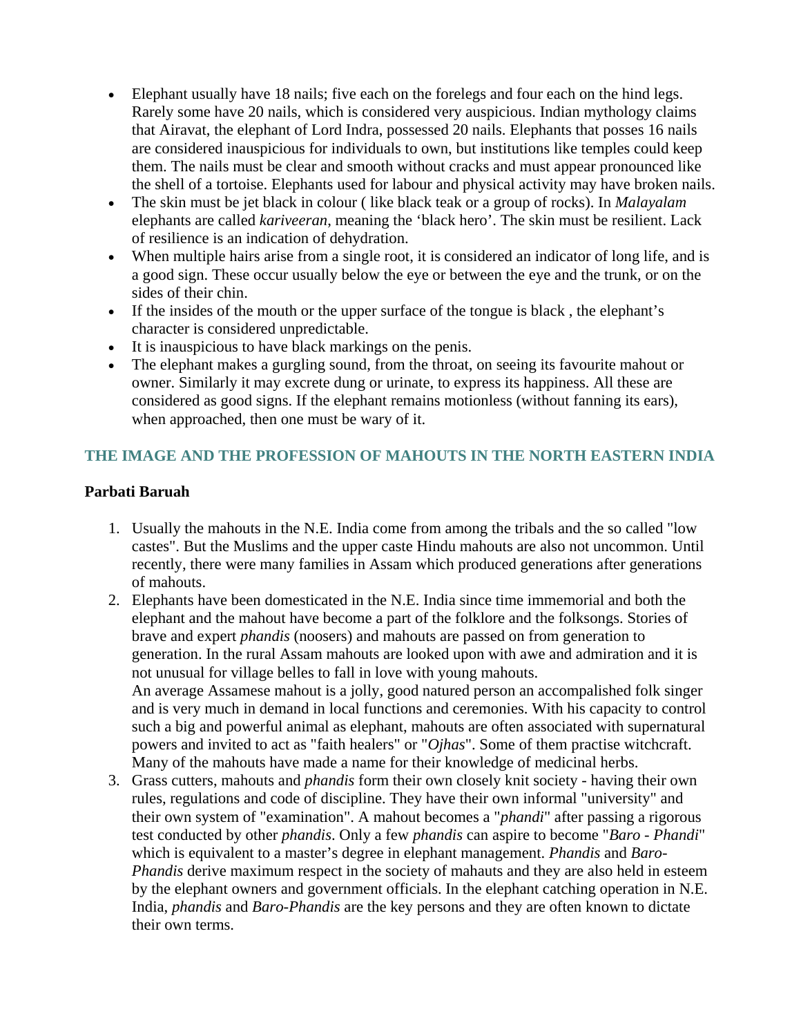- Elephant usually have 18 nails; five each on the forelegs and four each on the hind legs. Rarely some have 20 nails, which is considered very auspicious. Indian mythology claims that Airavat, the elephant of Lord Indra, possessed 20 nails. Elephants that posses 16 nails are considered inauspicious for individuals to own, but institutions like temples could keep them. The nails must be clear and smooth without cracks and must appear pronounced like the shell of a tortoise. Elephants used for labour and physical activity may have broken nails.
- The skin must be jet black in colour ( like black teak or a group of rocks). In *Malayalam* elephants are called *kariveeran*, meaning the 'black hero'. The skin must be resilient. Lack of resilience is an indication of dehydration.
- When multiple hairs arise from a single root, it is considered an indicator of long life, and is a good sign. These occur usually below the eye or between the eye and the trunk, or on the sides of their chin.
- If the insides of the mouth or the upper surface of the tongue is black , the elephant's character is considered unpredictable.
- It is inauspicious to have black markings on the penis.
- The elephant makes a gurgling sound, from the throat, on seeing its favourite mahout or owner. Similarly it may excrete dung or urinate, to express its happiness. All these are considered as good signs. If the elephant remains motionless (without fanning its ears), when approached, then one must be wary of it.

## THE IMAGE AND THE PROFESSION OF MAHOUTS IN THE NORTH EASTERN INDIA

**Parbati Baruah**

1. Usually the mahouts in the N.E. India come from among the tribals and the so called "low castes". But the Muslims and the upper caste Hindu mahouts are also not uncommon. Until recently, there were many families in Assam which produced generations after generations of mahouts.
2. Elephants have been domesticated in the N.E. India since time immemorial and both the elephant and the mahout have become a part of the folklore and the folksongs. Stories of brave and expert *phandis* (noosers) and mahouts are passed on from generation to generation. In the rural Assam mahouts are looked upon with awe and admiration and it is not unusual for village belles to fall in love with young mahouts.
   An average Assamese mahout is a jolly, good natured person an accompalished folk singer and is very much in demand in local functions and ceremonies. With his capacity to control such a big and powerful animal as elephant, mahouts are often associated with supernatural powers and invited to act as "faith healers" or "*Ojhas*". Some of them practise witchcraft. Many of the mahouts have made a name for their knowledge of medicinal herbs.
3. Grass cutters, mahouts and *phandis* form their own closely knit society - having their own rules, regulations and code of discipline. They have their own informal "university" and their own system of "examination". A mahout becomes a "*phandi*" after passing a rigorous test conducted by other *phandis*. Only a few *phandis* can aspire to become "*Baro - Phandi*" which is equivalent to a master's degree in elephant management. *Phandis* and *Baro-Phandis* derive maximum respect in the society of mahauts and they are also held in esteem by the elephant owners and government officials. In the elephant catching operation in N.E. India, *phandis* and *Baro-Phandis* are the key persons and they are often known to dictate their own terms.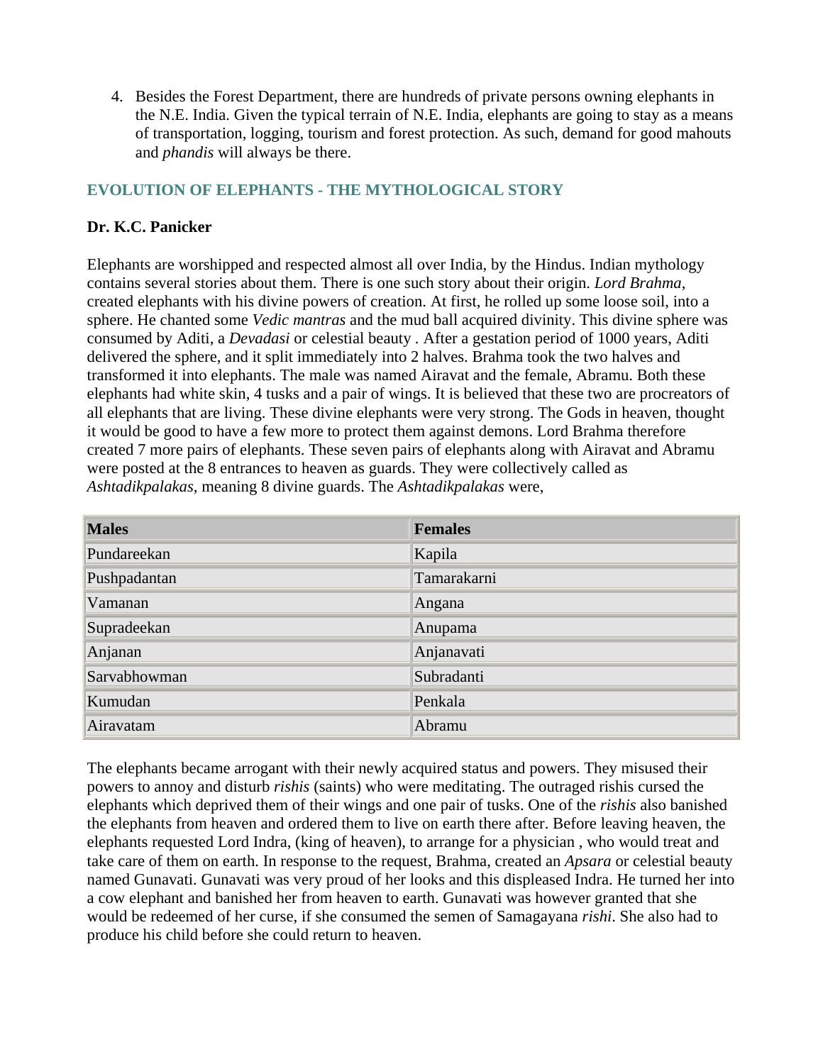4. Besides the Forest Department, there are hundreds of private persons owning elephants in the N.E. India. Given the typical terrain of N.E. India, elephants are going to stay as a means of transportation, logging, tourism and forest protection. As such, demand for good mahouts and *phandis* will always be there.

## EVOLUTION OF ELEPHANTS - THE MYTHOLOGICAL STORY

**Dr. K.C. Panicker**

Elephants are worshipped and respected almost all over India, by the Hindus. Indian mythology contains several stories about them. There is one such story about their origin. *Lord Brahma*, created elephants with his divine powers of creation. At first, he rolled up some loose soil, into a sphere. He chanted some *Vedic mantras* and the mud ball acquired divinity. This divine sphere was consumed by Aditi, a *Devadasi* or celestial beauty . After a gestation period of 1000 years, Aditi delivered the sphere, and it split immediately into 2 halves. Brahma took the two halves and transformed it into elephants. The male was named Airavat and the female, Abramu. Both these elephants had white skin, 4 tusks and a pair of wings. It is believed that these two are procreators of all elephants that are living. These divine elephants were very strong. The Gods in heaven, thought it would be good to have a few more to protect them against demons. Lord Brahma therefore created 7 more pairs of elephants. These seven pairs of elephants along with Airavat and Abramu were posted at the 8 entrances to heaven as guards. They were collectively called as *Ashtadikpalakas*, meaning 8 divine guards. The *Ashtadikpalakas* were,

| Males | Females |
|---|---|
| Pundareekan | Kapila |
| Pushpadantan | Tamarakarni |
| Vamanan | Angana |
| Supradeekan | Anupama |
| Anjanan | Anjanavati |
| Sarvabhowman | Subradanti |
| Kumudan | Penkala |
| Airavatam | Abramu |

The elephants became arrogant with their newly acquired status and powers. They misused their powers to annoy and disturb *rishis* (saints) who were meditating. The outraged rishis cursed the elephants which deprived them of their wings and one pair of tusks. One of the *rishis* also banished the elephants from heaven and ordered them to live on earth there after. Before leaving heaven, the elephants requested Lord Indra, (king of heaven), to arrange for a physician , who would treat and take care of them on earth. In response to the request, Brahma, created an *Apsara* or celestial beauty named Gunavati. Gunavati was very proud of her looks and this displeased Indra. He turned her into a cow elephant and banished her from heaven to earth. Gunavati was however granted that she would be redeemed of her curse, if she consumed the semen of Samagayana *rishi*. She also had to produce his child before she could return to heaven.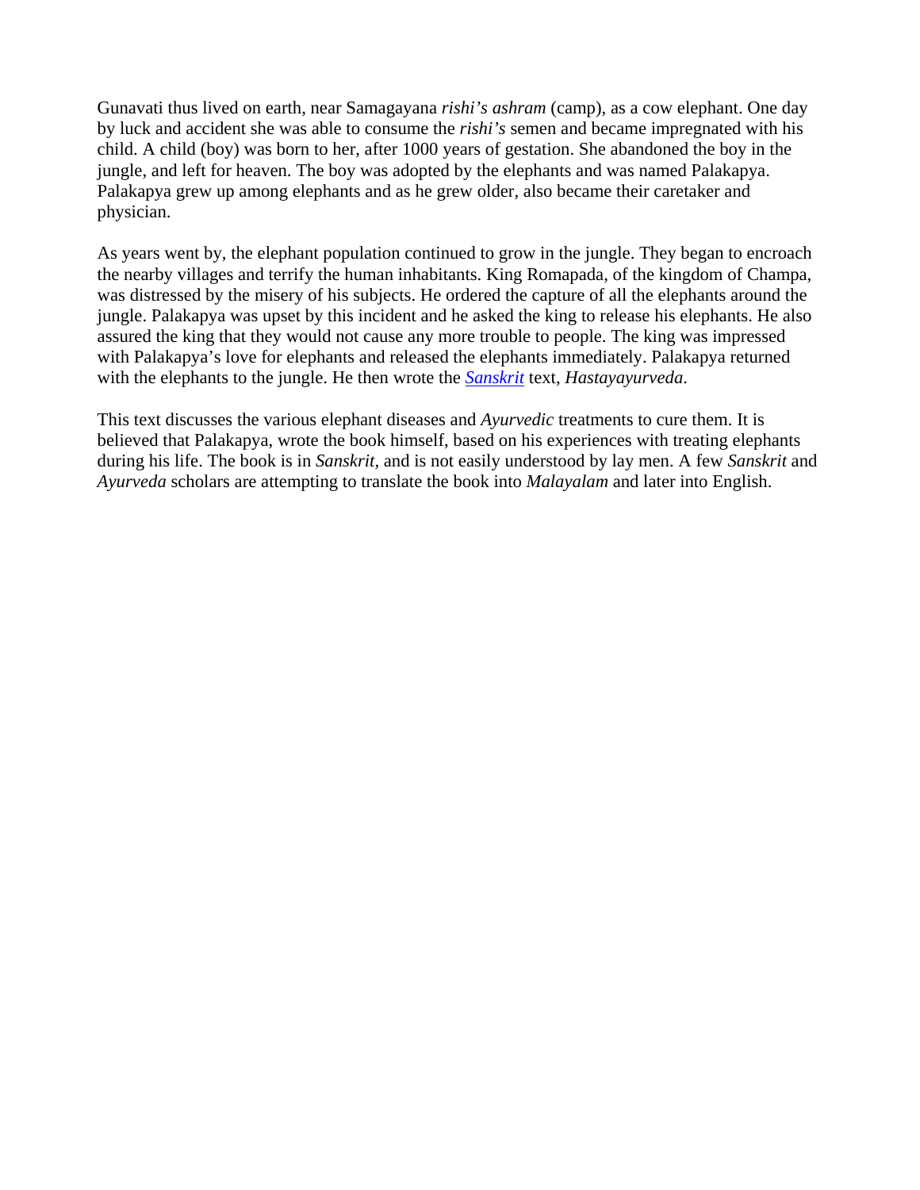Gunavati thus lived on earth, near Samagayana *rishi's ashram* (camp), as a cow elephant. One day by luck and accident she was able to consume the *rishi's* semen and became impregnated with his child. A child (boy) was born to her, after 1000 years of gestation. She abandoned the boy in the jungle, and left for heaven. The boy was adopted by the elephants and was named Palakapya. Palakapya grew up among elephants and as he grew older, also became their caretaker and physician.

As years went by, the elephant population continued to grow in the jungle. They began to encroach the nearby villages and terrify the human inhabitants. King Romapada, of the kingdom of Champa, was distressed by the misery of his subjects. He ordered the capture of all the elephants around the jungle. Palakapya was upset by this incident and he asked the king to release his elephants. He also assured the king that they would not cause any more trouble to people. The king was impressed with Palakapya's love for elephants and released the elephants immediately. Palakapya returned with the elephants to the jungle. He then wrote the *Sanskrit* text, *Hastayayurveda*.

This text discusses the various elephant diseases and *Ayurvedic* treatments to cure them. It is believed that Palakapya, wrote the book himself, based on his experiences with treating elephants during his life. The book is in *Sanskrit*, and is not easily understood by lay men. A few *Sanskrit* and *Ayurveda* scholars are attempting to translate the book into *Malayalam* and later into English.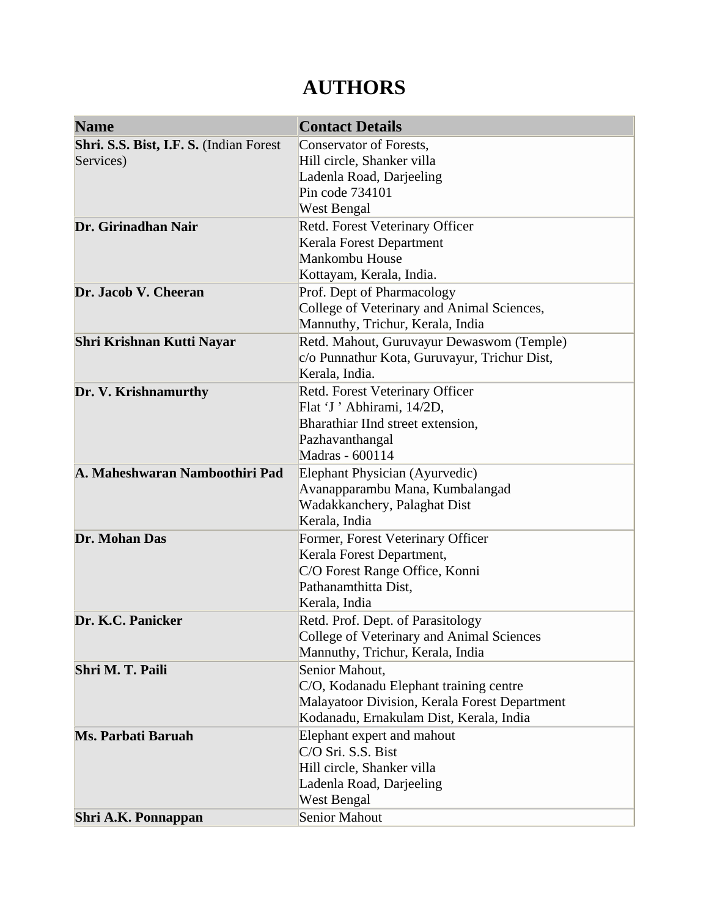# AUTHORS

| Name | Contact Details |
|---|---|
| **Shri. S.S. Bist, I.F. S.** (Indian Forest Services) | Conservator of Forests,<br>Hill circle, Shanker villa<br>Ladenla Road, Darjeeling<br>Pin code 734101<br>West Bengal |
| **Dr. Girinadhan Nair** | Retd. Forest Veterinary Officer<br>Kerala Forest Department<br>Mankombu House<br>Kottayam, Kerala, India. |
| **Dr. Jacob V. Cheeran** | Prof. Dept of Pharmacology<br>College of Veterinary and Animal Sciences,<br>Mannuthy, Trichur, Kerala, India |
| **Shri Krishnan Kutti Nayar** | Retd. Mahout, Guruvayur Dewaswom (Temple)<br>c/o Punnathur Kota, Guruvayur, Trichur Dist,<br>Kerala, India. |
| **Dr. V. Krishnamurthy** | Retd. Forest Veterinary Officer<br>Flat 'J ' Abhirami, 14/2D,<br>Bharathiar IInd street extension,<br>Pazhavanthangal<br>Madras - 600114 |
| **A. Maheshwaran Namboothiri Pad** | Elephant Physician (Ayurvedic)<br>Avanapparambu Mana, Kumbalangad<br>Wadakkanchery, Palaghat Dist<br>Kerala, India |
| **Dr. Mohan Das** | Former, Forest Veterinary Officer<br>Kerala Forest Department,<br>C/O Forest Range Office, Konni<br>Pathanamthitta Dist,<br>Kerala, India |
| **Dr. K.C. Panicker** | Retd. Prof. Dept. of Parasitology<br>College of Veterinary and Animal Sciences<br>Mannuthy, Trichur, Kerala, India |
| **Shri M. T. Paili** | Senior Mahout,<br>C/O, Kodanadu Elephant training centre<br>Malayatoor Division, Kerala Forest Department<br>Kodanadu, Ernakulam Dist, Kerala, India |
| **Ms. Parbati Baruah** | Elephant expert and mahout<br>C/O Sri. S.S. Bist<br>Hill circle, Shanker villa<br>Ladenla Road, Darjeeling<br>West Bengal |
| **Shri A.K. Ponnappan** | Senior Mahout |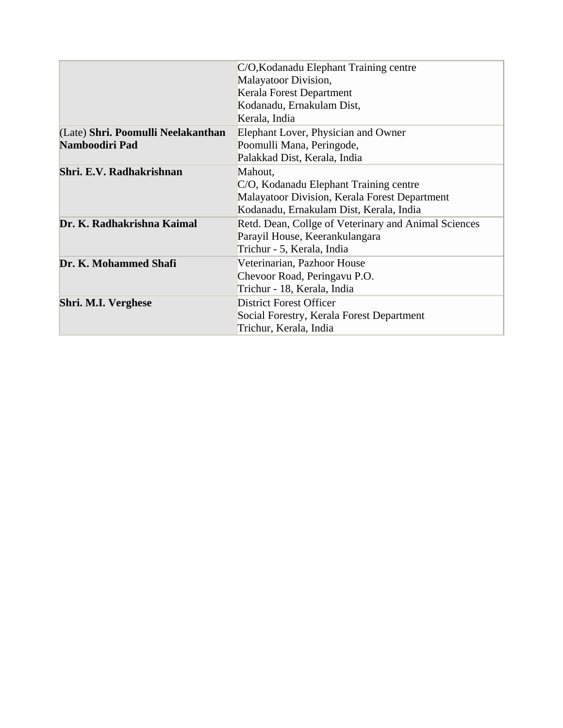| | |
|---|---|
| | C/O,Kodanadu Elephant Training centre<br>Malayatoor Division,<br>Kerala Forest Department<br>Kodanadu, Ernakulam Dist,<br>Kerala, India |
| (Late) **Shri. Poomulli Neelakanthan Namboodiri Pad** | Elephant Lover, Physician and Owner<br>Poomulli Mana, Peringode,<br>Palakkad Dist, Kerala, India |
| **Shri. E.V. Radhakrishnan** | Mahout,<br>C/O, Kodanadu Elephant Training centre<br>Malayatoor Division, Kerala Forest Department<br>Kodanadu, Ernakulam Dist, Kerala, India |
| **Dr. K. Radhakrishna Kaimal** | Retd. Dean, Collge of Veterinary and Animal Sciences<br>Parayil House, Keerankulangara<br>Trichur - 5, Kerala, India |
| **Dr. K. Mohammed Shafi** | Veterinarian, Pazhoor House<br>Chevoor Road, Peringavu P.O.<br>Trichur - 18, Kerala, India |
| **Shri. M.I. Verghese** | District Forest Officer<br>Social Forestry, Kerala Forest Department<br>Trichur, Kerala, India |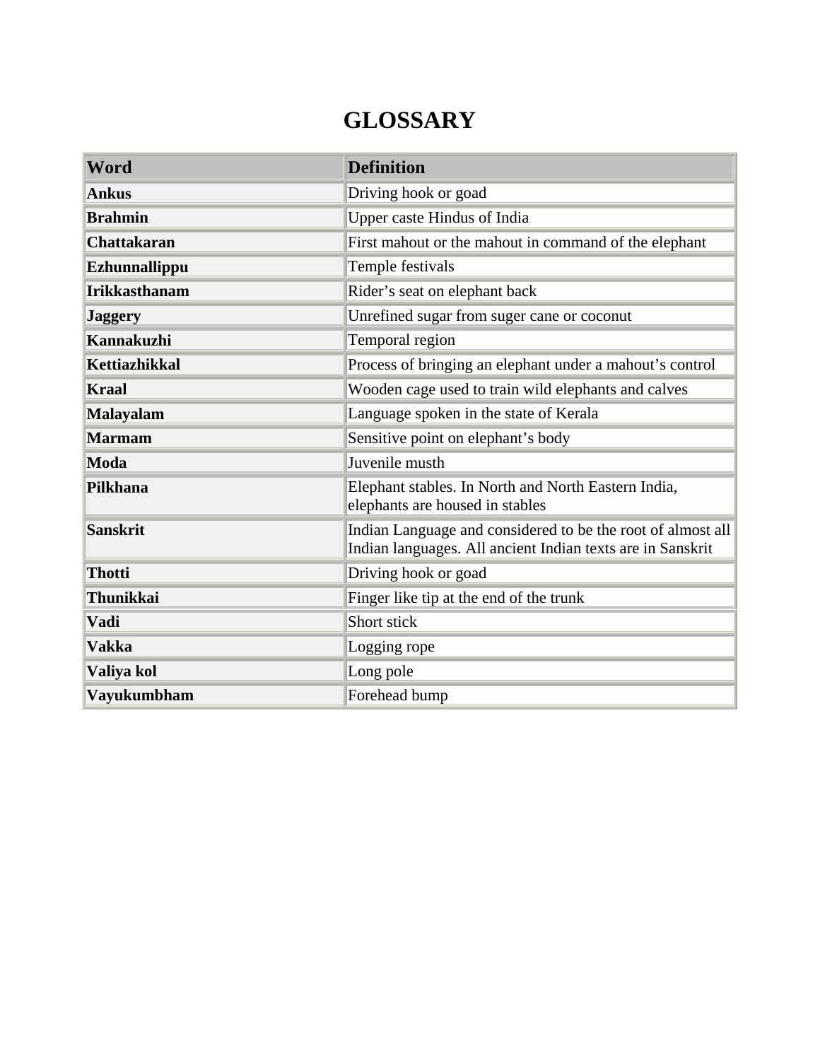# GLOSSARY

| Word | Definition |
| --- | --- |
| **Ankus** | Driving hook or goad |
| **Brahmin** | Upper caste Hindus of India |
| **Chattakaran** | First mahout or the mahout in command of the elephant |
| **Ezhunnallippu** | Temple festivals |
| **Irikkasthanam** | Rider's seat on elephant back |
| **Jaggery** | Unrefined sugar from suger cane or coconut |
| **Kannakuzhi** | Temporal region |
| **Kettiazhikkal** | Process of bringing an elephant under a mahout's control |
| **Kraal** | Wooden cage used to train wild elephants and calves |
| **Malayalam** | Language spoken in the state of Kerala |
| **Marmam** | Sensitive point on elephant's body |
| **Moda** | Juvenile musth |
| **Pilkhana** | Elephant stables. In North and North Eastern India, elephants are housed in stables |
| **Sanskrit** | Indian Language and considered to be the root of almost all Indian languages. All ancient Indian texts are in Sanskrit |
| **Thotti** | Driving hook or goad |
| **Thunikkai** | Finger like tip at the end of the trunk |
| **Vadi** | Short stick |
| **Vakka** | Logging rope |
| **Valiya kol** | Long pole |
| **Vayukumbham** | Forehead bump |